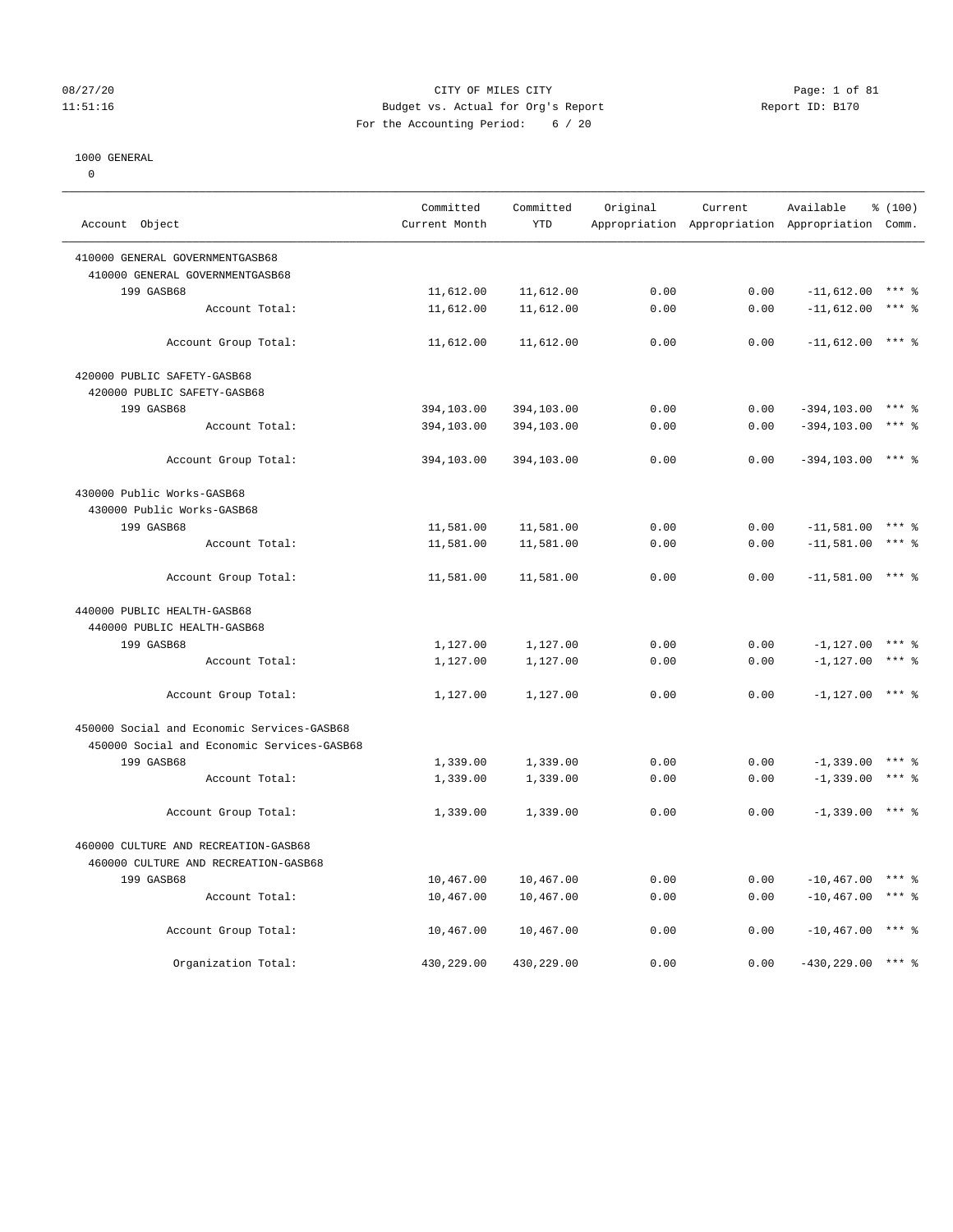08/27/20
11:51:16

CITY OF MILES CITY
Budget vs. Actual for Org's Report
For the Accounting Period: 6 / 20

Report ID: B170

1000 GENERAL
0

| Account Object | Committed Current Month | Committed YTD | Original Appropriation | Current Appropriation | Available Appropriation | % (100) Comm. |
|---|---|---|---|---|---|---|
| 410000 GENERAL GOVERNMENTGASB68 | | | | | | |
| 410000 GENERAL GOVERNMENTGASB68 | | | | | | |
| 199 GASB68 | 11,612.00 | 11,612.00 | 0.00 | 0.00 | -11,612.00 | *** % |
| Account Total: | 11,612.00 | 11,612.00 | 0.00 | 0.00 | -11,612.00 | *** % |
| Account Group Total: | 11,612.00 | 11,612.00 | 0.00 | 0.00 | -11,612.00 | *** % |
| 420000 PUBLIC SAFETY-GASB68 | | | | | | |
| 420000 PUBLIC SAFETY-GASB68 | | | | | | |
| 199 GASB68 | 394,103.00 | 394,103.00 | 0.00 | 0.00 | -394,103.00 | *** % |
| Account Total: | 394,103.00 | 394,103.00 | 0.00 | 0.00 | -394,103.00 | *** % |
| Account Group Total: | 394,103.00 | 394,103.00 | 0.00 | 0.00 | -394,103.00 | *** % |
| 430000 Public Works-GASB68 | | | | | | |
| 430000 Public Works-GASB68 | | | | | | |
| 199 GASB68 | 11,581.00 | 11,581.00 | 0.00 | 0.00 | -11,581.00 | *** % |
| Account Total: | 11,581.00 | 11,581.00 | 0.00 | 0.00 | -11,581.00 | *** % |
| Account Group Total: | 11,581.00 | 11,581.00 | 0.00 | 0.00 | -11,581.00 | *** % |
| 440000 PUBLIC HEALTH-GASB68 | | | | | | |
| 440000 PUBLIC HEALTH-GASB68 | | | | | | |
| 199 GASB68 | 1,127.00 | 1,127.00 | 0.00 | 0.00 | -1,127.00 | *** % |
| Account Total: | 1,127.00 | 1,127.00 | 0.00 | 0.00 | -1,127.00 | *** % |
| Account Group Total: | 1,127.00 | 1,127.00 | 0.00 | 0.00 | -1,127.00 | *** % |
| 450000 Social and Economic Services-GASB68 | | | | | | |
| 450000 Social and Economic Services-GASB68 | | | | | | |
| 199 GASB68 | 1,339.00 | 1,339.00 | 0.00 | 0.00 | -1,339.00 | *** % |
| Account Total: | 1,339.00 | 1,339.00 | 0.00 | 0.00 | -1,339.00 | *** % |
| Account Group Total: | 1,339.00 | 1,339.00 | 0.00 | 0.00 | -1,339.00 | *** % |
| 460000 CULTURE AND RECREATION-GASB68 | | | | | | |
| 460000 CULTURE AND RECREATION-GASB68 | | | | | | |
| 199 GASB68 | 10,467.00 | 10,467.00 | 0.00 | 0.00 | -10,467.00 | *** % |
| Account Total: | 10,467.00 | 10,467.00 | 0.00 | 0.00 | -10,467.00 | *** % |
| Account Group Total: | 10,467.00 | 10,467.00 | 0.00 | 0.00 | -10,467.00 | *** % |
| Organization Total: | 430,229.00 | 430,229.00 | 0.00 | 0.00 | -430,229.00 | *** % |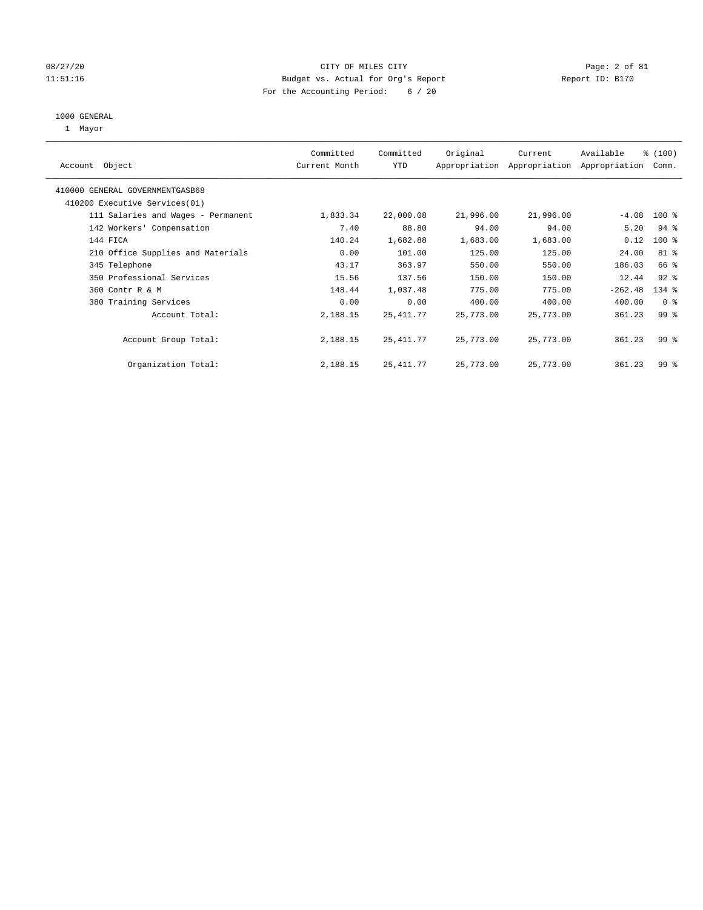CITY OF MILES CITY
Budget vs. Actual for Org's Report
For the Accounting Period: 6 / 20

08/27/20
11:51:16

Report ID: B170

## 1000 GENERAL

1 Mayor

| Account Object | Committed Current Month | Committed YTD | Original Appropriation | Current Appropriation | Available Appropriation | % (100) Comm. |
|---|---|---|---|---|---|---|
| 410000 GENERAL GOVERNMENTGASB68 | | | | | | |
| 410200 Executive Services(01) | | | | | | |
| 111 Salaries and Wages - Permanent | 1,833.34 | 22,000.08 | 21,996.00 | 21,996.00 | -4.08 | 100 % |
| 142 Workers' Compensation | 7.40 | 88.80 | 94.00 | 94.00 | 5.20 | 94 % |
| 144 FICA | 140.24 | 1,682.88 | 1,683.00 | 1,683.00 | 0.12 | 100 % |
| 210 Office Supplies and Materials | 0.00 | 101.00 | 125.00 | 125.00 | 24.00 | 81 % |
| 345 Telephone | 43.17 | 363.97 | 550.00 | 550.00 | 186.03 | 66 % |
| 350 Professional Services | 15.56 | 137.56 | 150.00 | 150.00 | 12.44 | 92 % |
| 360 Contr R & M | 148.44 | 1,037.48 | 775.00 | 775.00 | -262.48 | 134 % |
| 380 Training Services | 0.00 | 0.00 | 400.00 | 400.00 | 400.00 | 0 % |
| Account Total: | 2,188.15 | 25,411.77 | 25,773.00 | 25,773.00 | 361.23 | 99 % |
| Account Group Total: | 2,188.15 | 25,411.77 | 25,773.00 | 25,773.00 | 361.23 | 99 % |
| Organization Total: | 2,188.15 | 25,411.77 | 25,773.00 | 25,773.00 | 361.23 | 99 % |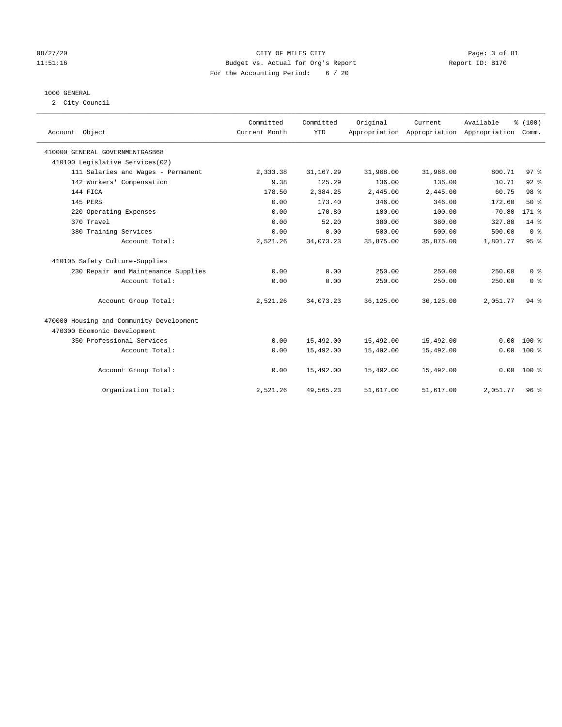CITY OF MILES CITY
Budget vs. Actual for Org's Report
For the Accounting Period: 6 / 20

08/27/20
11:51:16

Report ID: B170

## 1000 GENERAL

2 City Council

| Account Object | Committed Current Month | Committed YTD | Original Appropriation | Current Appropriation | Available Appropriation | % (100) Comm. |
|---|---|---|---|---|---|---|
| 410000 GENERAL GOVERNMENTGASB68 | | | | | | |
| 410100 Legislative Services(02) | | | | | | |
| 111 Salaries and Wages - Permanent | 2,333.38 | 31,167.29 | 31,968.00 | 31,968.00 | 800.71 | 97 % |
| 142 Workers' Compensation | 9.38 | 125.29 | 136.00 | 136.00 | 10.71 | 92 % |
| 144 FICA | 178.50 | 2,384.25 | 2,445.00 | 2,445.00 | 60.75 | 98 % |
| 145 PERS | 0.00 | 173.40 | 346.00 | 346.00 | 172.60 | 50 % |
| 220 Operating Expenses | 0.00 | 170.80 | 100.00 | 100.00 | -70.80 | 171 % |
| 370 Travel | 0.00 | 52.20 | 380.00 | 380.00 | 327.80 | 14 % |
| 380 Training Services | 0.00 | 0.00 | 500.00 | 500.00 | 500.00 | 0 % |
| Account Total: | 2,521.26 | 34,073.23 | 35,875.00 | 35,875.00 | 1,801.77 | 95 % |
| 410105 Safety Culture-Supplies | | | | | | |
| 230 Repair and Maintenance Supplies | 0.00 | 0.00 | 250.00 | 250.00 | 250.00 | 0 % |
| Account Total: | 0.00 | 0.00 | 250.00 | 250.00 | 250.00 | 0 % |
| Account Group Total: | 2,521.26 | 34,073.23 | 36,125.00 | 36,125.00 | 2,051.77 | 94 % |
| 470000 Housing and Community Development | | | | | | |
| 470300 Ecomonic Development | | | | | | |
| 350 Professional Services | 0.00 | 15,492.00 | 15,492.00 | 15,492.00 | 0.00 | 100 % |
| Account Total: | 0.00 | 15,492.00 | 15,492.00 | 15,492.00 | 0.00 | 100 % |
| Account Group Total: | 0.00 | 15,492.00 | 15,492.00 | 15,492.00 | 0.00 | 100 % |
| Organization Total: | 2,521.26 | 49,565.23 | 51,617.00 | 51,617.00 | 2,051.77 | 96 % |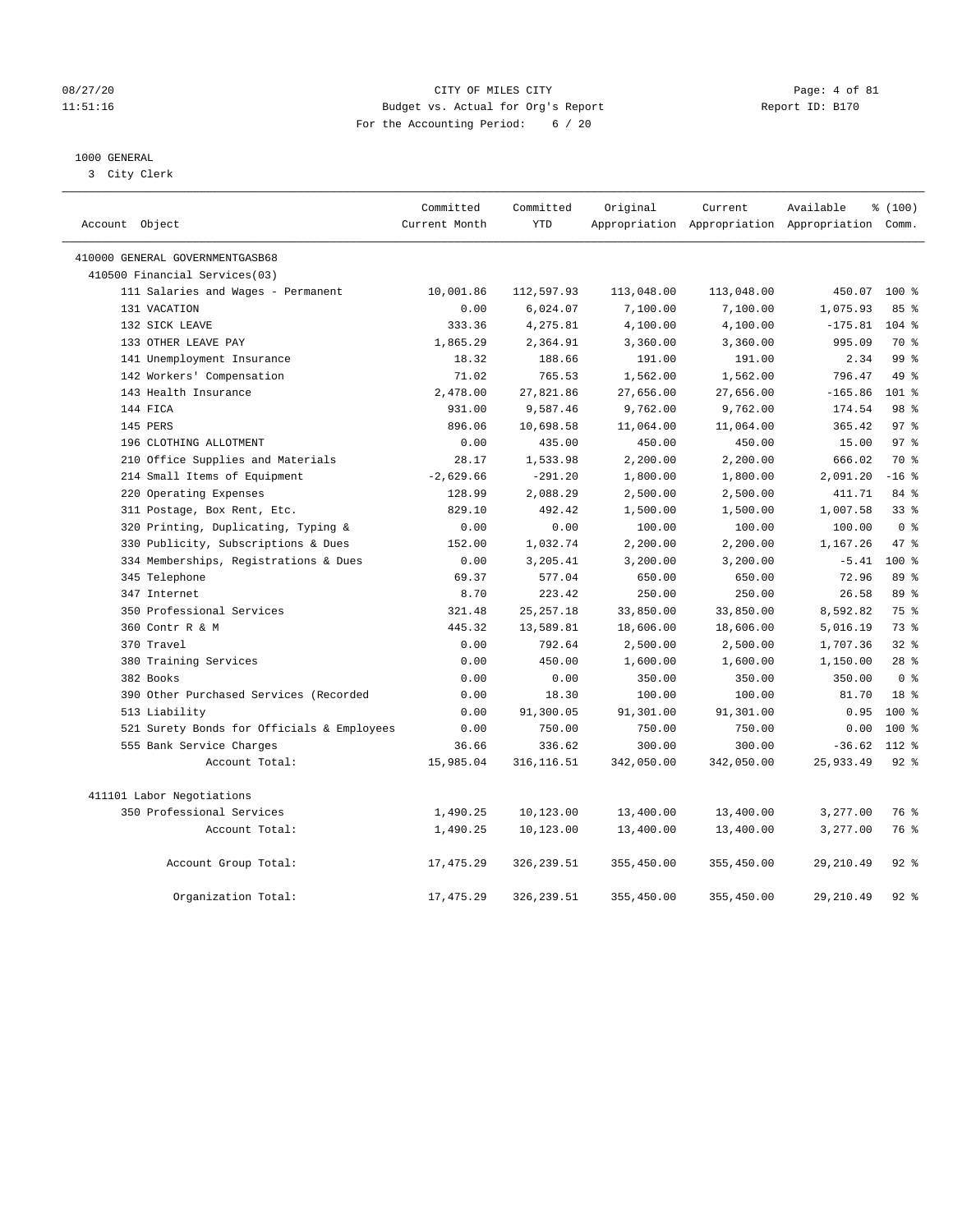CITY OF MILES CITY
Budget vs. Actual for Org's Report
For the Accounting Period: 6 / 20

08/27/20
11:51:16

Report ID: B170

1000 GENERAL
3 City Clerk

| Account Object | Committed Current Month | Committed YTD | Original Appropriation | Current Appropriation | Available Appropriation | % (100) Comm. |
|---|---|---|---|---|---|---|
| 410000 GENERAL GOVERNMENTGASB68 | | | | | | |
| 410500 Financial Services(03) | | | | | | |
| 111 Salaries and Wages - Permanent | 10,001.86 | 112,597.93 | 113,048.00 | 113,048.00 | 450.07 | 100 % |
| 131 VACATION | 0.00 | 6,024.07 | 7,100.00 | 7,100.00 | 1,075.93 | 85 % |
| 132 SICK LEAVE | 333.36 | 4,275.81 | 4,100.00 | 4,100.00 | -175.81 | 104 % |
| 133 OTHER LEAVE PAY | 1,865.29 | 2,364.91 | 3,360.00 | 3,360.00 | 995.09 | 70 % |
| 141 Unemployment Insurance | 18.32 | 188.66 | 191.00 | 191.00 | 2.34 | 99 % |
| 142 Workers' Compensation | 71.02 | 765.53 | 1,562.00 | 1,562.00 | 796.47 | 49 % |
| 143 Health Insurance | 2,478.00 | 27,821.86 | 27,656.00 | 27,656.00 | -165.86 | 101 % |
| 144 FICA | 931.00 | 9,587.46 | 9,762.00 | 9,762.00 | 174.54 | 98 % |
| 145 PERS | 896.06 | 10,698.58 | 11,064.00 | 11,064.00 | 365.42 | 97 % |
| 196 CLOTHING ALLOTMENT | 0.00 | 435.00 | 450.00 | 450.00 | 15.00 | 97 % |
| 210 Office Supplies and Materials | 28.17 | 1,533.98 | 2,200.00 | 2,200.00 | 666.02 | 70 % |
| 214 Small Items of Equipment | -2,629.66 | -291.20 | 1,800.00 | 1,800.00 | 2,091.20 | -16 % |
| 220 Operating Expenses | 128.99 | 2,088.29 | 2,500.00 | 2,500.00 | 411.71 | 84 % |
| 311 Postage, Box Rent, Etc. | 829.10 | 492.42 | 1,500.00 | 1,500.00 | 1,007.58 | 33 % |
| 320 Printing, Duplicating, Typing & | 0.00 | 0.00 | 100.00 | 100.00 | 100.00 | 0 % |
| 330 Publicity, Subscriptions & Dues | 152.00 | 1,032.74 | 2,200.00 | 2,200.00 | 1,167.26 | 47 % |
| 334 Memberships, Registrations & Dues | 0.00 | 3,205.41 | 3,200.00 | 3,200.00 | -5.41 | 100 % |
| 345 Telephone | 69.37 | 577.04 | 650.00 | 650.00 | 72.96 | 89 % |
| 347 Internet | 8.70 | 223.42 | 250.00 | 250.00 | 26.58 | 89 % |
| 350 Professional Services | 321.48 | 25,257.18 | 33,850.00 | 33,850.00 | 8,592.82 | 75 % |
| 360 Contr R & M | 445.32 | 13,589.81 | 18,606.00 | 18,606.00 | 5,016.19 | 73 % |
| 370 Travel | 0.00 | 792.64 | 2,500.00 | 2,500.00 | 1,707.36 | 32 % |
| 380 Training Services | 0.00 | 450.00 | 1,600.00 | 1,600.00 | 1,150.00 | 28 % |
| 382 Books | 0.00 | 0.00 | 350.00 | 350.00 | 350.00 | 0 % |
| 390 Other Purchased Services (Recorded | 0.00 | 18.30 | 100.00 | 100.00 | 81.70 | 18 % |
| 513 Liability | 0.00 | 91,300.05 | 91,301.00 | 91,301.00 | 0.95 | 100 % |
| 521 Surety Bonds for Officials & Employees | 0.00 | 750.00 | 750.00 | 750.00 | 0.00 | 100 % |
| 555 Bank Service Charges | 36.66 | 336.62 | 300.00 | 300.00 | -36.62 | 112 % |
| Account Total: | 15,985.04 | 316,116.51 | 342,050.00 | 342,050.00 | 25,933.49 | 92 % |
| 411101 Labor Negotiations | | | | | | |
| 350 Professional Services | 1,490.25 | 10,123.00 | 13,400.00 | 13,400.00 | 3,277.00 | 76 % |
| Account Total: | 1,490.25 | 10,123.00 | 13,400.00 | 13,400.00 | 3,277.00 | 76 % |
| Account Group Total: | 17,475.29 | 326,239.51 | 355,450.00 | 355,450.00 | 29,210.49 | 92 % |
| Organization Total: | 17,475.29 | 326,239.51 | 355,450.00 | 355,450.00 | 29,210.49 | 92 % |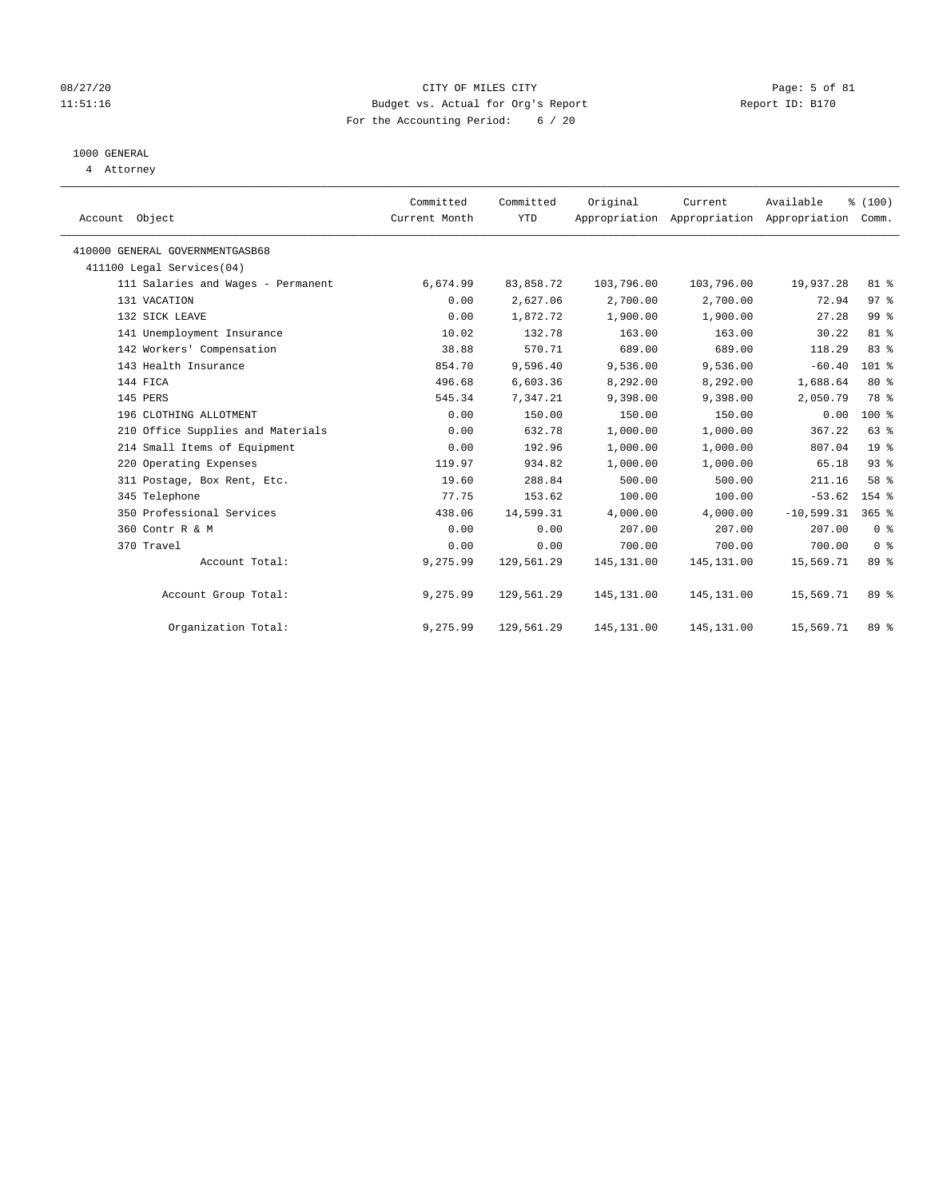CITY OF MILES CITY

Budget vs. Actual for Org's Report

For the Accounting Period: 6 / 20

08/27/20 11:51:16 — Report ID: B170

1000 GENERAL

4 Attorney

| Account Object | Committed Current Month | Committed YTD | Original Appropriation | Current Appropriation | Available Appropriation | % (100) Comm. |
|---|---|---|---|---|---|---|
| 410000 GENERAL GOVERNMENTGASB68 | | | | | | |
| 411100 Legal Services(04) | | | | | | |
| 111 Salaries and Wages - Permanent | 6,674.99 | 83,858.72 | 103,796.00 | 103,796.00 | 19,937.28 | 81 % |
| 131 VACATION | 0.00 | 2,627.06 | 2,700.00 | 2,700.00 | 72.94 | 97 % |
| 132 SICK LEAVE | 0.00 | 1,872.72 | 1,900.00 | 1,900.00 | 27.28 | 99 % |
| 141 Unemployment Insurance | 10.02 | 132.78 | 163.00 | 163.00 | 30.22 | 81 % |
| 142 Workers' Compensation | 38.88 | 570.71 | 689.00 | 689.00 | 118.29 | 83 % |
| 143 Health Insurance | 854.70 | 9,596.40 | 9,536.00 | 9,536.00 | -60.40 | 101 % |
| 144 FICA | 496.68 | 6,603.36 | 8,292.00 | 8,292.00 | 1,688.64 | 80 % |
| 145 PERS | 545.34 | 7,347.21 | 9,398.00 | 9,398.00 | 2,050.79 | 78 % |
| 196 CLOTHING ALLOTMENT | 0.00 | 150.00 | 150.00 | 150.00 | 0.00 | 100 % |
| 210 Office Supplies and Materials | 0.00 | 632.78 | 1,000.00 | 1,000.00 | 367.22 | 63 % |
| 214 Small Items of Equipment | 0.00 | 192.96 | 1,000.00 | 1,000.00 | 807.04 | 19 % |
| 220 Operating Expenses | 119.97 | 934.82 | 1,000.00 | 1,000.00 | 65.18 | 93 % |
| 311 Postage, Box Rent, Etc. | 19.60 | 288.84 | 500.00 | 500.00 | 211.16 | 58 % |
| 345 Telephone | 77.75 | 153.62 | 100.00 | 100.00 | -53.62 | 154 % |
| 350 Professional Services | 438.06 | 14,599.31 | 4,000.00 | 4,000.00 | -10,599.31 | 365 % |
| 360 Contr R & M | 0.00 | 0.00 | 207.00 | 207.00 | 207.00 | 0 % |
| 370 Travel | 0.00 | 0.00 | 700.00 | 700.00 | 700.00 | 0 % |
| Account Total: | 9,275.99 | 129,561.29 | 145,131.00 | 145,131.00 | 15,569.71 | 89 % |
| Account Group Total: | 9,275.99 | 129,561.29 | 145,131.00 | 145,131.00 | 15,569.71 | 89 % |
| Organization Total: | 9,275.99 | 129,561.29 | 145,131.00 | 145,131.00 | 15,569.71 | 89 % |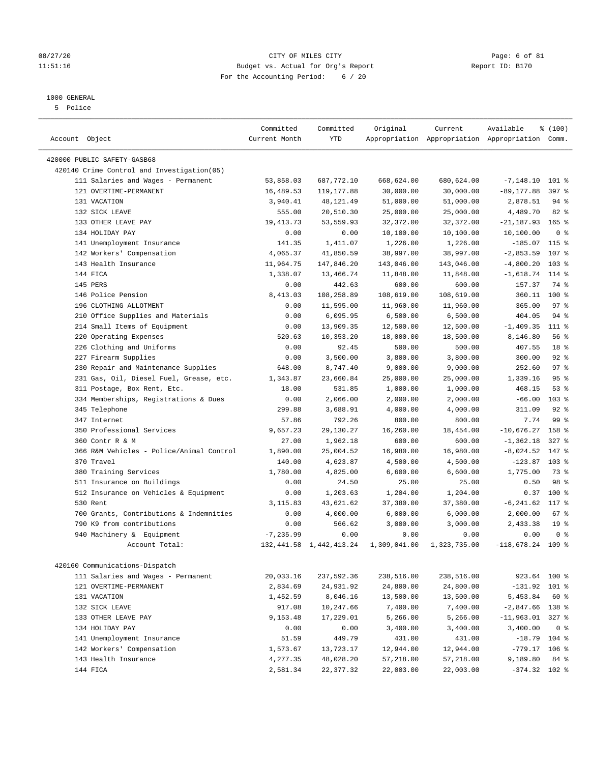CITY OF MILES CITY
Budget vs. Actual for Org's Report
For the Accounting Period: 6 / 20

1000 GENERAL
5 Police

| Account Object | Committed Current Month | Committed YTD | Original Appropriation | Current Appropriation | Available Appropriation | % (100) Comm. |
|---|---|---|---|---|---|---|
| 420000 PUBLIC SAFETY-GASB68 | | | | | | |
| 420140 Crime Control and Investigation(05) | | | | | | |
| 111 Salaries and Wages - Permanent | 53,858.03 | 687,772.10 | 668,624.00 | 680,624.00 | -7,148.10 | 101 % |
| 121 OVERTIME-PERMANENT | 16,489.53 | 119,177.88 | 30,000.00 | 30,000.00 | -89,177.88 | 397 % |
| 131 VACATION | 3,940.41 | 48,121.49 | 51,000.00 | 51,000.00 | 2,878.51 | 94 % |
| 132 SICK LEAVE | 555.00 | 20,510.30 | 25,000.00 | 25,000.00 | 4,489.70 | 82 % |
| 133 OTHER LEAVE PAY | 19,413.73 | 53,559.93 | 32,372.00 | 32,372.00 | -21,187.93 | 165 % |
| 134 HOLIDAY PAY | 0.00 | 0.00 | 10,100.00 | 10,100.00 | 10,100.00 | 0 % |
| 141 Unemployment Insurance | 141.35 | 1,411.07 | 1,226.00 | 1,226.00 | -185.07 | 115 % |
| 142 Workers' Compensation | 4,065.37 | 41,850.59 | 38,997.00 | 38,997.00 | -2,853.59 | 107 % |
| 143 Health Insurance | 11,964.75 | 147,846.20 | 143,046.00 | 143,046.00 | -4,800.20 | 103 % |
| 144 FICA | 1,338.07 | 13,466.74 | 11,848.00 | 11,848.00 | -1,618.74 | 114 % |
| 145 PERS | 0.00 | 442.63 | 600.00 | 600.00 | 157.37 | 74 % |
| 146 Police Pension | 8,413.03 | 108,258.89 | 108,619.00 | 108,619.00 | 360.11 | 100 % |
| 196 CLOTHING ALLOTMENT | 0.00 | 11,595.00 | 11,960.00 | 11,960.00 | 365.00 | 97 % |
| 210 Office Supplies and Materials | 0.00 | 6,095.95 | 6,500.00 | 6,500.00 | 404.05 | 94 % |
| 214 Small Items of Equipment | 0.00 | 13,909.35 | 12,500.00 | 12,500.00 | -1,409.35 | 111 % |
| 220 Operating Expenses | 520.63 | 10,353.20 | 18,000.00 | 18,500.00 | 8,146.80 | 56 % |
| 226 Clothing and Uniforms | 0.00 | 92.45 | 500.00 | 500.00 | 407.55 | 18 % |
| 227 Firearm Supplies | 0.00 | 3,500.00 | 3,800.00 | 3,800.00 | 300.00 | 92 % |
| 230 Repair and Maintenance Supplies | 648.00 | 8,747.40 | 9,000.00 | 9,000.00 | 252.60 | 97 % |
| 231 Gas, Oil, Diesel Fuel, Grease, etc. | 1,343.87 | 23,660.84 | 25,000.00 | 25,000.00 | 1,339.16 | 95 % |
| 311 Postage, Box Rent, Etc. | 18.00 | 531.85 | 1,000.00 | 1,000.00 | 468.15 | 53 % |
| 334 Memberships, Registrations & Dues | 0.00 | 2,066.00 | 2,000.00 | 2,000.00 | -66.00 | 103 % |
| 345 Telephone | 299.88 | 3,688.91 | 4,000.00 | 4,000.00 | 311.09 | 92 % |
| 347 Internet | 57.86 | 792.26 | 800.00 | 800.00 | 7.74 | 99 % |
| 350 Professional Services | 9,657.23 | 29,130.27 | 16,260.00 | 18,454.00 | -10,676.27 | 158 % |
| 360 Contr R & M | 27.00 | 1,962.18 | 600.00 | 600.00 | -1,362.18 | 327 % |
| 366 R&M Vehicles - Police/Animal Control | 1,890.00 | 25,004.52 | 16,980.00 | 16,980.00 | -8,024.52 | 147 % |
| 370 Travel | 140.00 | 4,623.87 | 4,500.00 | 4,500.00 | -123.87 | 103 % |
| 380 Training Services | 1,780.00 | 4,825.00 | 6,600.00 | 6,600.00 | 1,775.00 | 73 % |
| 511 Insurance on Buildings | 0.00 | 24.50 | 25.00 | 25.00 | 0.50 | 98 % |
| 512 Insurance on Vehicles & Equipment | 0.00 | 1,203.63 | 1,204.00 | 1,204.00 | 0.37 | 100 % |
| 530 Rent | 3,115.83 | 43,621.62 | 37,380.00 | 37,380.00 | -6,241.62 | 117 % |
| 700 Grants, Contributions & Indemnities | 0.00 | 4,000.00 | 6,000.00 | 6,000.00 | 2,000.00 | 67 % |
| 790 K9 from contributions | 0.00 | 566.62 | 3,000.00 | 3,000.00 | 2,433.38 | 19 % |
| 940 Machinery & Equipment | -7,235.99 | 0.00 | 0.00 | 0.00 | 0.00 | 0 % |
| Account Total: | 132,441.58 | 1,442,413.24 | 1,309,041.00 | 1,323,735.00 | -118,678.24 | 109 % |
| 420160 Communications-Dispatch | | | | | | |
| 111 Salaries and Wages - Permanent | 20,033.16 | 237,592.36 | 238,516.00 | 238,516.00 | 923.64 | 100 % |
| 121 OVERTIME-PERMANENT | 2,834.69 | 24,931.92 | 24,800.00 | 24,800.00 | -131.92 | 101 % |
| 131 VACATION | 1,452.59 | 8,046.16 | 13,500.00 | 13,500.00 | 5,453.84 | 60 % |
| 132 SICK LEAVE | 917.08 | 10,247.66 | 7,400.00 | 7,400.00 | -2,847.66 | 138 % |
| 133 OTHER LEAVE PAY | 9,153.48 | 17,229.01 | 5,266.00 | 5,266.00 | -11,963.01 | 327 % |
| 134 HOLIDAY PAY | 0.00 | 0.00 | 3,400.00 | 3,400.00 | 3,400.00 | 0 % |
| 141 Unemployment Insurance | 51.59 | 449.79 | 431.00 | 431.00 | -18.79 | 104 % |
| 142 Workers' Compensation | 1,573.67 | 13,723.17 | 12,944.00 | 12,944.00 | -779.17 | 106 % |
| 143 Health Insurance | 4,277.35 | 48,028.20 | 57,218.00 | 57,218.00 | 9,189.80 | 84 % |
| 144 FICA | 2,581.34 | 22,377.32 | 22,003.00 | 22,003.00 | -374.32 | 102 % |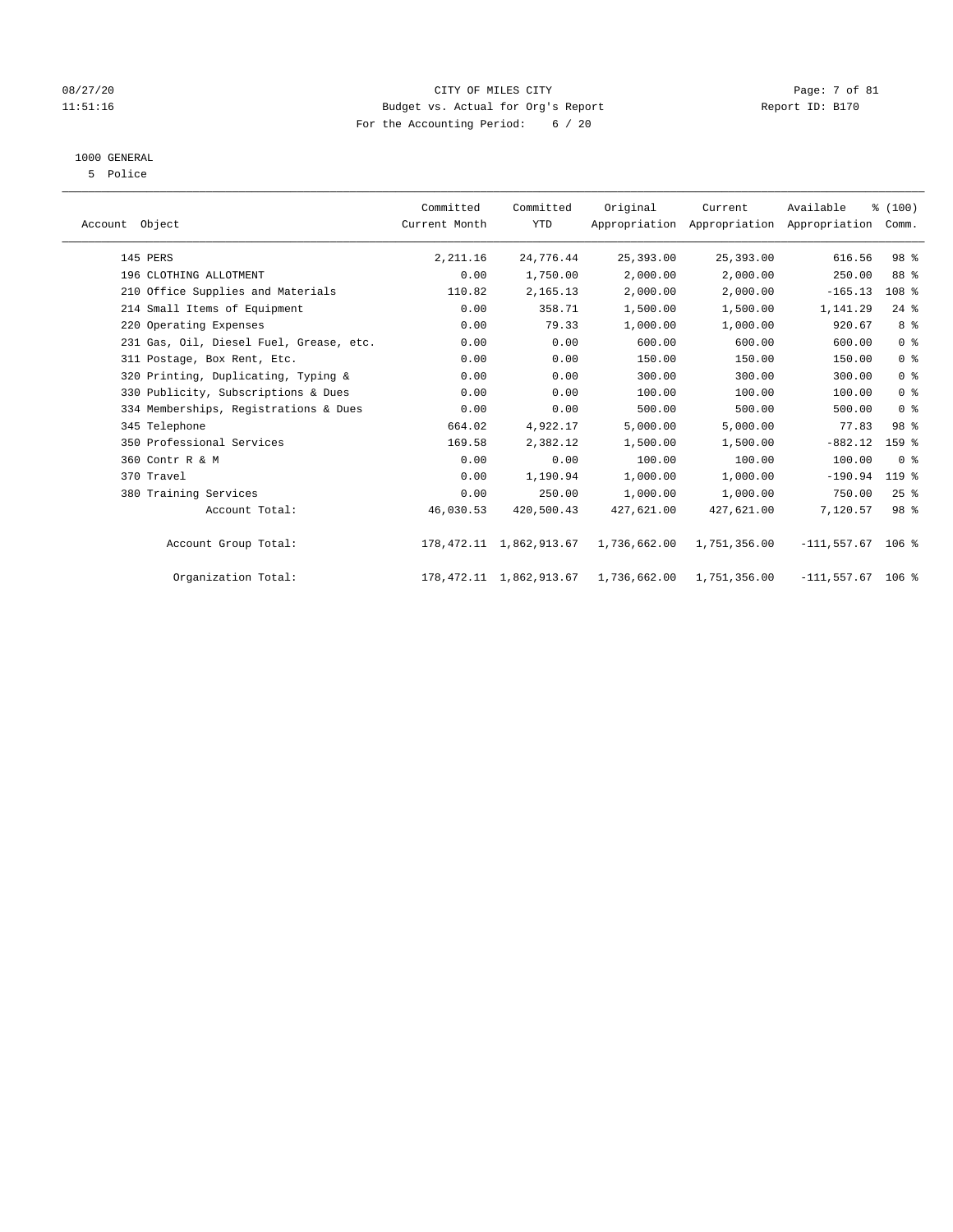CITY OF MILES CITY
Budget vs. Actual for Org's Report
For the Accounting Period: 6 / 20

08/27/20
11:51:16

Report ID: B170

1000 GENERAL
5 Police

| Account Object | Committed Current Month | Committed YTD | Original Appropriation | Current Appropriation | Available Appropriation | % (100) Comm. |
|---|---|---|---|---|---|---|
| 145 PERS | 2,211.16 | 24,776.44 | 25,393.00 | 25,393.00 | 616.56 | 98 % |
| 196 CLOTHING ALLOTMENT | 0.00 | 1,750.00 | 2,000.00 | 2,000.00 | 250.00 | 88 % |
| 210 Office Supplies and Materials | 110.82 | 2,165.13 | 2,000.00 | 2,000.00 | -165.13 | 108 % |
| 214 Small Items of Equipment | 0.00 | 358.71 | 1,500.00 | 1,500.00 | 1,141.29 | 24 % |
| 220 Operating Expenses | 0.00 | 79.33 | 1,000.00 | 1,000.00 | 920.67 | 8 % |
| 231 Gas, Oil, Diesel Fuel, Grease, etc. | 0.00 | 0.00 | 600.00 | 600.00 | 600.00 | 0 % |
| 311 Postage, Box Rent, Etc. | 0.00 | 0.00 | 150.00 | 150.00 | 150.00 | 0 % |
| 320 Printing, Duplicating, Typing & | 0.00 | 0.00 | 300.00 | 300.00 | 300.00 | 0 % |
| 330 Publicity, Subscriptions & Dues | 0.00 | 0.00 | 100.00 | 100.00 | 100.00 | 0 % |
| 334 Memberships, Registrations & Dues | 0.00 | 0.00 | 500.00 | 500.00 | 500.00 | 0 % |
| 345 Telephone | 664.02 | 4,922.17 | 5,000.00 | 5,000.00 | 77.83 | 98 % |
| 350 Professional Services | 169.58 | 2,382.12 | 1,500.00 | 1,500.00 | -882.12 | 159 % |
| 360 Contr R & M | 0.00 | 0.00 | 100.00 | 100.00 | 100.00 | 0 % |
| 370 Travel | 0.00 | 1,190.94 | 1,000.00 | 1,000.00 | -190.94 | 119 % |
| 380 Training Services | 0.00 | 250.00 | 1,000.00 | 1,000.00 | 750.00 | 25 % |
| Account Total: | 46,030.53 | 420,500.43 | 427,621.00 | 427,621.00 | 7,120.57 | 98 % |
| Account Group Total: | 178,472.11 | 1,862,913.67 | 1,736,662.00 | 1,751,356.00 | -111,557.67 | 106 % |
| Organization Total: | 178,472.11 | 1,862,913.67 | 1,736,662.00 | 1,751,356.00 | -111,557.67 | 106 % |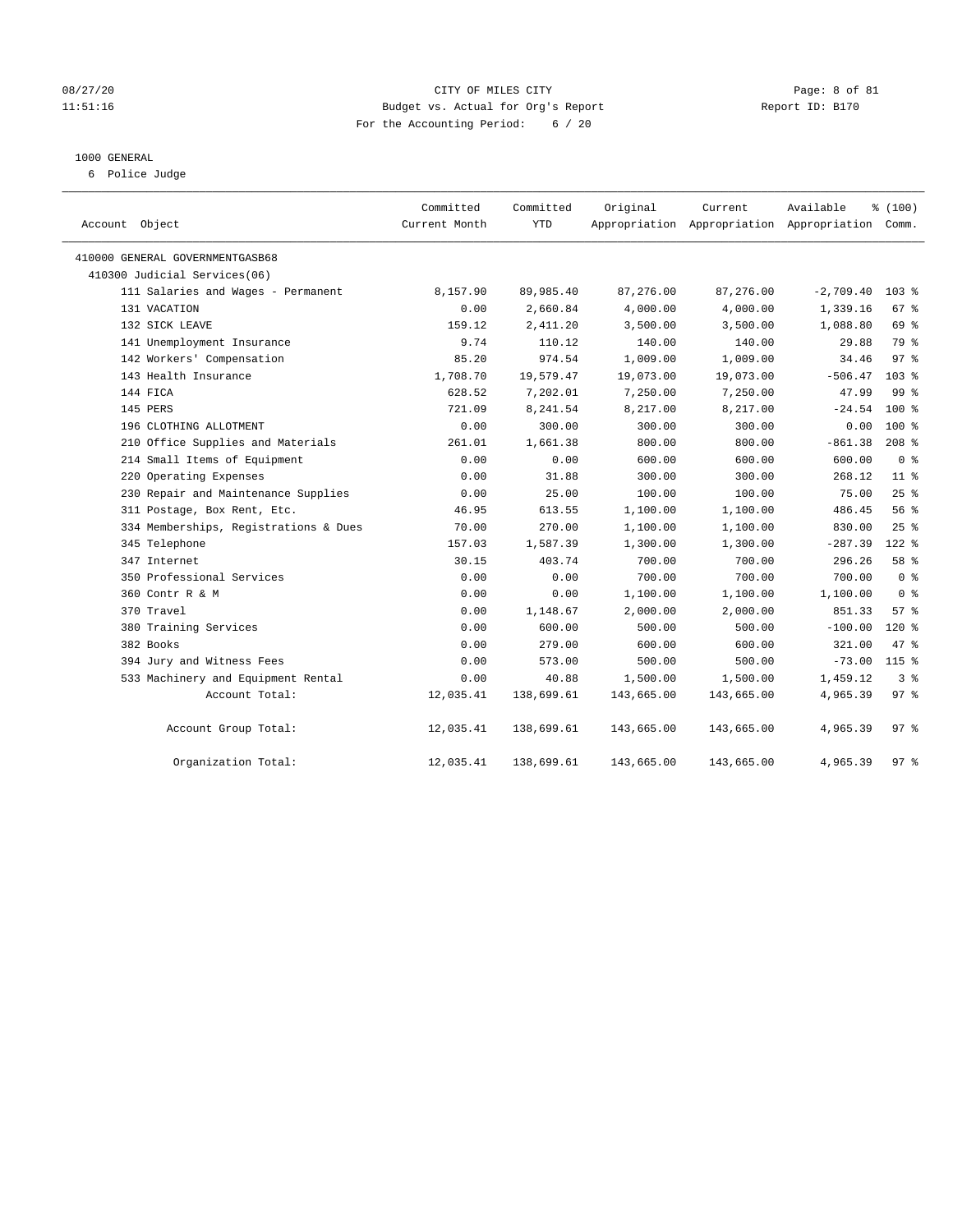# CITY OF MILES CITY

Budget vs. Actual for Org's Report

For the Accounting Period: 6 / 20

08/27/20 11:51:16 — Report ID: B170

## 1000 GENERAL

6 Police Judge

| Account Object | Committed Current Month | Committed YTD | Original Appropriation | Current Appropriation | Available Appropriation | % (100) Comm. |
|---|---|---|---|---|---|---|
| 410000 GENERAL GOVERNMENTGASB68 | | | | | | |
| 410300 Judicial Services(06) | | | | | | |
| 111 Salaries and Wages - Permanent | 8,157.90 | 89,985.40 | 87,276.00 | 87,276.00 | -2,709.40 | 103 % |
| 131 VACATION | 0.00 | 2,660.84 | 4,000.00 | 4,000.00 | 1,339.16 | 67 % |
| 132 SICK LEAVE | 159.12 | 2,411.20 | 3,500.00 | 3,500.00 | 1,088.80 | 69 % |
| 141 Unemployment Insurance | 9.74 | 110.12 | 140.00 | 140.00 | 29.88 | 79 % |
| 142 Workers' Compensation | 85.20 | 974.54 | 1,009.00 | 1,009.00 | 34.46 | 97 % |
| 143 Health Insurance | 1,708.70 | 19,579.47 | 19,073.00 | 19,073.00 | -506.47 | 103 % |
| 144 FICA | 628.52 | 7,202.01 | 7,250.00 | 7,250.00 | 47.99 | 99 % |
| 145 PERS | 721.09 | 8,241.54 | 8,217.00 | 8,217.00 | -24.54 | 100 % |
| 196 CLOTHING ALLOTMENT | 0.00 | 300.00 | 300.00 | 300.00 | 0.00 | 100 % |
| 210 Office Supplies and Materials | 261.01 | 1,661.38 | 800.00 | 800.00 | -861.38 | 208 % |
| 214 Small Items of Equipment | 0.00 | 0.00 | 600.00 | 600.00 | 600.00 | 0 % |
| 220 Operating Expenses | 0.00 | 31.88 | 300.00 | 300.00 | 268.12 | 11 % |
| 230 Repair and Maintenance Supplies | 0.00 | 25.00 | 100.00 | 100.00 | 75.00 | 25 % |
| 311 Postage, Box Rent, Etc. | 46.95 | 613.55 | 1,100.00 | 1,100.00 | 486.45 | 56 % |
| 334 Memberships, Registrations & Dues | 70.00 | 270.00 | 1,100.00 | 1,100.00 | 830.00 | 25 % |
| 345 Telephone | 157.03 | 1,587.39 | 1,300.00 | 1,300.00 | -287.39 | 122 % |
| 347 Internet | 30.15 | 403.74 | 700.00 | 700.00 | 296.26 | 58 % |
| 350 Professional Services | 0.00 | 0.00 | 700.00 | 700.00 | 700.00 | 0 % |
| 360 Contr R & M | 0.00 | 0.00 | 1,100.00 | 1,100.00 | 1,100.00 | 0 % |
| 370 Travel | 0.00 | 1,148.67 | 2,000.00 | 2,000.00 | 851.33 | 57 % |
| 380 Training Services | 0.00 | 600.00 | 500.00 | 500.00 | -100.00 | 120 % |
| 382 Books | 0.00 | 279.00 | 600.00 | 600.00 | 321.00 | 47 % |
| 394 Jury and Witness Fees | 0.00 | 573.00 | 500.00 | 500.00 | -73.00 | 115 % |
| 533 Machinery and Equipment Rental | 0.00 | 40.88 | 1,500.00 | 1,500.00 | 1,459.12 | 3 % |
| Account Total: | 12,035.41 | 138,699.61 | 143,665.00 | 143,665.00 | 4,965.39 | 97 % |
| Account Group Total: | 12,035.41 | 138,699.61 | 143,665.00 | 143,665.00 | 4,965.39 | 97 % |
| Organization Total: | 12,035.41 | 138,699.61 | 143,665.00 | 143,665.00 | 4,965.39 | 97 % |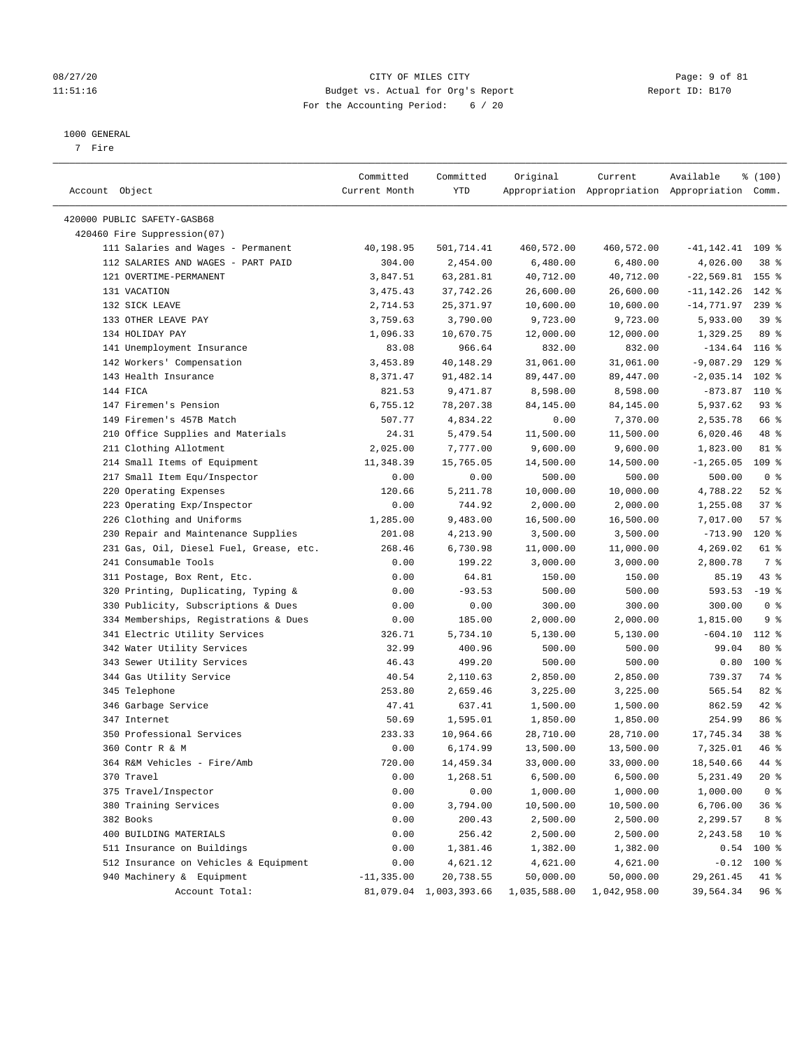CITY OF MILES CITY
Budget vs. Actual for Org's Report
For the Accounting Period: 6 / 20

1000 GENERAL
7 Fire

| Account Object | Committed Current Month | Committed YTD | Original Appropriation | Current Appropriation | Available Appropriation | % (100) Comm. |
|---|---|---|---|---|---|---|
| 420000 PUBLIC SAFETY-GASB68 | | | | | | |
| 420460 Fire Suppression(07) | | | | | | |
| 111 Salaries and Wages - Permanent | 40,198.95 | 501,714.41 | 460,572.00 | 460,572.00 | -41,142.41 | 109 % |
| 112 SALARIES AND WAGES - PART PAID | 304.00 | 2,454.00 | 6,480.00 | 6,480.00 | 4,026.00 | 38 % |
| 121 OVERTIME-PERMANENT | 3,847.51 | 63,281.81 | 40,712.00 | 40,712.00 | -22,569.81 | 155 % |
| 131 VACATION | 3,475.43 | 37,742.26 | 26,600.00 | 26,600.00 | -11,142.26 | 142 % |
| 132 SICK LEAVE | 2,714.53 | 25,371.97 | 10,600.00 | 10,600.00 | -14,771.97 | 239 % |
| 133 OTHER LEAVE PAY | 3,759.63 | 3,790.00 | 9,723.00 | 9,723.00 | 5,933.00 | 39 % |
| 134 HOLIDAY PAY | 1,096.33 | 10,670.75 | 12,000.00 | 12,000.00 | 1,329.25 | 89 % |
| 141 Unemployment Insurance | 83.08 | 966.64 | 832.00 | 832.00 | -134.64 | 116 % |
| 142 Workers' Compensation | 3,453.89 | 40,148.29 | 31,061.00 | 31,061.00 | -9,087.29 | 129 % |
| 143 Health Insurance | 8,371.47 | 91,482.14 | 89,447.00 | 89,447.00 | -2,035.14 | 102 % |
| 144 FICA | 821.53 | 9,471.87 | 8,598.00 | 8,598.00 | -873.87 | 110 % |
| 147 Firemen's Pension | 6,755.12 | 78,207.38 | 84,145.00 | 84,145.00 | 5,937.62 | 93 % |
| 149 Firemen's 457B Match | 507.77 | 4,834.22 | 0.00 | 7,370.00 | 2,535.78 | 66 % |
| 210 Office Supplies and Materials | 24.31 | 5,479.54 | 11,500.00 | 11,500.00 | 6,020.46 | 48 % |
| 211 Clothing Allotment | 2,025.00 | 7,777.00 | 9,600.00 | 9,600.00 | 1,823.00 | 81 % |
| 214 Small Items of Equipment | 11,348.39 | 15,765.05 | 14,500.00 | 14,500.00 | -1,265.05 | 109 % |
| 217 Small Item Equ/Inspector | 0.00 | 0.00 | 500.00 | 500.00 | 500.00 | 0 % |
| 220 Operating Expenses | 120.66 | 5,211.78 | 10,000.00 | 10,000.00 | 4,788.22 | 52 % |
| 223 Operating Exp/Inspector | 0.00 | 744.92 | 2,000.00 | 2,000.00 | 1,255.08 | 37 % |
| 226 Clothing and Uniforms | 1,285.00 | 9,483.00 | 16,500.00 | 16,500.00 | 7,017.00 | 57 % |
| 230 Repair and Maintenance Supplies | 201.08 | 4,213.90 | 3,500.00 | 3,500.00 | -713.90 | 120 % |
| 231 Gas, Oil, Diesel Fuel, Grease, etc. | 268.46 | 6,730.98 | 11,000.00 | 11,000.00 | 4,269.02 | 61 % |
| 241 Consumable Tools | 0.00 | 199.22 | 3,000.00 | 3,000.00 | 2,800.78 | 7 % |
| 311 Postage, Box Rent, Etc. | 0.00 | 64.81 | 150.00 | 150.00 | 85.19 | 43 % |
| 320 Printing, Duplicating, Typing & | 0.00 | -93.53 | 500.00 | 500.00 | 593.53 | -19 % |
| 330 Publicity, Subscriptions & Dues | 0.00 | 0.00 | 300.00 | 300.00 | 300.00 | 0 % |
| 334 Memberships, Registrations & Dues | 0.00 | 185.00 | 2,000.00 | 2,000.00 | 1,815.00 | 9 % |
| 341 Electric Utility Services | 326.71 | 5,734.10 | 5,130.00 | 5,130.00 | -604.10 | 112 % |
| 342 Water Utility Services | 32.99 | 400.96 | 500.00 | 500.00 | 99.04 | 80 % |
| 343 Sewer Utility Services | 46.43 | 499.20 | 500.00 | 500.00 | 0.80 | 100 % |
| 344 Gas Utility Service | 40.54 | 2,110.63 | 2,850.00 | 2,850.00 | 739.37 | 74 % |
| 345 Telephone | 253.80 | 2,659.46 | 3,225.00 | 3,225.00 | 565.54 | 82 % |
| 346 Garbage Service | 47.41 | 637.41 | 1,500.00 | 1,500.00 | 862.59 | 42 % |
| 347 Internet | 50.69 | 1,595.01 | 1,850.00 | 1,850.00 | 254.99 | 86 % |
| 350 Professional Services | 233.33 | 10,964.66 | 28,710.00 | 28,710.00 | 17,745.34 | 38 % |
| 360 Contr R & M | 0.00 | 6,174.99 | 13,500.00 | 13,500.00 | 7,325.01 | 46 % |
| 364 R&M Vehicles - Fire/Amb | 720.00 | 14,459.34 | 33,000.00 | 33,000.00 | 18,540.66 | 44 % |
| 370 Travel | 0.00 | 1,268.51 | 6,500.00 | 6,500.00 | 5,231.49 | 20 % |
| 375 Travel/Inspector | 0.00 | 0.00 | 1,000.00 | 1,000.00 | 1,000.00 | 0 % |
| 380 Training Services | 0.00 | 3,794.00 | 10,500.00 | 10,500.00 | 6,706.00 | 36 % |
| 382 Books | 0.00 | 200.43 | 2,500.00 | 2,500.00 | 2,299.57 | 8 % |
| 400 BUILDING MATERIALS | 0.00 | 256.42 | 2,500.00 | 2,500.00 | 2,243.58 | 10 % |
| 511 Insurance on Buildings | 0.00 | 1,381.46 | 1,382.00 | 1,382.00 | 0.54 | 100 % |
| 512 Insurance on Vehicles & Equipment | 0.00 | 4,621.12 | 4,621.00 | 4,621.00 | -0.12 | 100 % |
| 940 Machinery & Equipment | -11,335.00 | 20,738.55 | 50,000.00 | 50,000.00 | 29,261.45 | 41 % |
| Account Total: | 81,079.04 | 1,003,393.66 | 1,035,588.00 | 1,042,958.00 | 39,564.34 | 96 % |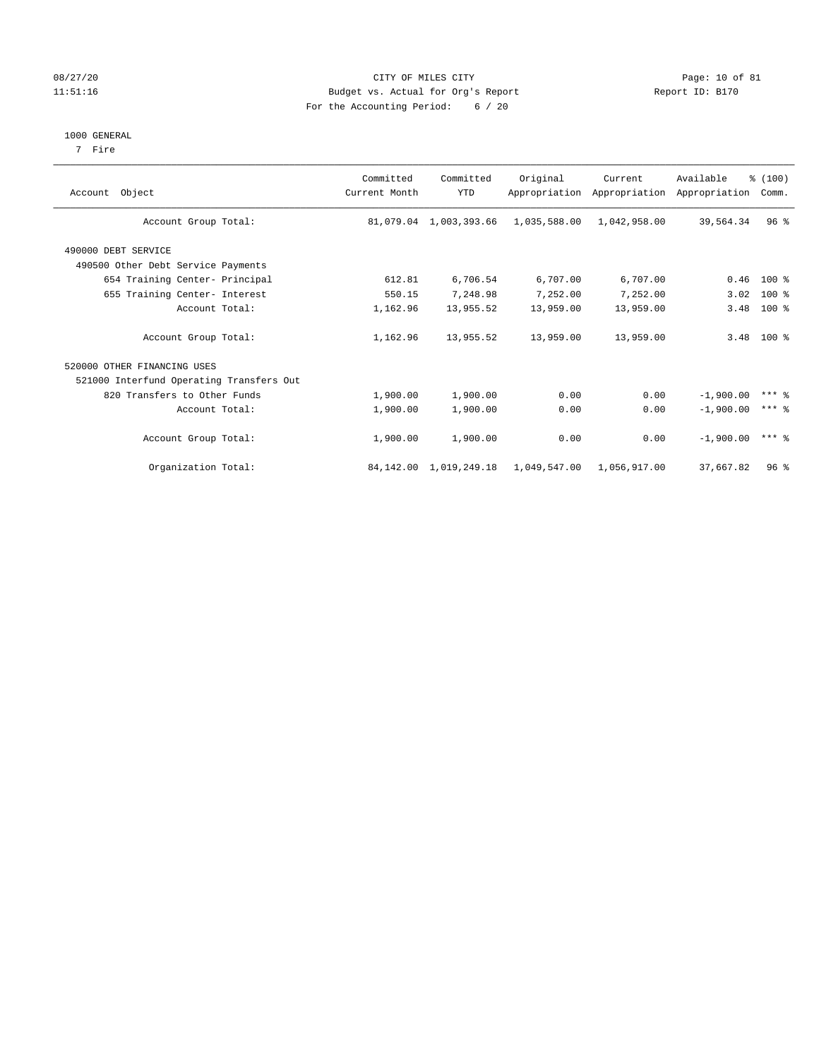# 1000 GENERAL

7 Fire

| Account Object | Committed Current Month | Committed YTD | Original Appropriation | Current Appropriation | Available Appropriation | % (100) Comm. |
|---|---|---|---|---|---|---|
| Account Group Total: | 81,079.04 | 1,003,393.66 | 1,035,588.00 | 1,042,958.00 | 39,564.34 | 96 % |
| 490000 DEBT SERVICE | | | | | | |
| 490500 Other Debt Service Payments | | | | | | |
| 654 Training Center- Principal | 612.81 | 6,706.54 | 6,707.00 | 6,707.00 | 0.46 | 100 % |
| 655 Training Center- Interest | 550.15 | 7,248.98 | 7,252.00 | 7,252.00 | 3.02 | 100 % |
| Account Total: | 1,162.96 | 13,955.52 | 13,959.00 | 13,959.00 | 3.48 | 100 % |
| Account Group Total: | 1,162.96 | 13,955.52 | 13,959.00 | 13,959.00 | 3.48 | 100 % |
| 520000 OTHER FINANCING USES | | | | | | |
| 521000 Interfund Operating Transfers Out | | | | | | |
| 820 Transfers to Other Funds | 1,900.00 | 1,900.00 | 0.00 | 0.00 | -1,900.00 | *** % |
| Account Total: | 1,900.00 | 1,900.00 | 0.00 | 0.00 | -1,900.00 | *** % |
| Account Group Total: | 1,900.00 | 1,900.00 | 0.00 | 0.00 | -1,900.00 | *** % |
| Organization Total: | 84,142.00 | 1,019,249.18 | 1,049,547.00 | 1,056,917.00 | 37,667.82 | 96 % |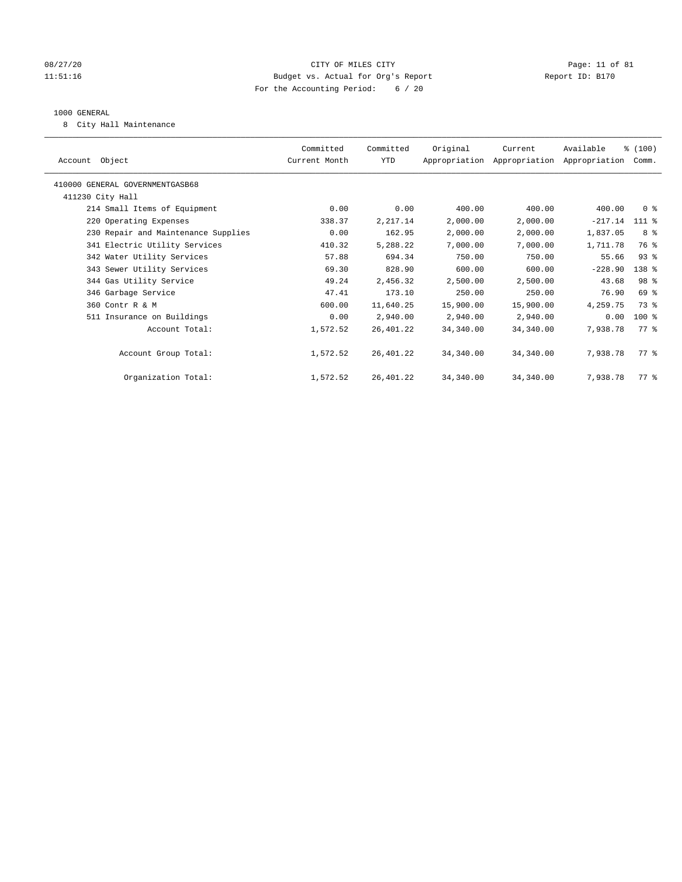CITY OF MILES CITY
Budget vs. Actual for Org's Report
For the Accounting Period: 6 / 20

1000 GENERAL

8 City Hall Maintenance

| Account Object | Committed Current Month | Committed YTD | Original Appropriation | Current Appropriation | Available Appropriation | % (100) Comm. |
|---|---|---|---|---|---|---|
| 410000 GENERAL GOVERNMENTGASB68 | | | | | | |
| 411230 City Hall | | | | | | |
| 214 Small Items of Equipment | 0.00 | 0.00 | 400.00 | 400.00 | 400.00 | 0 % |
| 220 Operating Expenses | 338.37 | 2,217.14 | 2,000.00 | 2,000.00 | -217.14 | 111 % |
| 230 Repair and Maintenance Supplies | 0.00 | 162.95 | 2,000.00 | 2,000.00 | 1,837.05 | 8 % |
| 341 Electric Utility Services | 410.32 | 5,288.22 | 7,000.00 | 7,000.00 | 1,711.78 | 76 % |
| 342 Water Utility Services | 57.88 | 694.34 | 750.00 | 750.00 | 55.66 | 93 % |
| 343 Sewer Utility Services | 69.30 | 828.90 | 600.00 | 600.00 | -228.90 | 138 % |
| 344 Gas Utility Service | 49.24 | 2,456.32 | 2,500.00 | 2,500.00 | 43.68 | 98 % |
| 346 Garbage Service | 47.41 | 173.10 | 250.00 | 250.00 | 76.90 | 69 % |
| 360 Contr R & M | 600.00 | 11,640.25 | 15,900.00 | 15,900.00 | 4,259.75 | 73 % |
| 511 Insurance on Buildings | 0.00 | 2,940.00 | 2,940.00 | 2,940.00 | 0.00 | 100 % |
| Account Total: | 1,572.52 | 26,401.22 | 34,340.00 | 34,340.00 | 7,938.78 | 77 % |
| Account Group Total: | 1,572.52 | 26,401.22 | 34,340.00 | 34,340.00 | 7,938.78 | 77 % |
| Organization Total: | 1,572.52 | 26,401.22 | 34,340.00 | 34,340.00 | 7,938.78 | 77 % |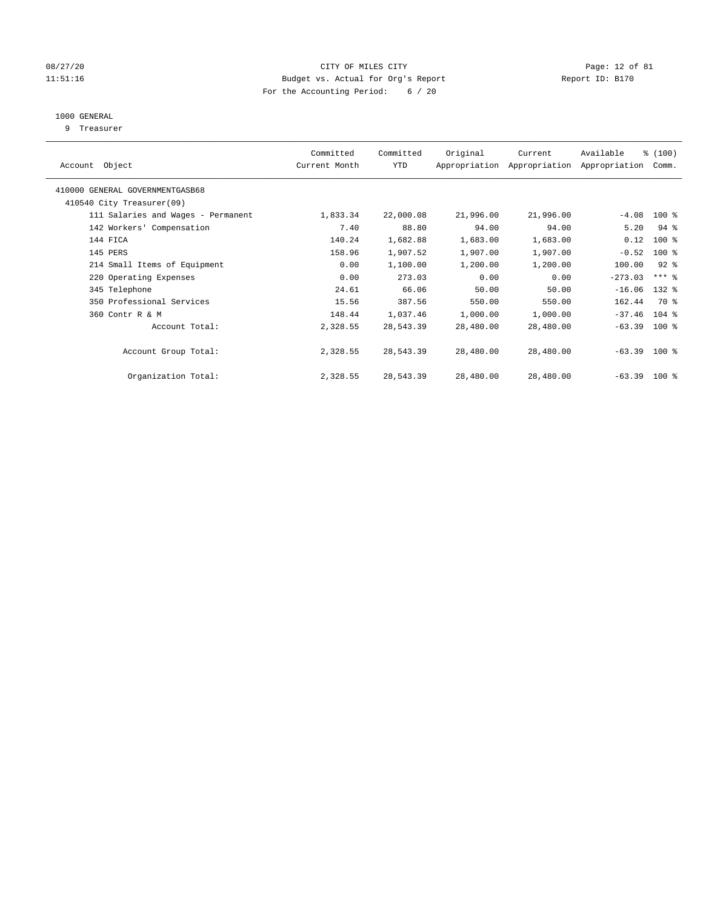CITY OF MILES CITY
Budget vs. Actual for Org's Report
For the Accounting Period: 6 / 20

08/27/20
11:51:16

Report ID: B170

## 1000 GENERAL

9 Treasurer

| Account Object | Committed Current Month | Committed YTD | Original Appropriation | Current Appropriation | Available Appropriation | % (100) Comm. |
|---|---|---|---|---|---|---|
| 410000 GENERAL GOVERNMENTGASB68 | | | | | | |
| 410540 City Treasurer(09) | | | | | | |
| 111 Salaries and Wages - Permanent | 1,833.34 | 22,000.08 | 21,996.00 | 21,996.00 | -4.08 | 100 % |
| 142 Workers' Compensation | 7.40 | 88.80 | 94.00 | 94.00 | 5.20 | 94 % |
| 144 FICA | 140.24 | 1,682.88 | 1,683.00 | 1,683.00 | 0.12 | 100 % |
| 145 PERS | 158.96 | 1,907.52 | 1,907.00 | 1,907.00 | -0.52 | 100 % |
| 214 Small Items of Equipment | 0.00 | 1,100.00 | 1,200.00 | 1,200.00 | 100.00 | 92 % |
| 220 Operating Expenses | 0.00 | 273.03 | 0.00 | 0.00 | -273.03 | *** % |
| 345 Telephone | 24.61 | 66.06 | 50.00 | 50.00 | -16.06 | 132 % |
| 350 Professional Services | 15.56 | 387.56 | 550.00 | 550.00 | 162.44 | 70 % |
| 360 Contr R & M | 148.44 | 1,037.46 | 1,000.00 | 1,000.00 | -37.46 | 104 % |
| Account Total: | 2,328.55 | 28,543.39 | 28,480.00 | 28,480.00 | -63.39 | 100 % |
| Account Group Total: | 2,328.55 | 28,543.39 | 28,480.00 | 28,480.00 | -63.39 | 100 % |
| Organization Total: | 2,328.55 | 28,543.39 | 28,480.00 | 28,480.00 | -63.39 | 100 % |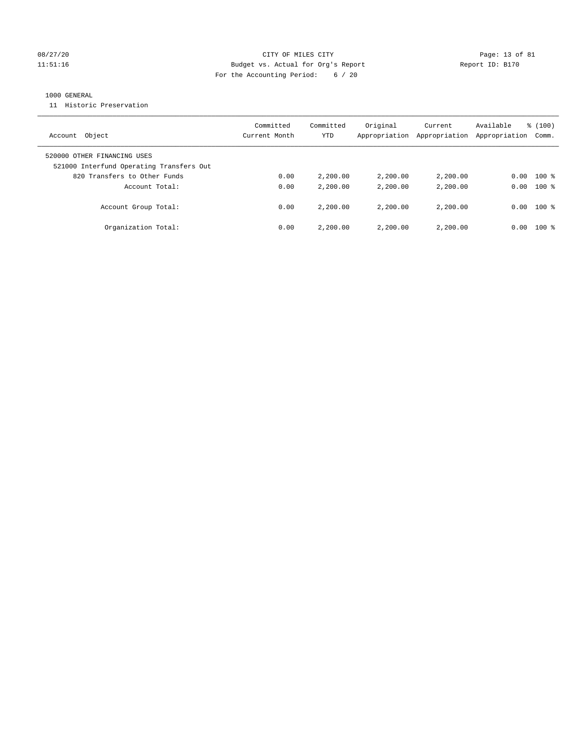CITY OF MILES CITY
Budget vs. Actual for Org's Report
For the Accounting Period: 6 / 20

1000 GENERAL
11 Historic Preservation

| Account Object | Committed Current Month | Committed YTD | Original Appropriation | Current Appropriation | Available Appropriation | % (100) Comm. |
|---|---|---|---|---|---|---|
| 520000 OTHER FINANCING USES | | | | | | |
| 521000 Interfund Operating Transfers Out | | | | | | |
| 820 Transfers to Other Funds | 0.00 | 2,200.00 | 2,200.00 | 2,200.00 | 0.00 | 100 % |
| Account Total: | 0.00 | 2,200.00 | 2,200.00 | 2,200.00 | 0.00 | 100 % |
| Account Group Total: | 0.00 | 2,200.00 | 2,200.00 | 2,200.00 | 0.00 | 100 % |
| Organization Total: | 0.00 | 2,200.00 | 2,200.00 | 2,200.00 | 0.00 | 100 % |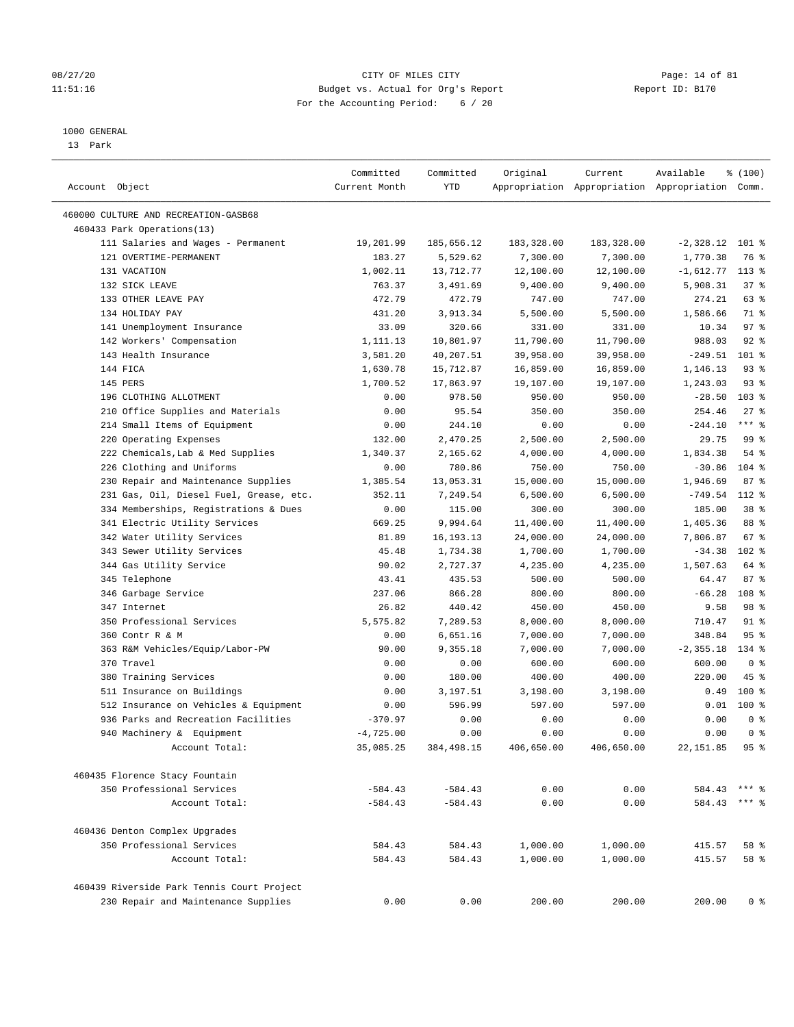CITY OF MILES CITY
Budget vs. Actual for Org's Report
For the Accounting Period: 6 / 20

08/27/20
11:51:16

Report ID: B170

1000 GENERAL
13 Park

| Account Object | Committed Current Month | Committed YTD | Original Appropriation | Current Appropriation | Available Appropriation | % (100) Comm. |
|---|---|---|---|---|---|---|
| 460000 CULTURE AND RECREATION-GASB68 | | | | | | |
| 460433 Park Operations(13) | | | | | | |
| 111 Salaries and Wages - Permanent | 19,201.99 | 185,656.12 | 183,328.00 | 183,328.00 | -2,328.12 | 101 % |
| 121 OVERTIME-PERMANENT | 183.27 | 5,529.62 | 7,300.00 | 7,300.00 | 1,770.38 | 76 % |
| 131 VACATION | 1,002.11 | 13,712.77 | 12,100.00 | 12,100.00 | -1,612.77 | 113 % |
| 132 SICK LEAVE | 763.37 | 3,491.69 | 9,400.00 | 9,400.00 | 5,908.31 | 37 % |
| 133 OTHER LEAVE PAY | 472.79 | 472.79 | 747.00 | 747.00 | 274.21 | 63 % |
| 134 HOLIDAY PAY | 431.20 | 3,913.34 | 5,500.00 | 5,500.00 | 1,586.66 | 71 % |
| 141 Unemployment Insurance | 33.09 | 320.66 | 331.00 | 331.00 | 10.34 | 97 % |
| 142 Workers' Compensation | 1,111.13 | 10,801.97 | 11,790.00 | 11,790.00 | 988.03 | 92 % |
| 143 Health Insurance | 3,581.20 | 40,207.51 | 39,958.00 | 39,958.00 | -249.51 | 101 % |
| 144 FICA | 1,630.78 | 15,712.87 | 16,859.00 | 16,859.00 | 1,146.13 | 93 % |
| 145 PERS | 1,700.52 | 17,863.97 | 19,107.00 | 19,107.00 | 1,243.03 | 93 % |
| 196 CLOTHING ALLOTMENT | 0.00 | 978.50 | 950.00 | 950.00 | -28.50 | 103 % |
| 210 Office Supplies and Materials | 0.00 | 95.54 | 350.00 | 350.00 | 254.46 | 27 % |
| 214 Small Items of Equipment | 0.00 | 244.10 | 0.00 | 0.00 | -244.10 | *** % |
| 220 Operating Expenses | 132.00 | 2,470.25 | 2,500.00 | 2,500.00 | 29.75 | 99 % |
| 222 Chemicals,Lab & Med Supplies | 1,340.37 | 2,165.62 | 4,000.00 | 4,000.00 | 1,834.38 | 54 % |
| 226 Clothing and Uniforms | 0.00 | 780.86 | 750.00 | 750.00 | -30.86 | 104 % |
| 230 Repair and Maintenance Supplies | 1,385.54 | 13,053.31 | 15,000.00 | 15,000.00 | 1,946.69 | 87 % |
| 231 Gas, Oil, Diesel Fuel, Grease, etc. | 352.11 | 7,249.54 | 6,500.00 | 6,500.00 | -749.54 | 112 % |
| 334 Memberships, Registrations & Dues | 0.00 | 115.00 | 300.00 | 300.00 | 185.00 | 38 % |
| 341 Electric Utility Services | 669.25 | 9,994.64 | 11,400.00 | 11,400.00 | 1,405.36 | 88 % |
| 342 Water Utility Services | 81.89 | 16,193.13 | 24,000.00 | 24,000.00 | 7,806.87 | 67 % |
| 343 Sewer Utility Services | 45.48 | 1,734.38 | 1,700.00 | 1,700.00 | -34.38 | 102 % |
| 344 Gas Utility Service | 90.02 | 2,727.37 | 4,235.00 | 4,235.00 | 1,507.63 | 64 % |
| 345 Telephone | 43.41 | 435.53 | 500.00 | 500.00 | 64.47 | 87 % |
| 346 Garbage Service | 237.06 | 866.28 | 800.00 | 800.00 | -66.28 | 108 % |
| 347 Internet | 26.82 | 440.42 | 450.00 | 450.00 | 9.58 | 98 % |
| 350 Professional Services | 5,575.82 | 7,289.53 | 8,000.00 | 8,000.00 | 710.47 | 91 % |
| 360 Contr R & M | 0.00 | 6,651.16 | 7,000.00 | 7,000.00 | 348.84 | 95 % |
| 363 R&M Vehicles/Equip/Labor-PW | 90.00 | 9,355.18 | 7,000.00 | 7,000.00 | -2,355.18 | 134 % |
| 370 Travel | 0.00 | 0.00 | 600.00 | 600.00 | 600.00 | 0 % |
| 380 Training Services | 0.00 | 180.00 | 400.00 | 400.00 | 220.00 | 45 % |
| 511 Insurance on Buildings | 0.00 | 3,197.51 | 3,198.00 | 3,198.00 | 0.49 | 100 % |
| 512 Insurance on Vehicles & Equipment | 0.00 | 596.99 | 597.00 | 597.00 | 0.01 | 100 % |
| 936 Parks and Recreation Facilities | -370.97 | 0.00 | 0.00 | 0.00 | 0.00 | 0 % |
| 940 Machinery & Equipment | -4,725.00 | 0.00 | 0.00 | 0.00 | 0.00 | 0 % |
| Account Total: | 35,085.25 | 384,498.15 | 406,650.00 | 406,650.00 | 22,151.85 | 95 % |
| 460435 Florence Stacy Fountain | | | | | | |
| 350 Professional Services | -584.43 | -584.43 | 0.00 | 0.00 | 584.43 | *** % |
| Account Total: | -584.43 | -584.43 | 0.00 | 0.00 | 584.43 | *** % |
| 460436 Denton Complex Upgrades | | | | | | |
| 350 Professional Services | 584.43 | 584.43 | 1,000.00 | 1,000.00 | 415.57 | 58 % |
| Account Total: | 584.43 | 584.43 | 1,000.00 | 1,000.00 | 415.57 | 58 % |
| 460439 Riverside Park Tennis Court Project | | | | | | |
| 230 Repair and Maintenance Supplies | 0.00 | 0.00 | 200.00 | 200.00 | 200.00 | 0 % |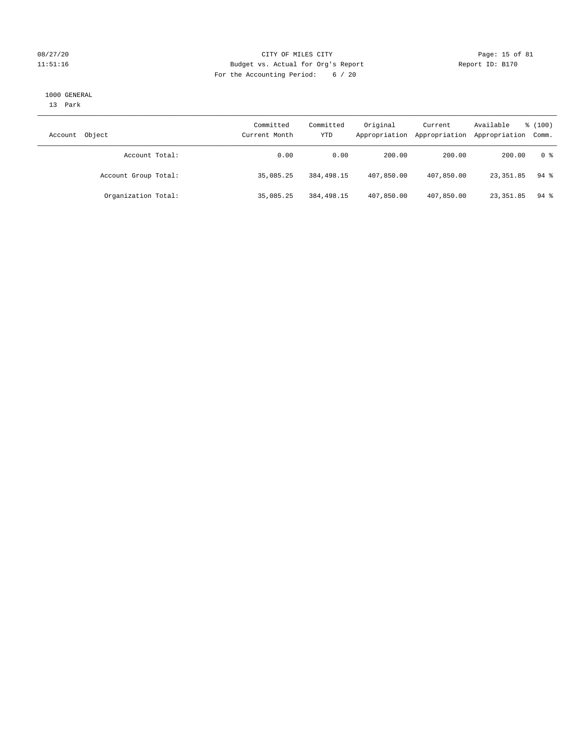CITY OF MILES CITY
Budget vs. Actual for Org's Report
For the Accounting Period: 6 / 20

1000 GENERAL
13 Park

| Account Object | Committed Current Month | Committed YTD | Original Appropriation | Current Appropriation | Available Appropriation | % (100) Comm. |
|---|---|---|---|---|---|---|
| Account Total: | 0.00 | 0.00 | 200.00 | 200.00 | 200.00 | 0 % |
| Account Group Total: | 35,085.25 | 384,498.15 | 407,850.00 | 407,850.00 | 23,351.85 | 94 % |
| Organization Total: | 35,085.25 | 384,498.15 | 407,850.00 | 407,850.00 | 23,351.85 | 94 % |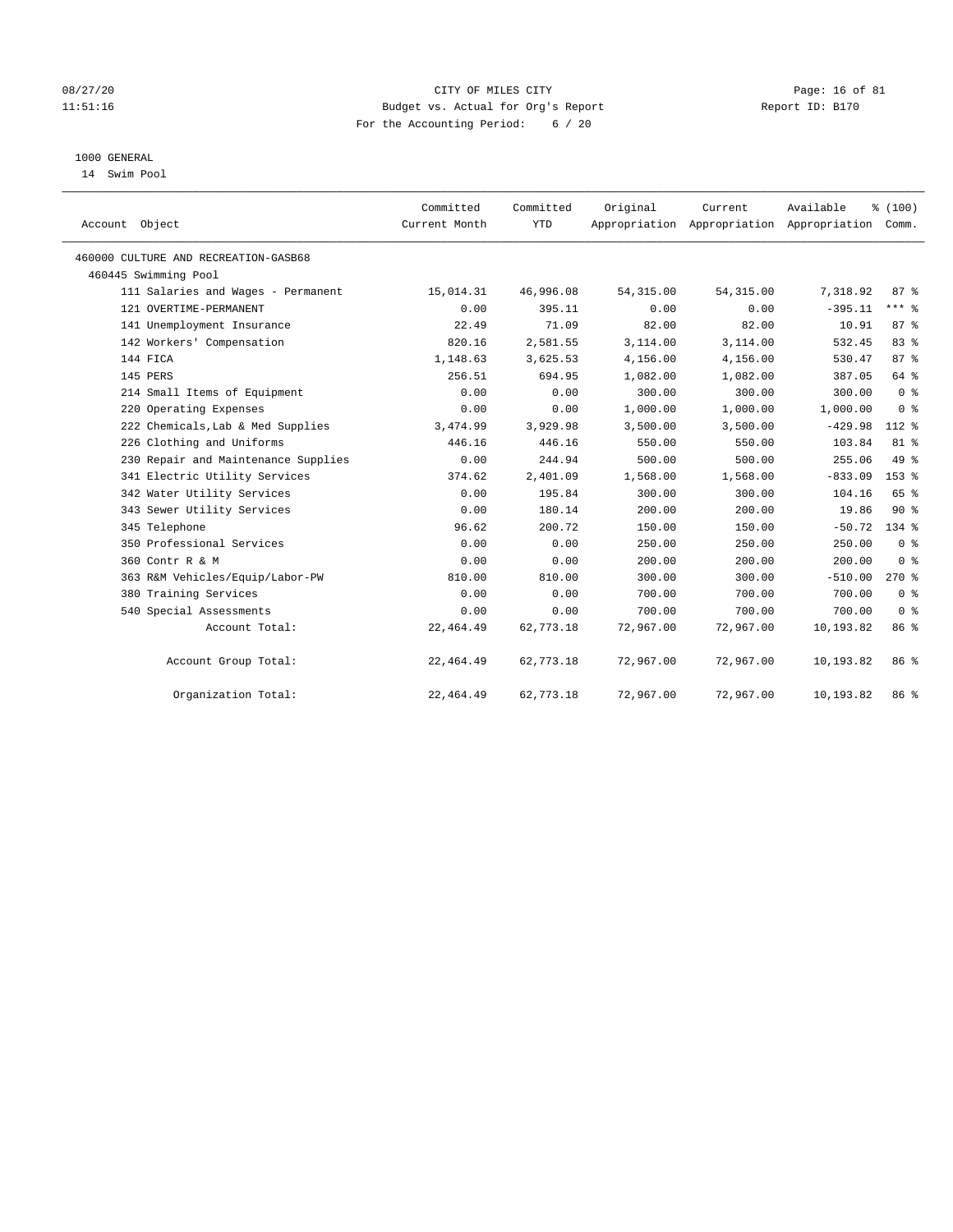08/27/20 CITY OF MILES CITY
11:51:16 Budget vs. Actual for Org's Report Report ID: B170
For the Accounting Period: 6 / 20

1000 GENERAL
14 Swim Pool

| Account Object | Committed Current Month | Committed YTD | Original Appropriation | Current Appropriation | Available Appropriation | % (100) Comm. |
|---|---|---|---|---|---|---|
| 460000 CULTURE AND RECREATION-GASB68 | | | | | | |
| 460445 Swimming Pool | | | | | | |
| 111 Salaries and Wages - Permanent | 15,014.31 | 46,996.08 | 54,315.00 | 54,315.00 | 7,318.92 | 87 % |
| 121 OVERTIME-PERMANENT | 0.00 | 395.11 | 0.00 | 0.00 | -395.11 | *** % |
| 141 Unemployment Insurance | 22.49 | 71.09 | 82.00 | 82.00 | 10.91 | 87 % |
| 142 Workers' Compensation | 820.16 | 2,581.55 | 3,114.00 | 3,114.00 | 532.45 | 83 % |
| 144 FICA | 1,148.63 | 3,625.53 | 4,156.00 | 4,156.00 | 530.47 | 87 % |
| 145 PERS | 256.51 | 694.95 | 1,082.00 | 1,082.00 | 387.05 | 64 % |
| 214 Small Items of Equipment | 0.00 | 0.00 | 300.00 | 300.00 | 300.00 | 0 % |
| 220 Operating Expenses | 0.00 | 0.00 | 1,000.00 | 1,000.00 | 1,000.00 | 0 % |
| 222 Chemicals,Lab & Med Supplies | 3,474.99 | 3,929.98 | 3,500.00 | 3,500.00 | -429.98 | 112 % |
| 226 Clothing and Uniforms | 446.16 | 446.16 | 550.00 | 550.00 | 103.84 | 81 % |
| 230 Repair and Maintenance Supplies | 0.00 | 244.94 | 500.00 | 500.00 | 255.06 | 49 % |
| 341 Electric Utility Services | 374.62 | 2,401.09 | 1,568.00 | 1,568.00 | -833.09 | 153 % |
| 342 Water Utility Services | 0.00 | 195.84 | 300.00 | 300.00 | 104.16 | 65 % |
| 343 Sewer Utility Services | 0.00 | 180.14 | 200.00 | 200.00 | 19.86 | 90 % |
| 345 Telephone | 96.62 | 200.72 | 150.00 | 150.00 | -50.72 | 134 % |
| 350 Professional Services | 0.00 | 0.00 | 250.00 | 250.00 | 250.00 | 0 % |
| 360 Contr R & M | 0.00 | 0.00 | 200.00 | 200.00 | 200.00 | 0 % |
| 363 R&M Vehicles/Equip/Labor-PW | 810.00 | 810.00 | 300.00 | 300.00 | -510.00 | 270 % |
| 380 Training Services | 0.00 | 0.00 | 700.00 | 700.00 | 700.00 | 0 % |
| 540 Special Assessments | 0.00 | 0.00 | 700.00 | 700.00 | 700.00 | 0 % |
| Account Total: | 22,464.49 | 62,773.18 | 72,967.00 | 72,967.00 | 10,193.82 | 86 % |
| Account Group Total: | 22,464.49 | 62,773.18 | 72,967.00 | 72,967.00 | 10,193.82 | 86 % |
| Organization Total: | 22,464.49 | 62,773.18 | 72,967.00 | 72,967.00 | 10,193.82 | 86 % |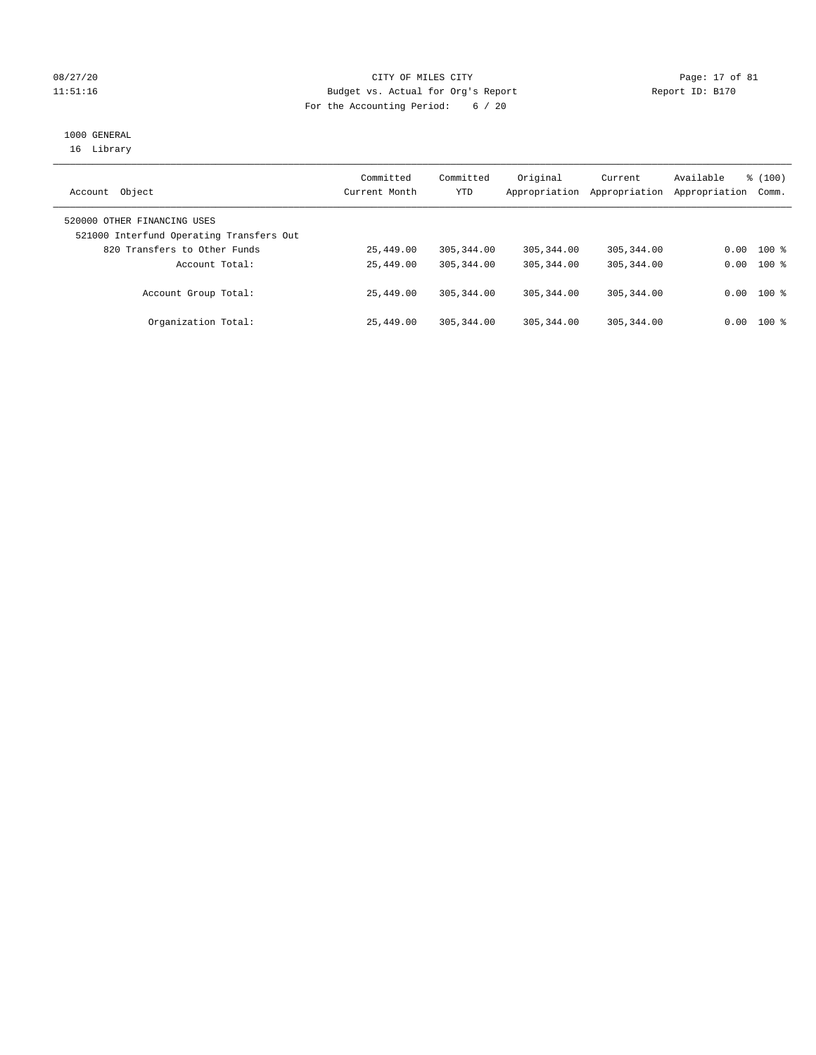CITY OF MILES CITY
Budget vs. Actual for Org's Report
For the Accounting Period: 6 / 20

1000 GENERAL
16 Library

| Account Object | Committed Current Month | Committed YTD | Original Appropriation | Current Appropriation | Available Appropriation | % (100) Comm. |
|---|---|---|---|---|---|---|
| 520000 OTHER FINANCING USES | | | | | | |
| 521000 Interfund Operating Transfers Out | | | | | | |
| 820 Transfers to Other Funds | 25,449.00 | 305,344.00 | 305,344.00 | 305,344.00 | 0.00 | 100 % |
| Account Total: | 25,449.00 | 305,344.00 | 305,344.00 | 305,344.00 | 0.00 | 100 % |
| Account Group Total: | 25,449.00 | 305,344.00 | 305,344.00 | 305,344.00 | 0.00 | 100 % |
| Organization Total: | 25,449.00 | 305,344.00 | 305,344.00 | 305,344.00 | 0.00 | 100 % |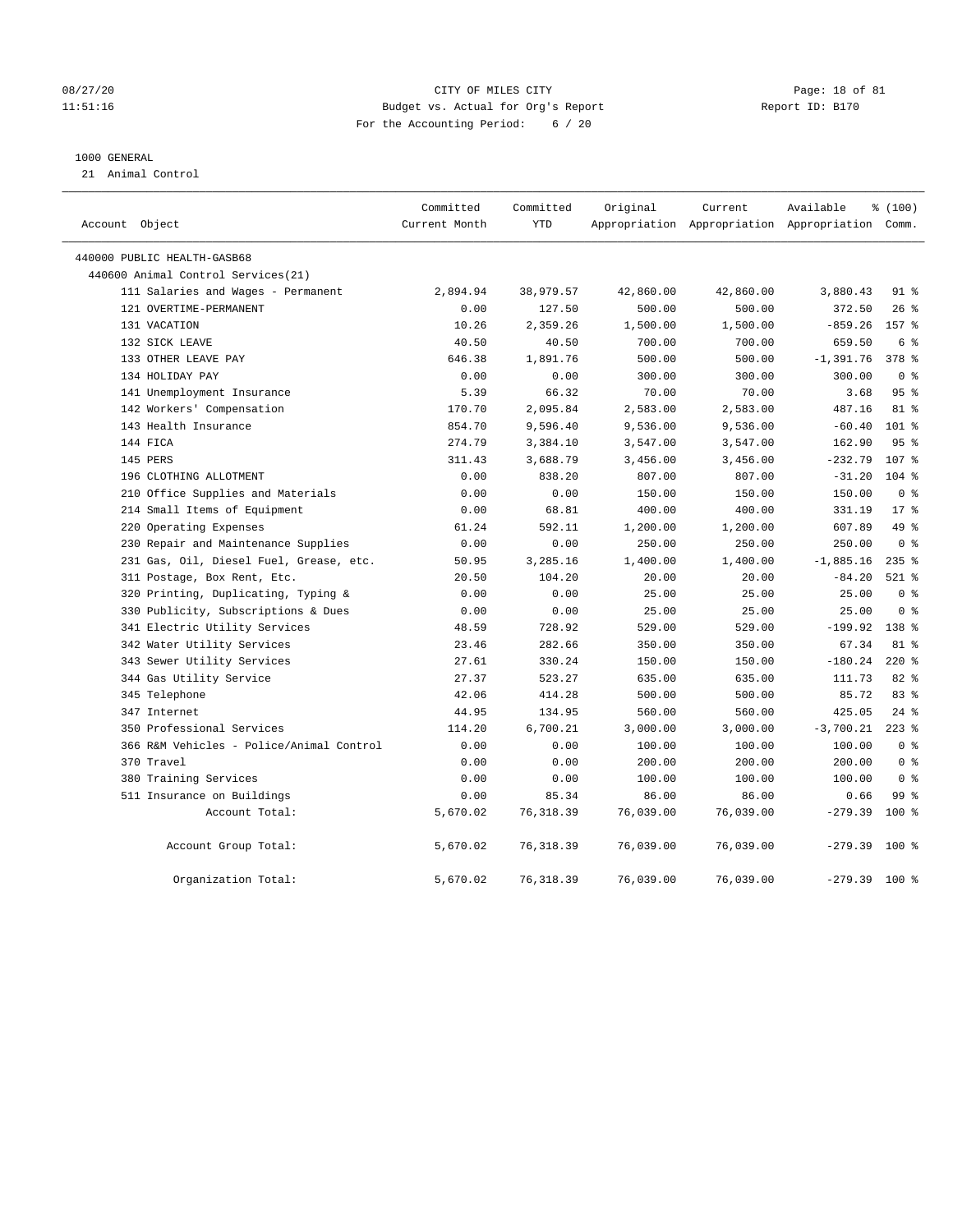CITY OF MILES CITY

Budget vs. Actual for Org's Report

For the Accounting Period: 6 / 20

08/27/20
11:51:16

Report ID: B170

1000 GENERAL

21 Animal Control

| Account Object | Committed Current Month | Committed YTD | Original Appropriation | Current Appropriation | Available Appropriation | % (100) Comm. |
|---|---|---|---|---|---|---|
| 440000 PUBLIC HEALTH-GASB68 | | | | | | |
| 440600 Animal Control Services(21) | | | | | | |
| 111 Salaries and Wages - Permanent | 2,894.94 | 38,979.57 | 42,860.00 | 42,860.00 | 3,880.43 | 91 % |
| 121 OVERTIME-PERMANENT | 0.00 | 127.50 | 500.00 | 500.00 | 372.50 | 26 % |
| 131 VACATION | 10.26 | 2,359.26 | 1,500.00 | 1,500.00 | -859.26 | 157 % |
| 132 SICK LEAVE | 40.50 | 40.50 | 700.00 | 700.00 | 659.50 | 6 % |
| 133 OTHER LEAVE PAY | 646.38 | 1,891.76 | 500.00 | 500.00 | -1,391.76 | 378 % |
| 134 HOLIDAY PAY | 0.00 | 0.00 | 300.00 | 300.00 | 300.00 | 0 % |
| 141 Unemployment Insurance | 5.39 | 66.32 | 70.00 | 70.00 | 3.68 | 95 % |
| 142 Workers' Compensation | 170.70 | 2,095.84 | 2,583.00 | 2,583.00 | 487.16 | 81 % |
| 143 Health Insurance | 854.70 | 9,596.40 | 9,536.00 | 9,536.00 | -60.40 | 101 % |
| 144 FICA | 274.79 | 3,384.10 | 3,547.00 | 3,547.00 | 162.90 | 95 % |
| 145 PERS | 311.43 | 3,688.79 | 3,456.00 | 3,456.00 | -232.79 | 107 % |
| 196 CLOTHING ALLOTMENT | 0.00 | 838.20 | 807.00 | 807.00 | -31.20 | 104 % |
| 210 Office Supplies and Materials | 0.00 | 0.00 | 150.00 | 150.00 | 150.00 | 0 % |
| 214 Small Items of Equipment | 0.00 | 68.81 | 400.00 | 400.00 | 331.19 | 17 % |
| 220 Operating Expenses | 61.24 | 592.11 | 1,200.00 | 1,200.00 | 607.89 | 49 % |
| 230 Repair and Maintenance Supplies | 0.00 | 0.00 | 250.00 | 250.00 | 250.00 | 0 % |
| 231 Gas, Oil, Diesel Fuel, Grease, etc. | 50.95 | 3,285.16 | 1,400.00 | 1,400.00 | -1,885.16 | 235 % |
| 311 Postage, Box Rent, Etc. | 20.50 | 104.20 | 20.00 | 20.00 | -84.20 | 521 % |
| 320 Printing, Duplicating, Typing & | 0.00 | 0.00 | 25.00 | 25.00 | 25.00 | 0 % |
| 330 Publicity, Subscriptions & Dues | 0.00 | 0.00 | 25.00 | 25.00 | 25.00 | 0 % |
| 341 Electric Utility Services | 48.59 | 728.92 | 529.00 | 529.00 | -199.92 | 138 % |
| 342 Water Utility Services | 23.46 | 282.66 | 350.00 | 350.00 | 67.34 | 81 % |
| 343 Sewer Utility Services | 27.61 | 330.24 | 150.00 | 150.00 | -180.24 | 220 % |
| 344 Gas Utility Service | 27.37 | 523.27 | 635.00 | 635.00 | 111.73 | 82 % |
| 345 Telephone | 42.06 | 414.28 | 500.00 | 500.00 | 85.72 | 83 % |
| 347 Internet | 44.95 | 134.95 | 560.00 | 560.00 | 425.05 | 24 % |
| 350 Professional Services | 114.20 | 6,700.21 | 3,000.00 | 3,000.00 | -3,700.21 | 223 % |
| 366 R&M Vehicles - Police/Animal Control | 0.00 | 0.00 | 100.00 | 100.00 | 100.00 | 0 % |
| 370 Travel | 0.00 | 0.00 | 200.00 | 200.00 | 200.00 | 0 % |
| 380 Training Services | 0.00 | 0.00 | 100.00 | 100.00 | 100.00 | 0 % |
| 511 Insurance on Buildings | 0.00 | 85.34 | 86.00 | 86.00 | 0.66 | 99 % |
| Account Total: | 5,670.02 | 76,318.39 | 76,039.00 | 76,039.00 | -279.39 | 100 % |
| Account Group Total: | 5,670.02 | 76,318.39 | 76,039.00 | 76,039.00 | -279.39 | 100 % |
| Organization Total: | 5,670.02 | 76,318.39 | 76,039.00 | 76,039.00 | -279.39 | 100 % |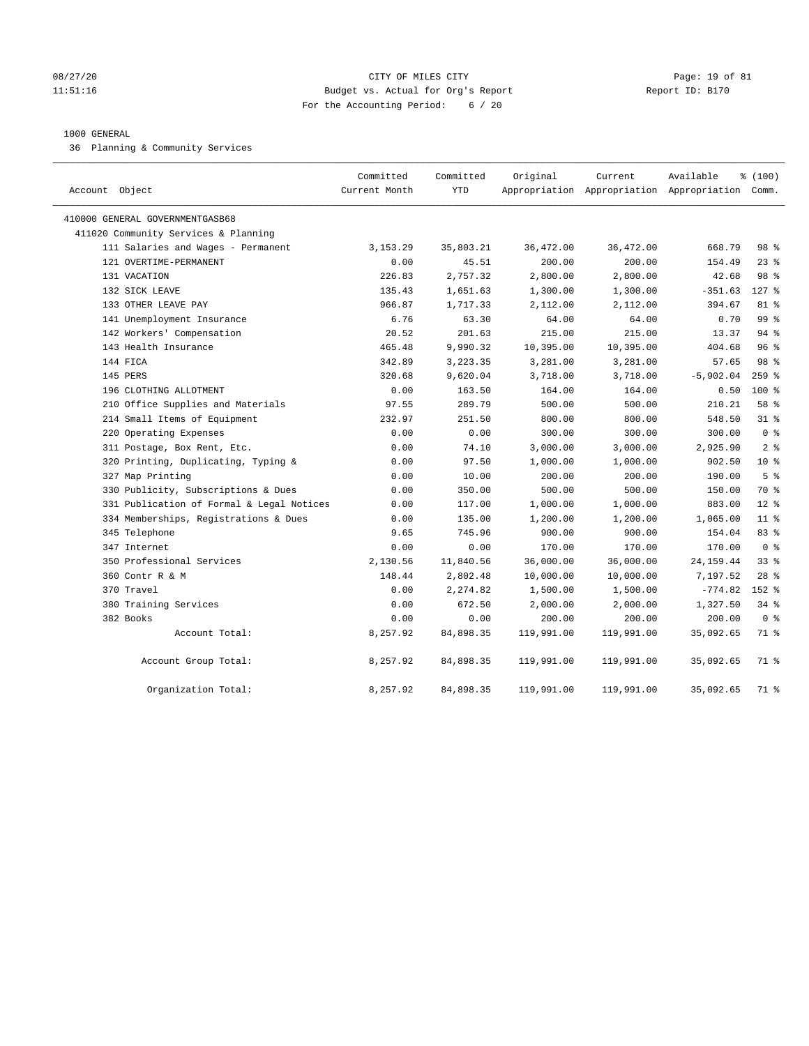CITY OF MILES CITY
Budget vs. Actual for Org's Report
For the Accounting Period: 6 / 20

08/27/20
11:51:16

Report ID: B170

1000 GENERAL

36 Planning & Community Services

| Account Object | Committed Current Month | Committed YTD | Original Appropriation | Current Appropriation | Available Appropriation | % (100) Comm. |
|---|---|---|---|---|---|---|
| 410000 GENERAL GOVERNMENTGASB68 | | | | | | |
| 411020 Community Services & Planning | | | | | | |
| 111 Salaries and Wages - Permanent | 3,153.29 | 35,803.21 | 36,472.00 | 36,472.00 | 668.79 | 98 % |
| 121 OVERTIME-PERMANENT | 0.00 | 45.51 | 200.00 | 200.00 | 154.49 | 23 % |
| 131 VACATION | 226.83 | 2,757.32 | 2,800.00 | 2,800.00 | 42.68 | 98 % |
| 132 SICK LEAVE | 135.43 | 1,651.63 | 1,300.00 | 1,300.00 | -351.63 | 127 % |
| 133 OTHER LEAVE PAY | 966.87 | 1,717.33 | 2,112.00 | 2,112.00 | 394.67 | 81 % |
| 141 Unemployment Insurance | 6.76 | 63.30 | 64.00 | 64.00 | 0.70 | 99 % |
| 142 Workers' Compensation | 20.52 | 201.63 | 215.00 | 215.00 | 13.37 | 94 % |
| 143 Health Insurance | 465.48 | 9,990.32 | 10,395.00 | 10,395.00 | 404.68 | 96 % |
| 144 FICA | 342.89 | 3,223.35 | 3,281.00 | 3,281.00 | 57.65 | 98 % |
| 145 PERS | 320.68 | 9,620.04 | 3,718.00 | 3,718.00 | -5,902.04 | 259 % |
| 196 CLOTHING ALLOTMENT | 0.00 | 163.50 | 164.00 | 164.00 | 0.50 | 100 % |
| 210 Office Supplies and Materials | 97.55 | 289.79 | 500.00 | 500.00 | 210.21 | 58 % |
| 214 Small Items of Equipment | 232.97 | 251.50 | 800.00 | 800.00 | 548.50 | 31 % |
| 220 Operating Expenses | 0.00 | 0.00 | 300.00 | 300.00 | 300.00 | 0 % |
| 311 Postage, Box Rent, Etc. | 0.00 | 74.10 | 3,000.00 | 3,000.00 | 2,925.90 | 2 % |
| 320 Printing, Duplicating, Typing & | 0.00 | 97.50 | 1,000.00 | 1,000.00 | 902.50 | 10 % |
| 327 Map Printing | 0.00 | 10.00 | 200.00 | 200.00 | 190.00 | 5 % |
| 330 Publicity, Subscriptions & Dues | 0.00 | 350.00 | 500.00 | 500.00 | 150.00 | 70 % |
| 331 Publication of Formal & Legal Notices | 0.00 | 117.00 | 1,000.00 | 1,000.00 | 883.00 | 12 % |
| 334 Memberships, Registrations & Dues | 0.00 | 135.00 | 1,200.00 | 1,200.00 | 1,065.00 | 11 % |
| 345 Telephone | 9.65 | 745.96 | 900.00 | 900.00 | 154.04 | 83 % |
| 347 Internet | 0.00 | 0.00 | 170.00 | 170.00 | 170.00 | 0 % |
| 350 Professional Services | 2,130.56 | 11,840.56 | 36,000.00 | 36,000.00 | 24,159.44 | 33 % |
| 360 Contr R & M | 148.44 | 2,802.48 | 10,000.00 | 10,000.00 | 7,197.52 | 28 % |
| 370 Travel | 0.00 | 2,274.82 | 1,500.00 | 1,500.00 | -774.82 | 152 % |
| 380 Training Services | 0.00 | 672.50 | 2,000.00 | 2,000.00 | 1,327.50 | 34 % |
| 382 Books | 0.00 | 0.00 | 200.00 | 200.00 | 200.00 | 0 % |
| Account Total: | 8,257.92 | 84,898.35 | 119,991.00 | 119,991.00 | 35,092.65 | 71 % |
| Account Group Total: | 8,257.92 | 84,898.35 | 119,991.00 | 119,991.00 | 35,092.65 | 71 % |
| Organization Total: | 8,257.92 | 84,898.35 | 119,991.00 | 119,991.00 | 35,092.65 | 71 % |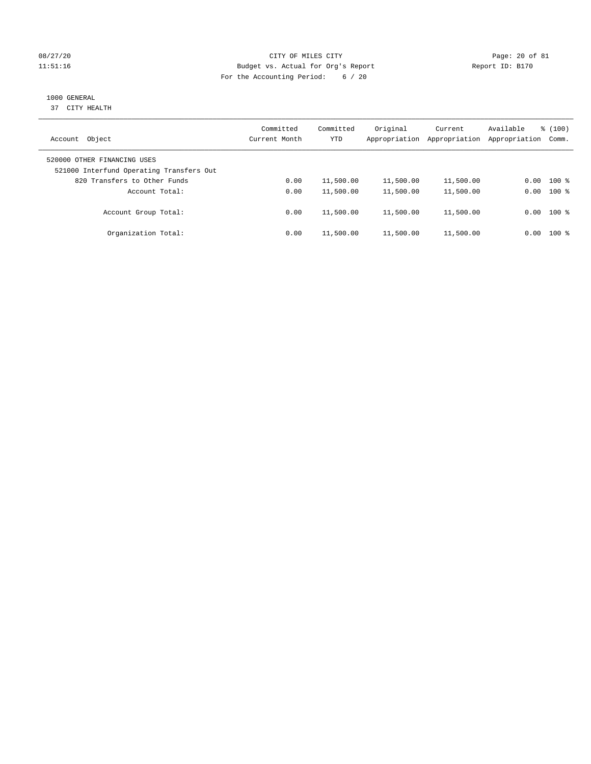CITY OF MILES CITY
Budget vs. Actual for Org's Report
For the Accounting Period: 6 / 20

08/27/20
11:51:16

Report ID: B170

1000 GENERAL
37 CITY HEALTH

| Account Object | Committed Current Month | Committed YTD | Original Appropriation | Current Appropriation | Available Appropriation | % (100) Comm. |
|---|---|---|---|---|---|---|
| 520000 OTHER FINANCING USES | | | | | | |
| 521000 Interfund Operating Transfers Out | | | | | | |
| 820 Transfers to Other Funds | 0.00 | 11,500.00 | 11,500.00 | 11,500.00 | 0.00 | 100 % |
| Account Total: | 0.00 | 11,500.00 | 11,500.00 | 11,500.00 | 0.00 | 100 % |
| Account Group Total: | 0.00 | 11,500.00 | 11,500.00 | 11,500.00 | 0.00 | 100 % |
| Organization Total: | 0.00 | 11,500.00 | 11,500.00 | 11,500.00 | 0.00 | 100 % |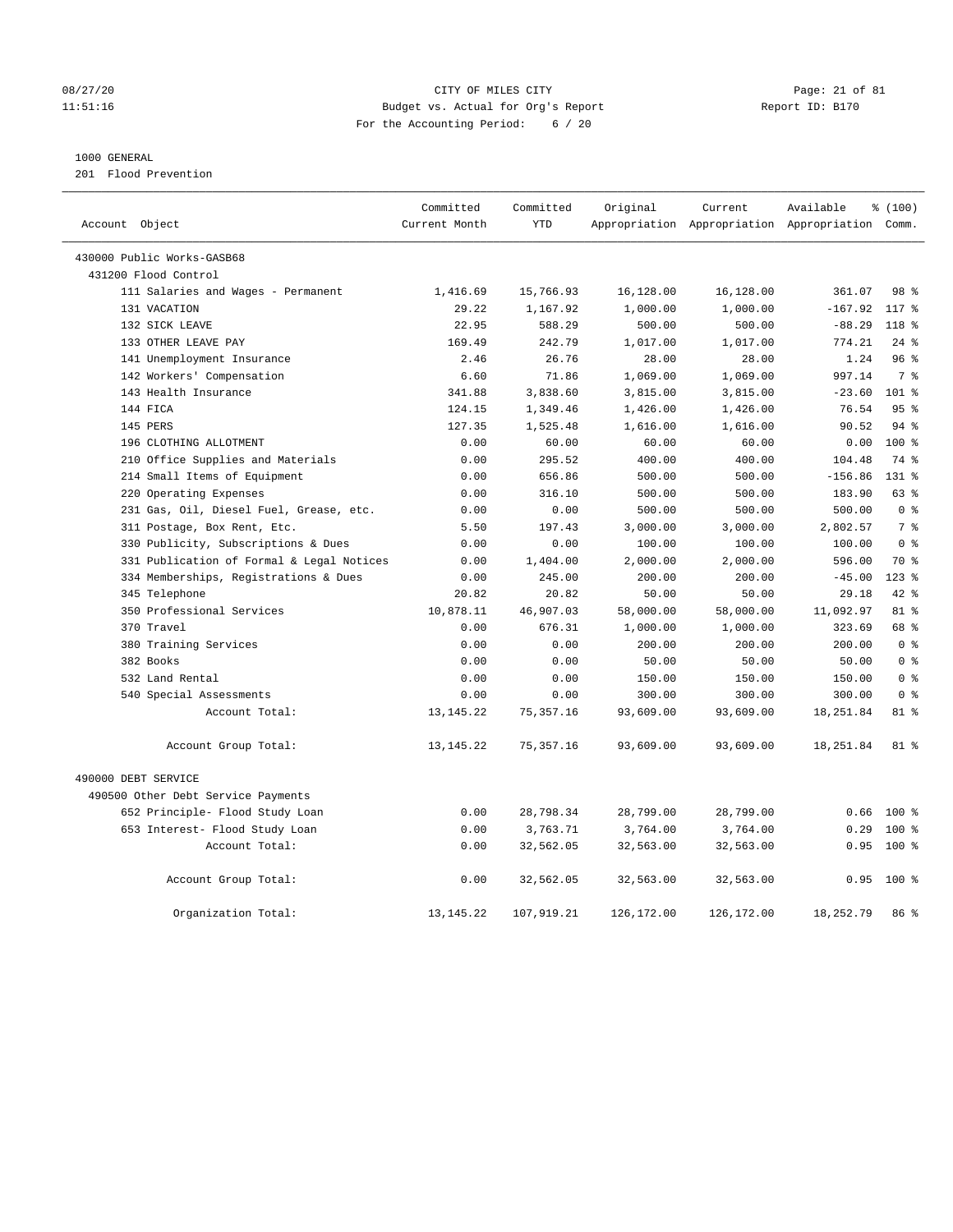CITY OF MILES CITY
Budget vs. Actual for Org's Report
For the Accounting Period: 6 / 20

1000 GENERAL
201 Flood Prevention

| Account Object | Committed Current Month | Committed YTD | Original Appropriation | Current Appropriation | Available Appropriation | % (100) Comm. |
|---|---|---|---|---|---|---|
| 430000 Public Works-GASB68 | | | | | | |
| 431200 Flood Control | | | | | | |
| 111 Salaries and Wages - Permanent | 1,416.69 | 15,766.93 | 16,128.00 | 16,128.00 | 361.07 | 98 % |
| 131 VACATION | 29.22 | 1,167.92 | 1,000.00 | 1,000.00 | -167.92 | 117 % |
| 132 SICK LEAVE | 22.95 | 588.29 | 500.00 | 500.00 | -88.29 | 118 % |
| 133 OTHER LEAVE PAY | 169.49 | 242.79 | 1,017.00 | 1,017.00 | 774.21 | 24 % |
| 141 Unemployment Insurance | 2.46 | 26.76 | 28.00 | 28.00 | 1.24 | 96 % |
| 142 Workers' Compensation | 6.60 | 71.86 | 1,069.00 | 1,069.00 | 997.14 | 7 % |
| 143 Health Insurance | 341.88 | 3,838.60 | 3,815.00 | 3,815.00 | -23.60 | 101 % |
| 144 FICA | 124.15 | 1,349.46 | 1,426.00 | 1,426.00 | 76.54 | 95 % |
| 145 PERS | 127.35 | 1,525.48 | 1,616.00 | 1,616.00 | 90.52 | 94 % |
| 196 CLOTHING ALLOTMENT | 0.00 | 60.00 | 60.00 | 60.00 | 0.00 | 100 % |
| 210 Office Supplies and Materials | 0.00 | 295.52 | 400.00 | 400.00 | 104.48 | 74 % |
| 214 Small Items of Equipment | 0.00 | 656.86 | 500.00 | 500.00 | -156.86 | 131 % |
| 220 Operating Expenses | 0.00 | 316.10 | 500.00 | 500.00 | 183.90 | 63 % |
| 231 Gas, Oil, Diesel Fuel, Grease, etc. | 0.00 | 0.00 | 500.00 | 500.00 | 500.00 | 0 % |
| 311 Postage, Box Rent, Etc. | 5.50 | 197.43 | 3,000.00 | 3,000.00 | 2,802.57 | 7 % |
| 330 Publicity, Subscriptions & Dues | 0.00 | 0.00 | 100.00 | 100.00 | 100.00 | 0 % |
| 331 Publication of Formal & Legal Notices | 0.00 | 1,404.00 | 2,000.00 | 2,000.00 | 596.00 | 70 % |
| 334 Memberships, Registrations & Dues | 0.00 | 245.00 | 200.00 | 200.00 | -45.00 | 123 % |
| 345 Telephone | 20.82 | 20.82 | 50.00 | 50.00 | 29.18 | 42 % |
| 350 Professional Services | 10,878.11 | 46,907.03 | 58,000.00 | 58,000.00 | 11,092.97 | 81 % |
| 370 Travel | 0.00 | 676.31 | 1,000.00 | 1,000.00 | 323.69 | 68 % |
| 380 Training Services | 0.00 | 0.00 | 200.00 | 200.00 | 200.00 | 0 % |
| 382 Books | 0.00 | 0.00 | 50.00 | 50.00 | 50.00 | 0 % |
| 532 Land Rental | 0.00 | 0.00 | 150.00 | 150.00 | 150.00 | 0 % |
| 540 Special Assessments | 0.00 | 0.00 | 300.00 | 300.00 | 300.00 | 0 % |
| Account Total: | 13,145.22 | 75,357.16 | 93,609.00 | 93,609.00 | 18,251.84 | 81 % |
| Account Group Total: | 13,145.22 | 75,357.16 | 93,609.00 | 93,609.00 | 18,251.84 | 81 % |
| 490000 DEBT SERVICE | | | | | | |
| 490500 Other Debt Service Payments | | | | | | |
| 652 Principle- Flood Study Loan | 0.00 | 28,798.34 | 28,799.00 | 28,799.00 | 0.66 | 100 % |
| 653 Interest- Flood Study Loan | 0.00 | 3,763.71 | 3,764.00 | 3,764.00 | 0.29 | 100 % |
| Account Total: | 0.00 | 32,562.05 | 32,563.00 | 32,563.00 | 0.95 | 100 % |
| Account Group Total: | 0.00 | 32,562.05 | 32,563.00 | 32,563.00 | 0.95 | 100 % |
| Organization Total: | 13,145.22 | 107,919.21 | 126,172.00 | 126,172.00 | 18,252.79 | 86 % |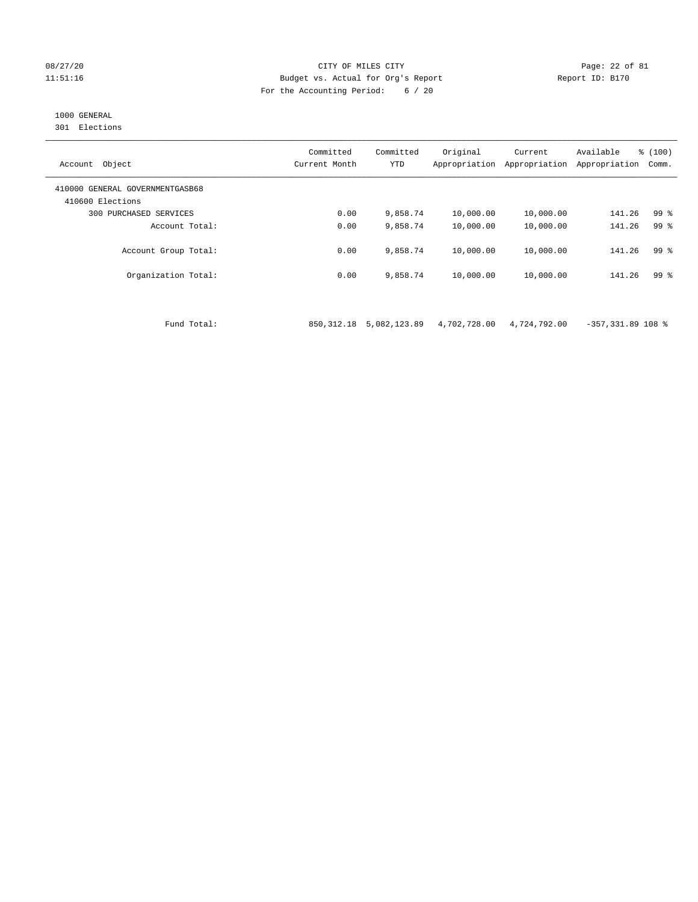CITY OF MILES CITY
Budget vs. Actual for Org's Report
For the Accounting Period: 6 / 20

08/27/20
11:51:16

Report ID: B170

1000 GENERAL
301 Elections

| Account Object | Committed Current Month | Committed YTD | Original Appropriation | Current Appropriation | Available Appropriation | % (100) Comm. |
|---|---|---|---|---|---|---|
| 410000 GENERAL GOVERNMENTGASB68 | | | | | | |
| 410600 Elections | | | | | | |
| 300 PURCHASED SERVICES | 0.00 | 9,858.74 | 10,000.00 | 10,000.00 | 141.26 | 99 % |
| Account Total: | 0.00 | 9,858.74 | 10,000.00 | 10,000.00 | 141.26 | 99 % |
| Account Group Total: | 0.00 | 9,858.74 | 10,000.00 | 10,000.00 | 141.26 | 99 % |
| Organization Total: | 0.00 | 9,858.74 | 10,000.00 | 10,000.00 | 141.26 | 99 % |
| Fund Total: | 850,312.18 | 5,082,123.89 | 4,702,728.00 | 4,724,792.00 | -357,331.89 | 108 % |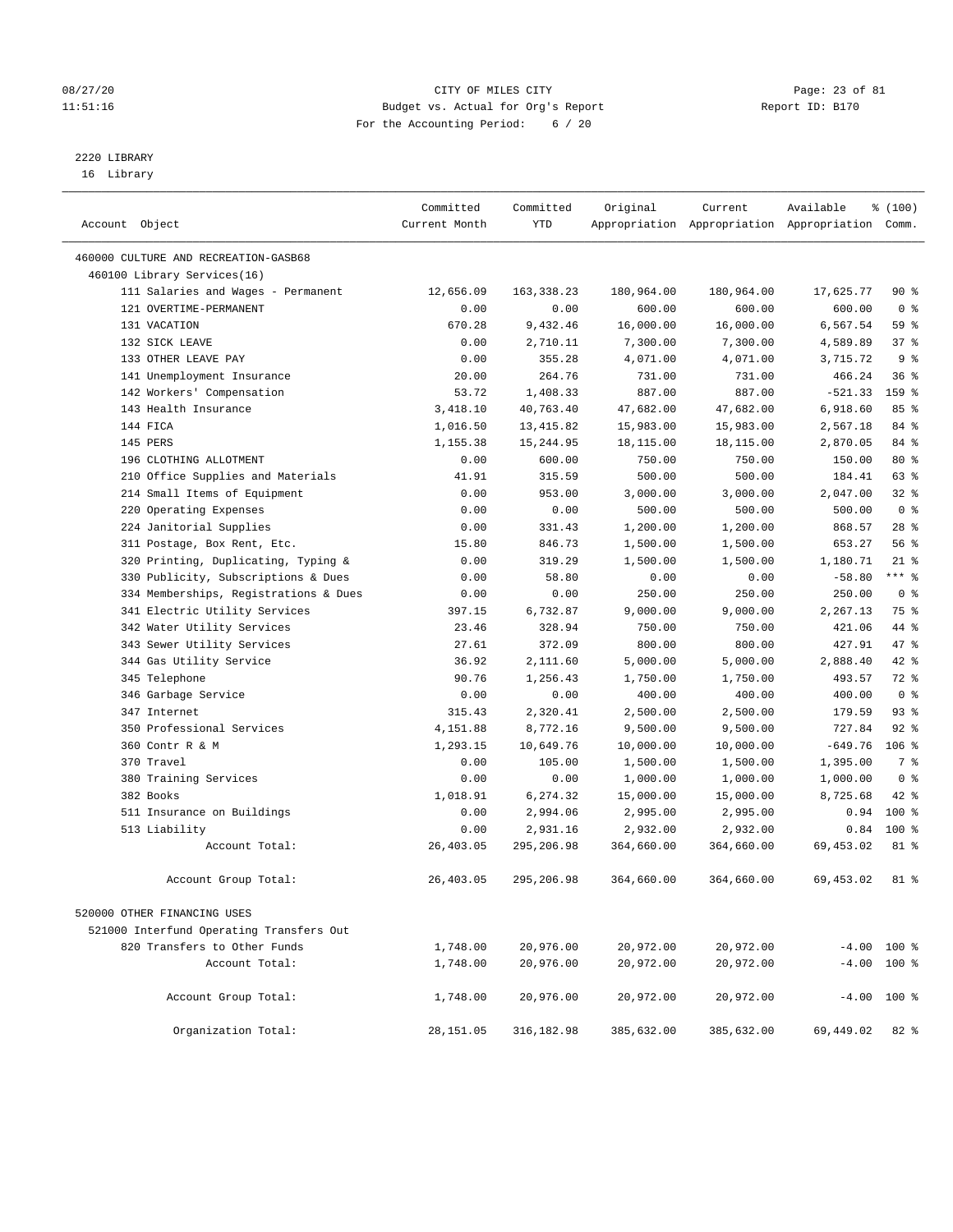CITY OF MILES CITY
Budget vs. Actual for Org's Report
For the Accounting Period: 6 / 20

08/27/20
11:51:16

Report ID: B170

2220 LIBRARY
16 Library

| Account Object | Committed Current Month | Committed YTD | Original Appropriation | Current Appropriation | Available Appropriation | % (100) Comm. |
|---|---|---|---|---|---|---|
| 460000 CULTURE AND RECREATION-GASB68 | | | | | | |
| 460100 Library Services(16) | | | | | | |
| 111 Salaries and Wages - Permanent | 12,656.09 | 163,338.23 | 180,964.00 | 180,964.00 | 17,625.77 | 90 % |
| 121 OVERTIME-PERMANENT | 0.00 | 0.00 | 600.00 | 600.00 | 600.00 | 0 % |
| 131 VACATION | 670.28 | 9,432.46 | 16,000.00 | 16,000.00 | 6,567.54 | 59 % |
| 132 SICK LEAVE | 0.00 | 2,710.11 | 7,300.00 | 7,300.00 | 4,589.89 | 37 % |
| 133 OTHER LEAVE PAY | 0.00 | 355.28 | 4,071.00 | 4,071.00 | 3,715.72 | 9 % |
| 141 Unemployment Insurance | 20.00 | 264.76 | 731.00 | 731.00 | 466.24 | 36 % |
| 142 Workers' Compensation | 53.72 | 1,408.33 | 887.00 | 887.00 | -521.33 | 159 % |
| 143 Health Insurance | 3,418.10 | 40,763.40 | 47,682.00 | 47,682.00 | 6,918.60 | 85 % |
| 144 FICA | 1,016.50 | 13,415.82 | 15,983.00 | 15,983.00 | 2,567.18 | 84 % |
| 145 PERS | 1,155.38 | 15,244.95 | 18,115.00 | 18,115.00 | 2,870.05 | 84 % |
| 196 CLOTHING ALLOTMENT | 0.00 | 600.00 | 750.00 | 750.00 | 150.00 | 80 % |
| 210 Office Supplies and Materials | 41.91 | 315.59 | 500.00 | 500.00 | 184.41 | 63 % |
| 214 Small Items of Equipment | 0.00 | 953.00 | 3,000.00 | 3,000.00 | 2,047.00 | 32 % |
| 220 Operating Expenses | 0.00 | 0.00 | 500.00 | 500.00 | 500.00 | 0 % |
| 224 Janitorial Supplies | 0.00 | 331.43 | 1,200.00 | 1,200.00 | 868.57 | 28 % |
| 311 Postage, Box Rent, Etc. | 15.80 | 846.73 | 1,500.00 | 1,500.00 | 653.27 | 56 % |
| 320 Printing, Duplicating, Typing & | 0.00 | 319.29 | 1,500.00 | 1,500.00 | 1,180.71 | 21 % |
| 330 Publicity, Subscriptions & Dues | 0.00 | 58.80 | 0.00 | 0.00 | -58.80 | *** % |
| 334 Memberships, Registrations & Dues | 0.00 | 0.00 | 250.00 | 250.00 | 250.00 | 0 % |
| 341 Electric Utility Services | 397.15 | 6,732.87 | 9,000.00 | 9,000.00 | 2,267.13 | 75 % |
| 342 Water Utility Services | 23.46 | 328.94 | 750.00 | 750.00 | 421.06 | 44 % |
| 343 Sewer Utility Services | 27.61 | 372.09 | 800.00 | 800.00 | 427.91 | 47 % |
| 344 Gas Utility Service | 36.92 | 2,111.60 | 5,000.00 | 5,000.00 | 2,888.40 | 42 % |
| 345 Telephone | 90.76 | 1,256.43 | 1,750.00 | 1,750.00 | 493.57 | 72 % |
| 346 Garbage Service | 0.00 | 0.00 | 400.00 | 400.00 | 400.00 | 0 % |
| 347 Internet | 315.43 | 2,320.41 | 2,500.00 | 2,500.00 | 179.59 | 93 % |
| 350 Professional Services | 4,151.88 | 8,772.16 | 9,500.00 | 9,500.00 | 727.84 | 92 % |
| 360 Contr R & M | 1,293.15 | 10,649.76 | 10,000.00 | 10,000.00 | -649.76 | 106 % |
| 370 Travel | 0.00 | 105.00 | 1,500.00 | 1,500.00 | 1,395.00 | 7 % |
| 380 Training Services | 0.00 | 0.00 | 1,000.00 | 1,000.00 | 1,000.00 | 0 % |
| 382 Books | 1,018.91 | 6,274.32 | 15,000.00 | 15,000.00 | 8,725.68 | 42 % |
| 511 Insurance on Buildings | 0.00 | 2,994.06 | 2,995.00 | 2,995.00 | 0.94 | 100 % |
| 513 Liability | 0.00 | 2,931.16 | 2,932.00 | 2,932.00 | 0.84 | 100 % |
| Account Total: | 26,403.05 | 295,206.98 | 364,660.00 | 364,660.00 | 69,453.02 | 81 % |
| Account Group Total: | 26,403.05 | 295,206.98 | 364,660.00 | 364,660.00 | 69,453.02 | 81 % |
| 520000 OTHER FINANCING USES | | | | | | |
| 521000 Interfund Operating Transfers Out | | | | | | |
| 820 Transfers to Other Funds | 1,748.00 | 20,976.00 | 20,972.00 | 20,972.00 | -4.00 | 100 % |
| Account Total: | 1,748.00 | 20,976.00 | 20,972.00 | 20,972.00 | -4.00 | 100 % |
| Account Group Total: | 1,748.00 | 20,976.00 | 20,972.00 | 20,972.00 | -4.00 | 100 % |
| Organization Total: | 28,151.05 | 316,182.98 | 385,632.00 | 385,632.00 | 69,449.02 | 82 % |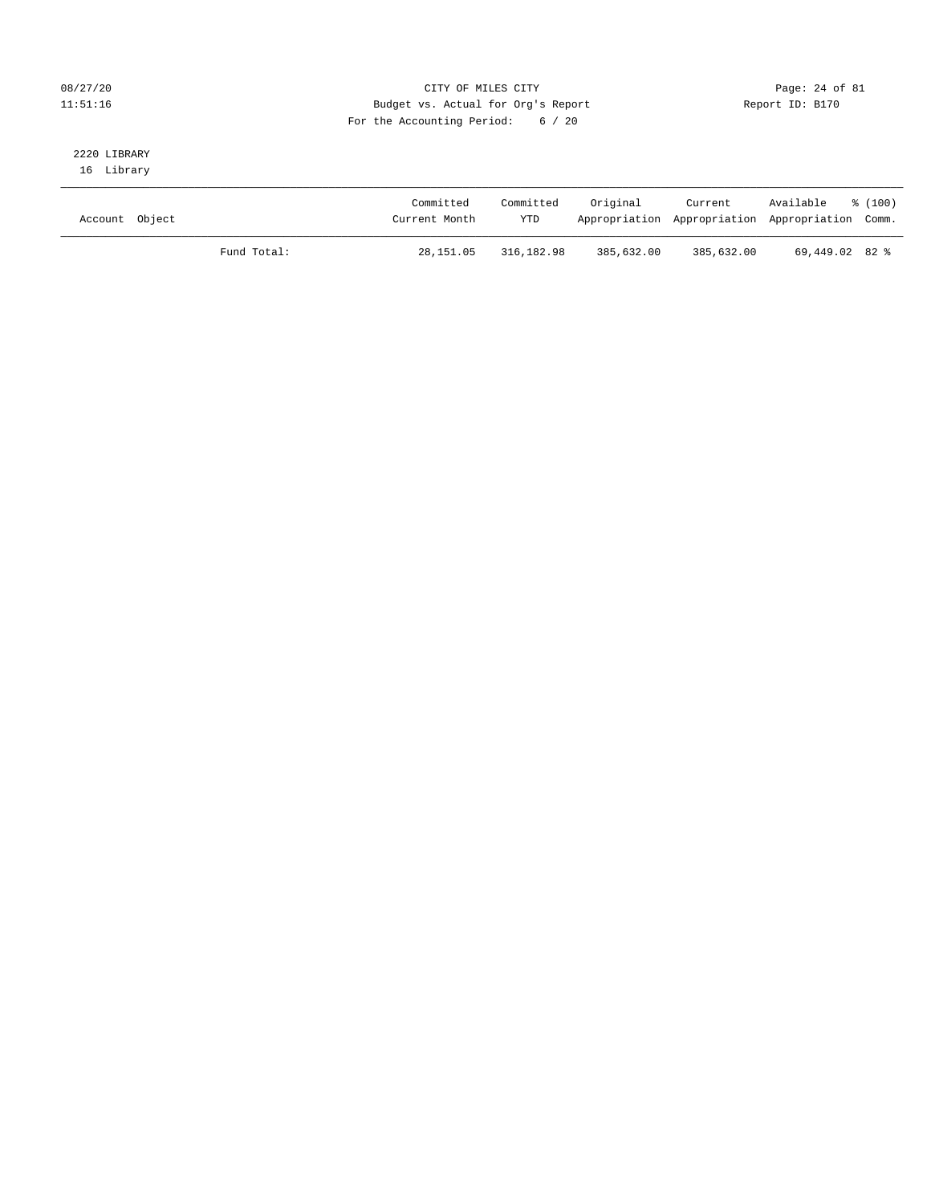CITY OF MILES CITY

Budget vs. Actual for Org's Report

Report ID: B170

For the Accounting Period: 6 / 20

08/27/20
11:51:16

2220 LIBRARY
16 Library

| Account Object | | Committed Current Month | Committed YTD | Original Appropriation | Current Appropriation | Available Appropriation | % (100) Comm. |
|---|---|---|---|---|---|---|---|
| | Fund Total: | 28,151.05 | 316,182.98 | 385,632.00 | 385,632.00 | 69,449.02 | 82 % |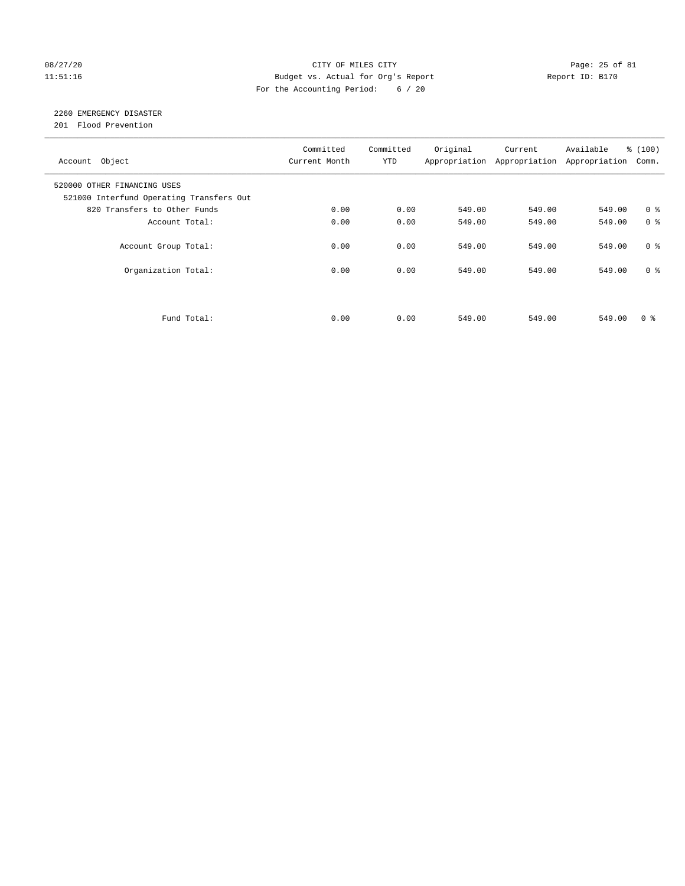CITY OF MILES CITY
Budget vs. Actual for Org's Report
For the Accounting Period: 6 / 20

08/27/20
11:51:16

Report ID: B170

## 2260 EMERGENCY DISASTER

201 Flood Prevention

| Account Object | Committed Current Month | Committed YTD | Original Appropriation | Current Appropriation | Available Appropriation | % (100) Comm. |
|---|---|---|---|---|---|---|
| 520000 OTHER FINANCING USES | | | | | | |
| 521000 Interfund Operating Transfers Out | | | | | | |
| 820 Transfers to Other Funds | 0.00 | 0.00 | 549.00 | 549.00 | 549.00 | 0 % |
| Account Total: | 0.00 | 0.00 | 549.00 | 549.00 | 549.00 | 0 % |
| Account Group Total: | 0.00 | 0.00 | 549.00 | 549.00 | 549.00 | 0 % |
| Organization Total: | 0.00 | 0.00 | 549.00 | 549.00 | 549.00 | 0 % |
| Fund Total: | 0.00 | 0.00 | 549.00 | 549.00 | 549.00 | 0 % |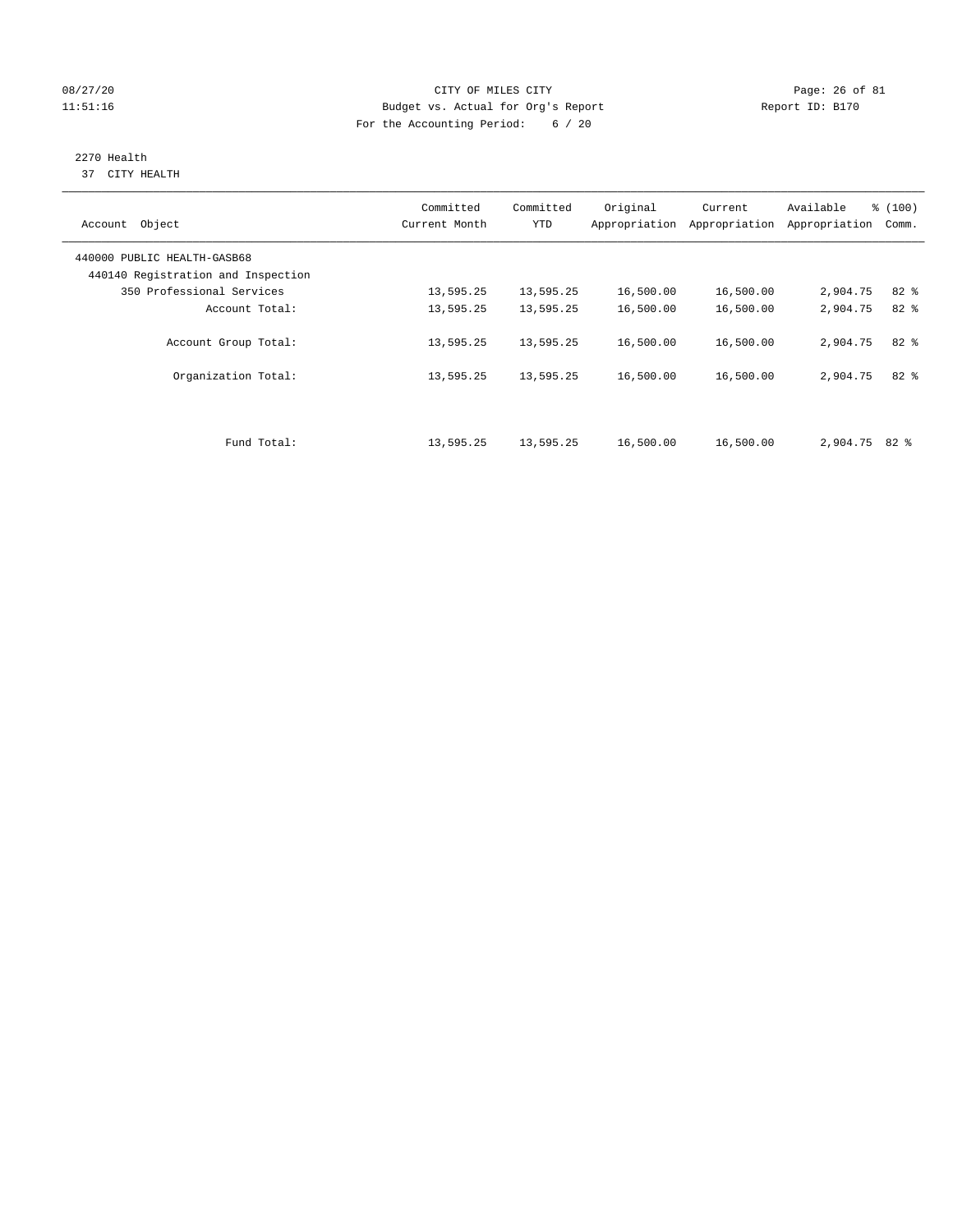CITY OF MILES CITY
Budget vs. Actual for Org's Report
For the Accounting Period: 6 / 20

08/27/20
11:51:16

Report ID: B170

2270 Health
37 CITY HEALTH

| Account Object | Committed Current Month | Committed YTD | Original Appropriation | Current Appropriation | Available Appropriation | % (100) Comm. |
|---|---|---|---|---|---|---|
| 440000 PUBLIC HEALTH-GASB68 | | | | | | |
| 440140 Registration and Inspection | | | | | | |
| 350 Professional Services | 13,595.25 | 13,595.25 | 16,500.00 | 16,500.00 | 2,904.75 | 82 % |
| Account Total: | 13,595.25 | 13,595.25 | 16,500.00 | 16,500.00 | 2,904.75 | 82 % |
| Account Group Total: | 13,595.25 | 13,595.25 | 16,500.00 | 16,500.00 | 2,904.75 | 82 % |
| Organization Total: | 13,595.25 | 13,595.25 | 16,500.00 | 16,500.00 | 2,904.75 | 82 % |
| Fund Total: | 13,595.25 | 13,595.25 | 16,500.00 | 16,500.00 | 2,904.75 | 82 % |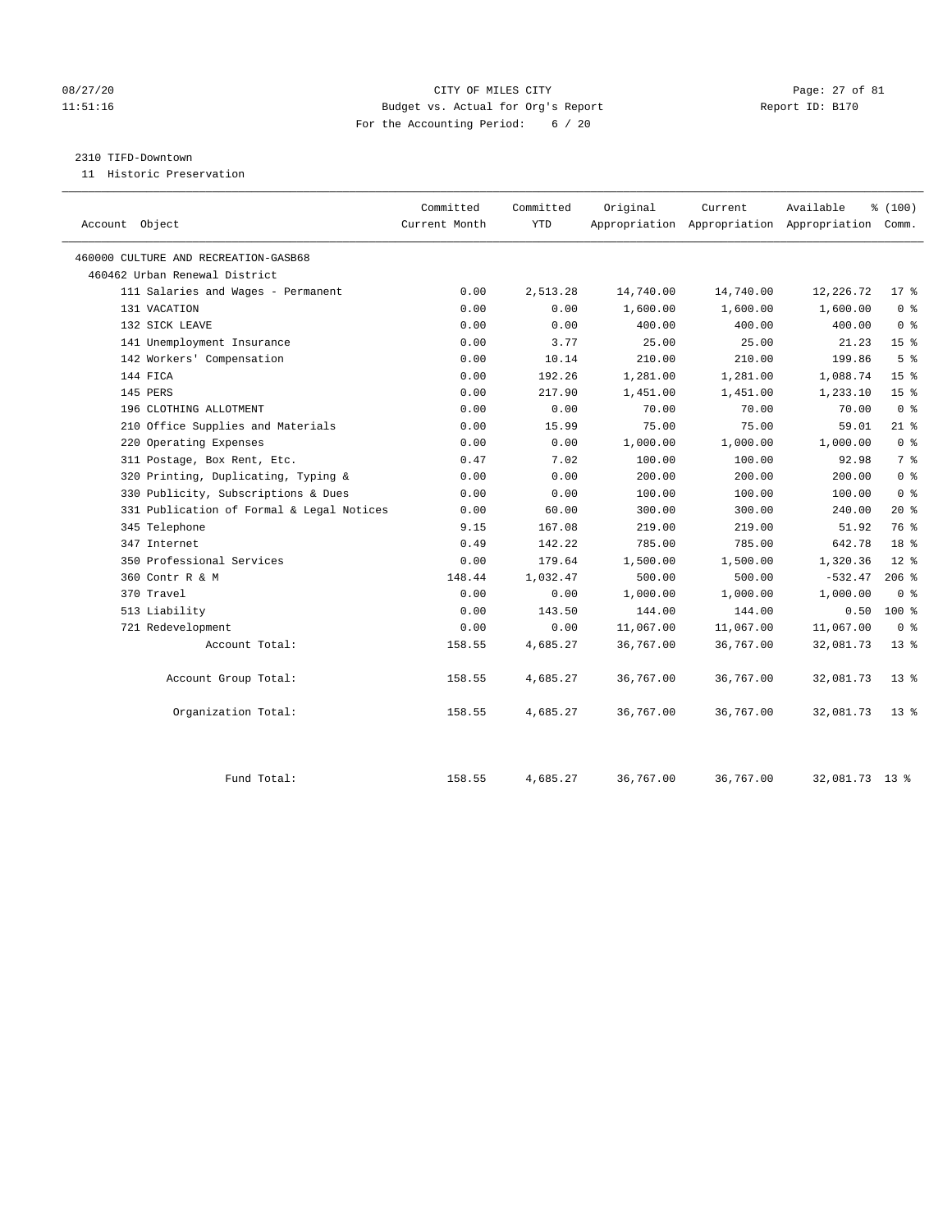CITY OF MILES CITY
Budget vs. Actual for Org's Report
For the Accounting Period: 6 / 20

08/27/20
11:51:16

Report ID: B170

2310 TIFD-Downtown
11 Historic Preservation

| Account Object | Committed Current Month | Committed YTD | Original Appropriation | Current Appropriation | Available Appropriation | % (100) Comm. |
|---|---|---|---|---|---|---|
| 460000 CULTURE AND RECREATION-GASB68 | | | | | | |
| 460462 Urban Renewal District | | | | | | |
| 111 Salaries and Wages - Permanent | 0.00 | 2,513.28 | 14,740.00 | 14,740.00 | 12,226.72 | 17 % |
| 131 VACATION | 0.00 | 0.00 | 1,600.00 | 1,600.00 | 1,600.00 | 0 % |
| 132 SICK LEAVE | 0.00 | 0.00 | 400.00 | 400.00 | 400.00 | 0 % |
| 141 Unemployment Insurance | 0.00 | 3.77 | 25.00 | 25.00 | 21.23 | 15 % |
| 142 Workers' Compensation | 0.00 | 10.14 | 210.00 | 210.00 | 199.86 | 5 % |
| 144 FICA | 0.00 | 192.26 | 1,281.00 | 1,281.00 | 1,088.74 | 15 % |
| 145 PERS | 0.00 | 217.90 | 1,451.00 | 1,451.00 | 1,233.10 | 15 % |
| 196 CLOTHING ALLOTMENT | 0.00 | 0.00 | 70.00 | 70.00 | 70.00 | 0 % |
| 210 Office Supplies and Materials | 0.00 | 15.99 | 75.00 | 75.00 | 59.01 | 21 % |
| 220 Operating Expenses | 0.00 | 0.00 | 1,000.00 | 1,000.00 | 1,000.00 | 0 % |
| 311 Postage, Box Rent, Etc. | 0.47 | 7.02 | 100.00 | 100.00 | 92.98 | 7 % |
| 320 Printing, Duplicating, Typing & | 0.00 | 0.00 | 200.00 | 200.00 | 200.00 | 0 % |
| 330 Publicity, Subscriptions & Dues | 0.00 | 0.00 | 100.00 | 100.00 | 100.00 | 0 % |
| 331 Publication of Formal & Legal Notices | 0.00 | 60.00 | 300.00 | 300.00 | 240.00 | 20 % |
| 345 Telephone | 9.15 | 167.08 | 219.00 | 219.00 | 51.92 | 76 % |
| 347 Internet | 0.49 | 142.22 | 785.00 | 785.00 | 642.78 | 18 % |
| 350 Professional Services | 0.00 | 179.64 | 1,500.00 | 1,500.00 | 1,320.36 | 12 % |
| 360 Contr R & M | 148.44 | 1,032.47 | 500.00 | 500.00 | -532.47 | 206 % |
| 370 Travel | 0.00 | 0.00 | 1,000.00 | 1,000.00 | 1,000.00 | 0 % |
| 513 Liability | 0.00 | 143.50 | 144.00 | 144.00 | 0.50 | 100 % |
| 721 Redevelopment | 0.00 | 0.00 | 11,067.00 | 11,067.00 | 11,067.00 | 0 % |
| Account Total: | 158.55 | 4,685.27 | 36,767.00 | 36,767.00 | 32,081.73 | 13 % |
| Account Group Total: | 158.55 | 4,685.27 | 36,767.00 | 36,767.00 | 32,081.73 | 13 % |
| Organization Total: | 158.55 | 4,685.27 | 36,767.00 | 36,767.00 | 32,081.73 | 13 % |
| Fund Total: | 158.55 | 4,685.27 | 36,767.00 | 36,767.00 | 32,081.73 | 13 % |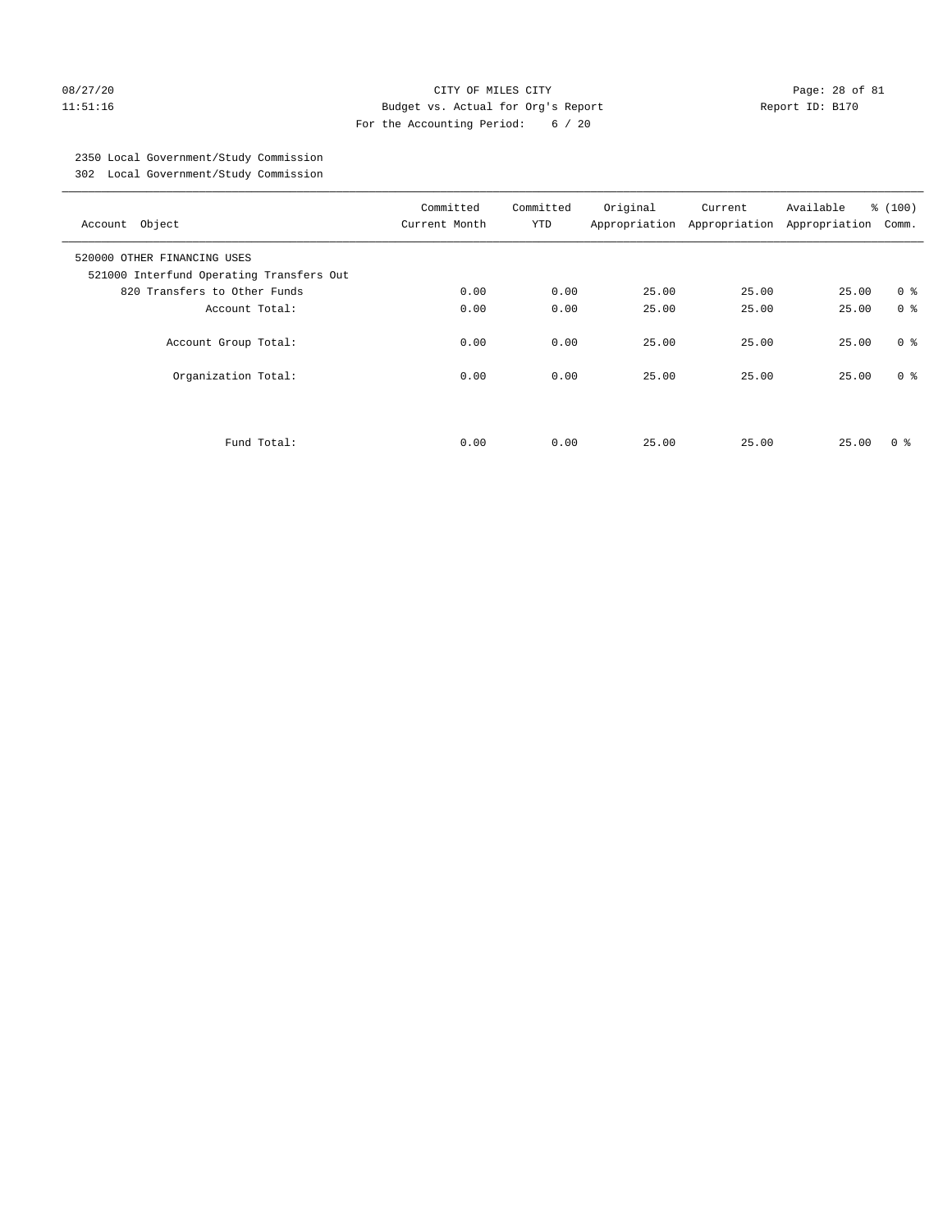2350 Local Government/Study Commission
302 Local Government/Study Commission

| Account Object | Committed Current Month | Committed YTD | Original Appropriation | Current Appropriation | Available Appropriation | % (100) Comm. |
|---|---|---|---|---|---|---|
| 520000 OTHER FINANCING USES | | | | | | |
| 521000 Interfund Operating Transfers Out | | | | | | |
| 820 Transfers to Other Funds | 0.00 | 0.00 | 25.00 | 25.00 | 25.00 | 0 % |
| Account Total: | 0.00 | 0.00 | 25.00 | 25.00 | 25.00 | 0 % |
| Account Group Total: | 0.00 | 0.00 | 25.00 | 25.00 | 25.00 | 0 % |
| Organization Total: | 0.00 | 0.00 | 25.00 | 25.00 | 25.00 | 0 % |
| Fund Total: | 0.00 | 0.00 | 25.00 | 25.00 | 25.00 | 0 % |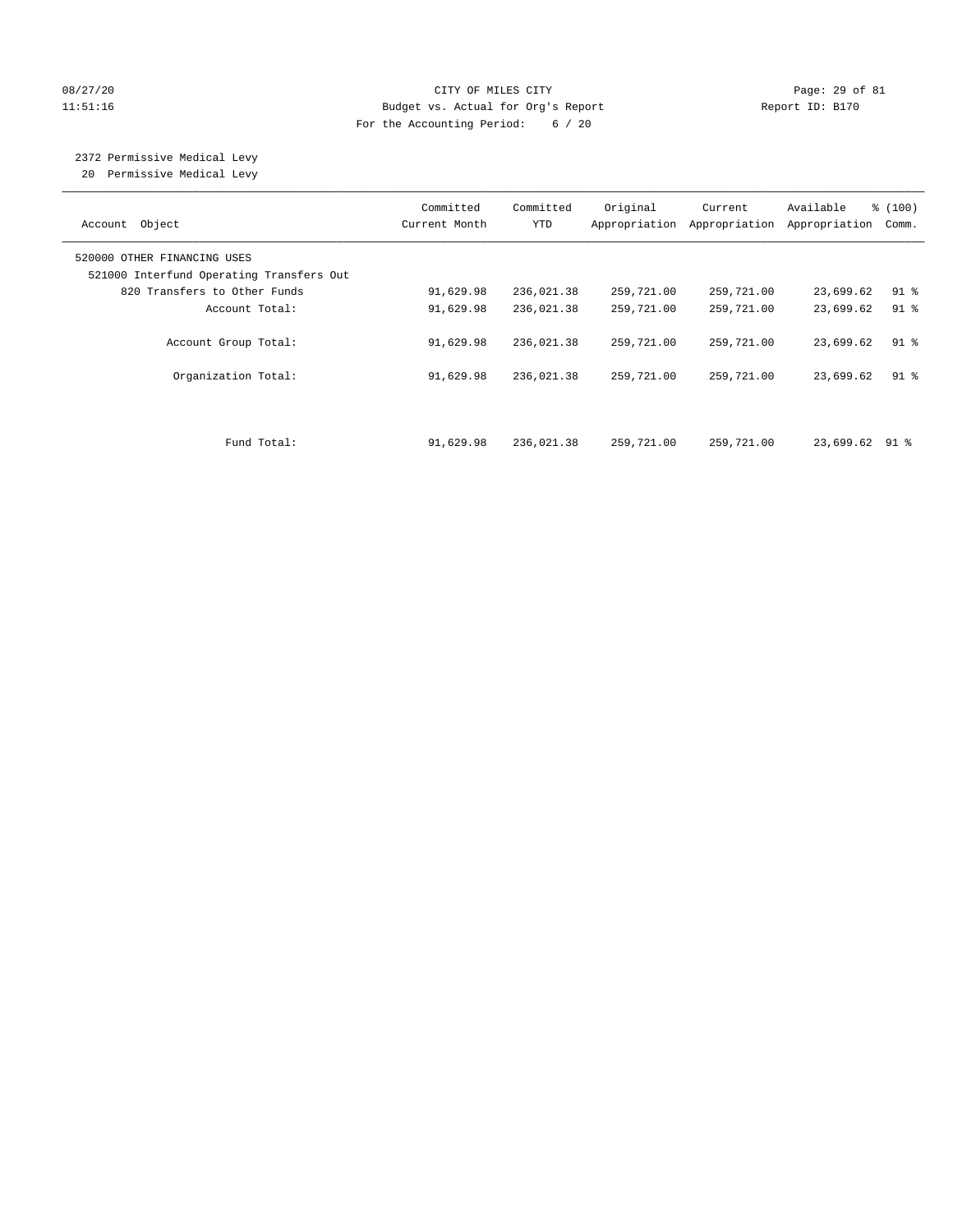CITY OF MILES CITY

Budget vs. Actual for Org's Report

For the Accounting Period: 6 / 20

08/27/20 11:51:16

Report ID: B170

2372 Permissive Medical Levy
20 Permissive Medical Levy

| Account Object | Committed Current Month | Committed YTD | Original Appropriation | Current Appropriation | Available Appropriation | % (100) Comm. |
|---|---|---|---|---|---|---|
| 520000 OTHER FINANCING USES | | | | | | |
| 521000 Interfund Operating Transfers Out | | | | | | |
| 820 Transfers to Other Funds | 91,629.98 | 236,021.38 | 259,721.00 | 259,721.00 | 23,699.62 | 91 % |
| Account Total: | 91,629.98 | 236,021.38 | 259,721.00 | 259,721.00 | 23,699.62 | 91 % |
| Account Group Total: | 91,629.98 | 236,021.38 | 259,721.00 | 259,721.00 | 23,699.62 | 91 % |
| Organization Total: | 91,629.98 | 236,021.38 | 259,721.00 | 259,721.00 | 23,699.62 | 91 % |
| Fund Total: | 91,629.98 | 236,021.38 | 259,721.00 | 259,721.00 | 23,699.62 | 91 % |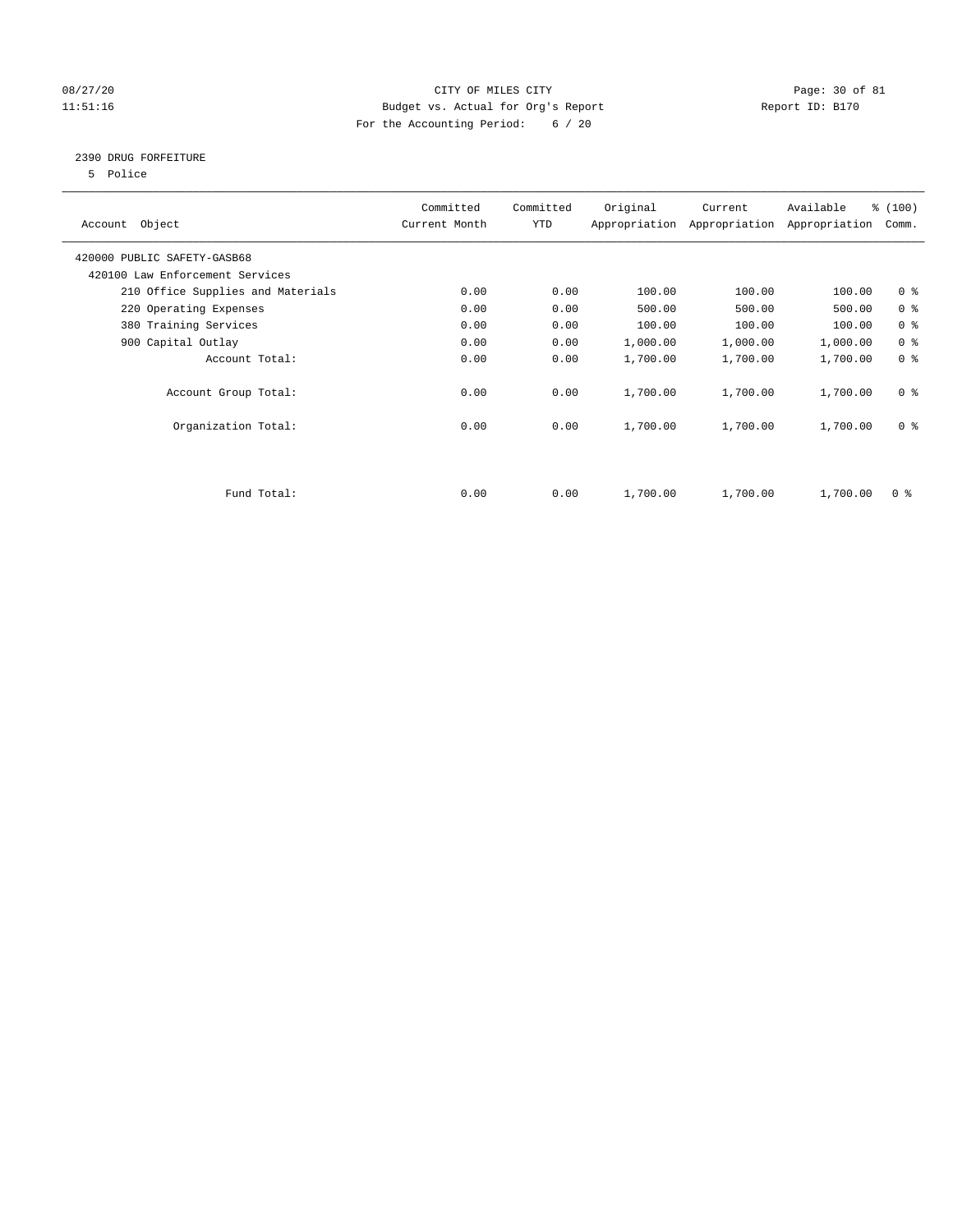CITY OF MILES CITY
Budget vs. Actual for Org's Report
For the Accounting Period: 6 / 20

08/27/20
11:51:16

Report ID: B170

## 2390 DRUG FORFEITURE

5 Police

| Account Object | Committed Current Month | Committed YTD | Original Appropriation | Current Appropriation | Available Appropriation | % (100) Comm. |
|---|---|---|---|---|---|---|
| 420000 PUBLIC SAFETY-GASB68 | | | | | | |
| 420100 Law Enforcement Services | | | | | | |
| 210 Office Supplies and Materials | 0.00 | 0.00 | 100.00 | 100.00 | 100.00 | 0 % |
| 220 Operating Expenses | 0.00 | 0.00 | 500.00 | 500.00 | 500.00 | 0 % |
| 380 Training Services | 0.00 | 0.00 | 100.00 | 100.00 | 100.00 | 0 % |
| 900 Capital Outlay | 0.00 | 0.00 | 1,000.00 | 1,000.00 | 1,000.00 | 0 % |
| Account Total: | 0.00 | 0.00 | 1,700.00 | 1,700.00 | 1,700.00 | 0 % |
| Account Group Total: | 0.00 | 0.00 | 1,700.00 | 1,700.00 | 1,700.00 | 0 % |
| Organization Total: | 0.00 | 0.00 | 1,700.00 | 1,700.00 | 1,700.00 | 0 % |
| Fund Total: | 0.00 | 0.00 | 1,700.00 | 1,700.00 | 1,700.00 | 0 % |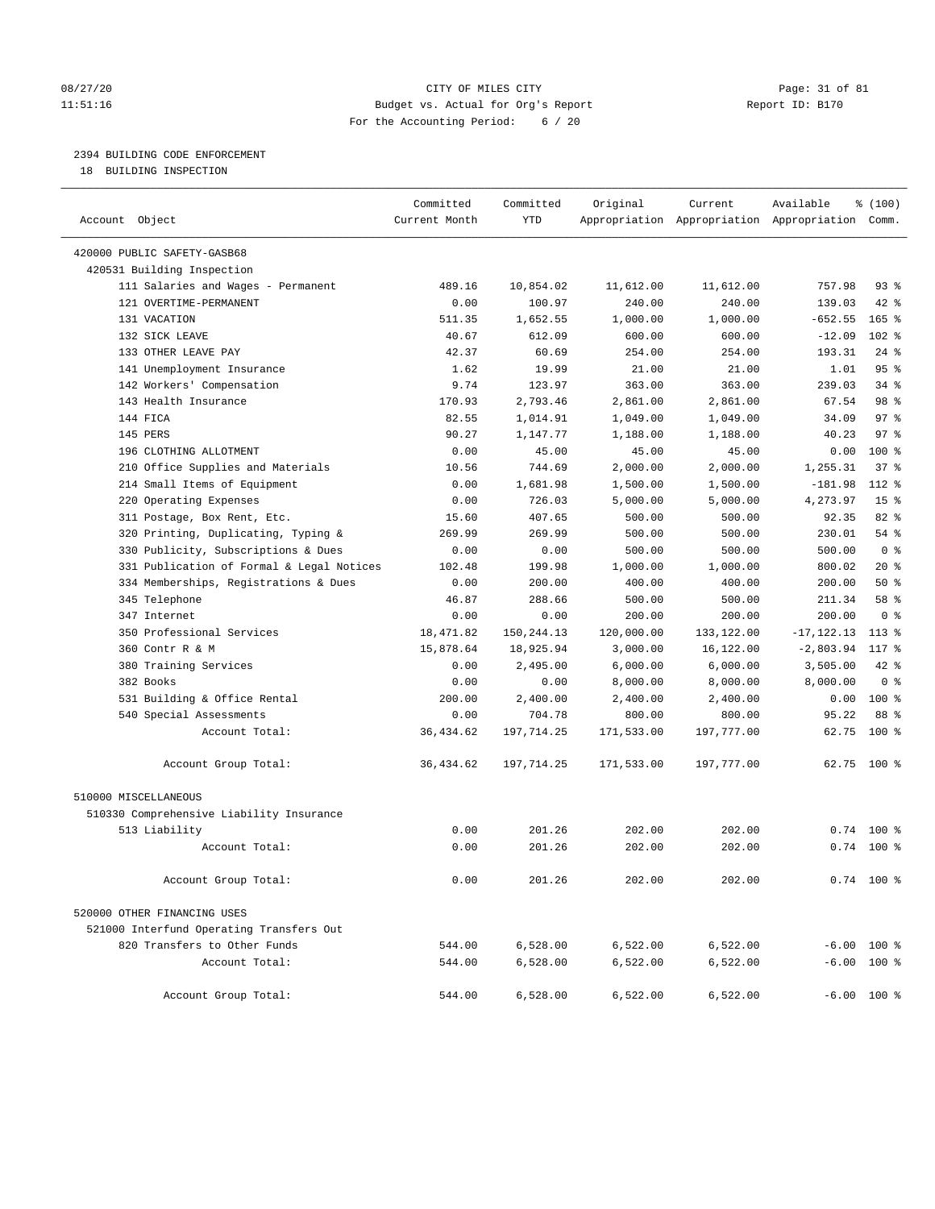# CITY OF MILES CITY

Budget vs. Actual for Org's Report

For the Accounting Period: 6 / 20

## 2394 BUILDING CODE ENFORCEMENT

18 BUILDING INSPECTION

| Account Object | Committed Current Month | Committed YTD | Original Appropriation | Current Appropriation | Available Appropriation | % (100) Comm. |
|---|---|---|---|---|---|---|
| 420000 PUBLIC SAFETY-GASB68 | | | | | | |
| 420531 Building Inspection | | | | | | |
| 111 Salaries and Wages - Permanent | 489.16 | 10,854.02 | 11,612.00 | 11,612.00 | 757.98 | 93 % |
| 121 OVERTIME-PERMANENT | 0.00 | 100.97 | 240.00 | 240.00 | 139.03 | 42 % |
| 131 VACATION | 511.35 | 1,652.55 | 1,000.00 | 1,000.00 | -652.55 | 165 % |
| 132 SICK LEAVE | 40.67 | 612.09 | 600.00 | 600.00 | -12.09 | 102 % |
| 133 OTHER LEAVE PAY | 42.37 | 60.69 | 254.00 | 254.00 | 193.31 | 24 % |
| 141 Unemployment Insurance | 1.62 | 19.99 | 21.00 | 21.00 | 1.01 | 95 % |
| 142 Workers' Compensation | 9.74 | 123.97 | 363.00 | 363.00 | 239.03 | 34 % |
| 143 Health Insurance | 170.93 | 2,793.46 | 2,861.00 | 2,861.00 | 67.54 | 98 % |
| 144 FICA | 82.55 | 1,014.91 | 1,049.00 | 1,049.00 | 34.09 | 97 % |
| 145 PERS | 90.27 | 1,147.77 | 1,188.00 | 1,188.00 | 40.23 | 97 % |
| 196 CLOTHING ALLOTMENT | 0.00 | 45.00 | 45.00 | 45.00 | 0.00 | 100 % |
| 210 Office Supplies and Materials | 10.56 | 744.69 | 2,000.00 | 2,000.00 | 1,255.31 | 37 % |
| 214 Small Items of Equipment | 0.00 | 1,681.98 | 1,500.00 | 1,500.00 | -181.98 | 112 % |
| 220 Operating Expenses | 0.00 | 726.03 | 5,000.00 | 5,000.00 | 4,273.97 | 15 % |
| 311 Postage, Box Rent, Etc. | 15.60 | 407.65 | 500.00 | 500.00 | 92.35 | 82 % |
| 320 Printing, Duplicating, Typing & | 269.99 | 269.99 | 500.00 | 500.00 | 230.01 | 54 % |
| 330 Publicity, Subscriptions & Dues | 0.00 | 0.00 | 500.00 | 500.00 | 500.00 | 0 % |
| 331 Publication of Formal & Legal Notices | 102.48 | 199.98 | 1,000.00 | 1,000.00 | 800.02 | 20 % |
| 334 Memberships, Registrations & Dues | 0.00 | 200.00 | 400.00 | 400.00 | 200.00 | 50 % |
| 345 Telephone | 46.87 | 288.66 | 500.00 | 500.00 | 211.34 | 58 % |
| 347 Internet | 0.00 | 0.00 | 200.00 | 200.00 | 200.00 | 0 % |
| 350 Professional Services | 18,471.82 | 150,244.13 | 120,000.00 | 133,122.00 | -17,122.13 | 113 % |
| 360 Contr R & M | 15,878.64 | 18,925.94 | 3,000.00 | 16,122.00 | -2,803.94 | 117 % |
| 380 Training Services | 0.00 | 2,495.00 | 6,000.00 | 6,000.00 | 3,505.00 | 42 % |
| 382 Books | 0.00 | 0.00 | 8,000.00 | 8,000.00 | 8,000.00 | 0 % |
| 531 Building & Office Rental | 200.00 | 2,400.00 | 2,400.00 | 2,400.00 | 0.00 | 100 % |
| 540 Special Assessments | 0.00 | 704.78 | 800.00 | 800.00 | 95.22 | 88 % |
| Account Total: | 36,434.62 | 197,714.25 | 171,533.00 | 197,777.00 | 62.75 | 100 % |
| Account Group Total: | 36,434.62 | 197,714.25 | 171,533.00 | 197,777.00 | 62.75 | 100 % |
| 510000 MISCELLANEOUS | | | | | | |
| 510330 Comprehensive Liability Insurance | | | | | | |
| 513 Liability | 0.00 | 201.26 | 202.00 | 202.00 | 0.74 | 100 % |
| Account Total: | 0.00 | 201.26 | 202.00 | 202.00 | 0.74 | 100 % |
| Account Group Total: | 0.00 | 201.26 | 202.00 | 202.00 | 0.74 | 100 % |
| 520000 OTHER FINANCING USES | | | | | | |
| 521000 Interfund Operating Transfers Out | | | | | | |
| 820 Transfers to Other Funds | 544.00 | 6,528.00 | 6,522.00 | 6,522.00 | -6.00 | 100 % |
| Account Total: | 544.00 | 6,528.00 | 6,522.00 | 6,522.00 | -6.00 | 100 % |
| Account Group Total: | 544.00 | 6,528.00 | 6,522.00 | 6,522.00 | -6.00 | 100 % |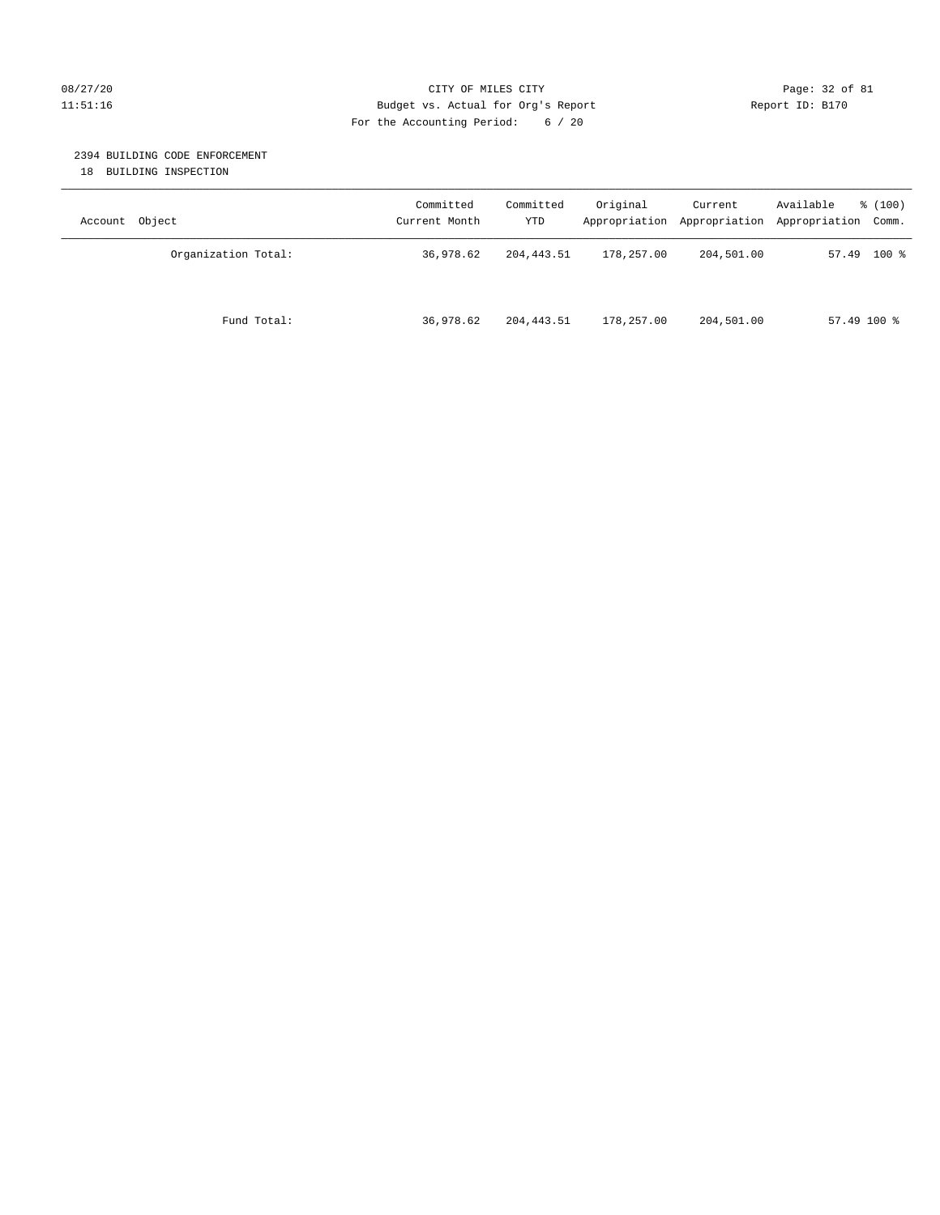CITY OF MILES CITY
Budget vs. Actual for Org's Report
For the Accounting Period: 6 / 20

08/27/20 11:51:16 Report ID: B170

## 2394 BUILDING CODE ENFORCEMENT

18 BUILDING INSPECTION

| Account Object | Committed Current Month | Committed YTD | Original Appropriation | Current Appropriation | Available Appropriation | % (100) Comm. |
|---|---|---|---|---|---|---|
| Organization Total: | 36,978.62 | 204,443.51 | 178,257.00 | 204,501.00 | 57.49 | 100 % |
| Fund Total: | 36,978.62 | 204,443.51 | 178,257.00 | 204,501.00 | 57.49 | 100 % |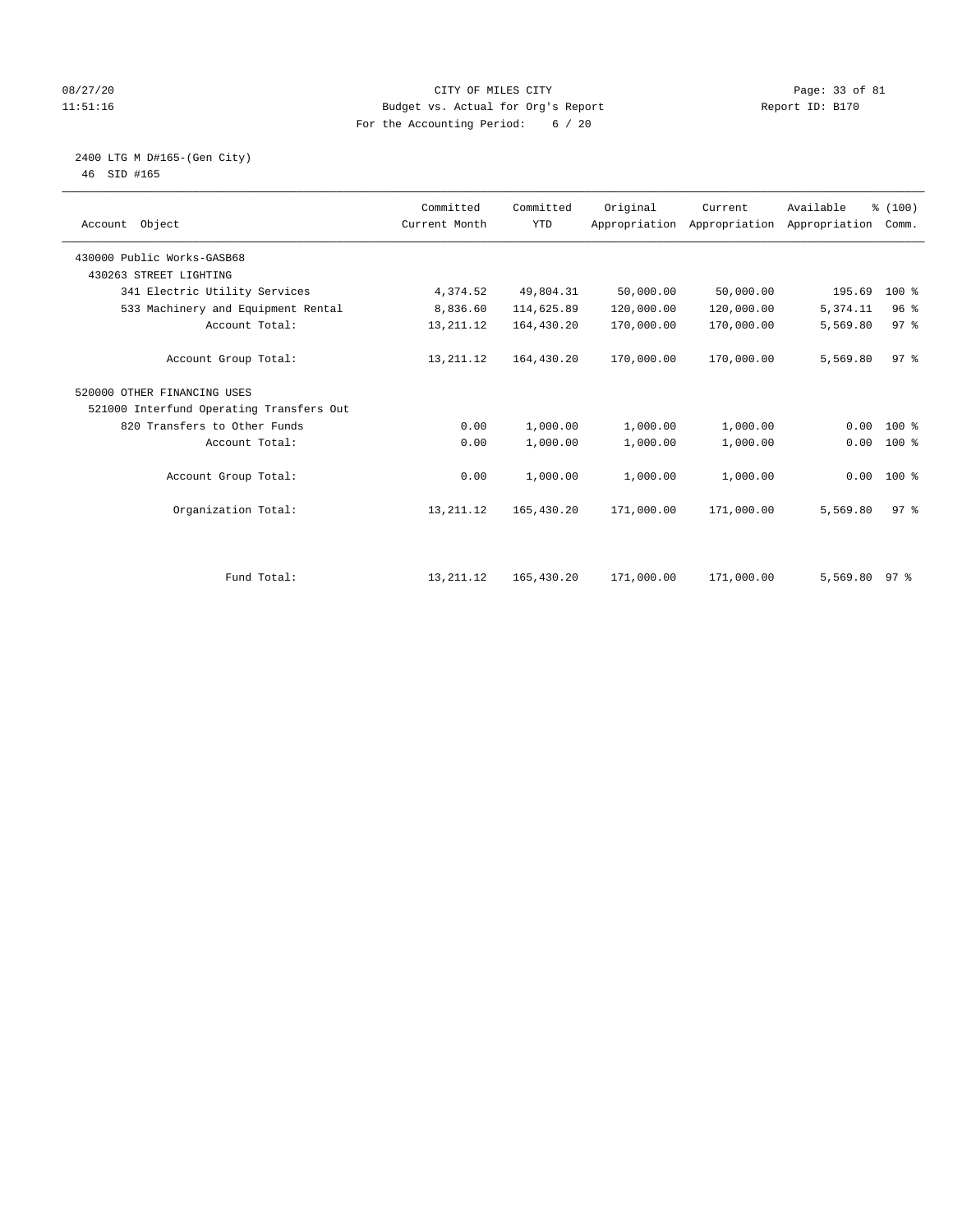CITY OF MILES CITY
Budget vs. Actual for Org's Report
For the Accounting Period: 6 / 20

08/27/20
11:51:16

Report ID: B170

2400 LTG M D#165-(Gen City)
46 SID #165

| Account Object | Committed Current Month | Committed YTD | Original Appropriation | Current Appropriation | Available Appropriation | % (100) Comm. |
|---|---|---|---|---|---|---|
| 430000 Public Works-GASB68 | | | | | | |
| 430263 STREET LIGHTING | | | | | | |
| 341 Electric Utility Services | 4,374.52 | 49,804.31 | 50,000.00 | 50,000.00 | 195.69 | 100 % |
| 533 Machinery and Equipment Rental | 8,836.60 | 114,625.89 | 120,000.00 | 120,000.00 | 5,374.11 | 96 % |
| Account Total: | 13,211.12 | 164,430.20 | 170,000.00 | 170,000.00 | 5,569.80 | 97 % |
| Account Group Total: | 13,211.12 | 164,430.20 | 170,000.00 | 170,000.00 | 5,569.80 | 97 % |
| 520000 OTHER FINANCING USES | | | | | | |
| 521000 Interfund Operating Transfers Out | | | | | | |
| 820 Transfers to Other Funds | 0.00 | 1,000.00 | 1,000.00 | 1,000.00 | 0.00 | 100 % |
| Account Total: | 0.00 | 1,000.00 | 1,000.00 | 1,000.00 | 0.00 | 100 % |
| Account Group Total: | 0.00 | 1,000.00 | 1,000.00 | 1,000.00 | 0.00 | 100 % |
| Organization Total: | 13,211.12 | 165,430.20 | 171,000.00 | 171,000.00 | 5,569.80 | 97 % |
| Fund Total: | 13,211.12 | 165,430.20 | 171,000.00 | 171,000.00 | 5,569.80 | 97 % |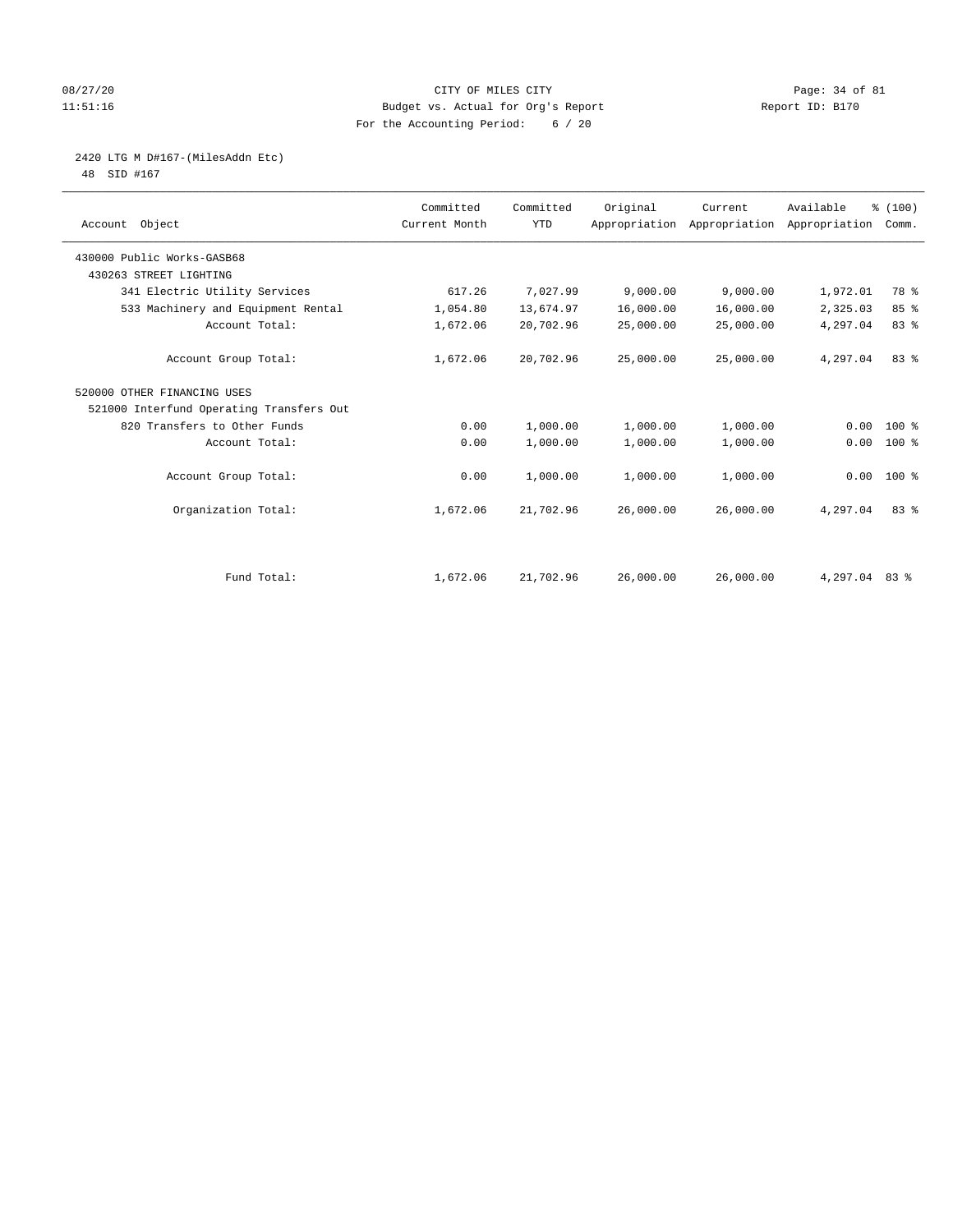# CITY OF MILES CITY

Budget vs. Actual for Org's Report

For the Accounting Period: 6 / 20

08/27/20 11:51:16 — Report ID: B170

## 2420 LTG M D#167-(MilesAddn Etc)

48 SID #167

| Account Object | Committed Current Month | Committed YTD | Original Appropriation | Current Appropriation | Available Appropriation | % (100) Comm. |
|---|---|---|---|---|---|---|
| 430000 Public Works-GASB68 | | | | | | |
| 430263 STREET LIGHTING | | | | | | |
| 341 Electric Utility Services | 617.26 | 7,027.99 | 9,000.00 | 9,000.00 | 1,972.01 | 78 % |
| 533 Machinery and Equipment Rental | 1,054.80 | 13,674.97 | 16,000.00 | 16,000.00 | 2,325.03 | 85 % |
| Account Total: | 1,672.06 | 20,702.96 | 25,000.00 | 25,000.00 | 4,297.04 | 83 % |
| Account Group Total: | 1,672.06 | 20,702.96 | 25,000.00 | 25,000.00 | 4,297.04 | 83 % |
| 520000 OTHER FINANCING USES | | | | | | |
| 521000 Interfund Operating Transfers Out | | | | | | |
| 820 Transfers to Other Funds | 0.00 | 1,000.00 | 1,000.00 | 1,000.00 | 0.00 | 100 % |
| Account Total: | 0.00 | 1,000.00 | 1,000.00 | 1,000.00 | 0.00 | 100 % |
| Account Group Total: | 0.00 | 1,000.00 | 1,000.00 | 1,000.00 | 0.00 | 100 % |
| Organization Total: | 1,672.06 | 21,702.96 | 26,000.00 | 26,000.00 | 4,297.04 | 83 % |
| Fund Total: | 1,672.06 | 21,702.96 | 26,000.00 | 26,000.00 | 4,297.04 | 83 % |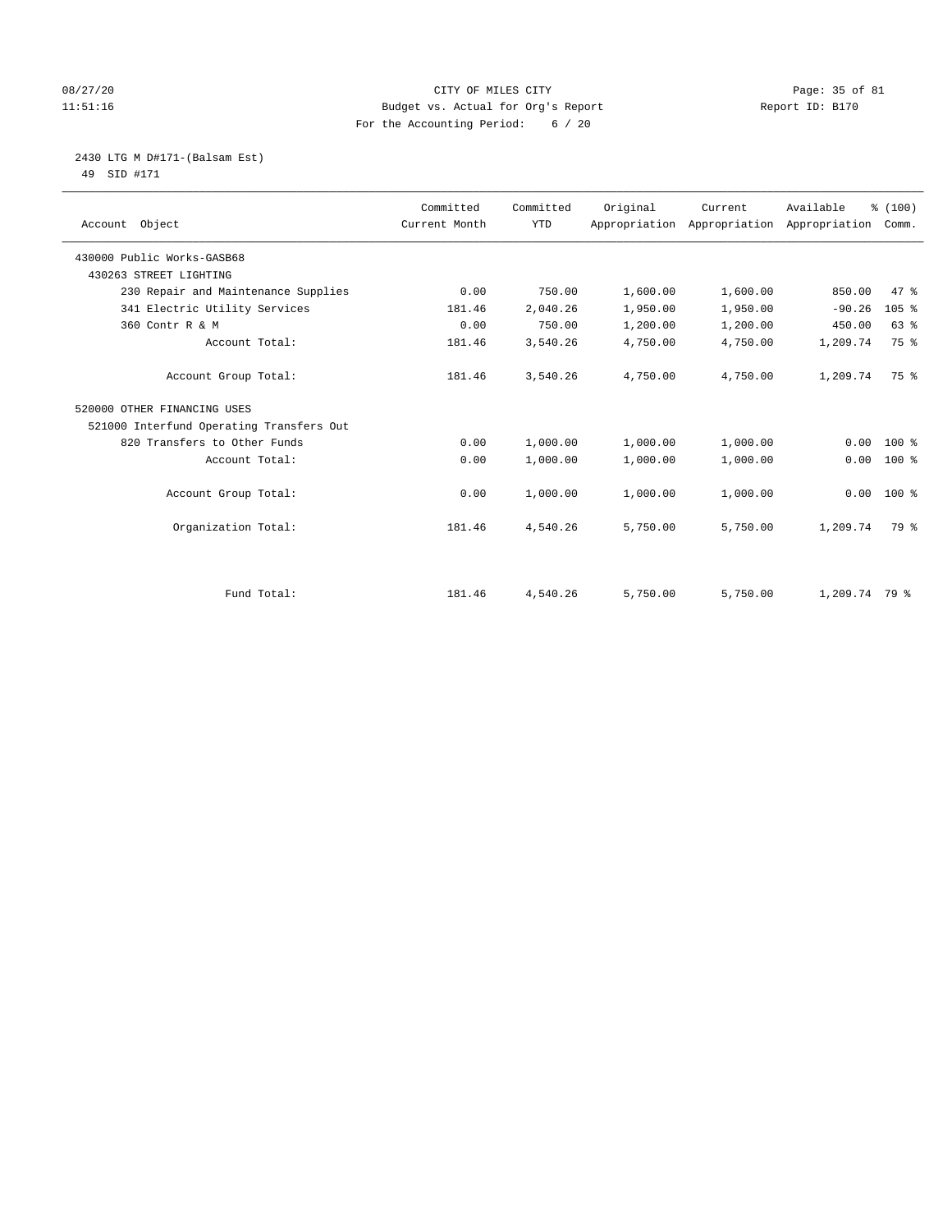# CITY OF MILES CITY

Budget vs. Actual for Org's Report

For the Accounting Period: 6 / 20

08/27/20 11:51:16 — Report ID: B170

## 2430 LTG M D#171-(Balsam Est)

49 SID #171

| Account Object | Committed Current Month | Committed YTD | Original Appropriation | Current Appropriation | Available Appropriation | % (100) Comm. |
|---|---|---|---|---|---|---|
| 430000 Public Works-GASB68 | | | | | | |
| 430263 STREET LIGHTING | | | | | | |
| 230 Repair and Maintenance Supplies | 0.00 | 750.00 | 1,600.00 | 1,600.00 | 850.00 | 47 % |
| 341 Electric Utility Services | 181.46 | 2,040.26 | 1,950.00 | 1,950.00 | -90.26 | 105 % |
| 360 Contr R & M | 0.00 | 750.00 | 1,200.00 | 1,200.00 | 450.00 | 63 % |
| Account Total: | 181.46 | 3,540.26 | 4,750.00 | 4,750.00 | 1,209.74 | 75 % |
| Account Group Total: | 181.46 | 3,540.26 | 4,750.00 | 4,750.00 | 1,209.74 | 75 % |
| 520000 OTHER FINANCING USES | | | | | | |
| 521000 Interfund Operating Transfers Out | | | | | | |
| 820 Transfers to Other Funds | 0.00 | 1,000.00 | 1,000.00 | 1,000.00 | 0.00 | 100 % |
| Account Total: | 0.00 | 1,000.00 | 1,000.00 | 1,000.00 | 0.00 | 100 % |
| Account Group Total: | 0.00 | 1,000.00 | 1,000.00 | 1,000.00 | 0.00 | 100 % |
| Organization Total: | 181.46 | 4,540.26 | 5,750.00 | 5,750.00 | 1,209.74 | 79 % |
| Fund Total: | 181.46 | 4,540.26 | 5,750.00 | 5,750.00 | 1,209.74 | 79 % |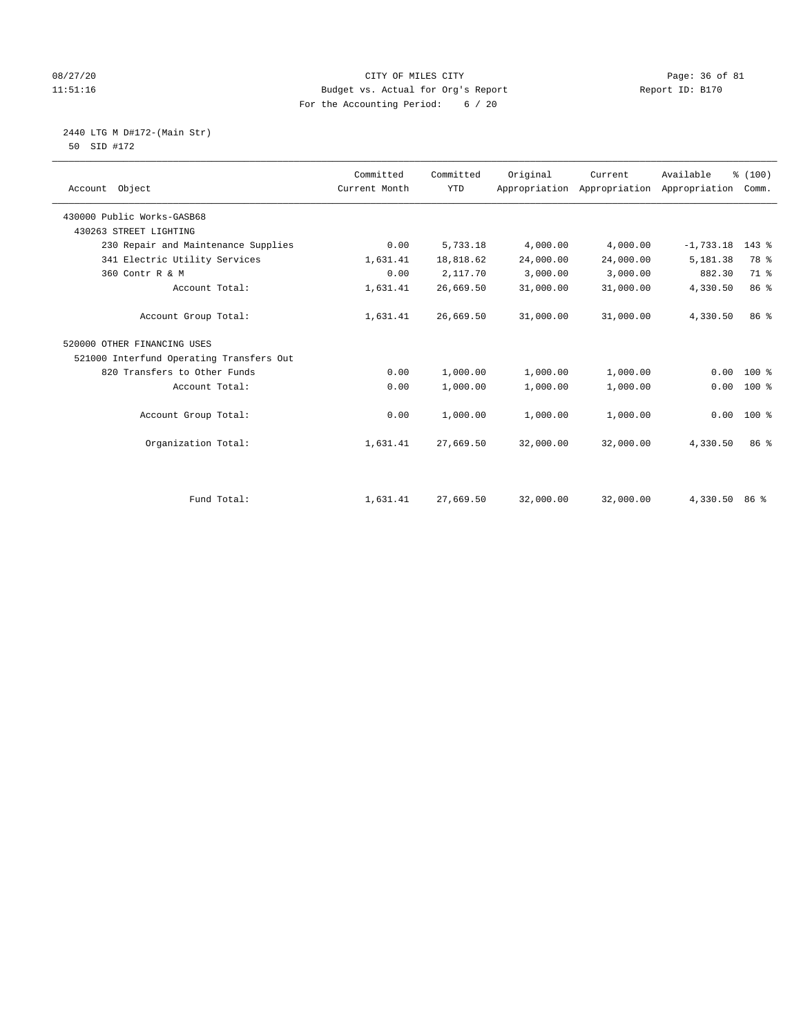CITY OF MILES CITY
Budget vs. Actual for Org's Report
For the Accounting Period: 6 / 20

2440 LTG M D#172-(Main Str)
50 SID #172

| Account Object | Committed Current Month | Committed YTD | Original Appropriation | Current Appropriation | Available Appropriation | % (100) Comm. |
|---|---|---|---|---|---|---|
| 430000 Public Works-GASB68 | | | | | | |
| 430263 STREET LIGHTING | | | | | | |
| 230 Repair and Maintenance Supplies | 0.00 | 5,733.18 | 4,000.00 | 4,000.00 | -1,733.18 | 143 % |
| 341 Electric Utility Services | 1,631.41 | 18,818.62 | 24,000.00 | 24,000.00 | 5,181.38 | 78 % |
| 360 Contr R & M | 0.00 | 2,117.70 | 3,000.00 | 3,000.00 | 882.30 | 71 % |
| Account Total: | 1,631.41 | 26,669.50 | 31,000.00 | 31,000.00 | 4,330.50 | 86 % |
| Account Group Total: | 1,631.41 | 26,669.50 | 31,000.00 | 31,000.00 | 4,330.50 | 86 % |
| 520000 OTHER FINANCING USES | | | | | | |
| 521000 Interfund Operating Transfers Out | | | | | | |
| 820 Transfers to Other Funds | 0.00 | 1,000.00 | 1,000.00 | 1,000.00 | 0.00 | 100 % |
| Account Total: | 0.00 | 1,000.00 | 1,000.00 | 1,000.00 | 0.00 | 100 % |
| Account Group Total: | 0.00 | 1,000.00 | 1,000.00 | 1,000.00 | 0.00 | 100 % |
| Organization Total: | 1,631.41 | 27,669.50 | 32,000.00 | 32,000.00 | 4,330.50 | 86 % |
| Fund Total: | 1,631.41 | 27,669.50 | 32,000.00 | 32,000.00 | 4,330.50 | 86 % |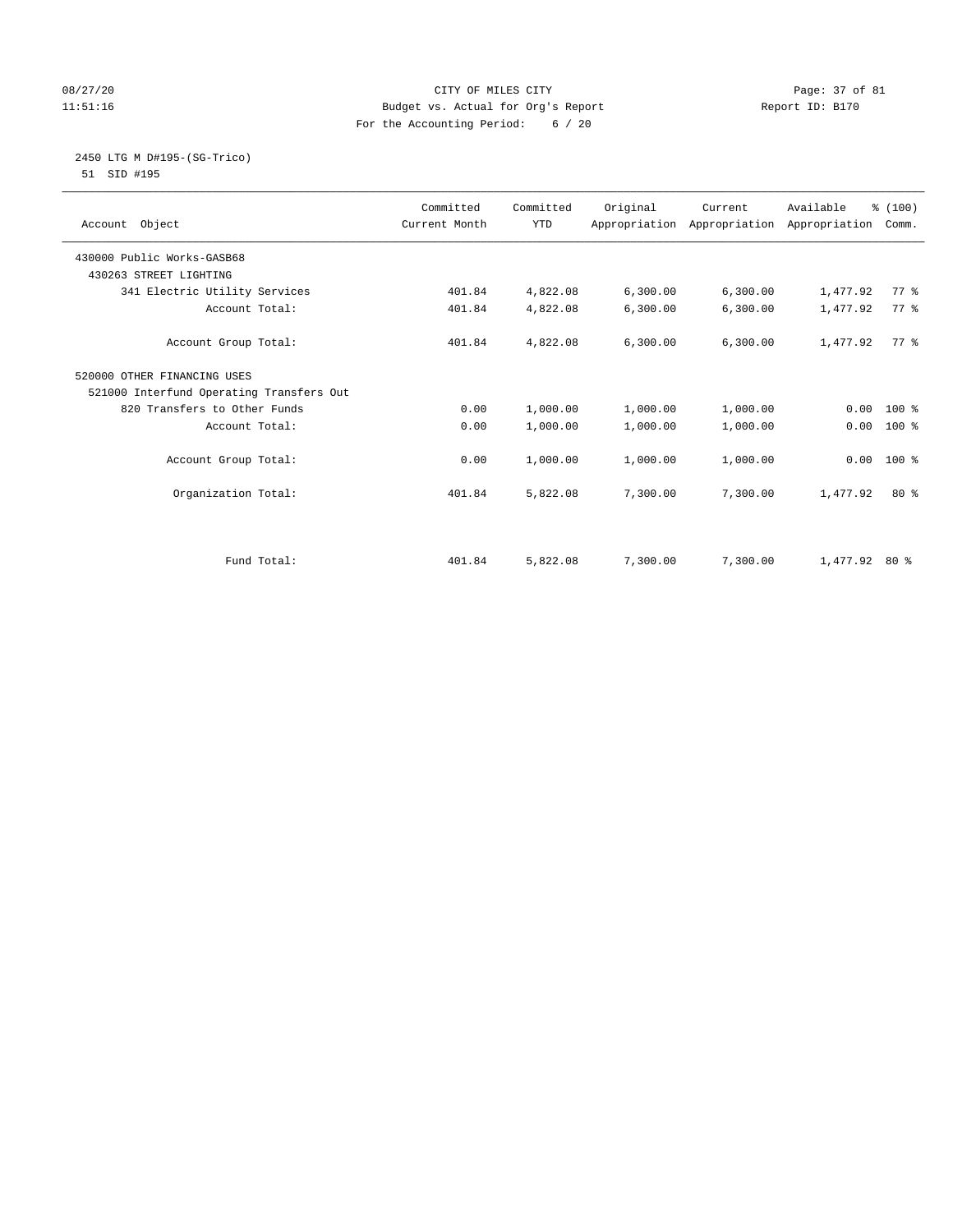CITY OF MILES CITY
Budget vs. Actual for Org's Report
For the Accounting Period: 6 / 20

08/27/20
11:51:16

Report ID: B170

2450 LTG M D#195-(SG-Trico)
51 SID #195

| Account Object | Committed Current Month | Committed YTD | Original Appropriation | Current Appropriation | Available Appropriation | % (100) Comm. |
|---|---|---|---|---|---|---|
| 430000 Public Works-GASB68 | | | | | | |
| 430263 STREET LIGHTING | | | | | | |
| 341 Electric Utility Services | 401.84 | 4,822.08 | 6,300.00 | 6,300.00 | 1,477.92 | 77 % |
| Account Total: | 401.84 | 4,822.08 | 6,300.00 | 6,300.00 | 1,477.92 | 77 % |
| Account Group Total: | 401.84 | 4,822.08 | 6,300.00 | 6,300.00 | 1,477.92 | 77 % |
| 520000 OTHER FINANCING USES | | | | | | |
| 521000 Interfund Operating Transfers Out | | | | | | |
| 820 Transfers to Other Funds | 0.00 | 1,000.00 | 1,000.00 | 1,000.00 | 0.00 | 100 % |
| Account Total: | 0.00 | 1,000.00 | 1,000.00 | 1,000.00 | 0.00 | 100 % |
| Account Group Total: | 0.00 | 1,000.00 | 1,000.00 | 1,000.00 | 0.00 | 100 % |
| Organization Total: | 401.84 | 5,822.08 | 7,300.00 | 7,300.00 | 1,477.92 | 80 % |
| Fund Total: | 401.84 | 5,822.08 | 7,300.00 | 7,300.00 | 1,477.92 | 80 % |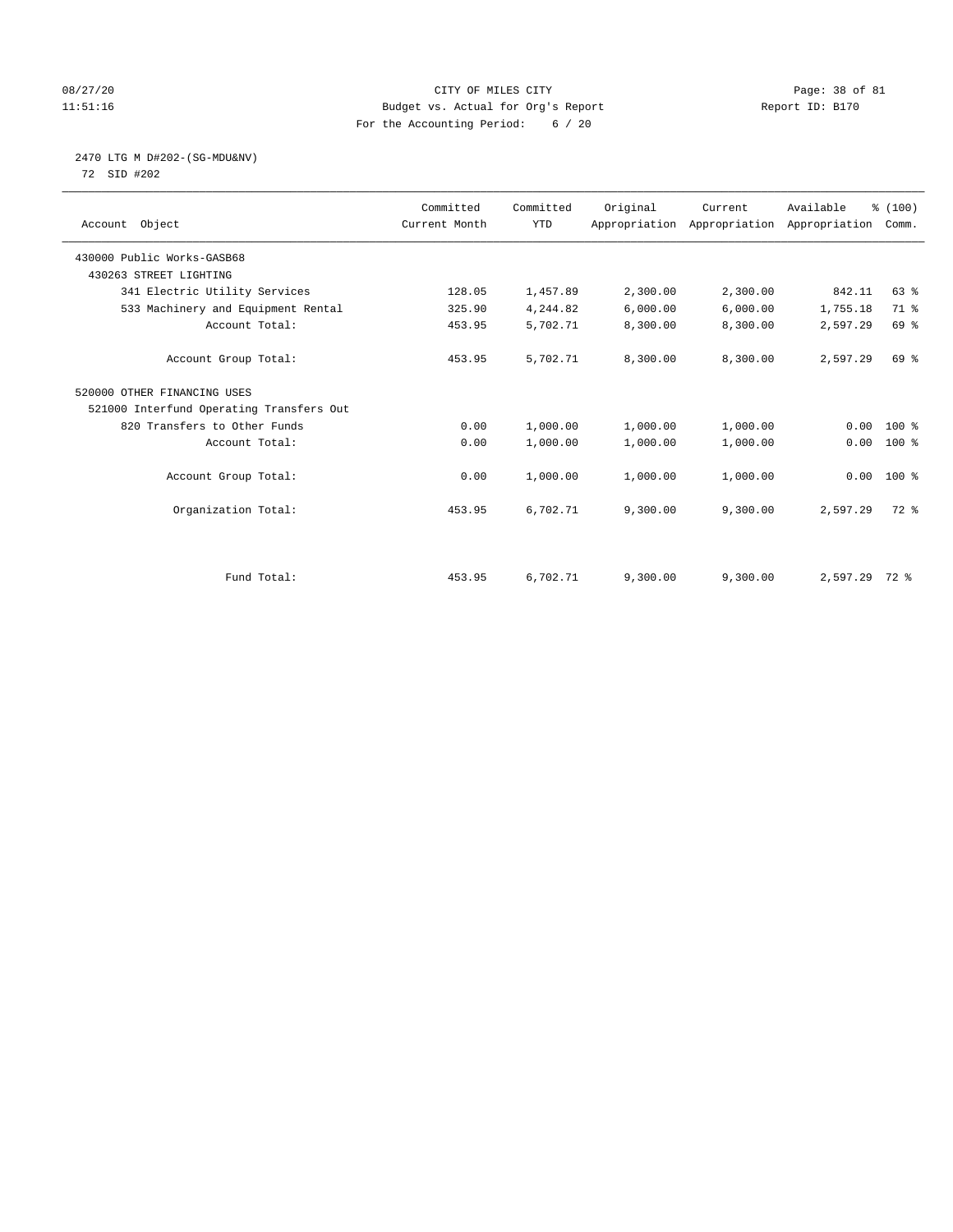CITY OF MILES CITY
Budget vs. Actual for Org's Report
For the Accounting Period: 6 / 20

08/27/20
11:51:16

Report ID: B170

## 2470 LTG M D#202-(SG-MDU&NV)

72 SID #202

| Account Object | Committed Current Month | Committed YTD | Original Appropriation | Current Appropriation | Available Appropriation | % (100) Comm. |
|---|---|---|---|---|---|---|
| 430000 Public Works-GASB68 | | | | | | |
| 430263 STREET LIGHTING | | | | | | |
| 341 Electric Utility Services | 128.05 | 1,457.89 | 2,300.00 | 2,300.00 | 842.11 | 63 % |
| 533 Machinery and Equipment Rental | 325.90 | 4,244.82 | 6,000.00 | 6,000.00 | 1,755.18 | 71 % |
| Account Total: | 453.95 | 5,702.71 | 8,300.00 | 8,300.00 | 2,597.29 | 69 % |
| Account Group Total: | 453.95 | 5,702.71 | 8,300.00 | 8,300.00 | 2,597.29 | 69 % |
| 520000 OTHER FINANCING USES | | | | | | |
| 521000 Interfund Operating Transfers Out | | | | | | |
| 820 Transfers to Other Funds | 0.00 | 1,000.00 | 1,000.00 | 1,000.00 | 0.00 | 100 % |
| Account Total: | 0.00 | 1,000.00 | 1,000.00 | 1,000.00 | 0.00 | 100 % |
| Account Group Total: | 0.00 | 1,000.00 | 1,000.00 | 1,000.00 | 0.00 | 100 % |
| Organization Total: | 453.95 | 6,702.71 | 9,300.00 | 9,300.00 | 2,597.29 | 72 % |
| Fund Total: | 453.95 | 6,702.71 | 9,300.00 | 9,300.00 | 2,597.29 | 72 % |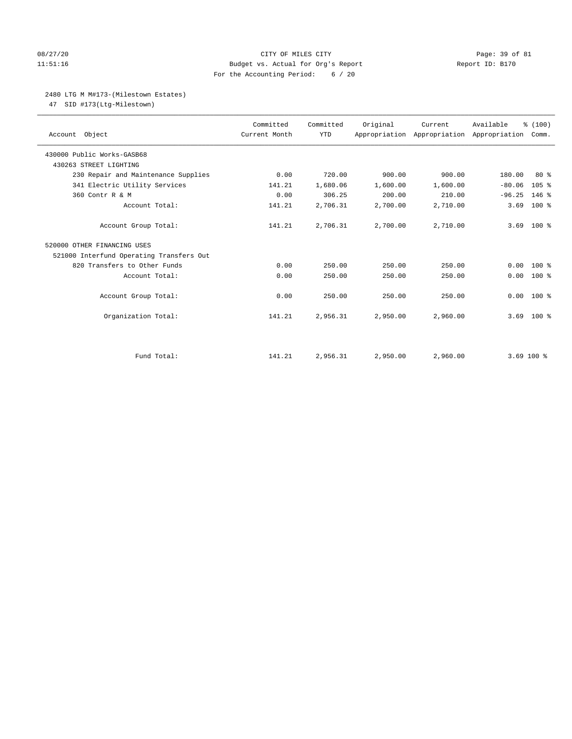CITY OF MILES CITY

Budget vs. Actual for Org's Report

For the Accounting Period: 6 / 20

08/27/20 11:51:16 — Report ID: B170

2480 LTG M M#173-(Milestown Estates)

47 SID #173(Ltg-Milestown)

| Account Object | Committed Current Month | Committed YTD | Original Appropriation | Current Appropriation | Available Appropriation | % (100) Comm. |
|---|---|---|---|---|---|---|
| 430000 Public Works-GASB68 | | | | | | |
| 430263 STREET LIGHTING | | | | | | |
| 230 Repair and Maintenance Supplies | 0.00 | 720.00 | 900.00 | 900.00 | 180.00 | 80 % |
| 341 Electric Utility Services | 141.21 | 1,680.06 | 1,600.00 | 1,600.00 | -80.06 | 105 % |
| 360 Contr R & M | 0.00 | 306.25 | 200.00 | 210.00 | -96.25 | 146 % |
| Account Total: | 141.21 | 2,706.31 | 2,700.00 | 2,710.00 | 3.69 | 100 % |
| Account Group Total: | 141.21 | 2,706.31 | 2,700.00 | 2,710.00 | 3.69 | 100 % |
| 520000 OTHER FINANCING USES | | | | | | |
| 521000 Interfund Operating Transfers Out | | | | | | |
| 820 Transfers to Other Funds | 0.00 | 250.00 | 250.00 | 250.00 | 0.00 | 100 % |
| Account Total: | 0.00 | 250.00 | 250.00 | 250.00 | 0.00 | 100 % |
| Account Group Total: | 0.00 | 250.00 | 250.00 | 250.00 | 0.00 | 100 % |
| Organization Total: | 141.21 | 2,956.31 | 2,950.00 | 2,960.00 | 3.69 | 100 % |
| Fund Total: | 141.21 | 2,956.31 | 2,950.00 | 2,960.00 | 3.69 | 100 % |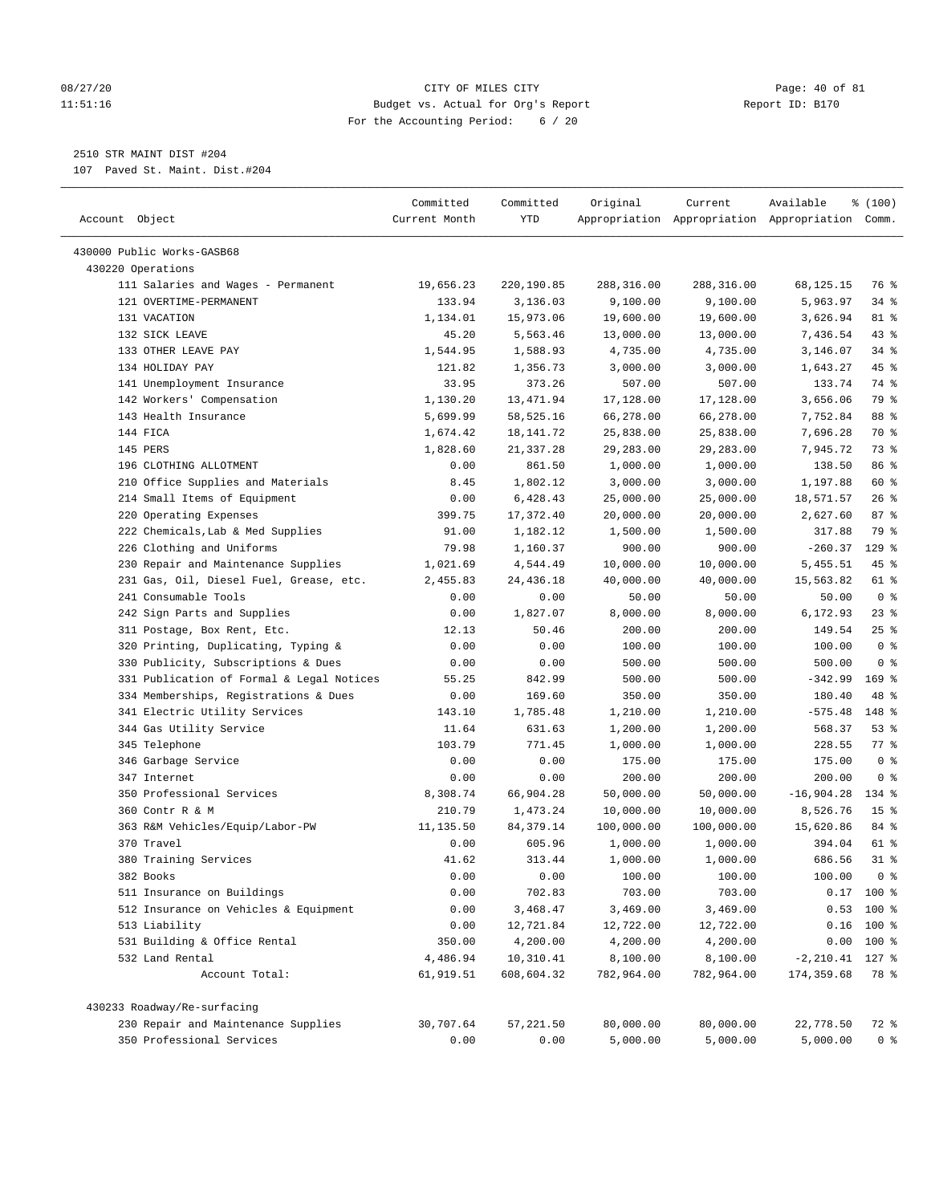CITY OF MILES CITY
Budget vs. Actual for Org's Report
For the Accounting Period: 6 / 20

2510 STR MAINT DIST #204
107 Paved St. Maint. Dist.#204

| Account Object | Committed Current Month | Committed YTD | Original Appropriation | Current Appropriation | Available Appropriation | % (100) Comm. |
|---|---|---|---|---|---|---|
| 430000 Public Works-GASB68 | | | | | | |
| 430220 Operations | | | | | | |
| 111 Salaries and Wages - Permanent | 19,656.23 | 220,190.85 | 288,316.00 | 288,316.00 | 68,125.15 | 76 % |
| 121 OVERTIME-PERMANENT | 133.94 | 3,136.03 | 9,100.00 | 9,100.00 | 5,963.97 | 34 % |
| 131 VACATION | 1,134.01 | 15,973.06 | 19,600.00 | 19,600.00 | 3,626.94 | 81 % |
| 132 SICK LEAVE | 45.20 | 5,563.46 | 13,000.00 | 13,000.00 | 7,436.54 | 43 % |
| 133 OTHER LEAVE PAY | 1,544.95 | 1,588.93 | 4,735.00 | 4,735.00 | 3,146.07 | 34 % |
| 134 HOLIDAY PAY | 121.82 | 1,356.73 | 3,000.00 | 3,000.00 | 1,643.27 | 45 % |
| 141 Unemployment Insurance | 33.95 | 373.26 | 507.00 | 507.00 | 133.74 | 74 % |
| 142 Workers' Compensation | 1,130.20 | 13,471.94 | 17,128.00 | 17,128.00 | 3,656.06 | 79 % |
| 143 Health Insurance | 5,699.99 | 58,525.16 | 66,278.00 | 66,278.00 | 7,752.84 | 88 % |
| 144 FICA | 1,674.42 | 18,141.72 | 25,838.00 | 25,838.00 | 7,696.28 | 70 % |
| 145 PERS | 1,828.60 | 21,337.28 | 29,283.00 | 29,283.00 | 7,945.72 | 73 % |
| 196 CLOTHING ALLOTMENT | 0.00 | 861.50 | 1,000.00 | 1,000.00 | 138.50 | 86 % |
| 210 Office Supplies and Materials | 8.45 | 1,802.12 | 3,000.00 | 3,000.00 | 1,197.88 | 60 % |
| 214 Small Items of Equipment | 0.00 | 6,428.43 | 25,000.00 | 25,000.00 | 18,571.57 | 26 % |
| 220 Operating Expenses | 399.75 | 17,372.40 | 20,000.00 | 20,000.00 | 2,627.60 | 87 % |
| 222 Chemicals,Lab & Med Supplies | 91.00 | 1,182.12 | 1,500.00 | 1,500.00 | 317.88 | 79 % |
| 226 Clothing and Uniforms | 79.98 | 1,160.37 | 900.00 | 900.00 | -260.37 | 129 % |
| 230 Repair and Maintenance Supplies | 1,021.69 | 4,544.49 | 10,000.00 | 10,000.00 | 5,455.51 | 45 % |
| 231 Gas, Oil, Diesel Fuel, Grease, etc. | 2,455.83 | 24,436.18 | 40,000.00 | 40,000.00 | 15,563.82 | 61 % |
| 241 Consumable Tools | 0.00 | 0.00 | 50.00 | 50.00 | 50.00 | 0 % |
| 242 Sign Parts and Supplies | 0.00 | 1,827.07 | 8,000.00 | 8,000.00 | 6,172.93 | 23 % |
| 311 Postage, Box Rent, Etc. | 12.13 | 50.46 | 200.00 | 200.00 | 149.54 | 25 % |
| 320 Printing, Duplicating, Typing & | 0.00 | 0.00 | 100.00 | 100.00 | 100.00 | 0 % |
| 330 Publicity, Subscriptions & Dues | 0.00 | 0.00 | 500.00 | 500.00 | 500.00 | 0 % |
| 331 Publication of Formal & Legal Notices | 55.25 | 842.99 | 500.00 | 500.00 | -342.99 | 169 % |
| 334 Memberships, Registrations & Dues | 0.00 | 169.60 | 350.00 | 350.00 | 180.40 | 48 % |
| 341 Electric Utility Services | 143.10 | 1,785.48 | 1,210.00 | 1,210.00 | -575.48 | 148 % |
| 344 Gas Utility Service | 11.64 | 631.63 | 1,200.00 | 1,200.00 | 568.37 | 53 % |
| 345 Telephone | 103.79 | 771.45 | 1,000.00 | 1,000.00 | 228.55 | 77 % |
| 346 Garbage Service | 0.00 | 0.00 | 175.00 | 175.00 | 175.00 | 0 % |
| 347 Internet | 0.00 | 0.00 | 200.00 | 200.00 | 200.00 | 0 % |
| 350 Professional Services | 8,308.74 | 66,904.28 | 50,000.00 | 50,000.00 | -16,904.28 | 134 % |
| 360 Contr R & M | 210.79 | 1,473.24 | 10,000.00 | 10,000.00 | 8,526.76 | 15 % |
| 363 R&M Vehicles/Equip/Labor-PW | 11,135.50 | 84,379.14 | 100,000.00 | 100,000.00 | 15,620.86 | 84 % |
| 370 Travel | 0.00 | 605.96 | 1,000.00 | 1,000.00 | 394.04 | 61 % |
| 380 Training Services | 41.62 | 313.44 | 1,000.00 | 1,000.00 | 686.56 | 31 % |
| 382 Books | 0.00 | 0.00 | 100.00 | 100.00 | 100.00 | 0 % |
| 511 Insurance on Buildings | 0.00 | 702.83 | 703.00 | 703.00 | 0.17 | 100 % |
| 512 Insurance on Vehicles & Equipment | 0.00 | 3,468.47 | 3,469.00 | 3,469.00 | 0.53 | 100 % |
| 513 Liability | 0.00 | 12,721.84 | 12,722.00 | 12,722.00 | 0.16 | 100 % |
| 531 Building & Office Rental | 350.00 | 4,200.00 | 4,200.00 | 4,200.00 | 0.00 | 100 % |
| 532 Land Rental | 4,486.94 | 10,310.41 | 8,100.00 | 8,100.00 | -2,210.41 | 127 % |
| Account Total: | 61,919.51 | 608,604.32 | 782,964.00 | 782,964.00 | 174,359.68 | 78 % |
| 430233 Roadway/Re-surfacing | | | | | | |
| 230 Repair and Maintenance Supplies | 30,707.64 | 57,221.50 | 80,000.00 | 80,000.00 | 22,778.50 | 72 % |
| 350 Professional Services | 0.00 | 0.00 | 5,000.00 | 5,000.00 | 5,000.00 | 0 % |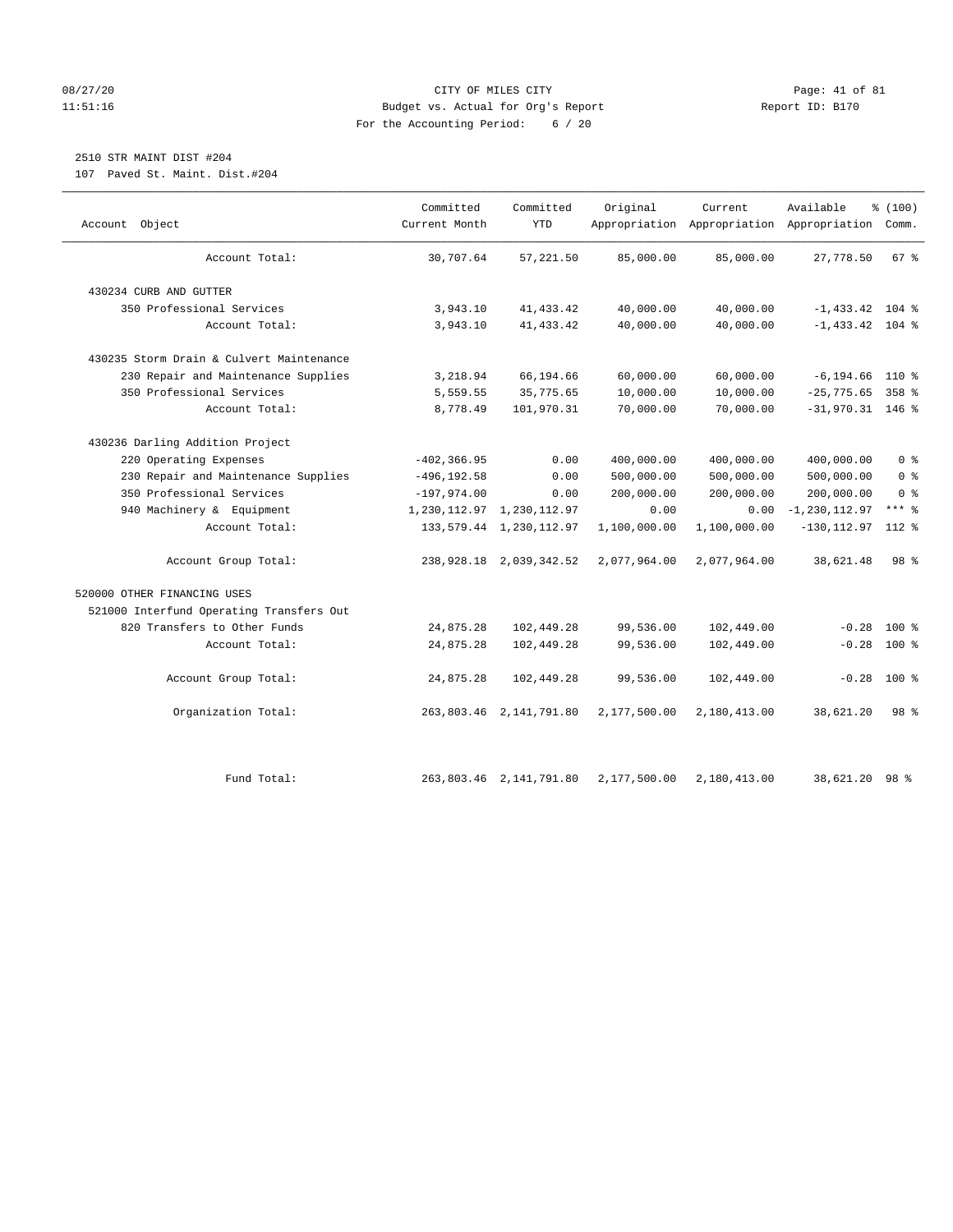CITY OF MILES CITY
Budget vs. Actual for Org's Report
For the Accounting Period: 6 / 20

08/27/20
11:51:16

Report ID: B170

2510 STR MAINT DIST #204
107 Paved St. Maint. Dist.#204

| Account Object | Committed Current Month | Committed YTD | Original Appropriation | Current Appropriation | Available Appropriation | % (100) Comm. |
|---|---|---|---|---|---|---|
| Account Total: | 30,707.64 | 57,221.50 | 85,000.00 | 85,000.00 | 27,778.50 | 67 % |
| 430234 CURB AND GUTTER | | | | | | |
| 350 Professional Services | 3,943.10 | 41,433.42 | 40,000.00 | 40,000.00 | -1,433.42 | 104 % |
| Account Total: | 3,943.10 | 41,433.42 | 40,000.00 | 40,000.00 | -1,433.42 | 104 % |
| 430235 Storm Drain & Culvert Maintenance | | | | | | |
| 230 Repair and Maintenance Supplies | 3,218.94 | 66,194.66 | 60,000.00 | 60,000.00 | -6,194.66 | 110 % |
| 350 Professional Services | 5,559.55 | 35,775.65 | 10,000.00 | 10,000.00 | -25,775.65 | 358 % |
| Account Total: | 8,778.49 | 101,970.31 | 70,000.00 | 70,000.00 | -31,970.31 | 146 % |
| 430236 Darling Addition Project | | | | | | |
| 220 Operating Expenses | -402,366.95 | 0.00 | 400,000.00 | 400,000.00 | 400,000.00 | 0 % |
| 230 Repair and Maintenance Supplies | -496,192.58 | 0.00 | 500,000.00 | 500,000.00 | 500,000.00 | 0 % |
| 350 Professional Services | -197,974.00 | 0.00 | 200,000.00 | 200,000.00 | 200,000.00 | 0 % |
| 940 Machinery & Equipment | 1,230,112.97 | 1,230,112.97 | 0.00 | 0.00 | -1,230,112.97 | *** % |
| Account Total: | 133,579.44 | 1,230,112.97 | 1,100,000.00 | 1,100,000.00 | -130,112.97 | 112 % |
| Account Group Total: | 238,928.18 | 2,039,342.52 | 2,077,964.00 | 2,077,964.00 | 38,621.48 | 98 % |
| 520000 OTHER FINANCING USES | | | | | | |
| 521000 Interfund Operating Transfers Out | | | | | | |
| 820 Transfers to Other Funds | 24,875.28 | 102,449.28 | 99,536.00 | 102,449.00 | -0.28 | 100 % |
| Account Total: | 24,875.28 | 102,449.28 | 99,536.00 | 102,449.00 | -0.28 | 100 % |
| Account Group Total: | 24,875.28 | 102,449.28 | 99,536.00 | 102,449.00 | -0.28 | 100 % |
| Organization Total: | 263,803.46 | 2,141,791.80 | 2,177,500.00 | 2,180,413.00 | 38,621.20 | 98 % |
| Fund Total: | 263,803.46 | 2,141,791.80 | 2,177,500.00 | 2,180,413.00 | 38,621.20 | 98 % |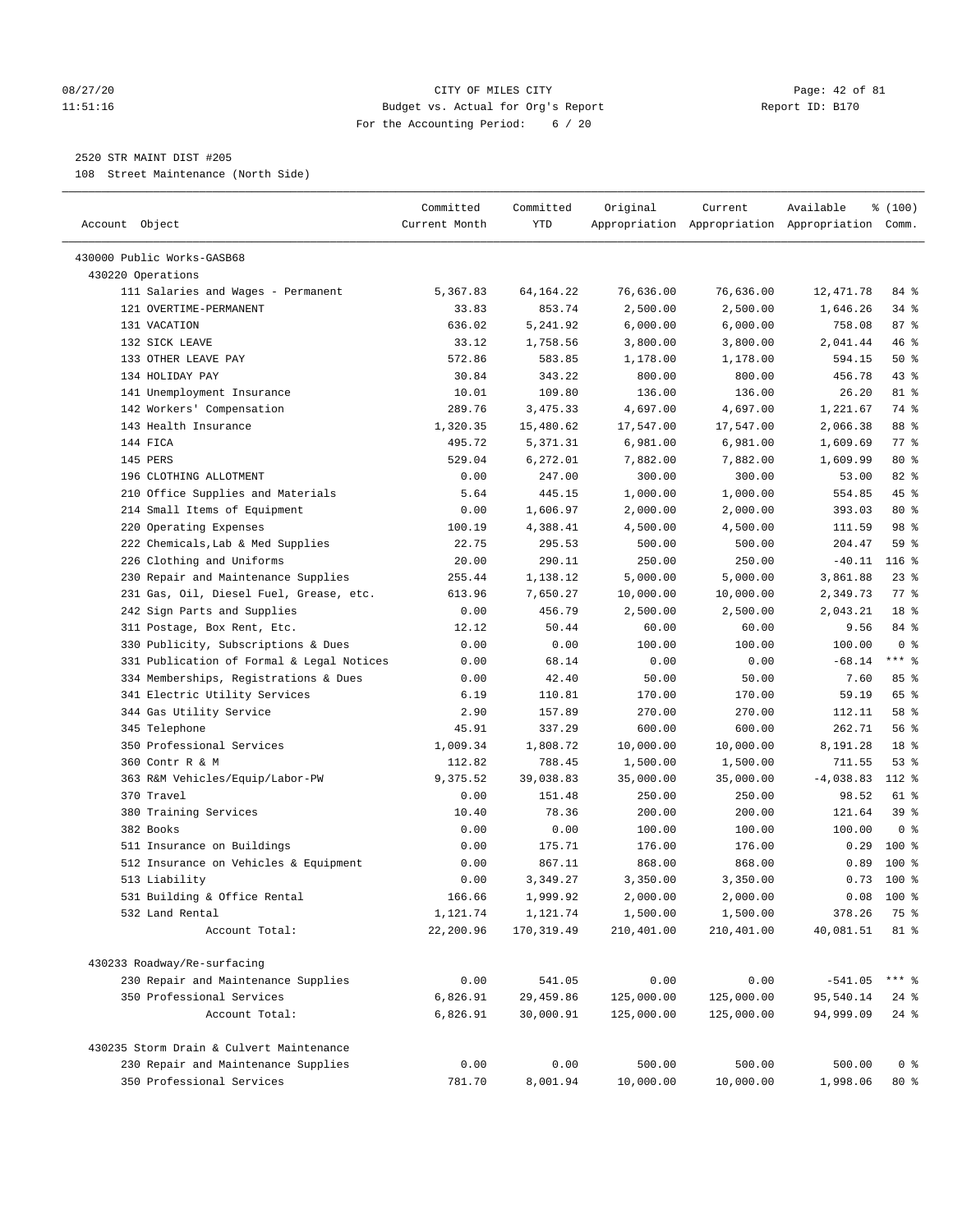CITY OF MILES CITY
Budget vs. Actual for Org's Report
For the Accounting Period: 6 / 20

2520 STR MAINT DIST #205
108 Street Maintenance (North Side)

| Account Object | Committed Current Month | Committed YTD | Original Appropriation | Current Appropriation | Available Appropriation | % (100) Comm. |
|---|---|---|---|---|---|---|
| 430000 Public Works-GASB68 | | | | | | |
| 430220 Operations | | | | | | |
| 111 Salaries and Wages - Permanent | 5,367.83 | 64,164.22 | 76,636.00 | 76,636.00 | 12,471.78 | 84 % |
| 121 OVERTIME-PERMANENT | 33.83 | 853.74 | 2,500.00 | 2,500.00 | 1,646.26 | 34 % |
| 131 VACATION | 636.02 | 5,241.92 | 6,000.00 | 6,000.00 | 758.08 | 87 % |
| 132 SICK LEAVE | 33.12 | 1,758.56 | 3,800.00 | 3,800.00 | 2,041.44 | 46 % |
| 133 OTHER LEAVE PAY | 572.86 | 583.85 | 1,178.00 | 1,178.00 | 594.15 | 50 % |
| 134 HOLIDAY PAY | 30.84 | 343.22 | 800.00 | 800.00 | 456.78 | 43 % |
| 141 Unemployment Insurance | 10.01 | 109.80 | 136.00 | 136.00 | 26.20 | 81 % |
| 142 Workers' Compensation | 289.76 | 3,475.33 | 4,697.00 | 4,697.00 | 1,221.67 | 74 % |
| 143 Health Insurance | 1,320.35 | 15,480.62 | 17,547.00 | 17,547.00 | 2,066.38 | 88 % |
| 144 FICA | 495.72 | 5,371.31 | 6,981.00 | 6,981.00 | 1,609.69 | 77 % |
| 145 PERS | 529.04 | 6,272.01 | 7,882.00 | 7,882.00 | 1,609.99 | 80 % |
| 196 CLOTHING ALLOTMENT | 0.00 | 247.00 | 300.00 | 300.00 | 53.00 | 82 % |
| 210 Office Supplies and Materials | 5.64 | 445.15 | 1,000.00 | 1,000.00 | 554.85 | 45 % |
| 214 Small Items of Equipment | 0.00 | 1,606.97 | 2,000.00 | 2,000.00 | 393.03 | 80 % |
| 220 Operating Expenses | 100.19 | 4,388.41 | 4,500.00 | 4,500.00 | 111.59 | 98 % |
| 222 Chemicals,Lab & Med Supplies | 22.75 | 295.53 | 500.00 | 500.00 | 204.47 | 59 % |
| 226 Clothing and Uniforms | 20.00 | 290.11 | 250.00 | 250.00 | -40.11 | 116 % |
| 230 Repair and Maintenance Supplies | 255.44 | 1,138.12 | 5,000.00 | 5,000.00 | 3,861.88 | 23 % |
| 231 Gas, Oil, Diesel Fuel, Grease, etc. | 613.96 | 7,650.27 | 10,000.00 | 10,000.00 | 2,349.73 | 77 % |
| 242 Sign Parts and Supplies | 0.00 | 456.79 | 2,500.00 | 2,500.00 | 2,043.21 | 18 % |
| 311 Postage, Box Rent, Etc. | 12.12 | 50.44 | 60.00 | 60.00 | 9.56 | 84 % |
| 330 Publicity, Subscriptions & Dues | 0.00 | 0.00 | 100.00 | 100.00 | 100.00 | 0 % |
| 331 Publication of Formal & Legal Notices | 0.00 | 68.14 | 0.00 | 0.00 | -68.14 | *** % |
| 334 Memberships, Registrations & Dues | 0.00 | 42.40 | 50.00 | 50.00 | 7.60 | 85 % |
| 341 Electric Utility Services | 6.19 | 110.81 | 170.00 | 170.00 | 59.19 | 65 % |
| 344 Gas Utility Service | 2.90 | 157.89 | 270.00 | 270.00 | 112.11 | 58 % |
| 345 Telephone | 45.91 | 337.29 | 600.00 | 600.00 | 262.71 | 56 % |
| 350 Professional Services | 1,009.34 | 1,808.72 | 10,000.00 | 10,000.00 | 8,191.28 | 18 % |
| 360 Contr R & M | 112.82 | 788.45 | 1,500.00 | 1,500.00 | 711.55 | 53 % |
| 363 R&M Vehicles/Equip/Labor-PW | 9,375.52 | 39,038.83 | 35,000.00 | 35,000.00 | -4,038.83 | 112 % |
| 370 Travel | 0.00 | 151.48 | 250.00 | 250.00 | 98.52 | 61 % |
| 380 Training Services | 10.40 | 78.36 | 200.00 | 200.00 | 121.64 | 39 % |
| 382 Books | 0.00 | 0.00 | 100.00 | 100.00 | 100.00 | 0 % |
| 511 Insurance on Buildings | 0.00 | 175.71 | 176.00 | 176.00 | 0.29 | 100 % |
| 512 Insurance on Vehicles & Equipment | 0.00 | 867.11 | 868.00 | 868.00 | 0.89 | 100 % |
| 513 Liability | 0.00 | 3,349.27 | 3,350.00 | 3,350.00 | 0.73 | 100 % |
| 531 Building & Office Rental | 166.66 | 1,999.92 | 2,000.00 | 2,000.00 | 0.08 | 100 % |
| 532 Land Rental | 1,121.74 | 1,121.74 | 1,500.00 | 1,500.00 | 378.26 | 75 % |
| Account Total: | 22,200.96 | 170,319.49 | 210,401.00 | 210,401.00 | 40,081.51 | 81 % |
| 430233 Roadway/Re-surfacing | | | | | | |
| 230 Repair and Maintenance Supplies | 0.00 | 541.05 | 0.00 | 0.00 | -541.05 | *** % |
| 350 Professional Services | 6,826.91 | 29,459.86 | 125,000.00 | 125,000.00 | 95,540.14 | 24 % |
| Account Total: | 6,826.91 | 30,000.91 | 125,000.00 | 125,000.00 | 94,999.09 | 24 % |
| 430235 Storm Drain & Culvert Maintenance | | | | | | |
| 230 Repair and Maintenance Supplies | 0.00 | 0.00 | 500.00 | 500.00 | 500.00 | 0 % |
| 350 Professional Services | 781.70 | 8,001.94 | 10,000.00 | 10,000.00 | 1,998.06 | 80 % |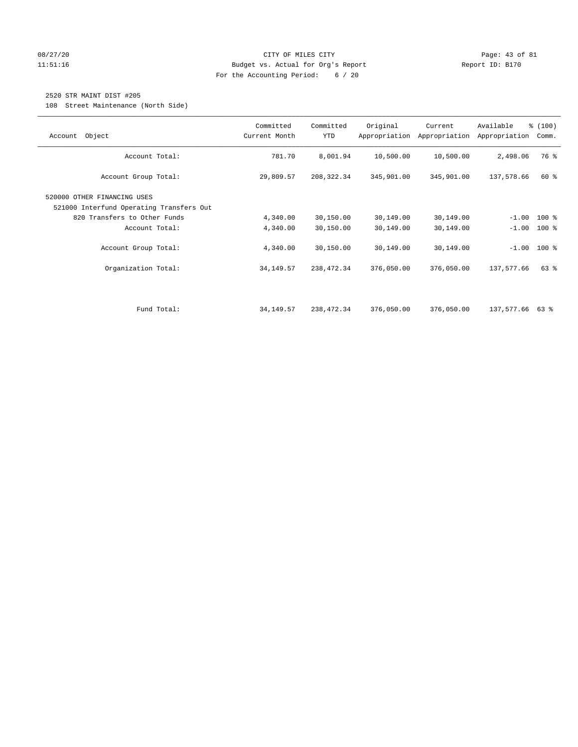CITY OF MILES CITY
Budget vs. Actual for Org's Report
For the Accounting Period: 6 / 20

08/27/20
11:51:16

Report ID: B170

2520 STR MAINT DIST #205
108 Street Maintenance (North Side)

| Account Object | Committed Current Month | Committed YTD | Original Appropriation | Current Appropriation | Available Appropriation | % (100) Comm. |
|---|---|---|---|---|---|---|
| Account Total: | 781.70 | 8,001.94 | 10,500.00 | 10,500.00 | 2,498.06 | 76 % |
| Account Group Total: | 29,809.57 | 208,322.34 | 345,901.00 | 345,901.00 | 137,578.66 | 60 % |
| 520000 OTHER FINANCING USES | | | | | | |
| 521000 Interfund Operating Transfers Out | | | | | | |
| 820 Transfers to Other Funds | 4,340.00 | 30,150.00 | 30,149.00 | 30,149.00 | -1.00 | 100 % |
| Account Total: | 4,340.00 | 30,150.00 | 30,149.00 | 30,149.00 | -1.00 | 100 % |
| Account Group Total: | 4,340.00 | 30,150.00 | 30,149.00 | 30,149.00 | -1.00 | 100 % |
| Organization Total: | 34,149.57 | 238,472.34 | 376,050.00 | 376,050.00 | 137,577.66 | 63 % |
| Fund Total: | 34,149.57 | 238,472.34 | 376,050.00 | 376,050.00 | 137,577.66 | 63 % |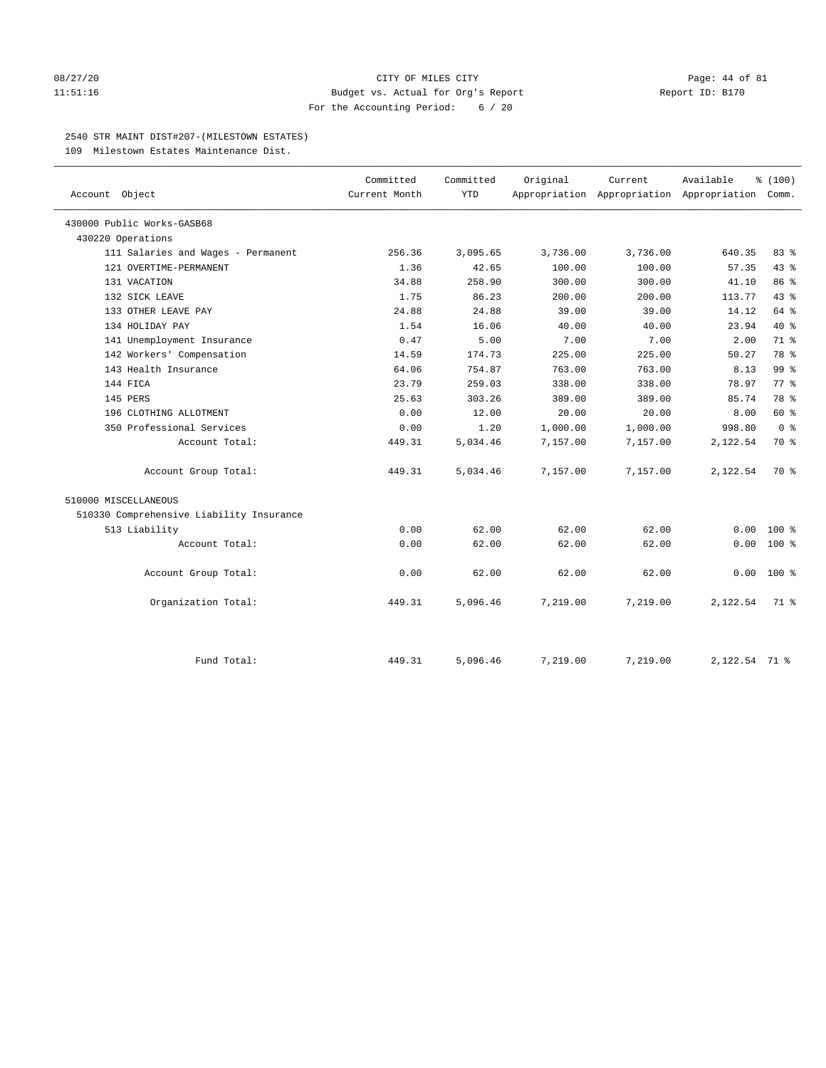CITY OF MILES CITY
Budget vs. Actual for Org's Report
For the Accounting Period: 6 / 20

2540 STR MAINT DIST#207-(MILESTOWN ESTATES)

109 Milestown Estates Maintenance Dist.

| Account Object | Committed Current Month | Committed YTD | Original Appropriation | Current Appropriation | Available Appropriation | % (100) Comm. |
|---|---|---|---|---|---|---|
| 430000 Public Works-GASB68 | | | | | | |
| 430220 Operations | | | | | | |
| 111 Salaries and Wages - Permanent | 256.36 | 3,095.65 | 3,736.00 | 3,736.00 | 640.35 | 83 % |
| 121 OVERTIME-PERMANENT | 1.36 | 42.65 | 100.00 | 100.00 | 57.35 | 43 % |
| 131 VACATION | 34.88 | 258.90 | 300.00 | 300.00 | 41.10 | 86 % |
| 132 SICK LEAVE | 1.75 | 86.23 | 200.00 | 200.00 | 113.77 | 43 % |
| 133 OTHER LEAVE PAY | 24.88 | 24.88 | 39.00 | 39.00 | 14.12 | 64 % |
| 134 HOLIDAY PAY | 1.54 | 16.06 | 40.00 | 40.00 | 23.94 | 40 % |
| 141 Unemployment Insurance | 0.47 | 5.00 | 7.00 | 7.00 | 2.00 | 71 % |
| 142 Workers' Compensation | 14.59 | 174.73 | 225.00 | 225.00 | 50.27 | 78 % |
| 143 Health Insurance | 64.06 | 754.87 | 763.00 | 763.00 | 8.13 | 99 % |
| 144 FICA | 23.79 | 259.03 | 338.00 | 338.00 | 78.97 | 77 % |
| 145 PERS | 25.63 | 303.26 | 389.00 | 389.00 | 85.74 | 78 % |
| 196 CLOTHING ALLOTMENT | 0.00 | 12.00 | 20.00 | 20.00 | 8.00 | 60 % |
| 350 Professional Services | 0.00 | 1.20 | 1,000.00 | 1,000.00 | 998.80 | 0 % |
| Account Total: | 449.31 | 5,034.46 | 7,157.00 | 7,157.00 | 2,122.54 | 70 % |
| Account Group Total: | 449.31 | 5,034.46 | 7,157.00 | 7,157.00 | 2,122.54 | 70 % |
| 510000 MISCELLANEOUS | | | | | | |
| 510330 Comprehensive Liability Insurance | | | | | | |
| 513 Liability | 0.00 | 62.00 | 62.00 | 62.00 | 0.00 | 100 % |
| Account Total: | 0.00 | 62.00 | 62.00 | 62.00 | 0.00 | 100 % |
| Account Group Total: | 0.00 | 62.00 | 62.00 | 62.00 | 0.00 | 100 % |
| Organization Total: | 449.31 | 5,096.46 | 7,219.00 | 7,219.00 | 2,122.54 | 71 % |
| Fund Total: | 449.31 | 5,096.46 | 7,219.00 | 7,219.00 | 2,122.54 | 71 % |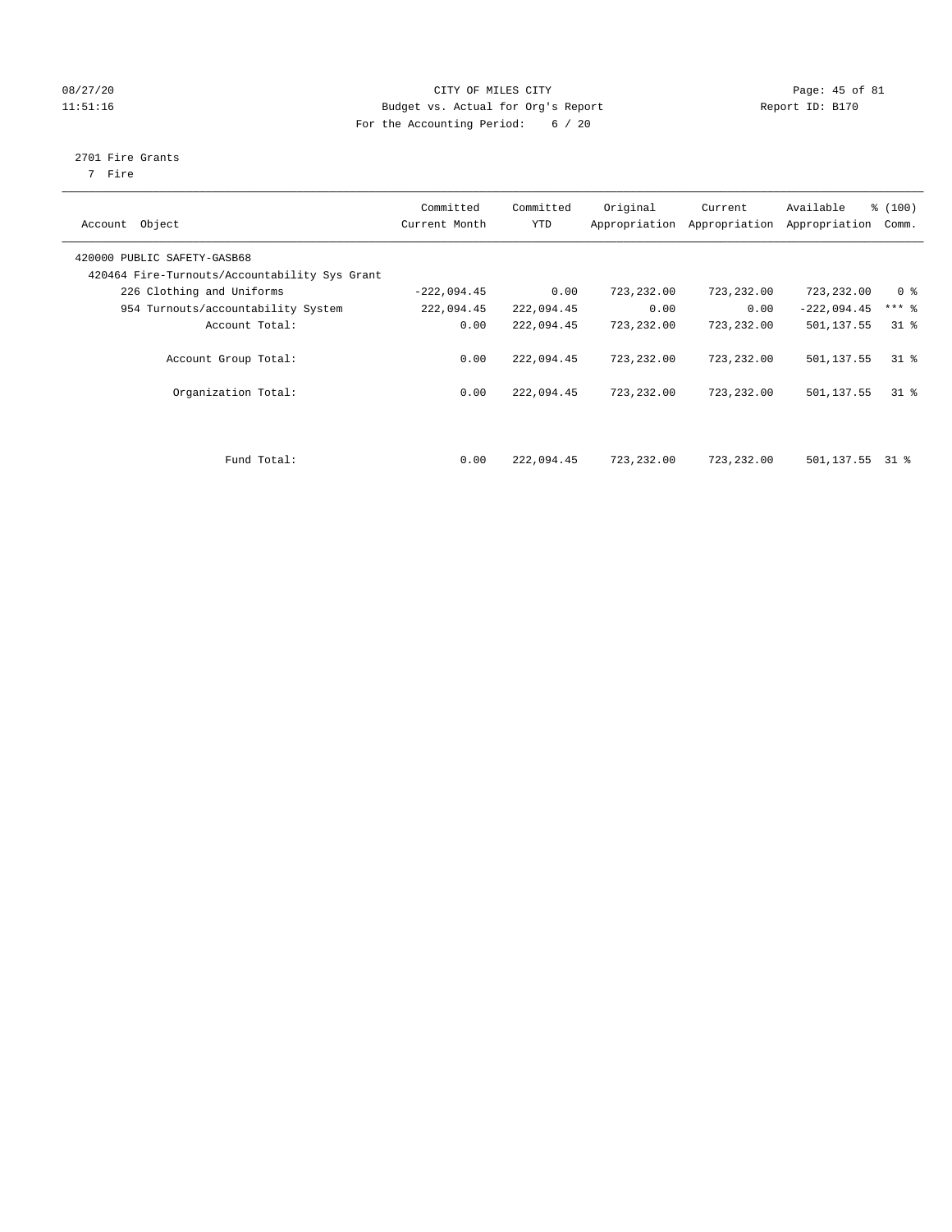CITY OF MILES CITY
Budget vs. Actual for Org's Report
For the Accounting Period: 6 / 20

08/27/20
11:51:16

Report ID: B170

2701 Fire Grants
7 Fire

| Account Object | Committed Current Month | Committed YTD | Original Appropriation | Current Appropriation | Available Appropriation | % (100) Comm. |
|---|---|---|---|---|---|---|
| 420000 PUBLIC SAFETY-GASB68 | | | | | | |
| 420464 Fire-Turnouts/Accountability Sys Grant | | | | | | |
| 226 Clothing and Uniforms | -222,094.45 | 0.00 | 723,232.00 | 723,232.00 | 723,232.00 | 0 % |
| 954 Turnouts/accountability System | 222,094.45 | 222,094.45 | 0.00 | 0.00 | -222,094.45 | *** % |
| Account Total: | 0.00 | 222,094.45 | 723,232.00 | 723,232.00 | 501,137.55 | 31 % |
| Account Group Total: | 0.00 | 222,094.45 | 723,232.00 | 723,232.00 | 501,137.55 | 31 % |
| Organization Total: | 0.00 | 222,094.45 | 723,232.00 | 723,232.00 | 501,137.55 | 31 % |
| Fund Total: | 0.00 | 222,094.45 | 723,232.00 | 723,232.00 | 501,137.55 | 31 % |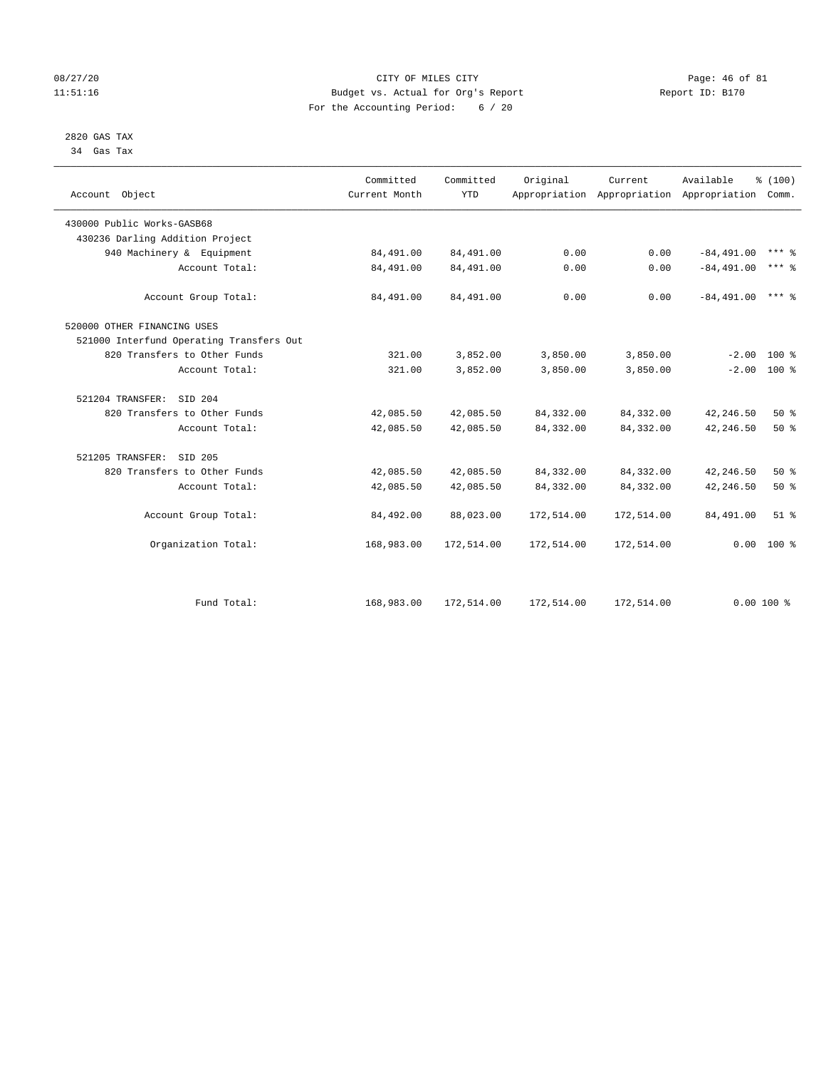CITY OF MILES CITY
Budget vs. Actual for Org's Report
For the Accounting Period: 6 / 20

08/27/20
11:51:16

Report ID: B170

2820 GAS TAX
34 Gas Tax

| Account Object | Committed Current Month | Committed YTD | Original Appropriation | Current Appropriation | Available Appropriation | % (100) Comm. |
|---|---|---|---|---|---|---|
| 430000 Public Works-GASB68 | | | | | | |
| 430236 Darling Addition Project | | | | | | |
| 940 Machinery & Equipment | 84,491.00 | 84,491.00 | 0.00 | 0.00 | -84,491.00 | *** % |
| Account Total: | 84,491.00 | 84,491.00 | 0.00 | 0.00 | -84,491.00 | *** % |
| Account Group Total: | 84,491.00 | 84,491.00 | 0.00 | 0.00 | -84,491.00 | *** % |
| 520000 OTHER FINANCING USES | | | | | | |
| 521000 Interfund Operating Transfers Out | | | | | | |
| 820 Transfers to Other Funds | 321.00 | 3,852.00 | 3,850.00 | 3,850.00 | -2.00 | 100 % |
| Account Total: | 321.00 | 3,852.00 | 3,850.00 | 3,850.00 | -2.00 | 100 % |
| 521204 TRANSFER: SID 204 | | | | | | |
| 820 Transfers to Other Funds | 42,085.50 | 42,085.50 | 84,332.00 | 84,332.00 | 42,246.50 | 50 % |
| Account Total: | 42,085.50 | 42,085.50 | 84,332.00 | 84,332.00 | 42,246.50 | 50 % |
| 521205 TRANSFER: SID 205 | | | | | | |
| 820 Transfers to Other Funds | 42,085.50 | 42,085.50 | 84,332.00 | 84,332.00 | 42,246.50 | 50 % |
| Account Total: | 42,085.50 | 42,085.50 | 84,332.00 | 84,332.00 | 42,246.50 | 50 % |
| Account Group Total: | 84,492.00 | 88,023.00 | 172,514.00 | 172,514.00 | 84,491.00 | 51 % |
| Organization Total: | 168,983.00 | 172,514.00 | 172,514.00 | 172,514.00 | 0.00 | 100 % |
| Fund Total: | 168,983.00 | 172,514.00 | 172,514.00 | 172,514.00 | 0.00 | 100 % |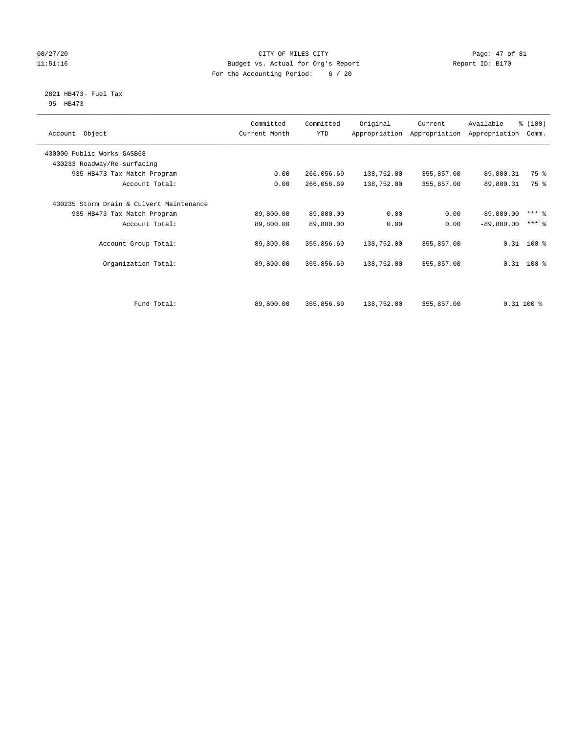CITY OF MILES CITY
Budget vs. Actual for Org's Report
For the Accounting Period: 6 / 20

08/27/20
11:51:16

Report ID: B170

2821 HB473- Fuel Tax
95 HB473

| Account Object | Committed Current Month | Committed YTD | Original Appropriation | Current Appropriation | Available Appropriation | % (100) Comm. |
|---|---|---|---|---|---|---|
| 430000 Public Works-GASB68 | | | | | | |
| 430233 Roadway/Re-surfacing | | | | | | |
| 935 HB473 Tax Match Program | 0.00 | 266,056.69 | 138,752.00 | 355,857.00 | 89,800.31 | 75 % |
| Account Total: | 0.00 | 266,056.69 | 138,752.00 | 355,857.00 | 89,800.31 | 75 % |
| 430235 Storm Drain & Culvert Maintenance | | | | | | |
| 935 HB473 Tax Match Program | 89,800.00 | 89,800.00 | 0.00 | 0.00 | -89,800.00 | *** % |
| Account Total: | 89,800.00 | 89,800.00 | 0.00 | 0.00 | -89,800.00 | *** % |
| Account Group Total: | 89,800.00 | 355,856.69 | 138,752.00 | 355,857.00 | 0.31 | 100 % |
| Organization Total: | 89,800.00 | 355,856.69 | 138,752.00 | 355,857.00 | 0.31 | 100 % |
| Fund Total: | 89,800.00 | 355,856.69 | 138,752.00 | 355,857.00 | 0.31 | 100 % |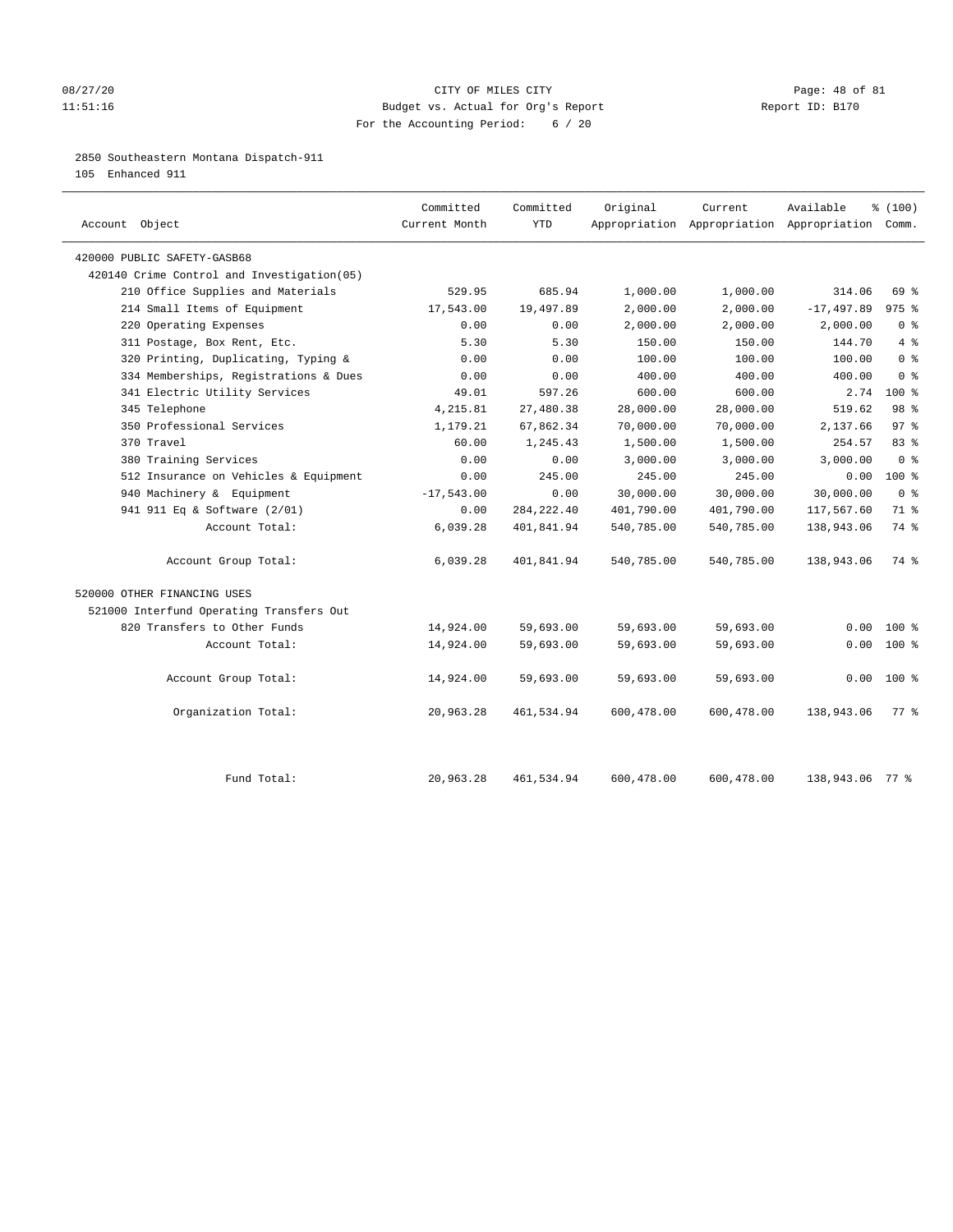08/27/20 CITY OF MILES CITY
11:51:16 Budget vs. Actual for Org's Report Report ID: B170
For the Accounting Period: 6 / 20

2850 Southeastern Montana Dispatch-911
105 Enhanced 911

| Account Object | Committed Current Month | Committed YTD | Original Appropriation | Current Appropriation | Available Appropriation | % (100) Comm. |
|---|---|---|---|---|---|---|
| 420000 PUBLIC SAFETY-GASB68 | | | | | | |
| 420140 Crime Control and Investigation(05) | | | | | | |
| 210 Office Supplies and Materials | 529.95 | 685.94 | 1,000.00 | 1,000.00 | 314.06 | 69 % |
| 214 Small Items of Equipment | 17,543.00 | 19,497.89 | 2,000.00 | 2,000.00 | -17,497.89 | 975 % |
| 220 Operating Expenses | 0.00 | 0.00 | 2,000.00 | 2,000.00 | 2,000.00 | 0 % |
| 311 Postage, Box Rent, Etc. | 5.30 | 5.30 | 150.00 | 150.00 | 144.70 | 4 % |
| 320 Printing, Duplicating, Typing & | 0.00 | 0.00 | 100.00 | 100.00 | 100.00 | 0 % |
| 334 Memberships, Registrations & Dues | 0.00 | 0.00 | 400.00 | 400.00 | 400.00 | 0 % |
| 341 Electric Utility Services | 49.01 | 597.26 | 600.00 | 600.00 | 2.74 | 100 % |
| 345 Telephone | 4,215.81 | 27,480.38 | 28,000.00 | 28,000.00 | 519.62 | 98 % |
| 350 Professional Services | 1,179.21 | 67,862.34 | 70,000.00 | 70,000.00 | 2,137.66 | 97 % |
| 370 Travel | 60.00 | 1,245.43 | 1,500.00 | 1,500.00 | 254.57 | 83 % |
| 380 Training Services | 0.00 | 0.00 | 3,000.00 | 3,000.00 | 3,000.00 | 0 % |
| 512 Insurance on Vehicles & Equipment | 0.00 | 245.00 | 245.00 | 245.00 | 0.00 | 100 % |
| 940 Machinery & Equipment | -17,543.00 | 0.00 | 30,000.00 | 30,000.00 | 30,000.00 | 0 % |
| 941 911 Eq & Software (2/01) | 0.00 | 284,222.40 | 401,790.00 | 401,790.00 | 117,567.60 | 71 % |
| Account Total: | 6,039.28 | 401,841.94 | 540,785.00 | 540,785.00 | 138,943.06 | 74 % |
| Account Group Total: | 6,039.28 | 401,841.94 | 540,785.00 | 540,785.00 | 138,943.06 | 74 % |
| 520000 OTHER FINANCING USES | | | | | | |
| 521000 Interfund Operating Transfers Out | | | | | | |
| 820 Transfers to Other Funds | 14,924.00 | 59,693.00 | 59,693.00 | 59,693.00 | 0.00 | 100 % |
| Account Total: | 14,924.00 | 59,693.00 | 59,693.00 | 59,693.00 | 0.00 | 100 % |
| Account Group Total: | 14,924.00 | 59,693.00 | 59,693.00 | 59,693.00 | 0.00 | 100 % |
| Organization Total: | 20,963.28 | 461,534.94 | 600,478.00 | 600,478.00 | 138,943.06 | 77 % |
| Fund Total: | 20,963.28 | 461,534.94 | 600,478.00 | 600,478.00 | 138,943.06 | 77 % |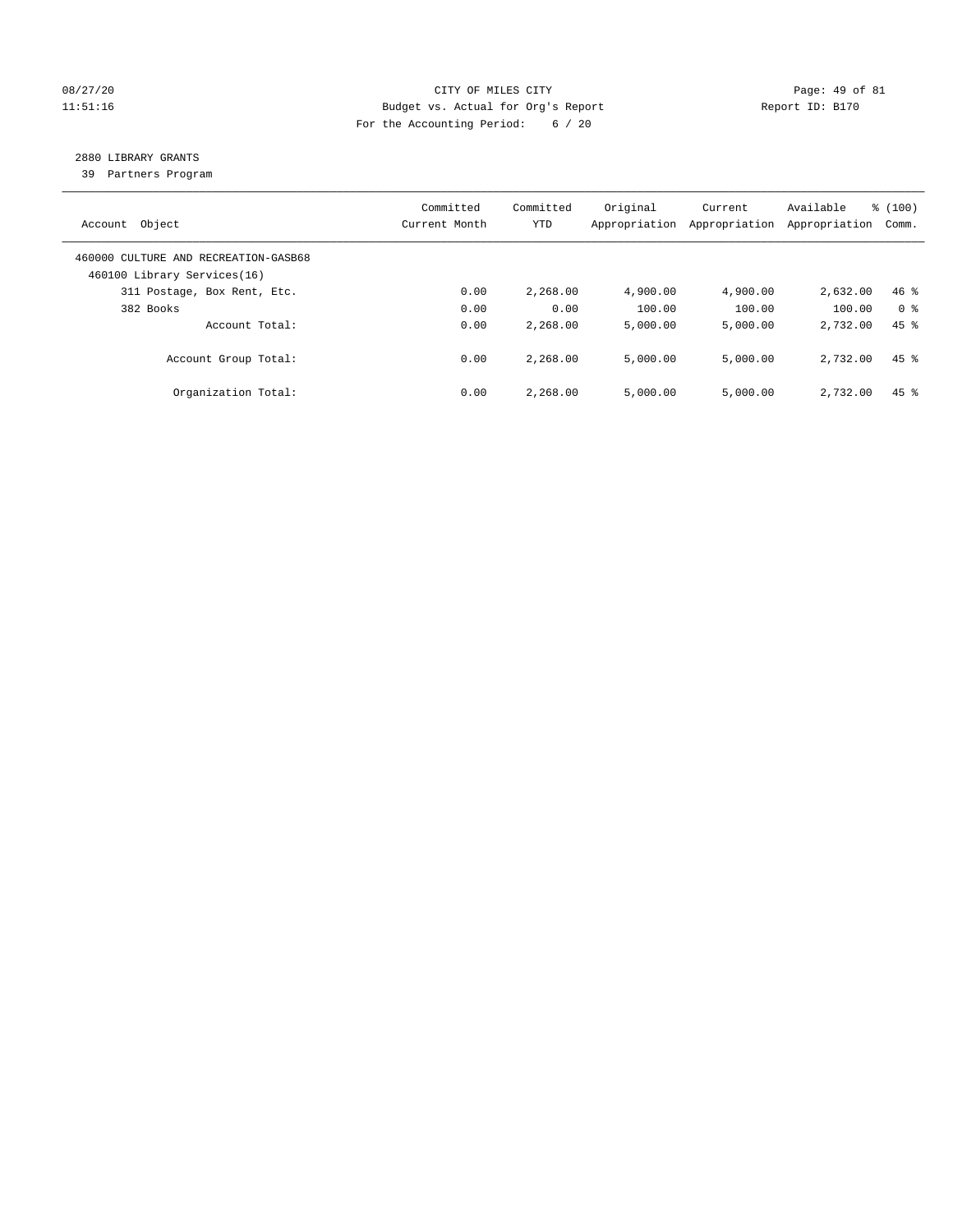CITY OF MILES CITY
Budget vs. Actual for Org's Report
For the Accounting Period: 6 / 20

08/27/20
11:51:16

Report ID: B170

## 2880 LIBRARY GRANTS

39 Partners Program

| Account Object | Committed Current Month | Committed YTD | Original Appropriation | Current Appropriation | Available Appropriation | % (100) Comm. |
|---|---|---|---|---|---|---|
| 460000 CULTURE AND RECREATION-GASB68 | | | | | | |
| 460100 Library Services(16) | | | | | | |
| 311 Postage, Box Rent, Etc. | 0.00 | 2,268.00 | 4,900.00 | 4,900.00 | 2,632.00 | 46 % |
| 382 Books | 0.00 | 0.00 | 100.00 | 100.00 | 100.00 | 0 % |
| Account Total: | 0.00 | 2,268.00 | 5,000.00 | 5,000.00 | 2,732.00 | 45 % |
| Account Group Total: | 0.00 | 2,268.00 | 5,000.00 | 5,000.00 | 2,732.00 | 45 % |
| Organization Total: | 0.00 | 2,268.00 | 5,000.00 | 5,000.00 | 2,732.00 | 45 % |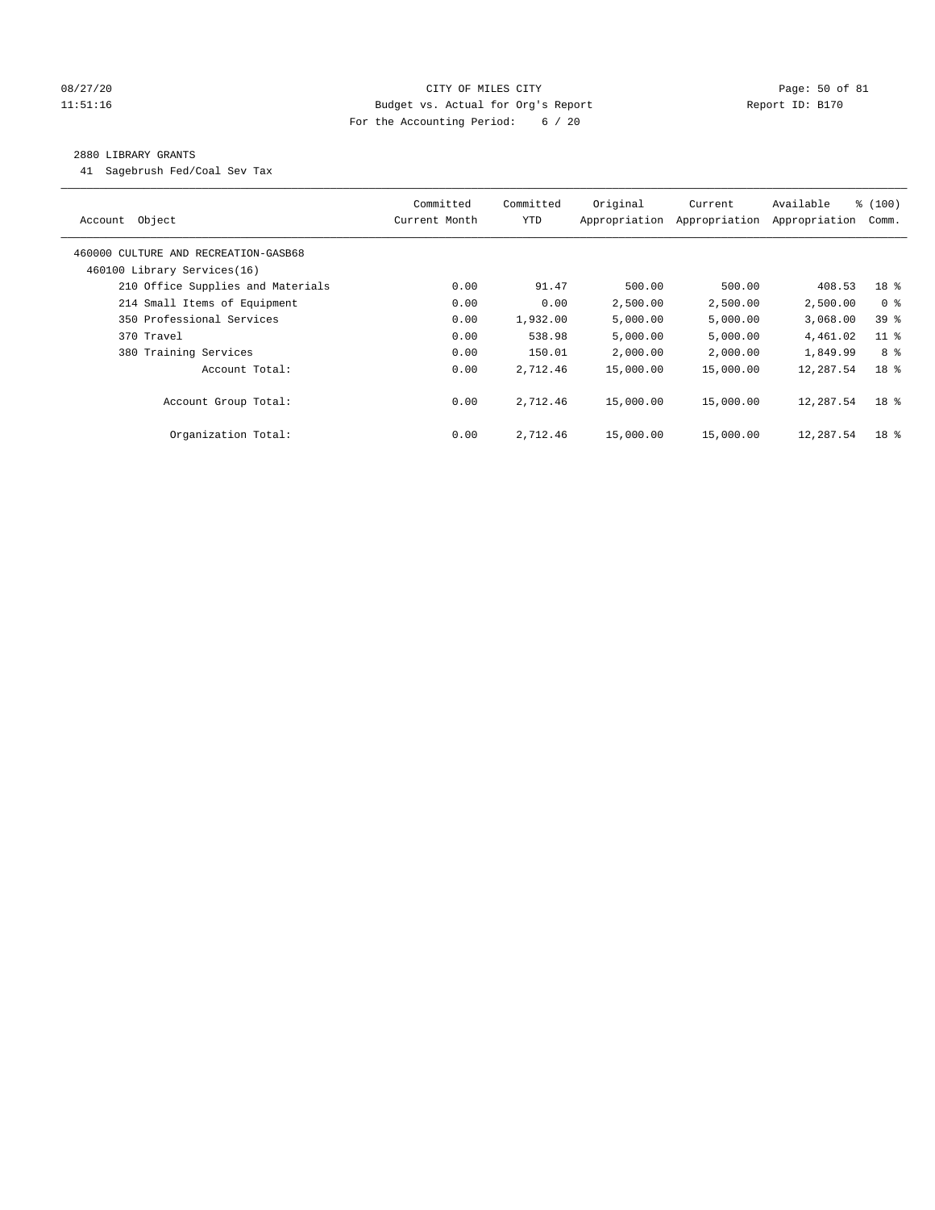CITY OF MILES CITY
Budget vs. Actual for Org's Report
For the Accounting Period: 6 / 20

08/27/20
11:51:16

Report ID: B170

## 2880 LIBRARY GRANTS

41 Sagebrush Fed/Coal Sev Tax

| Account Object | Committed Current Month | Committed YTD | Original Appropriation | Current Appropriation | Available Appropriation | % (100) Comm. |
|---|---|---|---|---|---|---|
| 460000 CULTURE AND RECREATION-GASB68 | | | | | | |
| 460100 Library Services(16) | | | | | | |
| 210 Office Supplies and Materials | 0.00 | 91.47 | 500.00 | 500.00 | 408.53 | 18 % |
| 214 Small Items of Equipment | 0.00 | 0.00 | 2,500.00 | 2,500.00 | 2,500.00 | 0 % |
| 350 Professional Services | 0.00 | 1,932.00 | 5,000.00 | 5,000.00 | 3,068.00 | 39 % |
| 370 Travel | 0.00 | 538.98 | 5,000.00 | 5,000.00 | 4,461.02 | 11 % |
| 380 Training Services | 0.00 | 150.01 | 2,000.00 | 2,000.00 | 1,849.99 | 8 % |
| Account Total: | 0.00 | 2,712.46 | 15,000.00 | 15,000.00 | 12,287.54 | 18 % |
| Account Group Total: | 0.00 | 2,712.46 | 15,000.00 | 15,000.00 | 12,287.54 | 18 % |
| Organization Total: | 0.00 | 2,712.46 | 15,000.00 | 15,000.00 | 12,287.54 | 18 % |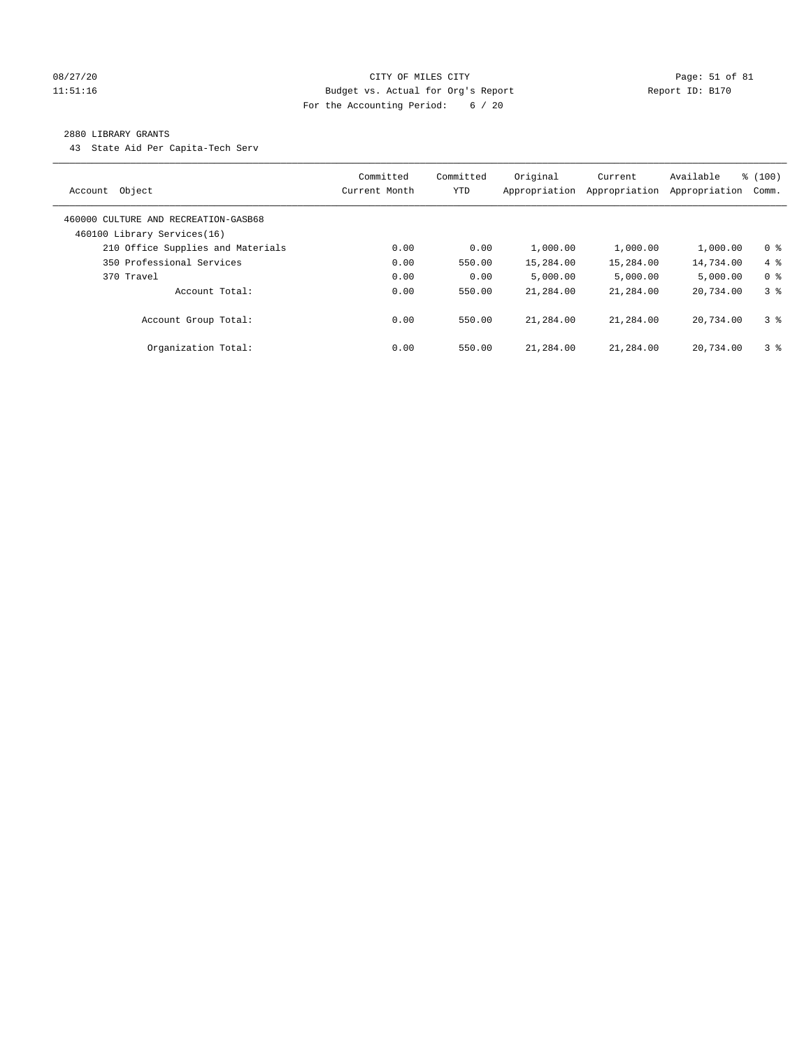CITY OF MILES CITY
Budget vs. Actual for Org's Report
For the Accounting Period: 6 / 20

08/27/20
11:51:16

Report ID: B170

## 2880 LIBRARY GRANTS

43 State Aid Per Capita-Tech Serv

| Account Object | Committed Current Month | Committed YTD | Original Appropriation | Current Appropriation | Available Appropriation | % (100) Comm. |
|---|---|---|---|---|---|---|
| 460000 CULTURE AND RECREATION-GASB68 | | | | | | |
| 460100 Library Services(16) | | | | | | |
| 210 Office Supplies and Materials | 0.00 | 0.00 | 1,000.00 | 1,000.00 | 1,000.00 | 0 % |
| 350 Professional Services | 0.00 | 550.00 | 15,284.00 | 15,284.00 | 14,734.00 | 4 % |
| 370 Travel | 0.00 | 0.00 | 5,000.00 | 5,000.00 | 5,000.00 | 0 % |
| Account Total: | 0.00 | 550.00 | 21,284.00 | 21,284.00 | 20,734.00 | 3 % |
| Account Group Total: | 0.00 | 550.00 | 21,284.00 | 21,284.00 | 20,734.00 | 3 % |
| Organization Total: | 0.00 | 550.00 | 21,284.00 | 21,284.00 | 20,734.00 | 3 % |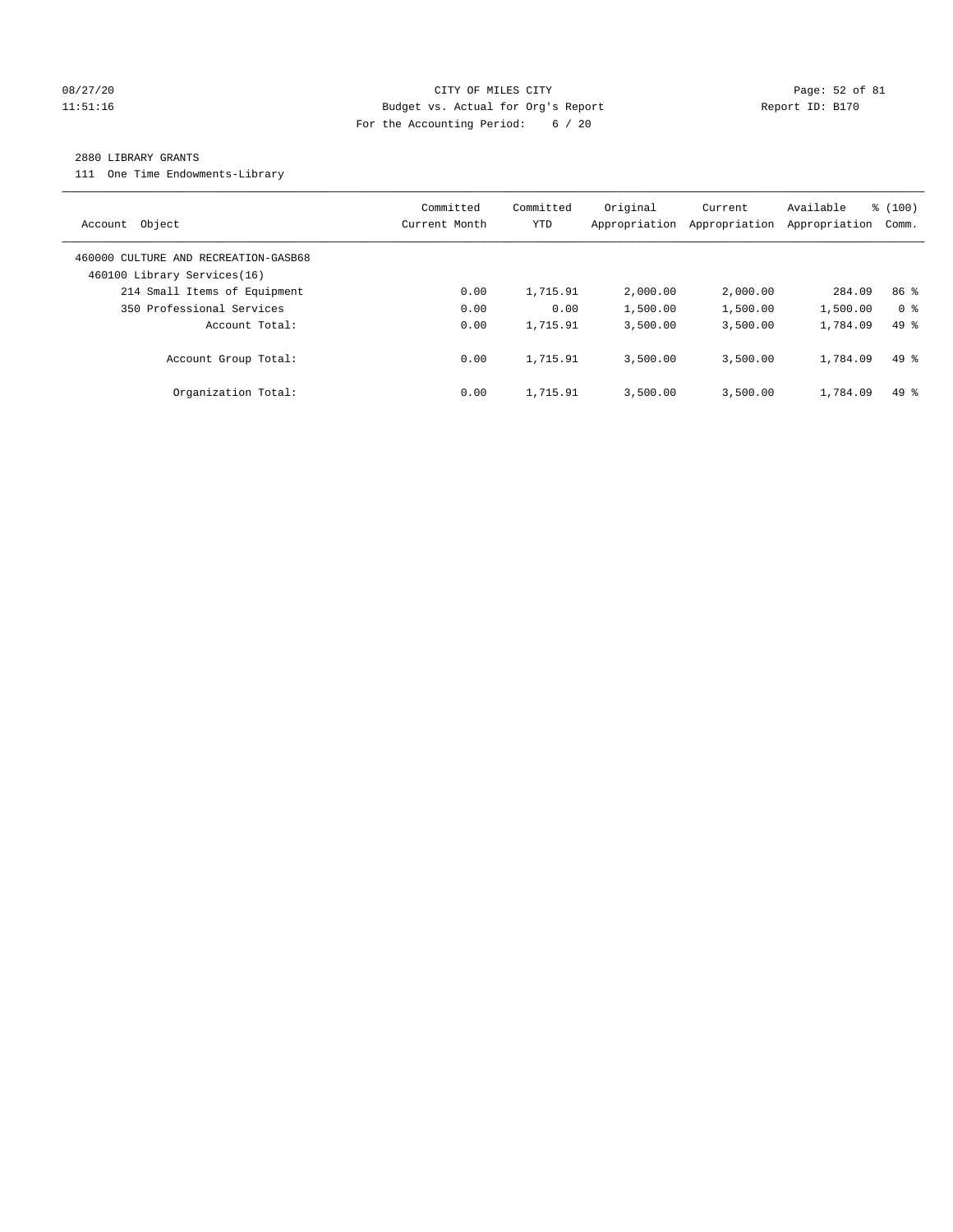CITY OF MILES CITY
Budget vs. Actual for Org's Report
For the Accounting Period: 6 / 20

2880 LIBRARY GRANTS

111 One Time Endowments-Library

| Account Object | Committed Current Month | Committed YTD | Original Appropriation | Current Appropriation | Available Appropriation | % (100) Comm. |
|---|---|---|---|---|---|---|
| 460000 CULTURE AND RECREATION-GASB68 | | | | | | |
| 460100 Library Services(16) | | | | | | |
| 214 Small Items of Equipment | 0.00 | 1,715.91 | 2,000.00 | 2,000.00 | 284.09 | 86 % |
| 350 Professional Services | 0.00 | 0.00 | 1,500.00 | 1,500.00 | 1,500.00 | 0 % |
| Account Total: | 0.00 | 1,715.91 | 3,500.00 | 3,500.00 | 1,784.09 | 49 % |
| Account Group Total: | 0.00 | 1,715.91 | 3,500.00 | 3,500.00 | 1,784.09 | 49 % |
| Organization Total: | 0.00 | 1,715.91 | 3,500.00 | 3,500.00 | 1,784.09 | 49 % |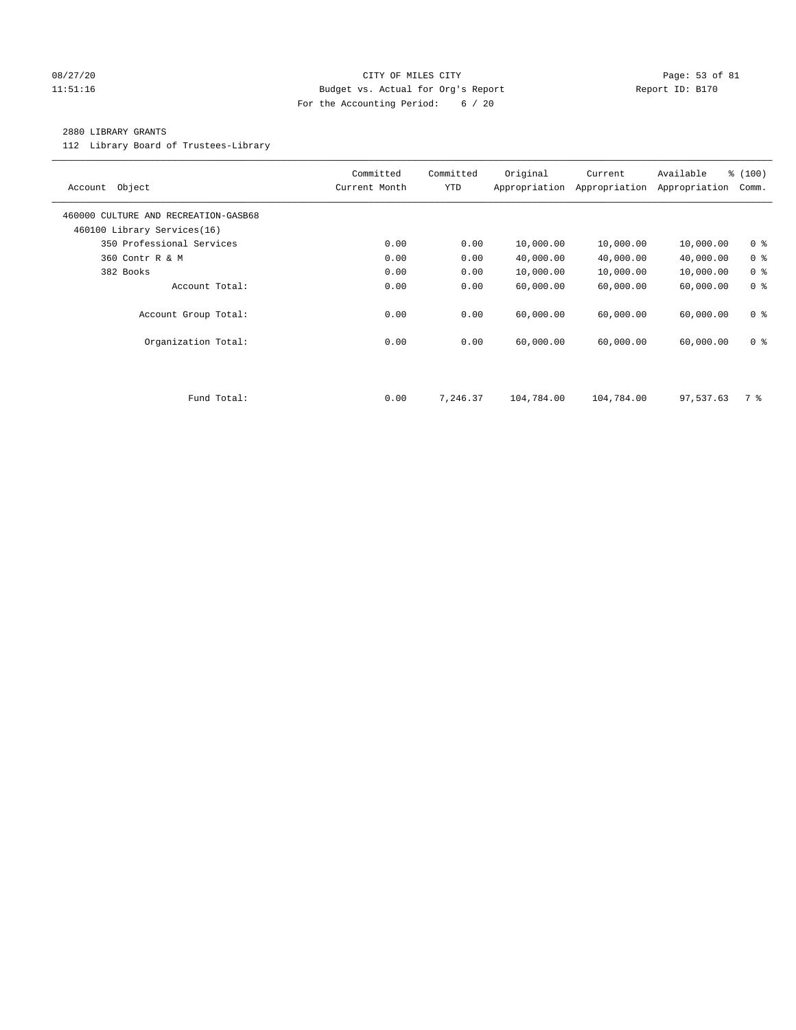CITY OF MILES CITY
Budget vs. Actual for Org's Report
For the Accounting Period: 6 / 20

08/27/20
11:51:16

Report ID: B170

## 2880 LIBRARY GRANTS

112 Library Board of Trustees-Library

| Account Object | Committed Current Month | Committed YTD | Original Appropriation | Current Appropriation | Available Appropriation | % (100) Comm. |
|---|---|---|---|---|---|---|
| 460000 CULTURE AND RECREATION-GASB68 | | | | | | |
| 460100 Library Services(16) | | | | | | |
| 350 Professional Services | 0.00 | 0.00 | 10,000.00 | 10,000.00 | 10,000.00 | 0 % |
| 360 Contr R & M | 0.00 | 0.00 | 40,000.00 | 40,000.00 | 40,000.00 | 0 % |
| 382 Books | 0.00 | 0.00 | 10,000.00 | 10,000.00 | 10,000.00 | 0 % |
| Account Total: | 0.00 | 0.00 | 60,000.00 | 60,000.00 | 60,000.00 | 0 % |
| Account Group Total: | 0.00 | 0.00 | 60,000.00 | 60,000.00 | 60,000.00 | 0 % |
| Organization Total: | 0.00 | 0.00 | 60,000.00 | 60,000.00 | 60,000.00 | 0 % |
| Fund Total: | 0.00 | 7,246.37 | 104,784.00 | 104,784.00 | 97,537.63 | 7 % |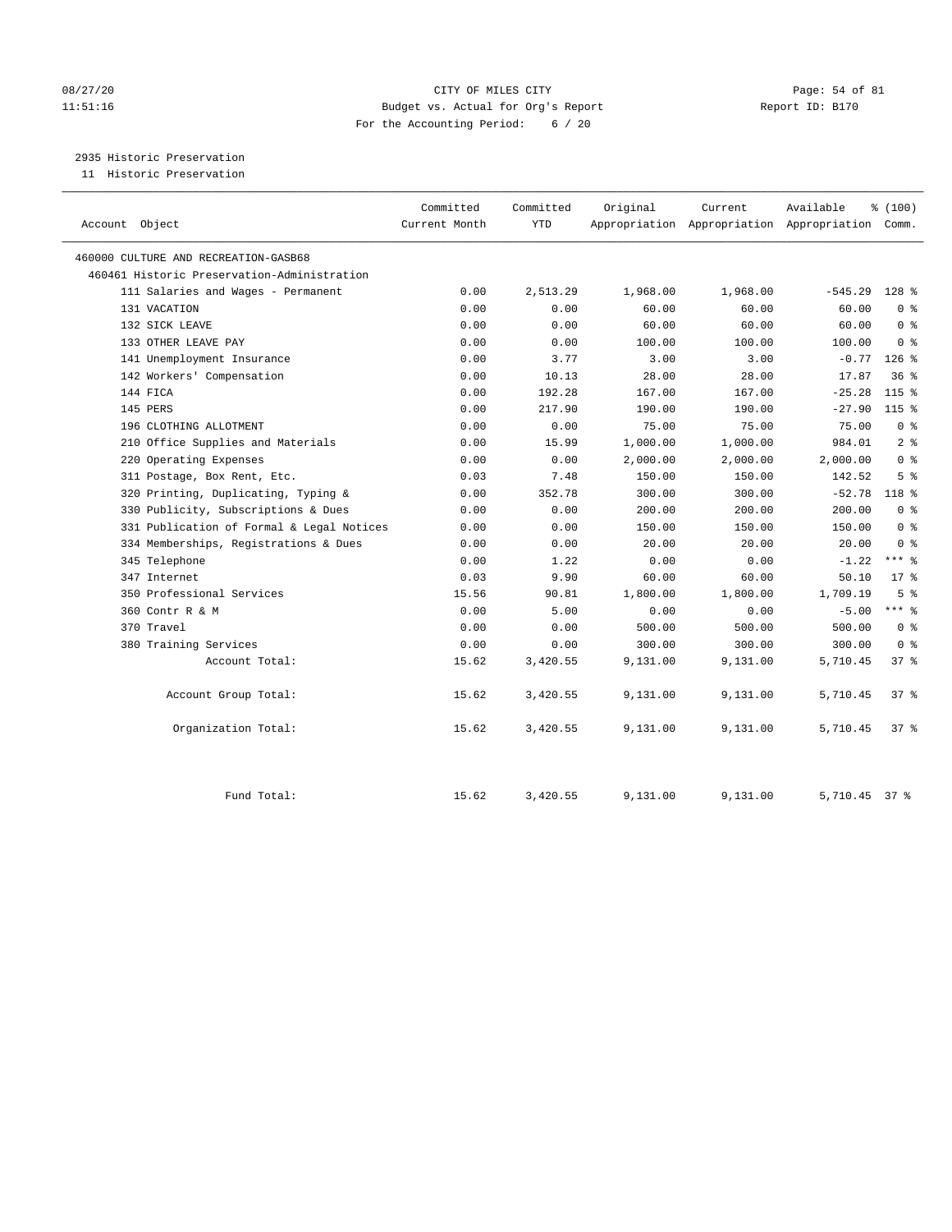08/27/20 CITY OF MILES CITY
11:51:16 Budget vs. Actual for Org's Report Report ID: B170
For the Accounting Period: 6 / 20

2935 Historic Preservation
11 Historic Preservation

| Account Object | Committed Current Month | Committed YTD | Original Appropriation | Current Appropriation | Available Appropriation | % (100) Comm. |
|---|---|---|---|---|---|---|
| 460000 CULTURE AND RECREATION-GASB68 | | | | | | |
| 460461 Historic Preservation-Administration | | | | | | |
| 111 Salaries and Wages - Permanent | 0.00 | 2,513.29 | 1,968.00 | 1,968.00 | -545.29 | 128 % |
| 131 VACATION | 0.00 | 0.00 | 60.00 | 60.00 | 60.00 | 0 % |
| 132 SICK LEAVE | 0.00 | 0.00 | 60.00 | 60.00 | 60.00 | 0 % |
| 133 OTHER LEAVE PAY | 0.00 | 0.00 | 100.00 | 100.00 | 100.00 | 0 % |
| 141 Unemployment Insurance | 0.00 | 3.77 | 3.00 | 3.00 | -0.77 | 126 % |
| 142 Workers' Compensation | 0.00 | 10.13 | 28.00 | 28.00 | 17.87 | 36 % |
| 144 FICA | 0.00 | 192.28 | 167.00 | 167.00 | -25.28 | 115 % |
| 145 PERS | 0.00 | 217.90 | 190.00 | 190.00 | -27.90 | 115 % |
| 196 CLOTHING ALLOTMENT | 0.00 | 0.00 | 75.00 | 75.00 | 75.00 | 0 % |
| 210 Office Supplies and Materials | 0.00 | 15.99 | 1,000.00 | 1,000.00 | 984.01 | 2 % |
| 220 Operating Expenses | 0.00 | 0.00 | 2,000.00 | 2,000.00 | 2,000.00 | 0 % |
| 311 Postage, Box Rent, Etc. | 0.03 | 7.48 | 150.00 | 150.00 | 142.52 | 5 % |
| 320 Printing, Duplicating, Typing & | 0.00 | 352.78 | 300.00 | 300.00 | -52.78 | 118 % |
| 330 Publicity, Subscriptions & Dues | 0.00 | 0.00 | 200.00 | 200.00 | 200.00 | 0 % |
| 331 Publication of Formal & Legal Notices | 0.00 | 0.00 | 150.00 | 150.00 | 150.00 | 0 % |
| 334 Memberships, Registrations & Dues | 0.00 | 0.00 | 20.00 | 20.00 | 20.00 | 0 % |
| 345 Telephone | 0.00 | 1.22 | 0.00 | 0.00 | -1.22 | *** % |
| 347 Internet | 0.03 | 9.90 | 60.00 | 60.00 | 50.10 | 17 % |
| 350 Professional Services | 15.56 | 90.81 | 1,800.00 | 1,800.00 | 1,709.19 | 5 % |
| 360 Contr R & M | 0.00 | 5.00 | 0.00 | 0.00 | -5.00 | *** % |
| 370 Travel | 0.00 | 0.00 | 500.00 | 500.00 | 500.00 | 0 % |
| 380 Training Services | 0.00 | 0.00 | 300.00 | 300.00 | 300.00 | 0 % |
| Account Total: | 15.62 | 3,420.55 | 9,131.00 | 9,131.00 | 5,710.45 | 37 % |
| Account Group Total: | 15.62 | 3,420.55 | 9,131.00 | 9,131.00 | 5,710.45 | 37 % |
| Organization Total: | 15.62 | 3,420.55 | 9,131.00 | 9,131.00 | 5,710.45 | 37 % |
| Fund Total: | 15.62 | 3,420.55 | 9,131.00 | 9,131.00 | 5,710.45 | 37 % |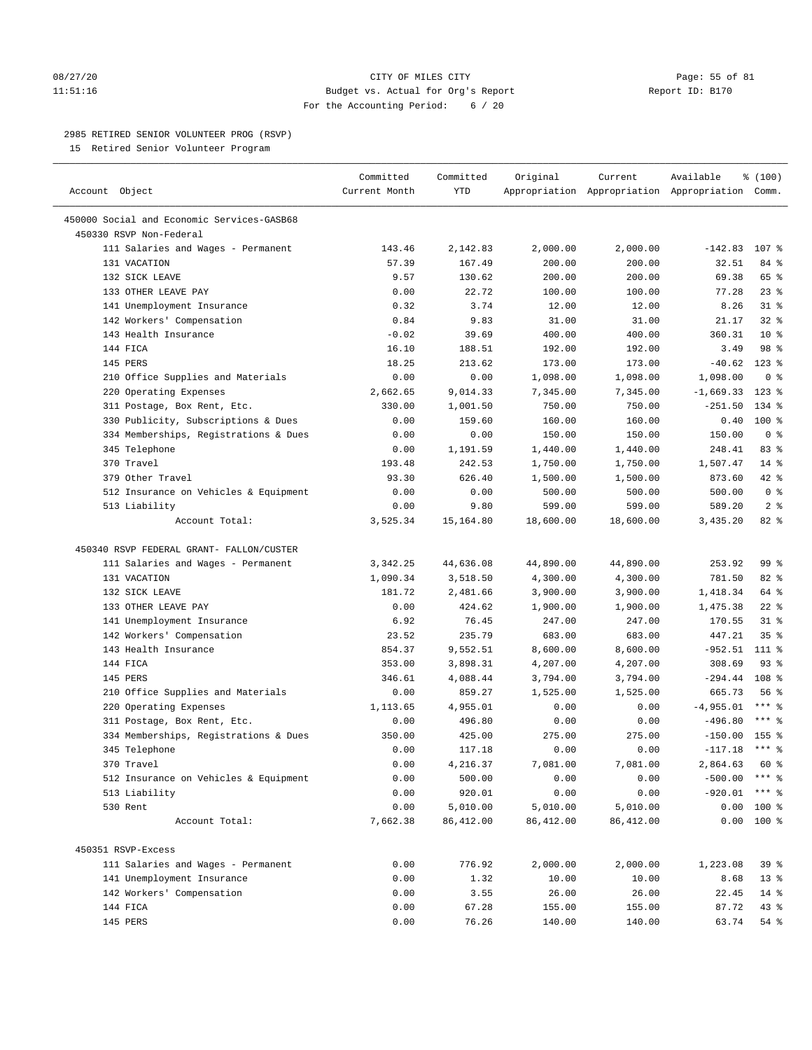CITY OF MILES CITY
Budget vs. Actual for Org's Report
For the Accounting Period: 6 / 20

08/27/20
11:51:16

Report ID: B170

2985 RETIRED SENIOR VOLUNTEER PROG (RSVP)
15 Retired Senior Volunteer Program

| Account Object | Committed Current Month | Committed YTD | Original Appropriation | Current Appropriation | Available Appropriation | % (100) Comm. |
|---|---|---|---|---|---|---|
| 450000 Social and Economic Services-GASB68 | | | | | | |
| 450330 RSVP Non-Federal | | | | | | |
| 111 Salaries and Wages - Permanent | 143.46 | 2,142.83 | 2,000.00 | 2,000.00 | -142.83 | 107 % |
| 131 VACATION | 57.39 | 167.49 | 200.00 | 200.00 | 32.51 | 84 % |
| 132 SICK LEAVE | 9.57 | 130.62 | 200.00 | 200.00 | 69.38 | 65 % |
| 133 OTHER LEAVE PAY | 0.00 | 22.72 | 100.00 | 100.00 | 77.28 | 23 % |
| 141 Unemployment Insurance | 0.32 | 3.74 | 12.00 | 12.00 | 8.26 | 31 % |
| 142 Workers' Compensation | 0.84 | 9.83 | 31.00 | 31.00 | 21.17 | 32 % |
| 143 Health Insurance | -0.02 | 39.69 | 400.00 | 400.00 | 360.31 | 10 % |
| 144 FICA | 16.10 | 188.51 | 192.00 | 192.00 | 3.49 | 98 % |
| 145 PERS | 18.25 | 213.62 | 173.00 | 173.00 | -40.62 | 123 % |
| 210 Office Supplies and Materials | 0.00 | 0.00 | 1,098.00 | 1,098.00 | 1,098.00 | 0 % |
| 220 Operating Expenses | 2,662.65 | 9,014.33 | 7,345.00 | 7,345.00 | -1,669.33 | 123 % |
| 311 Postage, Box Rent, Etc. | 330.00 | 1,001.50 | 750.00 | 750.00 | -251.50 | 134 % |
| 330 Publicity, Subscriptions & Dues | 0.00 | 159.60 | 160.00 | 160.00 | 0.40 | 100 % |
| 334 Memberships, Registrations & Dues | 0.00 | 0.00 | 150.00 | 150.00 | 150.00 | 0 % |
| 345 Telephone | 0.00 | 1,191.59 | 1,440.00 | 1,440.00 | 248.41 | 83 % |
| 370 Travel | 193.48 | 242.53 | 1,750.00 | 1,750.00 | 1,507.47 | 14 % |
| 379 Other Travel | 93.30 | 626.40 | 1,500.00 | 1,500.00 | 873.60 | 42 % |
| 512 Insurance on Vehicles & Equipment | 0.00 | 0.00 | 500.00 | 500.00 | 500.00 | 0 % |
| 513 Liability | 0.00 | 9.80 | 599.00 | 599.00 | 589.20 | 2 % |
| Account Total: | 3,525.34 | 15,164.80 | 18,600.00 | 18,600.00 | 3,435.20 | 82 % |
| 450340 RSVP FEDERAL GRANT- FALLON/CUSTER | | | | | | |
| 111 Salaries and Wages - Permanent | 3,342.25 | 44,636.08 | 44,890.00 | 44,890.00 | 253.92 | 99 % |
| 131 VACATION | 1,090.34 | 3,518.50 | 4,300.00 | 4,300.00 | 781.50 | 82 % |
| 132 SICK LEAVE | 181.72 | 2,481.66 | 3,900.00 | 3,900.00 | 1,418.34 | 64 % |
| 133 OTHER LEAVE PAY | 0.00 | 424.62 | 1,900.00 | 1,900.00 | 1,475.38 | 22 % |
| 141 Unemployment Insurance | 6.92 | 76.45 | 247.00 | 247.00 | 170.55 | 31 % |
| 142 Workers' Compensation | 23.52 | 235.79 | 683.00 | 683.00 | 447.21 | 35 % |
| 143 Health Insurance | 854.37 | 9,552.51 | 8,600.00 | 8,600.00 | -952.51 | 111 % |
| 144 FICA | 353.00 | 3,898.31 | 4,207.00 | 4,207.00 | 308.69 | 93 % |
| 145 PERS | 346.61 | 4,088.44 | 3,794.00 | 3,794.00 | -294.44 | 108 % |
| 210 Office Supplies and Materials | 0.00 | 859.27 | 1,525.00 | 1,525.00 | 665.73 | 56 % |
| 220 Operating Expenses | 1,113.65 | 4,955.01 | 0.00 | 0.00 | -4,955.01 | *** % |
| 311 Postage, Box Rent, Etc. | 0.00 | 496.80 | 0.00 | 0.00 | -496.80 | *** % |
| 334 Memberships, Registrations & Dues | 350.00 | 425.00 | 275.00 | 275.00 | -150.00 | 155 % |
| 345 Telephone | 0.00 | 117.18 | 0.00 | 0.00 | -117.18 | *** % |
| 370 Travel | 0.00 | 4,216.37 | 7,081.00 | 7,081.00 | 2,864.63 | 60 % |
| 512 Insurance on Vehicles & Equipment | 0.00 | 500.00 | 0.00 | 0.00 | -500.00 | *** % |
| 513 Liability | 0.00 | 920.01 | 0.00 | 0.00 | -920.01 | *** % |
| 530 Rent | 0.00 | 5,010.00 | 5,010.00 | 5,010.00 | 0.00 | 100 % |
| Account Total: | 7,662.38 | 86,412.00 | 86,412.00 | 86,412.00 | 0.00 | 100 % |
| 450351 RSVP-Excess | | | | | | |
| 111 Salaries and Wages - Permanent | 0.00 | 776.92 | 2,000.00 | 2,000.00 | 1,223.08 | 39 % |
| 141 Unemployment Insurance | 0.00 | 1.32 | 10.00 | 10.00 | 8.68 | 13 % |
| 142 Workers' Compensation | 0.00 | 3.55 | 26.00 | 26.00 | 22.45 | 14 % |
| 144 FICA | 0.00 | 67.28 | 155.00 | 155.00 | 87.72 | 43 % |
| 145 PERS | 0.00 | 76.26 | 140.00 | 140.00 | 63.74 | 54 % |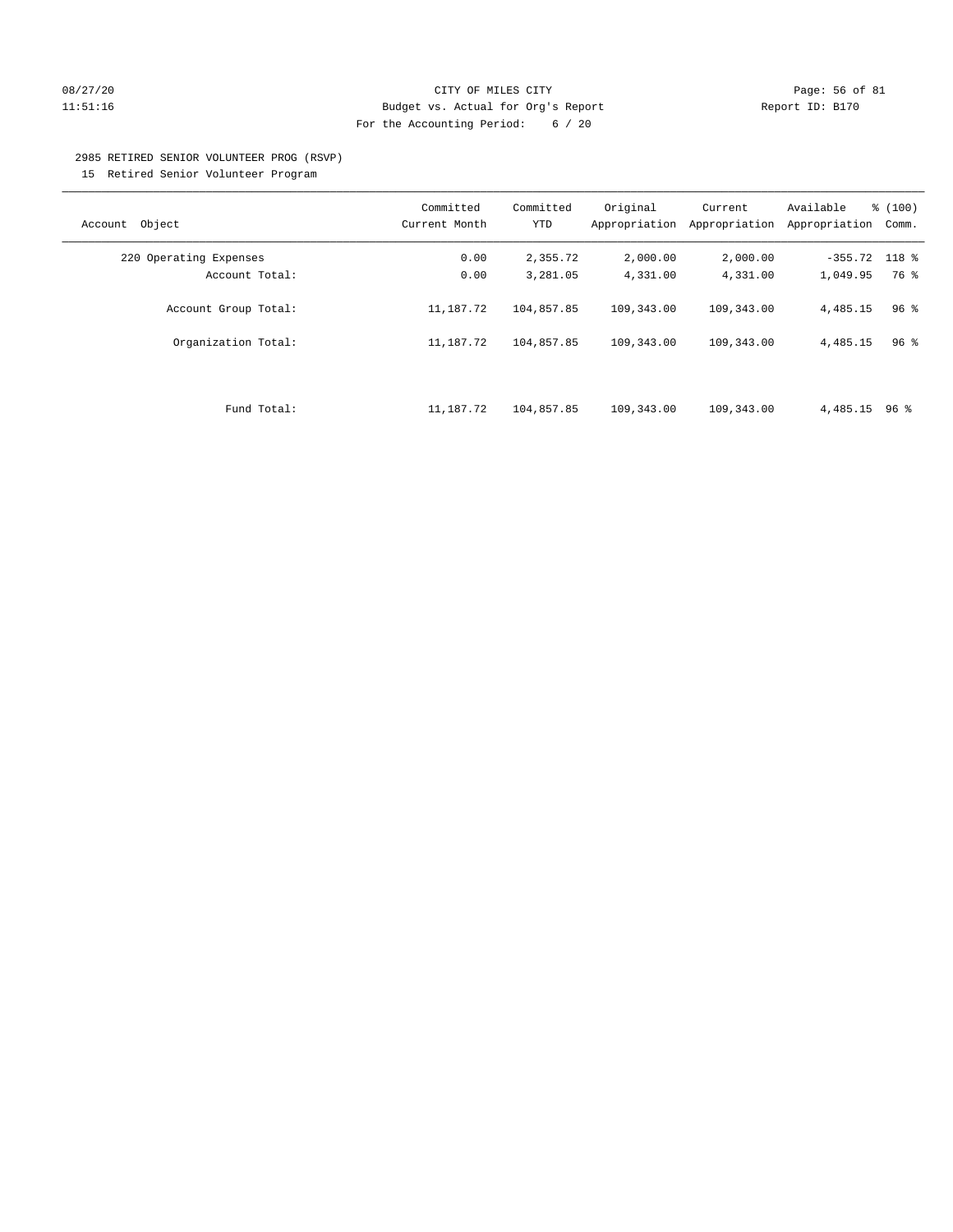CITY OF MILES CITY
Budget vs. Actual for Org's Report
For the Accounting Period: 6 / 20

08/27/20
11:51:16

Report ID: B170

2985 RETIRED SENIOR VOLUNTEER PROG (RSVP)
15 Retired Senior Volunteer Program

| Account Object | Committed Current Month | Committed YTD | Original Appropriation | Current Appropriation | Available Appropriation | % (100) Comm. |
|---|---|---|---|---|---|---|
| 220 Operating Expenses | 0.00 | 2,355.72 | 2,000.00 | 2,000.00 | -355.72 | 118 % |
| Account Total: | 0.00 | 3,281.05 | 4,331.00 | 4,331.00 | 1,049.95 | 76 % |
| Account Group Total: | 11,187.72 | 104,857.85 | 109,343.00 | 109,343.00 | 4,485.15 | 96 % |
| Organization Total: | 11,187.72 | 104,857.85 | 109,343.00 | 109,343.00 | 4,485.15 | 96 % |
| Fund Total: | 11,187.72 | 104,857.85 | 109,343.00 | 109,343.00 | 4,485.15 | 96 % |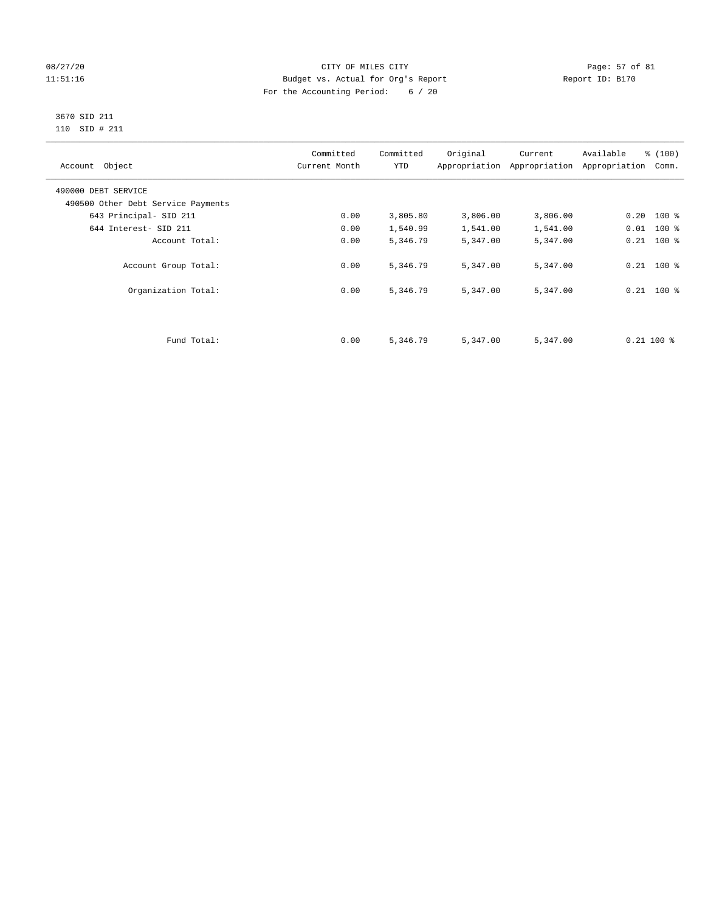CITY OF MILES CITY
Budget vs. Actual for Org's Report
For the Accounting Period: 6 / 20

08/27/20
11:51:16

Report ID: B170

3670 SID 211
110 SID # 211

| Account Object | Committed Current Month | Committed YTD | Original Appropriation | Current Appropriation | Available Appropriation | % (100) Comm. |
|---|---|---|---|---|---|---|
| 490000 DEBT SERVICE | | | | | | |
| 490500 Other Debt Service Payments | | | | | | |
| 643 Principal- SID 211 | 0.00 | 3,805.80 | 3,806.00 | 3,806.00 | 0.20 | 100 % |
| 644 Interest- SID 211 | 0.00 | 1,540.99 | 1,541.00 | 1,541.00 | 0.01 | 100 % |
| Account Total: | 0.00 | 5,346.79 | 5,347.00 | 5,347.00 | 0.21 | 100 % |
| Account Group Total: | 0.00 | 5,346.79 | 5,347.00 | 5,347.00 | 0.21 | 100 % |
| Organization Total: | 0.00 | 5,346.79 | 5,347.00 | 5,347.00 | 0.21 | 100 % |
| Fund Total: | 0.00 | 5,346.79 | 5,347.00 | 5,347.00 | 0.21 | 100 % |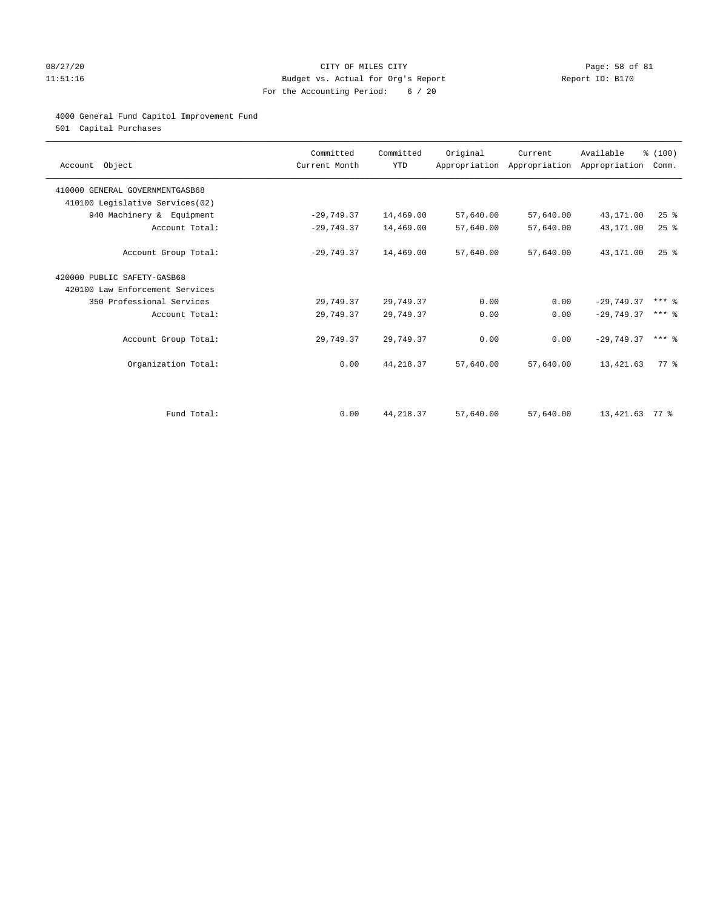08/27/20 CITY OF MILES CITY
11:51:16 Budget vs. Actual for Org's Report Report ID: B170
For the Accounting Period: 6 / 20

4000 General Fund Capitol Improvement Fund

501 Capital Purchases

| Account Object | Committed Current Month | Committed YTD | Original Appropriation | Current Appropriation | Available Appropriation | % (100) Comm. |
|---|---|---|---|---|---|---|
| 410000 GENERAL GOVERNMENTGASB68 | | | | | | |
| 410100 Legislative Services(02) | | | | | | |
| 940 Machinery & Equipment | -29,749.37 | 14,469.00 | 57,640.00 | 57,640.00 | 43,171.00 | 25 % |
| Account Total: | -29,749.37 | 14,469.00 | 57,640.00 | 57,640.00 | 43,171.00 | 25 % |
| Account Group Total: | -29,749.37 | 14,469.00 | 57,640.00 | 57,640.00 | 43,171.00 | 25 % |
| 420000 PUBLIC SAFETY-GASB68 | | | | | | |
| 420100 Law Enforcement Services | | | | | | |
| 350 Professional Services | 29,749.37 | 29,749.37 | 0.00 | 0.00 | -29,749.37 | *** % |
| Account Total: | 29,749.37 | 29,749.37 | 0.00 | 0.00 | -29,749.37 | *** % |
| Account Group Total: | 29,749.37 | 29,749.37 | 0.00 | 0.00 | -29,749.37 | *** % |
| Organization Total: | 0.00 | 44,218.37 | 57,640.00 | 57,640.00 | 13,421.63 | 77 % |
| Fund Total: | 0.00 | 44,218.37 | 57,640.00 | 57,640.00 | 13,421.63 | 77 % |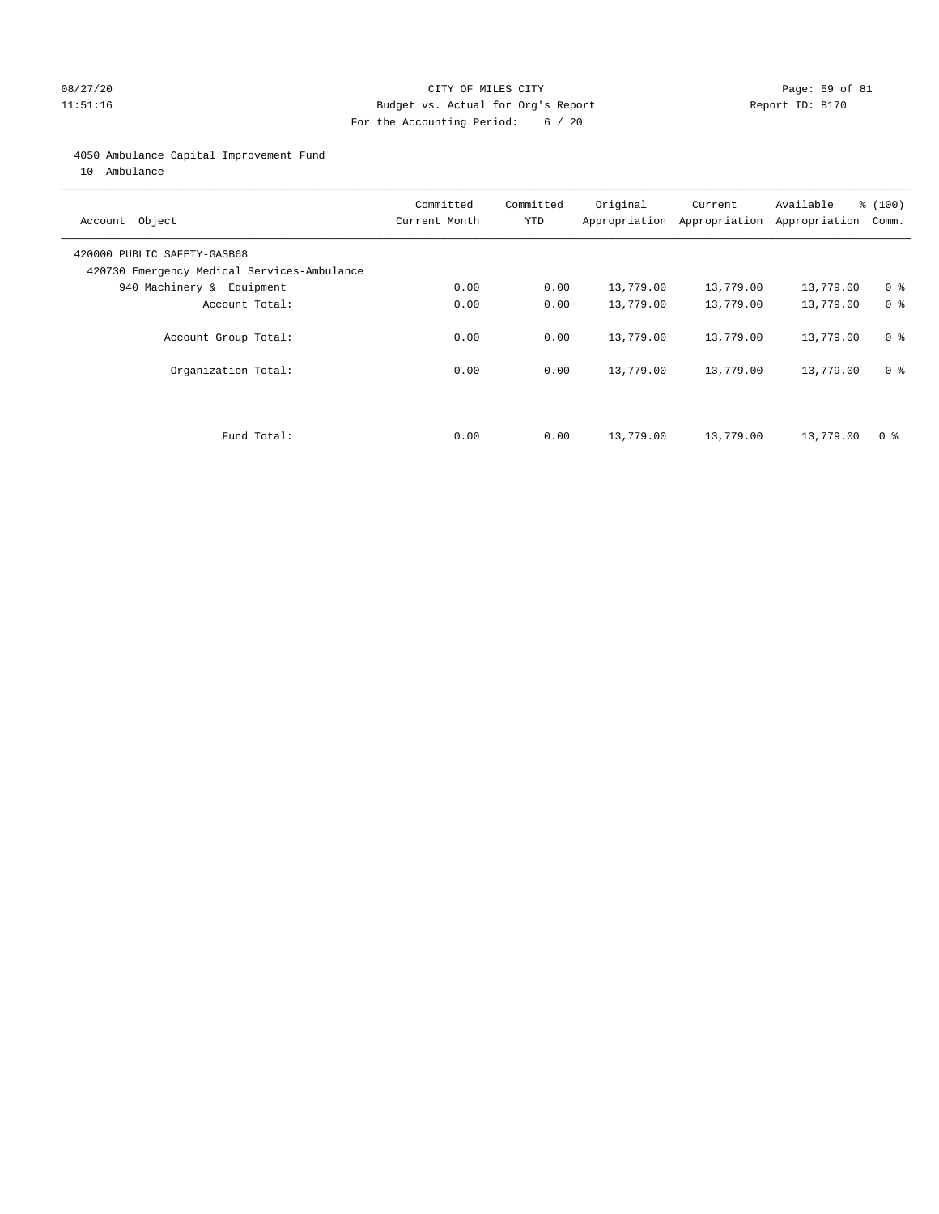08/27/20 CITY OF MILES CITY
11:51:16 Budget vs. Actual for Org's Report Report ID: B170
For the Accounting Period: 6 / 20

4050 Ambulance Capital Improvement Fund
10 Ambulance

| Account Object | Committed Current Month | Committed YTD | Original Appropriation | Current Appropriation | Available Appropriation | % (100) Comm. |
|---|---|---|---|---|---|---|
| 420000 PUBLIC SAFETY-GASB68 | | | | | | |
| 420730 Emergency Medical Services-Ambulance | | | | | | |
| 940 Machinery & Equipment | 0.00 | 0.00 | 13,779.00 | 13,779.00 | 13,779.00 | 0 % |
| Account Total: | 0.00 | 0.00 | 13,779.00 | 13,779.00 | 13,779.00 | 0 % |
| Account Group Total: | 0.00 | 0.00 | 13,779.00 | 13,779.00 | 13,779.00 | 0 % |
| Organization Total: | 0.00 | 0.00 | 13,779.00 | 13,779.00 | 13,779.00 | 0 % |
| Fund Total: | 0.00 | 0.00 | 13,779.00 | 13,779.00 | 13,779.00 | 0 % |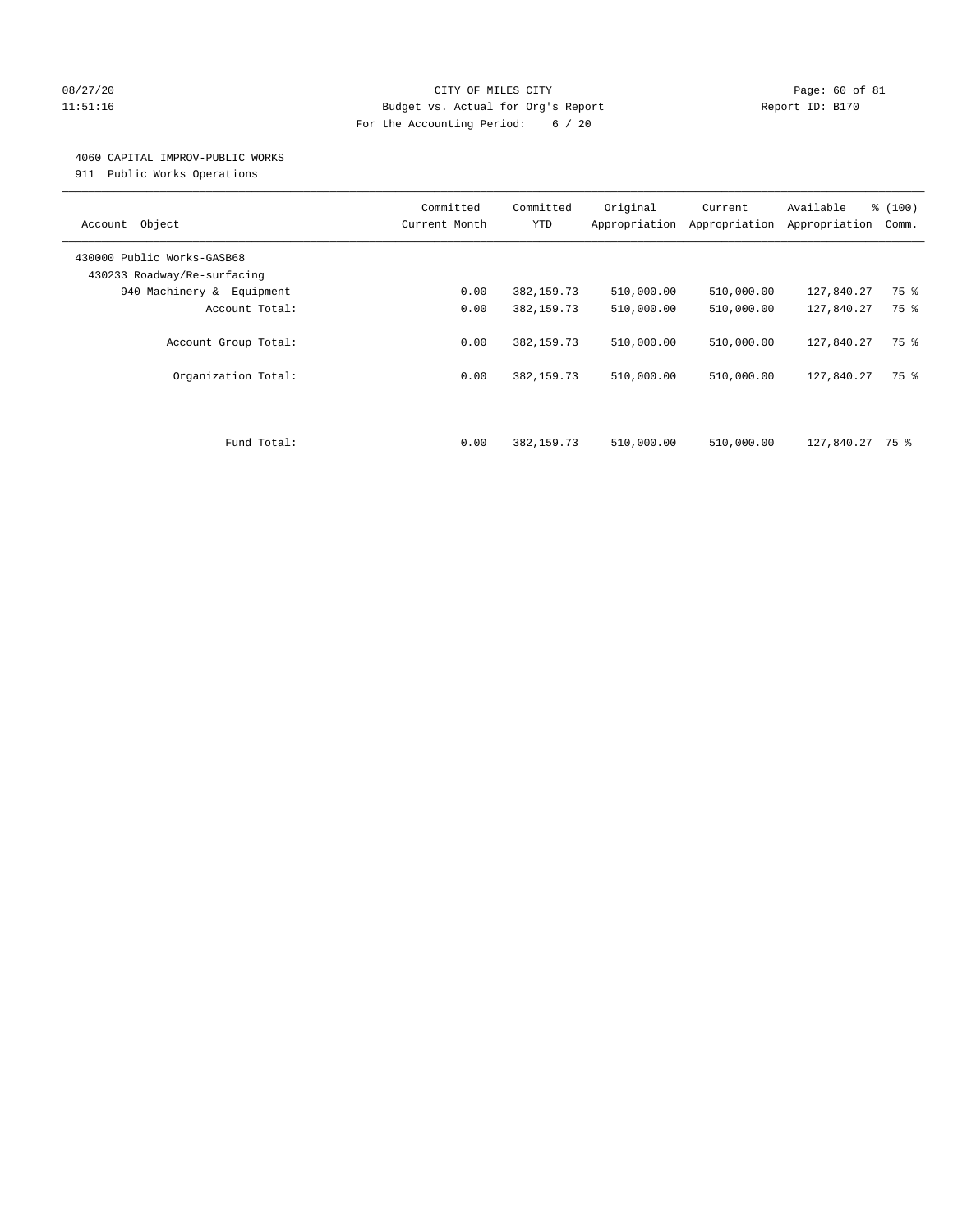CITY OF MILES CITY

Budget vs. Actual for Org's Report

For the Accounting Period: 6 / 20

08/27/20 11:51:16 — Report ID: B170

4060 CAPITAL IMPROV-PUBLIC WORKS

911 Public Works Operations

| Account Object | Committed Current Month | Committed YTD | Original Appropriation | Current Appropriation | Available Appropriation | % (100) Comm. |
|---|---|---|---|---|---|---|
| 430000 Public Works-GASB68 | | | | | | |
| 430233 Roadway/Re-surfacing | | | | | | |
| 940 Machinery & Equipment | 0.00 | 382,159.73 | 510,000.00 | 510,000.00 | 127,840.27 | 75 % |
| Account Total: | 0.00 | 382,159.73 | 510,000.00 | 510,000.00 | 127,840.27 | 75 % |
| Account Group Total: | 0.00 | 382,159.73 | 510,000.00 | 510,000.00 | 127,840.27 | 75 % |
| Organization Total: | 0.00 | 382,159.73 | 510,000.00 | 510,000.00 | 127,840.27 | 75 % |
| Fund Total: | 0.00 | 382,159.73 | 510,000.00 | 510,000.00 | 127,840.27 | 75 % |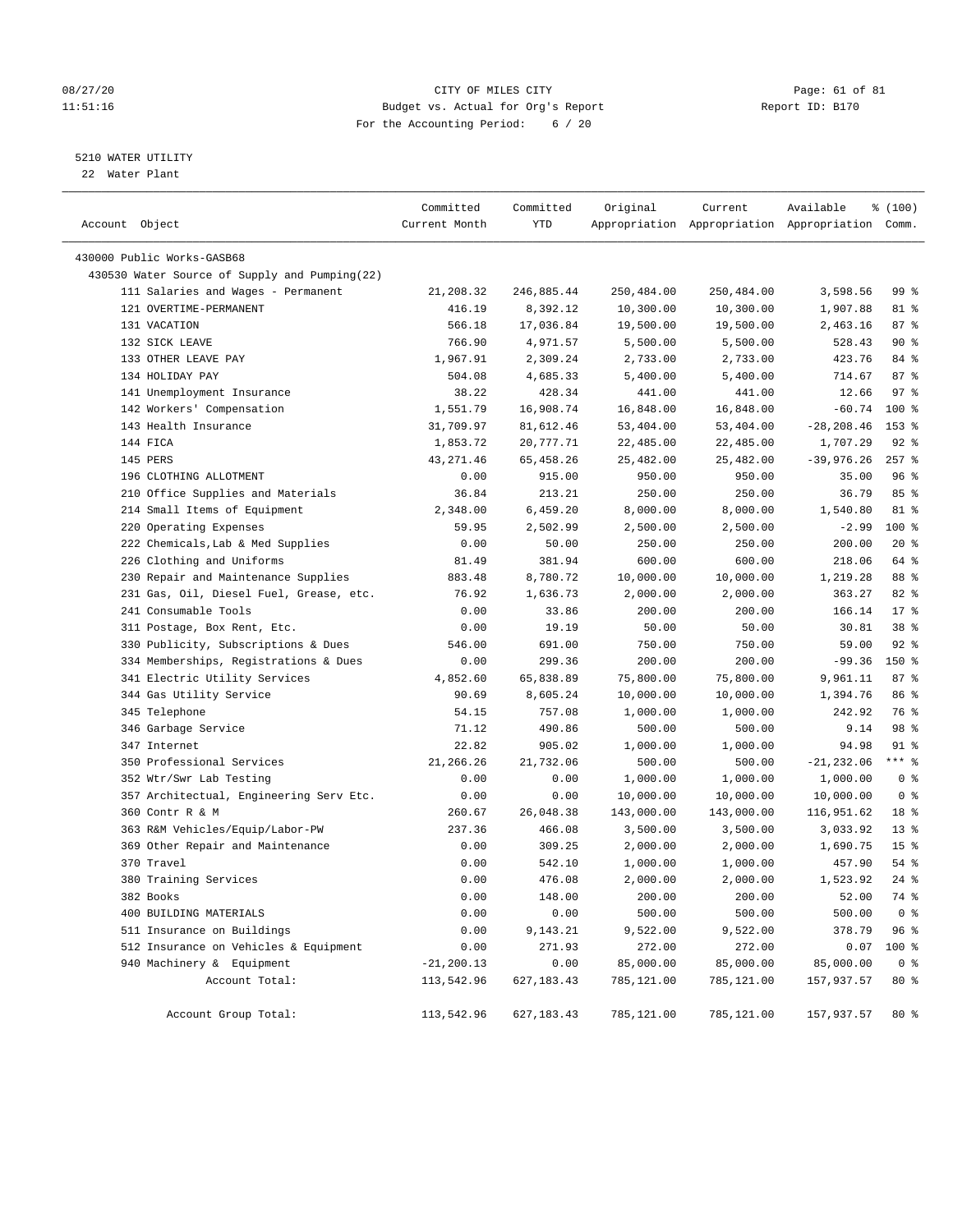CITY OF MILES CITY
Budget vs. Actual for Org's Report
For the Accounting Period: 6 / 20

08/27/20
11:51:16

Report ID: B170

5210 WATER UTILITY
22 Water Plant

| Account Object | Committed Current Month | Committed YTD | Original Appropriation | Current Appropriation | Available Appropriation | % (100) Comm. |
|---|---|---|---|---|---|---|
| 430000 Public Works-GASB68 | | | | | | |
| 430530 Water Source of Supply and Pumping(22) | | | | | | |
| 111 Salaries and Wages - Permanent | 21,208.32 | 246,885.44 | 250,484.00 | 250,484.00 | 3,598.56 | 99 % |
| 121 OVERTIME-PERMANENT | 416.19 | 8,392.12 | 10,300.00 | 10,300.00 | 1,907.88 | 81 % |
| 131 VACATION | 566.18 | 17,036.84 | 19,500.00 | 19,500.00 | 2,463.16 | 87 % |
| 132 SICK LEAVE | 766.90 | 4,971.57 | 5,500.00 | 5,500.00 | 528.43 | 90 % |
| 133 OTHER LEAVE PAY | 1,967.91 | 2,309.24 | 2,733.00 | 2,733.00 | 423.76 | 84 % |
| 134 HOLIDAY PAY | 504.08 | 4,685.33 | 5,400.00 | 5,400.00 | 714.67 | 87 % |
| 141 Unemployment Insurance | 38.22 | 428.34 | 441.00 | 441.00 | 12.66 | 97 % |
| 142 Workers' Compensation | 1,551.79 | 16,908.74 | 16,848.00 | 16,848.00 | -60.74 | 100 % |
| 143 Health Insurance | 31,709.97 | 81,612.46 | 53,404.00 | 53,404.00 | -28,208.46 | 153 % |
| 144 FICA | 1,853.72 | 20,777.71 | 22,485.00 | 22,485.00 | 1,707.29 | 92 % |
| 145 PERS | 43,271.46 | 65,458.26 | 25,482.00 | 25,482.00 | -39,976.26 | 257 % |
| 196 CLOTHING ALLOTMENT | 0.00 | 915.00 | 950.00 | 950.00 | 35.00 | 96 % |
| 210 Office Supplies and Materials | 36.84 | 213.21 | 250.00 | 250.00 | 36.79 | 85 % |
| 214 Small Items of Equipment | 2,348.00 | 6,459.20 | 8,000.00 | 8,000.00 | 1,540.80 | 81 % |
| 220 Operating Expenses | 59.95 | 2,502.99 | 2,500.00 | 2,500.00 | -2.99 | 100 % |
| 222 Chemicals,Lab & Med Supplies | 0.00 | 50.00 | 250.00 | 250.00 | 200.00 | 20 % |
| 226 Clothing and Uniforms | 81.49 | 381.94 | 600.00 | 600.00 | 218.06 | 64 % |
| 230 Repair and Maintenance Supplies | 883.48 | 8,780.72 | 10,000.00 | 10,000.00 | 1,219.28 | 88 % |
| 231 Gas, Oil, Diesel Fuel, Grease, etc. | 76.92 | 1,636.73 | 2,000.00 | 2,000.00 | 363.27 | 82 % |
| 241 Consumable Tools | 0.00 | 33.86 | 200.00 | 200.00 | 166.14 | 17 % |
| 311 Postage, Box Rent, Etc. | 0.00 | 19.19 | 50.00 | 50.00 | 30.81 | 38 % |
| 330 Publicity, Subscriptions & Dues | 546.00 | 691.00 | 750.00 | 750.00 | 59.00 | 92 % |
| 334 Memberships, Registrations & Dues | 0.00 | 299.36 | 200.00 | 200.00 | -99.36 | 150 % |
| 341 Electric Utility Services | 4,852.60 | 65,838.89 | 75,800.00 | 75,800.00 | 9,961.11 | 87 % |
| 344 Gas Utility Service | 90.69 | 8,605.24 | 10,000.00 | 10,000.00 | 1,394.76 | 86 % |
| 345 Telephone | 54.15 | 757.08 | 1,000.00 | 1,000.00 | 242.92 | 76 % |
| 346 Garbage Service | 71.12 | 490.86 | 500.00 | 500.00 | 9.14 | 98 % |
| 347 Internet | 22.82 | 905.02 | 1,000.00 | 1,000.00 | 94.98 | 91 % |
| 350 Professional Services | 21,266.26 | 21,732.06 | 500.00 | 500.00 | -21,232.06 | *** % |
| 352 Wtr/Swr Lab Testing | 0.00 | 0.00 | 1,000.00 | 1,000.00 | 1,000.00 | 0 % |
| 357 Architectual, Engineering Serv Etc. | 0.00 | 0.00 | 10,000.00 | 10,000.00 | 10,000.00 | 0 % |
| 360 Contr R & M | 260.67 | 26,048.38 | 143,000.00 | 143,000.00 | 116,951.62 | 18 % |
| 363 R&M Vehicles/Equip/Labor-PW | 237.36 | 466.08 | 3,500.00 | 3,500.00 | 3,033.92 | 13 % |
| 369 Other Repair and Maintenance | 0.00 | 309.25 | 2,000.00 | 2,000.00 | 1,690.75 | 15 % |
| 370 Travel | 0.00 | 542.10 | 1,000.00 | 1,000.00 | 457.90 | 54 % |
| 380 Training Services | 0.00 | 476.08 | 2,000.00 | 2,000.00 | 1,523.92 | 24 % |
| 382 Books | 0.00 | 148.00 | 200.00 | 200.00 | 52.00 | 74 % |
| 400 BUILDING MATERIALS | 0.00 | 0.00 | 500.00 | 500.00 | 500.00 | 0 % |
| 511 Insurance on Buildings | 0.00 | 9,143.21 | 9,522.00 | 9,522.00 | 378.79 | 96 % |
| 512 Insurance on Vehicles & Equipment | 0.00 | 271.93 | 272.00 | 272.00 | 0.07 | 100 % |
| 940 Machinery & Equipment | -21,200.13 | 0.00 | 85,000.00 | 85,000.00 | 85,000.00 | 0 % |
| Account Total: | 113,542.96 | 627,183.43 | 785,121.00 | 785,121.00 | 157,937.57 | 80 % |
| Account Group Total: | 113,542.96 | 627,183.43 | 785,121.00 | 785,121.00 | 157,937.57 | 80 % |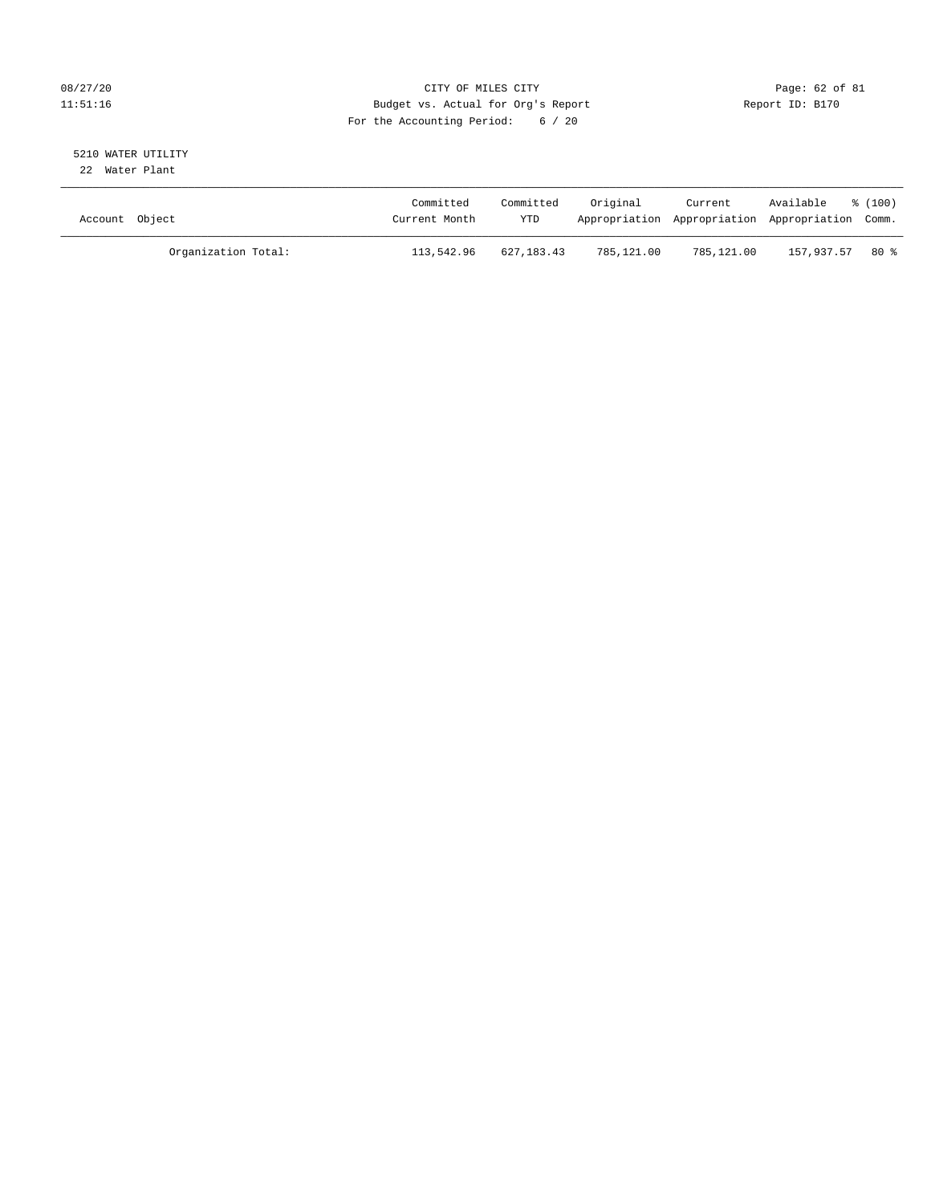CITY OF MILES CITY
Budget vs. Actual for Org's Report
For the Accounting Period: 6 / 20

08/27/20
11:51:16

Report ID: B170

5210 WATER UTILITY
22 Water Plant

| Account Object | Committed Current Month | Committed YTD | Original Appropriation | Current Appropriation | Available Appropriation | % (100) Comm. |
|---|---|---|---|---|---|---|
| Organization Total: | 113,542.96 | 627,183.43 | 785,121.00 | 785,121.00 | 157,937.57 | 80 % |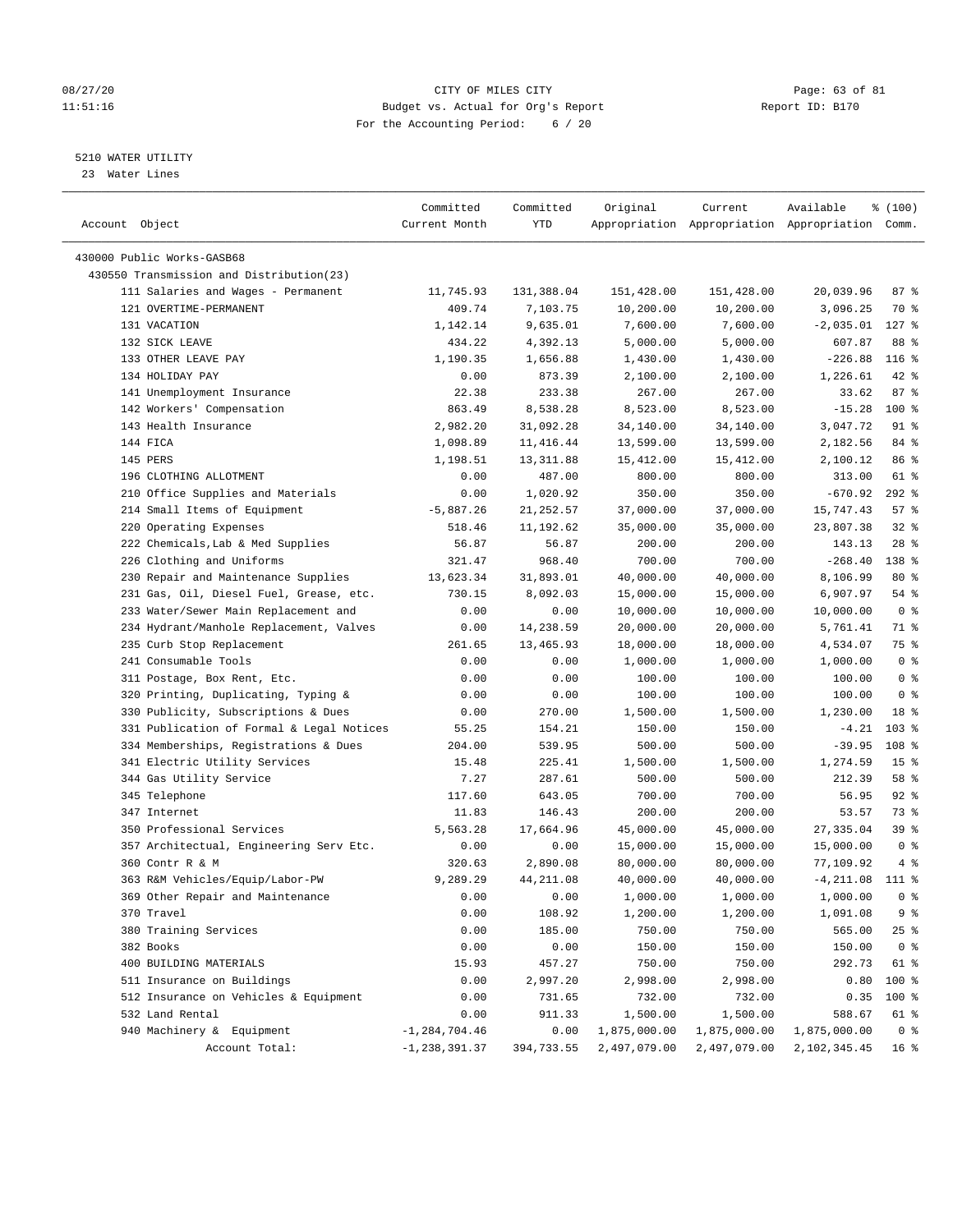CITY OF MILES CITY
Budget vs. Actual for Org's Report
For the Accounting Period: 6 / 20

08/27/20 11:51:16 — Report ID: B170

## 5210 WATER UTILITY

23 Water Lines

| Account Object | Committed Current Month | Committed YTD | Original Appropriation | Current Appropriation | Available Appropriation | % (100) Comm. |
|---|---|---|---|---|---|---|
| 430000 Public Works-GASB68 | | | | | | |
| 430550 Transmission and Distribution(23) | | | | | | |
| 111 Salaries and Wages - Permanent | 11,745.93 | 131,388.04 | 151,428.00 | 151,428.00 | 20,039.96 | 87 % |
| 121 OVERTIME-PERMANENT | 409.74 | 7,103.75 | 10,200.00 | 10,200.00 | 3,096.25 | 70 % |
| 131 VACATION | 1,142.14 | 9,635.01 | 7,600.00 | 7,600.00 | -2,035.01 | 127 % |
| 132 SICK LEAVE | 434.22 | 4,392.13 | 5,000.00 | 5,000.00 | 607.87 | 88 % |
| 133 OTHER LEAVE PAY | 1,190.35 | 1,656.88 | 1,430.00 | 1,430.00 | -226.88 | 116 % |
| 134 HOLIDAY PAY | 0.00 | 873.39 | 2,100.00 | 2,100.00 | 1,226.61 | 42 % |
| 141 Unemployment Insurance | 22.38 | 233.38 | 267.00 | 267.00 | 33.62 | 87 % |
| 142 Workers' Compensation | 863.49 | 8,538.28 | 8,523.00 | 8,523.00 | -15.28 | 100 % |
| 143 Health Insurance | 2,982.20 | 31,092.28 | 34,140.00 | 34,140.00 | 3,047.72 | 91 % |
| 144 FICA | 1,098.89 | 11,416.44 | 13,599.00 | 13,599.00 | 2,182.56 | 84 % |
| 145 PERS | 1,198.51 | 13,311.88 | 15,412.00 | 15,412.00 | 2,100.12 | 86 % |
| 196 CLOTHING ALLOTMENT | 0.00 | 487.00 | 800.00 | 800.00 | 313.00 | 61 % |
| 210 Office Supplies and Materials | 0.00 | 1,020.92 | 350.00 | 350.00 | -670.92 | 292 % |
| 214 Small Items of Equipment | -5,887.26 | 21,252.57 | 37,000.00 | 37,000.00 | 15,747.43 | 57 % |
| 220 Operating Expenses | 518.46 | 11,192.62 | 35,000.00 | 35,000.00 | 23,807.38 | 32 % |
| 222 Chemicals,Lab & Med Supplies | 56.87 | 56.87 | 200.00 | 200.00 | 143.13 | 28 % |
| 226 Clothing and Uniforms | 321.47 | 968.40 | 700.00 | 700.00 | -268.40 | 138 % |
| 230 Repair and Maintenance Supplies | 13,623.34 | 31,893.01 | 40,000.00 | 40,000.00 | 8,106.99 | 80 % |
| 231 Gas, Oil, Diesel Fuel, Grease, etc. | 730.15 | 8,092.03 | 15,000.00 | 15,000.00 | 6,907.97 | 54 % |
| 233 Water/Sewer Main Replacement and | 0.00 | 0.00 | 10,000.00 | 10,000.00 | 10,000.00 | 0 % |
| 234 Hydrant/Manhole Replacement, Valves | 0.00 | 14,238.59 | 20,000.00 | 20,000.00 | 5,761.41 | 71 % |
| 235 Curb Stop Replacement | 261.65 | 13,465.93 | 18,000.00 | 18,000.00 | 4,534.07 | 75 % |
| 241 Consumable Tools | 0.00 | 0.00 | 1,000.00 | 1,000.00 | 1,000.00 | 0 % |
| 311 Postage, Box Rent, Etc. | 0.00 | 0.00 | 100.00 | 100.00 | 100.00 | 0 % |
| 320 Printing, Duplicating, Typing & | 0.00 | 0.00 | 100.00 | 100.00 | 100.00 | 0 % |
| 330 Publicity, Subscriptions & Dues | 0.00 | 270.00 | 1,500.00 | 1,500.00 | 1,230.00 | 18 % |
| 331 Publication of Formal & Legal Notices | 55.25 | 154.21 | 150.00 | 150.00 | -4.21 | 103 % |
| 334 Memberships, Registrations & Dues | 204.00 | 539.95 | 500.00 | 500.00 | -39.95 | 108 % |
| 341 Electric Utility Services | 15.48 | 225.41 | 1,500.00 | 1,500.00 | 1,274.59 | 15 % |
| 344 Gas Utility Service | 7.27 | 287.61 | 500.00 | 500.00 | 212.39 | 58 % |
| 345 Telephone | 117.60 | 643.05 | 700.00 | 700.00 | 56.95 | 92 % |
| 347 Internet | 11.83 | 146.43 | 200.00 | 200.00 | 53.57 | 73 % |
| 350 Professional Services | 5,563.28 | 17,664.96 | 45,000.00 | 45,000.00 | 27,335.04 | 39 % |
| 357 Architectual, Engineering Serv Etc. | 0.00 | 0.00 | 15,000.00 | 15,000.00 | 15,000.00 | 0 % |
| 360 Contr R & M | 320.63 | 2,890.08 | 80,000.00 | 80,000.00 | 77,109.92 | 4 % |
| 363 R&M Vehicles/Equip/Labor-PW | 9,289.29 | 44,211.08 | 40,000.00 | 40,000.00 | -4,211.08 | 111 % |
| 369 Other Repair and Maintenance | 0.00 | 0.00 | 1,000.00 | 1,000.00 | 1,000.00 | 0 % |
| 370 Travel | 0.00 | 108.92 | 1,200.00 | 1,200.00 | 1,091.08 | 9 % |
| 380 Training Services | 0.00 | 185.00 | 750.00 | 750.00 | 565.00 | 25 % |
| 382 Books | 0.00 | 0.00 | 150.00 | 150.00 | 150.00 | 0 % |
| 400 BUILDING MATERIALS | 15.93 | 457.27 | 750.00 | 750.00 | 292.73 | 61 % |
| 511 Insurance on Buildings | 0.00 | 2,997.20 | 2,998.00 | 2,998.00 | 0.80 | 100 % |
| 512 Insurance on Vehicles & Equipment | 0.00 | 731.65 | 732.00 | 732.00 | 0.35 | 100 % |
| 532 Land Rental | 0.00 | 911.33 | 1,500.00 | 1,500.00 | 588.67 | 61 % |
| 940 Machinery & Equipment | -1,284,704.46 | 0.00 | 1,875,000.00 | 1,875,000.00 | 1,875,000.00 | 0 % |
| Account Total: | -1,238,391.37 | 394,733.55 | 2,497,079.00 | 2,497,079.00 | 2,102,345.45 | 16 % |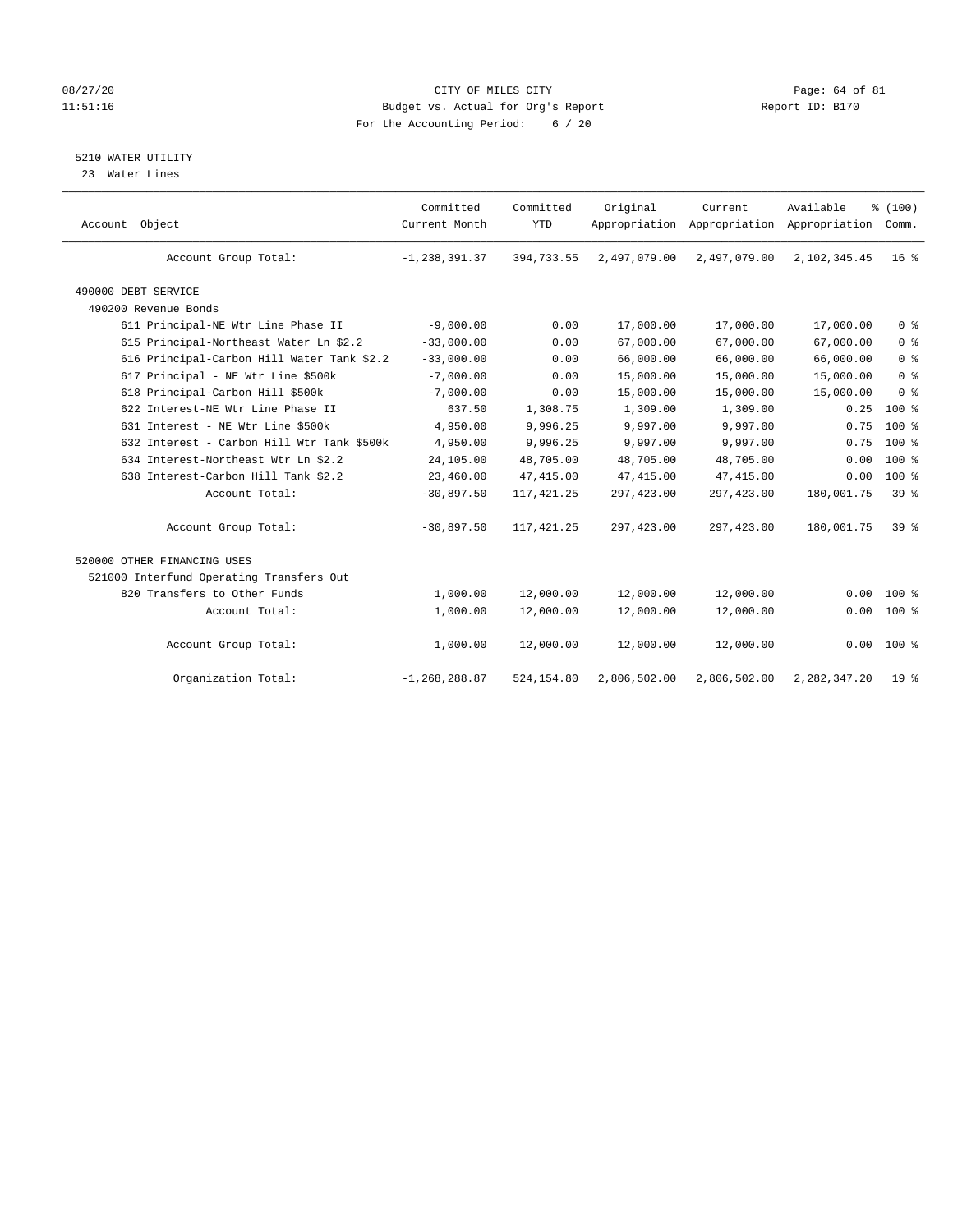CITY OF MILES CITY
Budget vs. Actual for Org's Report
For the Accounting Period: 6 / 20

## 5210 WATER UTILITY

23 Water Lines

| Account Object | Committed Current Month | Committed YTD | Original Appropriation | Current Appropriation | Available Appropriation | % (100) Comm. |
|---|---|---|---|---|---|---|
| Account Group Total: | -1,238,391.37 | 394,733.55 | 2,497,079.00 | 2,497,079.00 | 2,102,345.45 | 16 % |
| 490000 DEBT SERVICE | | | | | | |
| 490200 Revenue Bonds | | | | | | |
| 611 Principal-NE Wtr Line Phase II | -9,000.00 | 0.00 | 17,000.00 | 17,000.00 | 17,000.00 | 0 % |
| 615 Principal-Northeast Water Ln $2.2 | -33,000.00 | 0.00 | 67,000.00 | 67,000.00 | 67,000.00 | 0 % |
| 616 Principal-Carbon Hill Water Tank $2.2 | -33,000.00 | 0.00 | 66,000.00 | 66,000.00 | 66,000.00 | 0 % |
| 617 Principal - NE Wtr Line $500k | -7,000.00 | 0.00 | 15,000.00 | 15,000.00 | 15,000.00 | 0 % |
| 618 Principal-Carbon Hill $500k | -7,000.00 | 0.00 | 15,000.00 | 15,000.00 | 15,000.00 | 0 % |
| 622 Interest-NE Wtr Line Phase II | 637.50 | 1,308.75 | 1,309.00 | 1,309.00 | 0.25 | 100 % |
| 631 Interest - NE Wtr Line $500k | 4,950.00 | 9,996.25 | 9,997.00 | 9,997.00 | 0.75 | 100 % |
| 632 Interest - Carbon Hill Wtr Tank $500k | 4,950.00 | 9,996.25 | 9,997.00 | 9,997.00 | 0.75 | 100 % |
| 634 Interest-Northeast Wtr Ln $2.2 | 24,105.00 | 48,705.00 | 48,705.00 | 48,705.00 | 0.00 | 100 % |
| 638 Interest-Carbon Hill Tank $2.2 | 23,460.00 | 47,415.00 | 47,415.00 | 47,415.00 | 0.00 | 100 % |
| Account Total: | -30,897.50 | 117,421.25 | 297,423.00 | 297,423.00 | 180,001.75 | 39 % |
| Account Group Total: | -30,897.50 | 117,421.25 | 297,423.00 | 297,423.00 | 180,001.75 | 39 % |
| 520000 OTHER FINANCING USES | | | | | | |
| 521000 Interfund Operating Transfers Out | | | | | | |
| 820 Transfers to Other Funds | 1,000.00 | 12,000.00 | 12,000.00 | 12,000.00 | 0.00 | 100 % |
| Account Total: | 1,000.00 | 12,000.00 | 12,000.00 | 12,000.00 | 0.00 | 100 % |
| Account Group Total: | 1,000.00 | 12,000.00 | 12,000.00 | 12,000.00 | 0.00 | 100 % |
| Organization Total: | -1,268,288.87 | 524,154.80 | 2,806,502.00 | 2,806,502.00 | 2,282,347.20 | 19 % |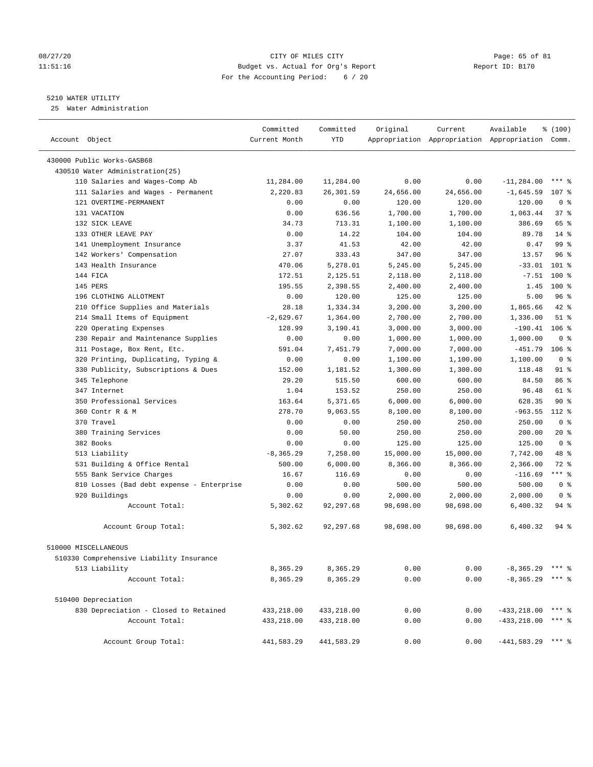CITY OF MILES CITY
Budget vs. Actual for Org's Report
For the Accounting Period: 6 / 20

08/27/20
11:51:16

Report ID: B170

## 5210 WATER UTILITY

25 Water Administration

| Account Object | Committed Current Month | Committed YTD | Original Appropriation | Current Appropriation | Available Appropriation | % (100) Comm. |
|---|---|---|---|---|---|---|
| 430000 Public Works-GASB68 | | | | | | |
| 430510 Water Administration(25) | | | | | | |
| 110 Salaries and Wages-Comp Ab | 11,284.00 | 11,284.00 | 0.00 | 0.00 | -11,284.00 | *** % |
| 111 Salaries and Wages - Permanent | 2,220.83 | 26,301.59 | 24,656.00 | 24,656.00 | -1,645.59 | 107 % |
| 121 OVERTIME-PERMANENT | 0.00 | 0.00 | 120.00 | 120.00 | 120.00 | 0 % |
| 131 VACATION | 0.00 | 636.56 | 1,700.00 | 1,700.00 | 1,063.44 | 37 % |
| 132 SICK LEAVE | 34.73 | 713.31 | 1,100.00 | 1,100.00 | 386.69 | 65 % |
| 133 OTHER LEAVE PAY | 0.00 | 14.22 | 104.00 | 104.00 | 89.78 | 14 % |
| 141 Unemployment Insurance | 3.37 | 41.53 | 42.00 | 42.00 | 0.47 | 99 % |
| 142 Workers' Compensation | 27.07 | 333.43 | 347.00 | 347.00 | 13.57 | 96 % |
| 143 Health Insurance | 470.06 | 5,278.01 | 5,245.00 | 5,245.00 | -33.01 | 101 % |
| 144 FICA | 172.51 | 2,125.51 | 2,118.00 | 2,118.00 | -7.51 | 100 % |
| 145 PERS | 195.55 | 2,398.55 | 2,400.00 | 2,400.00 | 1.45 | 100 % |
| 196 CLOTHING ALLOTMENT | 0.00 | 120.00 | 125.00 | 125.00 | 5.00 | 96 % |
| 210 Office Supplies and Materials | 28.18 | 1,334.34 | 3,200.00 | 3,200.00 | 1,865.66 | 42 % |
| 214 Small Items of Equipment | -2,629.67 | 1,364.00 | 2,700.00 | 2,700.00 | 1,336.00 | 51 % |
| 220 Operating Expenses | 128.99 | 3,190.41 | 3,000.00 | 3,000.00 | -190.41 | 106 % |
| 230 Repair and Maintenance Supplies | 0.00 | 0.00 | 1,000.00 | 1,000.00 | 1,000.00 | 0 % |
| 311 Postage, Box Rent, Etc. | 591.04 | 7,451.79 | 7,000.00 | 7,000.00 | -451.79 | 106 % |
| 320 Printing, Duplicating, Typing & | 0.00 | 0.00 | 1,100.00 | 1,100.00 | 1,100.00 | 0 % |
| 330 Publicity, Subscriptions & Dues | 152.00 | 1,181.52 | 1,300.00 | 1,300.00 | 118.48 | 91 % |
| 345 Telephone | 29.20 | 515.50 | 600.00 | 600.00 | 84.50 | 86 % |
| 347 Internet | 1.04 | 153.52 | 250.00 | 250.00 | 96.48 | 61 % |
| 350 Professional Services | 163.64 | 5,371.65 | 6,000.00 | 6,000.00 | 628.35 | 90 % |
| 360 Contr R & M | 278.70 | 9,063.55 | 8,100.00 | 8,100.00 | -963.55 | 112 % |
| 370 Travel | 0.00 | 0.00 | 250.00 | 250.00 | 250.00 | 0 % |
| 380 Training Services | 0.00 | 50.00 | 250.00 | 250.00 | 200.00 | 20 % |
| 382 Books | 0.00 | 0.00 | 125.00 | 125.00 | 125.00 | 0 % |
| 513 Liability | -8,365.29 | 7,258.00 | 15,000.00 | 15,000.00 | 7,742.00 | 48 % |
| 531 Building & Office Rental | 500.00 | 6,000.00 | 8,366.00 | 8,366.00 | 2,366.00 | 72 % |
| 555 Bank Service Charges | 16.67 | 116.69 | 0.00 | 0.00 | -116.69 | *** % |
| 810 Losses (Bad debt expense - Enterprise | 0.00 | 0.00 | 500.00 | 500.00 | 500.00 | 0 % |
| 920 Buildings | 0.00 | 0.00 | 2,000.00 | 2,000.00 | 2,000.00 | 0 % |
| Account Total: | 5,302.62 | 92,297.68 | 98,698.00 | 98,698.00 | 6,400.32 | 94 % |
| Account Group Total: | 5,302.62 | 92,297.68 | 98,698.00 | 98,698.00 | 6,400.32 | 94 % |
| 510000 MISCELLANEOUS | | | | | | |
| 510330 Comprehensive Liability Insurance | | | | | | |
| 513 Liability | 8,365.29 | 8,365.29 | 0.00 | 0.00 | -8,365.29 | *** % |
| Account Total: | 8,365.29 | 8,365.29 | 0.00 | 0.00 | -8,365.29 | *** % |
| 510400 Depreciation | | | | | | |
| 830 Depreciation - Closed to Retained | 433,218.00 | 433,218.00 | 0.00 | 0.00 | -433,218.00 | *** % |
| Account Total: | 433,218.00 | 433,218.00 | 0.00 | 0.00 | -433,218.00 | *** % |
| Account Group Total: | 441,583.29 | 441,583.29 | 0.00 | 0.00 | -441,583.29 | *** % |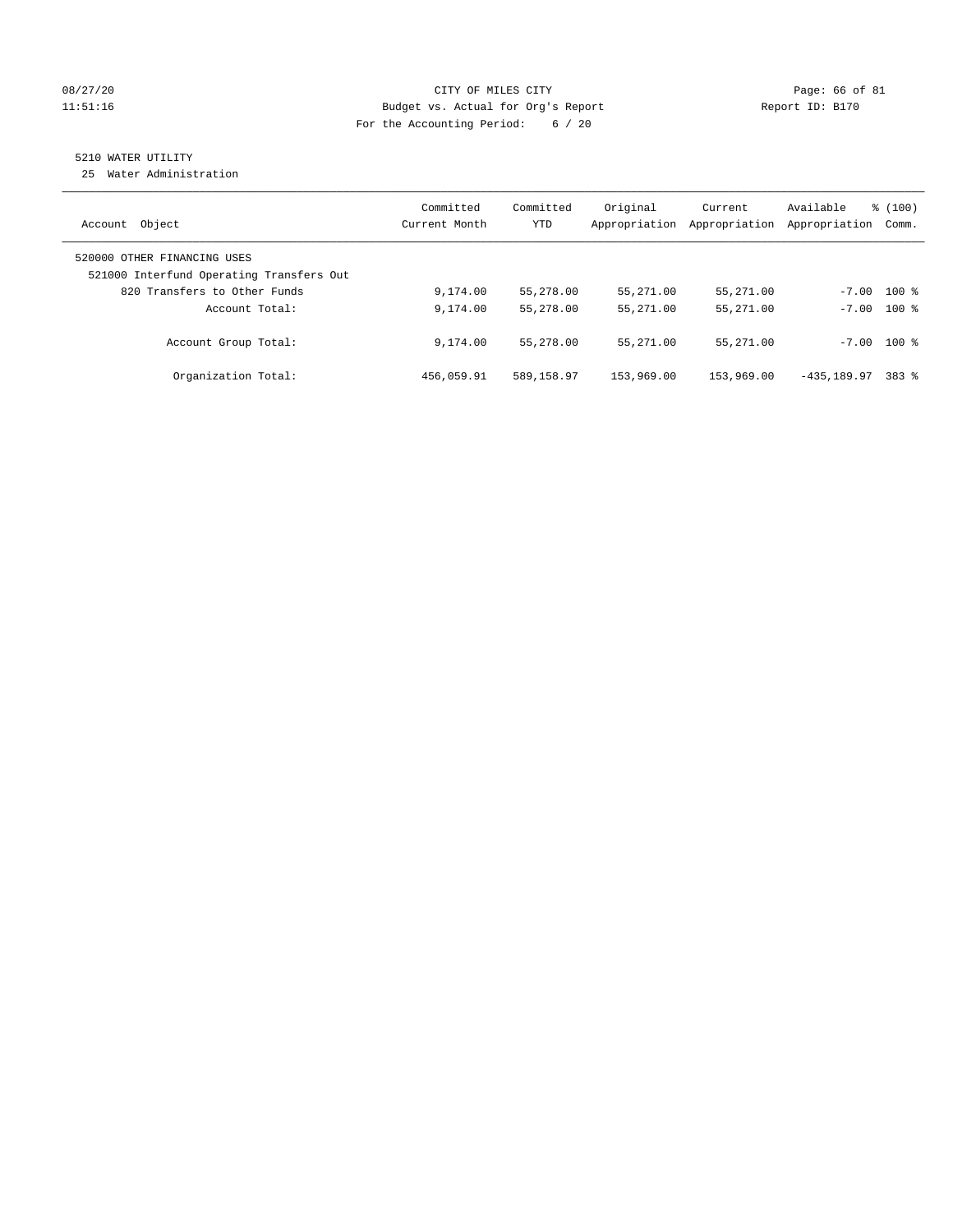CITY OF MILES CITY
Budget vs. Actual for Org's Report
For the Accounting Period: 6 / 20

Report ID: B170

## 5210 WATER UTILITY

25 Water Administration

| Account Object | Committed Current Month | Committed YTD | Original Appropriation | Current Appropriation | Available Appropriation | % (100) Comm. |
|---|---|---|---|---|---|---|
| 520000 OTHER FINANCING USES | | | | | | |
| 521000 Interfund Operating Transfers Out | | | | | | |
| 820 Transfers to Other Funds | 9,174.00 | 55,278.00 | 55,271.00 | 55,271.00 | -7.00 | 100 % |
| Account Total: | 9,174.00 | 55,278.00 | 55,271.00 | 55,271.00 | -7.00 | 100 % |
| Account Group Total: | 9,174.00 | 55,278.00 | 55,271.00 | 55,271.00 | -7.00 | 100 % |
| Organization Total: | 456,059.91 | 589,158.97 | 153,969.00 | 153,969.00 | -435,189.97 | 383 % |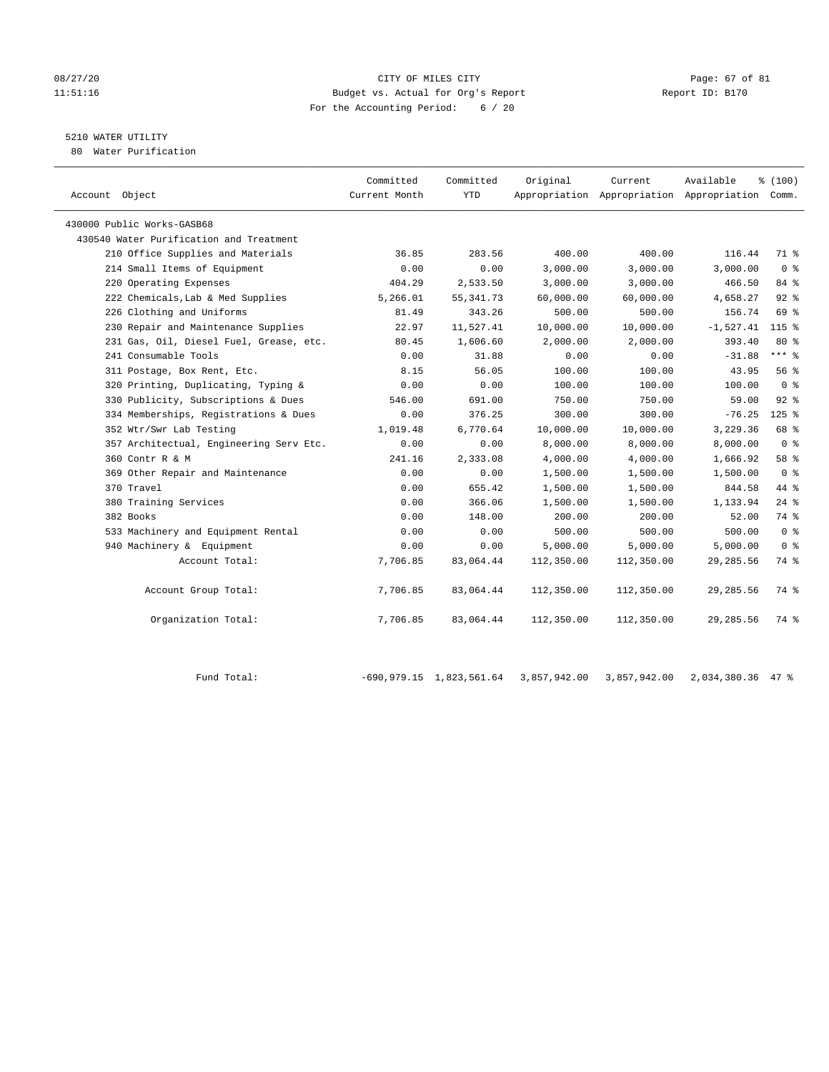CITY OF MILES CITY
Budget vs. Actual for Org's Report
For the Accounting Period: 6 / 20

08/27/20
11:51:16

Report ID: B170

## 5210 WATER UTILITY

80 Water Purification

| Account Object | Committed Current Month | Committed YTD | Original Appropriation | Current Appropriation | Available Appropriation | % (100) Comm. |
|---|---|---|---|---|---|---|
| 430000 Public Works-GASB68 | | | | | | |
| 430540 Water Purification and Treatment | | | | | | |
| 210 Office Supplies and Materials | 36.85 | 283.56 | 400.00 | 400.00 | 116.44 | 71 % |
| 214 Small Items of Equipment | 0.00 | 0.00 | 3,000.00 | 3,000.00 | 3,000.00 | 0 % |
| 220 Operating Expenses | 404.29 | 2,533.50 | 3,000.00 | 3,000.00 | 466.50 | 84 % |
| 222 Chemicals,Lab & Med Supplies | 5,266.01 | 55,341.73 | 60,000.00 | 60,000.00 | 4,658.27 | 92 % |
| 226 Clothing and Uniforms | 81.49 | 343.26 | 500.00 | 500.00 | 156.74 | 69 % |
| 230 Repair and Maintenance Supplies | 22.97 | 11,527.41 | 10,000.00 | 10,000.00 | -1,527.41 | 115 % |
| 231 Gas, Oil, Diesel Fuel, Grease, etc. | 80.45 | 1,606.60 | 2,000.00 | 2,000.00 | 393.40 | 80 % |
| 241 Consumable Tools | 0.00 | 31.88 | 0.00 | 0.00 | -31.88 | *** % |
| 311 Postage, Box Rent, Etc. | 8.15 | 56.05 | 100.00 | 100.00 | 43.95 | 56 % |
| 320 Printing, Duplicating, Typing & | 0.00 | 0.00 | 100.00 | 100.00 | 100.00 | 0 % |
| 330 Publicity, Subscriptions & Dues | 546.00 | 691.00 | 750.00 | 750.00 | 59.00 | 92 % |
| 334 Memberships, Registrations & Dues | 0.00 | 376.25 | 300.00 | 300.00 | -76.25 | 125 % |
| 352 Wtr/Swr Lab Testing | 1,019.48 | 6,770.64 | 10,000.00 | 10,000.00 | 3,229.36 | 68 % |
| 357 Architectual, Engineering Serv Etc. | 0.00 | 0.00 | 8,000.00 | 8,000.00 | 8,000.00 | 0 % |
| 360 Contr R & M | 241.16 | 2,333.08 | 4,000.00 | 4,000.00 | 1,666.92 | 58 % |
| 369 Other Repair and Maintenance | 0.00 | 0.00 | 1,500.00 | 1,500.00 | 1,500.00 | 0 % |
| 370 Travel | 0.00 | 655.42 | 1,500.00 | 1,500.00 | 844.58 | 44 % |
| 380 Training Services | 0.00 | 366.06 | 1,500.00 | 1,500.00 | 1,133.94 | 24 % |
| 382 Books | 0.00 | 148.00 | 200.00 | 200.00 | 52.00 | 74 % |
| 533 Machinery and Equipment Rental | 0.00 | 0.00 | 500.00 | 500.00 | 500.00 | 0 % |
| 940 Machinery & Equipment | 0.00 | 0.00 | 5,000.00 | 5,000.00 | 5,000.00 | 0 % |
| Account Total: | 7,706.85 | 83,064.44 | 112,350.00 | 112,350.00 | 29,285.56 | 74 % |
| Account Group Total: | 7,706.85 | 83,064.44 | 112,350.00 | 112,350.00 | 29,285.56 | 74 % |
| Organization Total: | 7,706.85 | 83,064.44 | 112,350.00 | 112,350.00 | 29,285.56 | 74 % |
| Fund Total: | -690,979.15 | 1,823,561.64 | 3,857,942.00 | 3,857,942.00 | 2,034,380.36 | 47 % |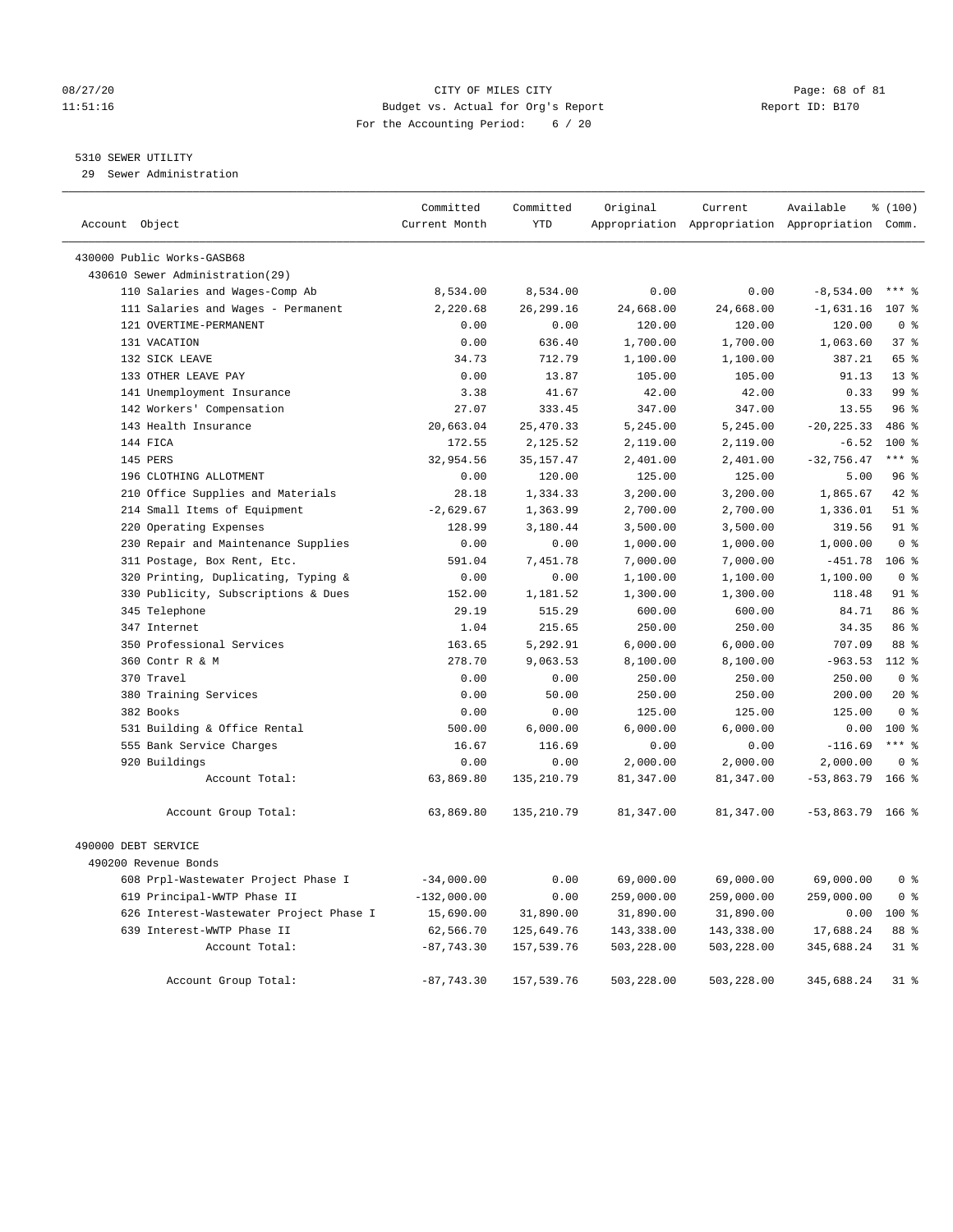CITY OF MILES CITY
Budget vs. Actual for Org's Report
For the Accounting Period: 6 / 20

08/27/20
11:51:16

Report ID: B170

5310 SEWER UTILITY
29 Sewer Administration

| Account Object | Committed Current Month | Committed YTD | Original Appropriation | Current Appropriation | Available Appropriation | % (100) Comm. |
|---|---|---|---|---|---|---|
| 430000 Public Works-GASB68 | | | | | | |
| 430610 Sewer Administration(29) | | | | | | |
| 110 Salaries and Wages-Comp Ab | 8,534.00 | 8,534.00 | 0.00 | 0.00 | -8,534.00 | *** % |
| 111 Salaries and Wages - Permanent | 2,220.68 | 26,299.16 | 24,668.00 | 24,668.00 | -1,631.16 | 107 % |
| 121 OVERTIME-PERMANENT | 0.00 | 0.00 | 120.00 | 120.00 | 120.00 | 0 % |
| 131 VACATION | 0.00 | 636.40 | 1,700.00 | 1,700.00 | 1,063.60 | 37 % |
| 132 SICK LEAVE | 34.73 | 712.79 | 1,100.00 | 1,100.00 | 387.21 | 65 % |
| 133 OTHER LEAVE PAY | 0.00 | 13.87 | 105.00 | 105.00 | 91.13 | 13 % |
| 141 Unemployment Insurance | 3.38 | 41.67 | 42.00 | 42.00 | 0.33 | 99 % |
| 142 Workers' Compensation | 27.07 | 333.45 | 347.00 | 347.00 | 13.55 | 96 % |
| 143 Health Insurance | 20,663.04 | 25,470.33 | 5,245.00 | 5,245.00 | -20,225.33 | 486 % |
| 144 FICA | 172.55 | 2,125.52 | 2,119.00 | 2,119.00 | -6.52 | 100 % |
| 145 PERS | 32,954.56 | 35,157.47 | 2,401.00 | 2,401.00 | -32,756.47 | *** % |
| 196 CLOTHING ALLOTMENT | 0.00 | 120.00 | 125.00 | 125.00 | 5.00 | 96 % |
| 210 Office Supplies and Materials | 28.18 | 1,334.33 | 3,200.00 | 3,200.00 | 1,865.67 | 42 % |
| 214 Small Items of Equipment | -2,629.67 | 1,363.99 | 2,700.00 | 2,700.00 | 1,336.01 | 51 % |
| 220 Operating Expenses | 128.99 | 3,180.44 | 3,500.00 | 3,500.00 | 319.56 | 91 % |
| 230 Repair and Maintenance Supplies | 0.00 | 0.00 | 1,000.00 | 1,000.00 | 1,000.00 | 0 % |
| 311 Postage, Box Rent, Etc. | 591.04 | 7,451.78 | 7,000.00 | 7,000.00 | -451.78 | 106 % |
| 320 Printing, Duplicating, Typing & | 0.00 | 0.00 | 1,100.00 | 1,100.00 | 1,100.00 | 0 % |
| 330 Publicity, Subscriptions & Dues | 152.00 | 1,181.52 | 1,300.00 | 1,300.00 | 118.48 | 91 % |
| 345 Telephone | 29.19 | 515.29 | 600.00 | 600.00 | 84.71 | 86 % |
| 347 Internet | 1.04 | 215.65 | 250.00 | 250.00 | 34.35 | 86 % |
| 350 Professional Services | 163.65 | 5,292.91 | 6,000.00 | 6,000.00 | 707.09 | 88 % |
| 360 Contr R & M | 278.70 | 9,063.53 | 8,100.00 | 8,100.00 | -963.53 | 112 % |
| 370 Travel | 0.00 | 0.00 | 250.00 | 250.00 | 250.00 | 0 % |
| 380 Training Services | 0.00 | 50.00 | 250.00 | 250.00 | 200.00 | 20 % |
| 382 Books | 0.00 | 0.00 | 125.00 | 125.00 | 125.00 | 0 % |
| 531 Building & Office Rental | 500.00 | 6,000.00 | 6,000.00 | 6,000.00 | 0.00 | 100 % |
| 555 Bank Service Charges | 16.67 | 116.69 | 0.00 | 0.00 | -116.69 | *** % |
| 920 Buildings | 0.00 | 0.00 | 2,000.00 | 2,000.00 | 2,000.00 | 0 % |
| Account Total: | 63,869.80 | 135,210.79 | 81,347.00 | 81,347.00 | -53,863.79 | 166 % |
| Account Group Total: | 63,869.80 | 135,210.79 | 81,347.00 | 81,347.00 | -53,863.79 | 166 % |
| 490000 DEBT SERVICE | | | | | | |
| 490200 Revenue Bonds | | | | | | |
| 608 Prpl-Wastewater Project Phase I | -34,000.00 | 0.00 | 69,000.00 | 69,000.00 | 69,000.00 | 0 % |
| 619 Principal-WWTP Phase II | -132,000.00 | 0.00 | 259,000.00 | 259,000.00 | 259,000.00 | 0 % |
| 626 Interest-Wastewater Project Phase I | 15,690.00 | 31,890.00 | 31,890.00 | 31,890.00 | 0.00 | 100 % |
| 639 Interest-WWTP Phase II | 62,566.70 | 125,649.76 | 143,338.00 | 143,338.00 | 17,688.24 | 88 % |
| Account Total: | -87,743.30 | 157,539.76 | 503,228.00 | 503,228.00 | 345,688.24 | 31 % |
| Account Group Total: | -87,743.30 | 157,539.76 | 503,228.00 | 503,228.00 | 345,688.24 | 31 % |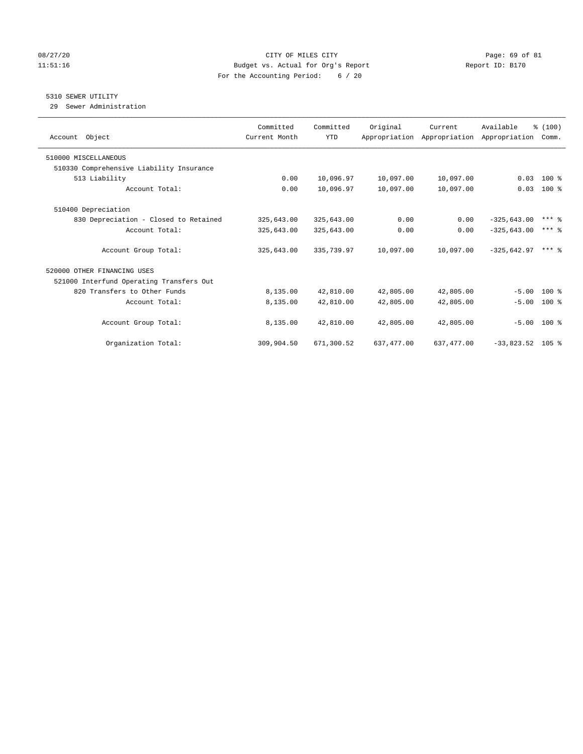CITY OF MILES CITY
Budget vs. Actual for Org's Report
For the Accounting Period: 6 / 20

08/27/20
11:51:16

Report ID: B170

## 5310 SEWER UTILITY

29 Sewer Administration

| Account Object | Committed Current Month | Committed YTD | Original Appropriation | Current Appropriation | Available Appropriation | % (100) Comm. |
|---|---|---|---|---|---|---|
| 510000 MISCELLANEOUS | | | | | | |
| 510330 Comprehensive Liability Insurance | | | | | | |
| 513 Liability | 0.00 | 10,096.97 | 10,097.00 | 10,097.00 | 0.03 | 100 % |
| Account Total: | 0.00 | 10,096.97 | 10,097.00 | 10,097.00 | 0.03 | 100 % |
| 510400 Depreciation | | | | | | |
| 830 Depreciation - Closed to Retained | 325,643.00 | 325,643.00 | 0.00 | 0.00 | -325,643.00 | *** % |
| Account Total: | 325,643.00 | 325,643.00 | 0.00 | 0.00 | -325,643.00 | *** % |
| Account Group Total: | 325,643.00 | 335,739.97 | 10,097.00 | 10,097.00 | -325,642.97 | *** % |
| 520000 OTHER FINANCING USES | | | | | | |
| 521000 Interfund Operating Transfers Out | | | | | | |
| 820 Transfers to Other Funds | 8,135.00 | 42,810.00 | 42,805.00 | 42,805.00 | -5.00 | 100 % |
| Account Total: | 8,135.00 | 42,810.00 | 42,805.00 | 42,805.00 | -5.00 | 100 % |
| Account Group Total: | 8,135.00 | 42,810.00 | 42,805.00 | 42,805.00 | -5.00 | 100 % |
| Organization Total: | 309,904.50 | 671,300.52 | 637,477.00 | 637,477.00 | -33,823.52 | 105 % |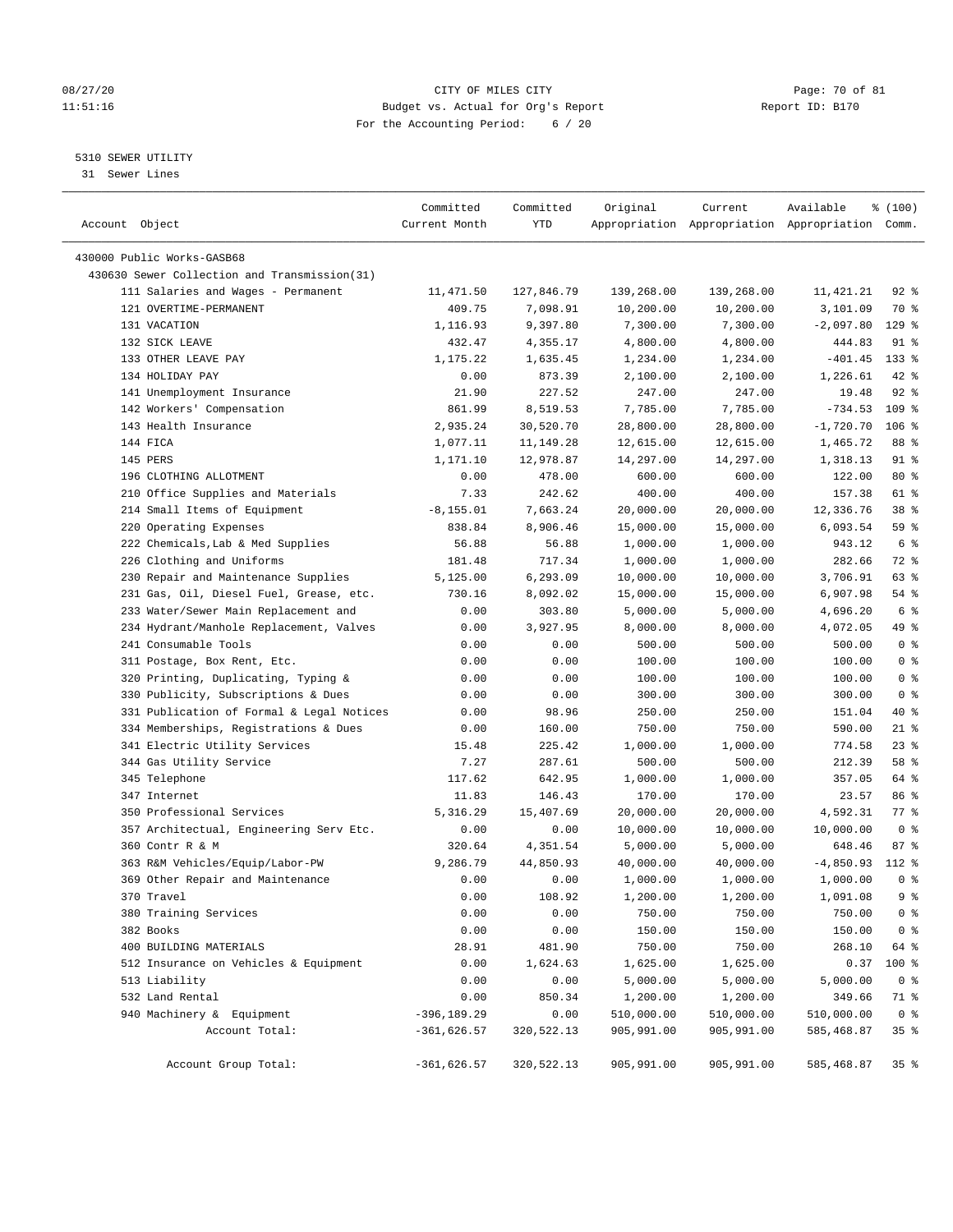CITY OF MILES CITY
Budget vs. Actual for Org's Report
For the Accounting Period: 6 / 20

08/27/20
11:51:16

Report ID: B170

5310 SEWER UTILITY
31 Sewer Lines

| Account Object | Committed Current Month | Committed YTD | Original Appropriation | Current Appropriation | Available Appropriation | % (100) Comm. |
|---|---|---|---|---|---|---|
| 430000 Public Works-GASB68 | | | | | | |
| 430630 Sewer Collection and Transmission(31) | | | | | | |
| 111 Salaries and Wages - Permanent | 11,471.50 | 127,846.79 | 139,268.00 | 139,268.00 | 11,421.21 | 92 % |
| 121 OVERTIME-PERMANENT | 409.75 | 7,098.91 | 10,200.00 | 10,200.00 | 3,101.09 | 70 % |
| 131 VACATION | 1,116.93 | 9,397.80 | 7,300.00 | 7,300.00 | -2,097.80 | 129 % |
| 132 SICK LEAVE | 432.47 | 4,355.17 | 4,800.00 | 4,800.00 | 444.83 | 91 % |
| 133 OTHER LEAVE PAY | 1,175.22 | 1,635.45 | 1,234.00 | 1,234.00 | -401.45 | 133 % |
| 134 HOLIDAY PAY | 0.00 | 873.39 | 2,100.00 | 2,100.00 | 1,226.61 | 42 % |
| 141 Unemployment Insurance | 21.90 | 227.52 | 247.00 | 247.00 | 19.48 | 92 % |
| 142 Workers' Compensation | 861.99 | 8,519.53 | 7,785.00 | 7,785.00 | -734.53 | 109 % |
| 143 Health Insurance | 2,935.24 | 30,520.70 | 28,800.00 | 28,800.00 | -1,720.70 | 106 % |
| 144 FICA | 1,077.11 | 11,149.28 | 12,615.00 | 12,615.00 | 1,465.72 | 88 % |
| 145 PERS | 1,171.10 | 12,978.87 | 14,297.00 | 14,297.00 | 1,318.13 | 91 % |
| 196 CLOTHING ALLOTMENT | 0.00 | 478.00 | 600.00 | 600.00 | 122.00 | 80 % |
| 210 Office Supplies and Materials | 7.33 | 242.62 | 400.00 | 400.00 | 157.38 | 61 % |
| 214 Small Items of Equipment | -8,155.01 | 7,663.24 | 20,000.00 | 20,000.00 | 12,336.76 | 38 % |
| 220 Operating Expenses | 838.84 | 8,906.46 | 15,000.00 | 15,000.00 | 6,093.54 | 59 % |
| 222 Chemicals,Lab & Med Supplies | 56.88 | 56.88 | 1,000.00 | 1,000.00 | 943.12 | 6 % |
| 226 Clothing and Uniforms | 181.48 | 717.34 | 1,000.00 | 1,000.00 | 282.66 | 72 % |
| 230 Repair and Maintenance Supplies | 5,125.00 | 6,293.09 | 10,000.00 | 10,000.00 | 3,706.91 | 63 % |
| 231 Gas, Oil, Diesel Fuel, Grease, etc. | 730.16 | 8,092.02 | 15,000.00 | 15,000.00 | 6,907.98 | 54 % |
| 233 Water/Sewer Main Replacement and | 0.00 | 303.80 | 5,000.00 | 5,000.00 | 4,696.20 | 6 % |
| 234 Hydrant/Manhole Replacement, Valves | 0.00 | 3,927.95 | 8,000.00 | 8,000.00 | 4,072.05 | 49 % |
| 241 Consumable Tools | 0.00 | 0.00 | 500.00 | 500.00 | 500.00 | 0 % |
| 311 Postage, Box Rent, Etc. | 0.00 | 0.00 | 100.00 | 100.00 | 100.00 | 0 % |
| 320 Printing, Duplicating, Typing & | 0.00 | 0.00 | 100.00 | 100.00 | 100.00 | 0 % |
| 330 Publicity, Subscriptions & Dues | 0.00 | 0.00 | 300.00 | 300.00 | 300.00 | 0 % |
| 331 Publication of Formal & Legal Notices | 0.00 | 98.96 | 250.00 | 250.00 | 151.04 | 40 % |
| 334 Memberships, Registrations & Dues | 0.00 | 160.00 | 750.00 | 750.00 | 590.00 | 21 % |
| 341 Electric Utility Services | 15.48 | 225.42 | 1,000.00 | 1,000.00 | 774.58 | 23 % |
| 344 Gas Utility Service | 7.27 | 287.61 | 500.00 | 500.00 | 212.39 | 58 % |
| 345 Telephone | 117.62 | 642.95 | 1,000.00 | 1,000.00 | 357.05 | 64 % |
| 347 Internet | 11.83 | 146.43 | 170.00 | 170.00 | 23.57 | 86 % |
| 350 Professional Services | 5,316.29 | 15,407.69 | 20,000.00 | 20,000.00 | 4,592.31 | 77 % |
| 357 Architectual, Engineering Serv Etc. | 0.00 | 0.00 | 10,000.00 | 10,000.00 | 10,000.00 | 0 % |
| 360 Contr R & M | 320.64 | 4,351.54 | 5,000.00 | 5,000.00 | 648.46 | 87 % |
| 363 R&M Vehicles/Equip/Labor-PW | 9,286.79 | 44,850.93 | 40,000.00 | 40,000.00 | -4,850.93 | 112 % |
| 369 Other Repair and Maintenance | 0.00 | 0.00 | 1,000.00 | 1,000.00 | 1,000.00 | 0 % |
| 370 Travel | 0.00 | 108.92 | 1,200.00 | 1,200.00 | 1,091.08 | 9 % |
| 380 Training Services | 0.00 | 0.00 | 750.00 | 750.00 | 750.00 | 0 % |
| 382 Books | 0.00 | 0.00 | 150.00 | 150.00 | 150.00 | 0 % |
| 400 BUILDING MATERIALS | 28.91 | 481.90 | 750.00 | 750.00 | 268.10 | 64 % |
| 512 Insurance on Vehicles & Equipment | 0.00 | 1,624.63 | 1,625.00 | 1,625.00 | 0.37 | 100 % |
| 513 Liability | 0.00 | 0.00 | 5,000.00 | 5,000.00 | 5,000.00 | 0 % |
| 532 Land Rental | 0.00 | 850.34 | 1,200.00 | 1,200.00 | 349.66 | 71 % |
| 940 Machinery & Equipment | -396,189.29 | 0.00 | 510,000.00 | 510,000.00 | 510,000.00 | 0 % |
| Account Total: | -361,626.57 | 320,522.13 | 905,991.00 | 905,991.00 | 585,468.87 | 35 % |
| Account Group Total: | -361,626.57 | 320,522.13 | 905,991.00 | 905,991.00 | 585,468.87 | 35 % |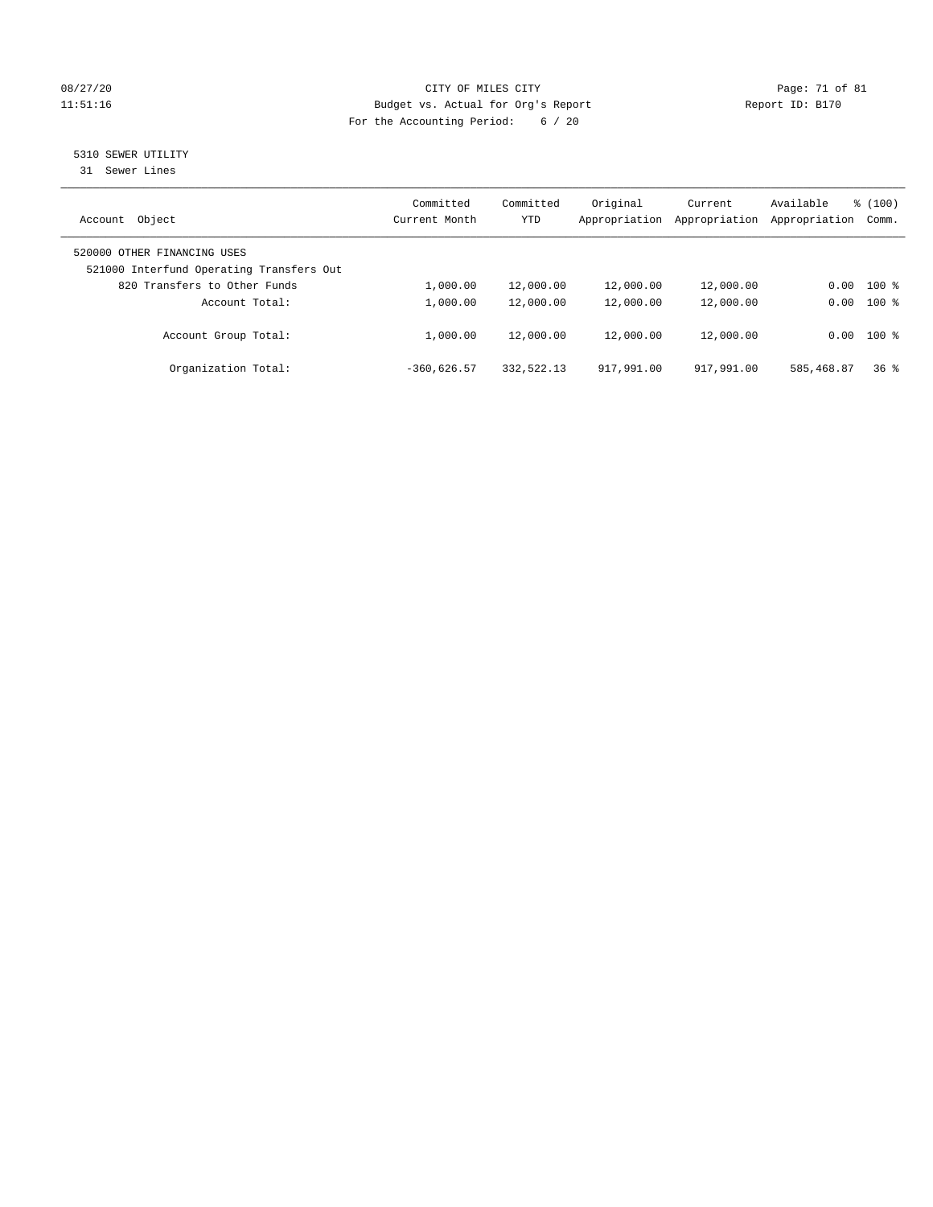CITY OF MILES CITY
Budget vs. Actual for Org's Report
For the Accounting Period: 6 / 20

08/27/20
11:51:16

Report ID: B170

## 5310 SEWER UTILITY

31 Sewer Lines

| Account Object | Committed Current Month | Committed YTD | Original Appropriation | Current Appropriation | Available Appropriation | % (100) Comm. |
|---|---|---|---|---|---|---|
| 520000 OTHER FINANCING USES | | | | | | |
| 521000 Interfund Operating Transfers Out | | | | | | |
| 820 Transfers to Other Funds | 1,000.00 | 12,000.00 | 12,000.00 | 12,000.00 | 0.00 | 100 % |
| Account Total: | 1,000.00 | 12,000.00 | 12,000.00 | 12,000.00 | 0.00 | 100 % |
| Account Group Total: | 1,000.00 | 12,000.00 | 12,000.00 | 12,000.00 | 0.00 | 100 % |
| Organization Total: | -360,626.57 | 332,522.13 | 917,991.00 | 917,991.00 | 585,468.87 | 36 % |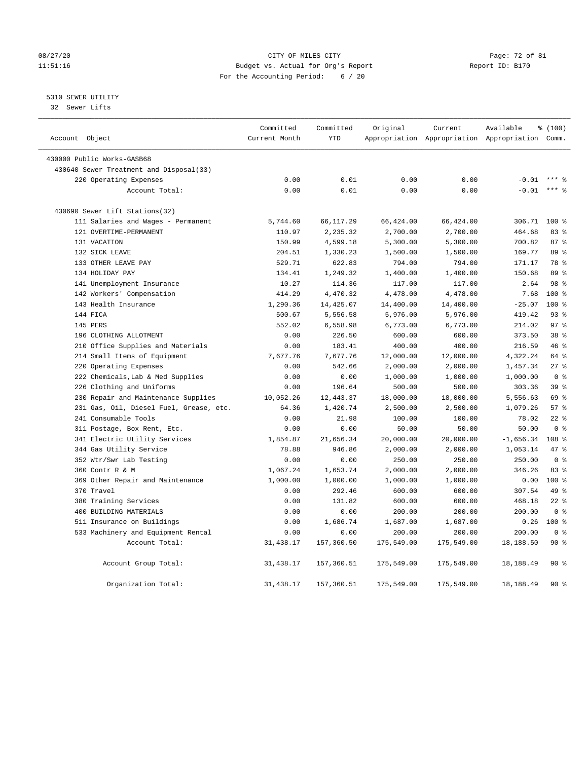CITY OF MILES CITY
Budget vs. Actual for Org's Report
For the Accounting Period: 6 / 20

08/27/20
11:51:16

Report ID: B170

5310 SEWER UTILITY
32 Sewer Lifts

| Account Object | Committed Current Month | Committed YTD | Original Appropriation | Current Appropriation | Available Appropriation | % (100) Comm. |
|---|---|---|---|---|---|---|
| 430000 Public Works-GASB68 | | | | | | |
| 430640 Sewer Treatment and Disposal(33) | | | | | | |
| 220 Operating Expenses | 0.00 | 0.01 | 0.00 | 0.00 | -0.01 | *** % |
| Account Total: | 0.00 | 0.01 | 0.00 | 0.00 | -0.01 | *** % |
| 430690 Sewer Lift Stations(32) | | | | | | |
| 111 Salaries and Wages - Permanent | 5,744.60 | 66,117.29 | 66,424.00 | 66,424.00 | 306.71 | 100 % |
| 121 OVERTIME-PERMANENT | 110.97 | 2,235.32 | 2,700.00 | 2,700.00 | 464.68 | 83 % |
| 131 VACATION | 150.99 | 4,599.18 | 5,300.00 | 5,300.00 | 700.82 | 87 % |
| 132 SICK LEAVE | 204.51 | 1,330.23 | 1,500.00 | 1,500.00 | 169.77 | 89 % |
| 133 OTHER LEAVE PAY | 529.71 | 622.83 | 794.00 | 794.00 | 171.17 | 78 % |
| 134 HOLIDAY PAY | 134.41 | 1,249.32 | 1,400.00 | 1,400.00 | 150.68 | 89 % |
| 141 Unemployment Insurance | 10.27 | 114.36 | 117.00 | 117.00 | 2.64 | 98 % |
| 142 Workers' Compensation | 414.29 | 4,470.32 | 4,478.00 | 4,478.00 | 7.68 | 100 % |
| 143 Health Insurance | 1,290.36 | 14,425.07 | 14,400.00 | 14,400.00 | -25.07 | 100 % |
| 144 FICA | 500.67 | 5,556.58 | 5,976.00 | 5,976.00 | 419.42 | 93 % |
| 145 PERS | 552.02 | 6,558.98 | 6,773.00 | 6,773.00 | 214.02 | 97 % |
| 196 CLOTHING ALLOTMENT | 0.00 | 226.50 | 600.00 | 600.00 | 373.50 | 38 % |
| 210 Office Supplies and Materials | 0.00 | 183.41 | 400.00 | 400.00 | 216.59 | 46 % |
| 214 Small Items of Equipment | 7,677.76 | 7,677.76 | 12,000.00 | 12,000.00 | 4,322.24 | 64 % |
| 220 Operating Expenses | 0.00 | 542.66 | 2,000.00 | 2,000.00 | 1,457.34 | 27 % |
| 222 Chemicals,Lab & Med Supplies | 0.00 | 0.00 | 1,000.00 | 1,000.00 | 1,000.00 | 0 % |
| 226 Clothing and Uniforms | 0.00 | 196.64 | 500.00 | 500.00 | 303.36 | 39 % |
| 230 Repair and Maintenance Supplies | 10,052.26 | 12,443.37 | 18,000.00 | 18,000.00 | 5,556.63 | 69 % |
| 231 Gas, Oil, Diesel Fuel, Grease, etc. | 64.36 | 1,420.74 | 2,500.00 | 2,500.00 | 1,079.26 | 57 % |
| 241 Consumable Tools | 0.00 | 21.98 | 100.00 | 100.00 | 78.02 | 22 % |
| 311 Postage, Box Rent, Etc. | 0.00 | 0.00 | 50.00 | 50.00 | 50.00 | 0 % |
| 341 Electric Utility Services | 1,854.87 | 21,656.34 | 20,000.00 | 20,000.00 | -1,656.34 | 108 % |
| 344 Gas Utility Service | 78.88 | 946.86 | 2,000.00 | 2,000.00 | 1,053.14 | 47 % |
| 352 Wtr/Swr Lab Testing | 0.00 | 0.00 | 250.00 | 250.00 | 250.00 | 0 % |
| 360 Contr R & M | 1,067.24 | 1,653.74 | 2,000.00 | 2,000.00 | 346.26 | 83 % |
| 369 Other Repair and Maintenance | 1,000.00 | 1,000.00 | 1,000.00 | 1,000.00 | 0.00 | 100 % |
| 370 Travel | 0.00 | 292.46 | 600.00 | 600.00 | 307.54 | 49 % |
| 380 Training Services | 0.00 | 131.82 | 600.00 | 600.00 | 468.18 | 22 % |
| 400 BUILDING MATERIALS | 0.00 | 0.00 | 200.00 | 200.00 | 200.00 | 0 % |
| 511 Insurance on Buildings | 0.00 | 1,686.74 | 1,687.00 | 1,687.00 | 0.26 | 100 % |
| 533 Machinery and Equipment Rental | 0.00 | 0.00 | 200.00 | 200.00 | 200.00 | 0 % |
| Account Total: | 31,438.17 | 157,360.50 | 175,549.00 | 175,549.00 | 18,188.50 | 90 % |
| Account Group Total: | 31,438.17 | 157,360.51 | 175,549.00 | 175,549.00 | 18,188.49 | 90 % |
| Organization Total: | 31,438.17 | 157,360.51 | 175,549.00 | 175,549.00 | 18,188.49 | 90 % |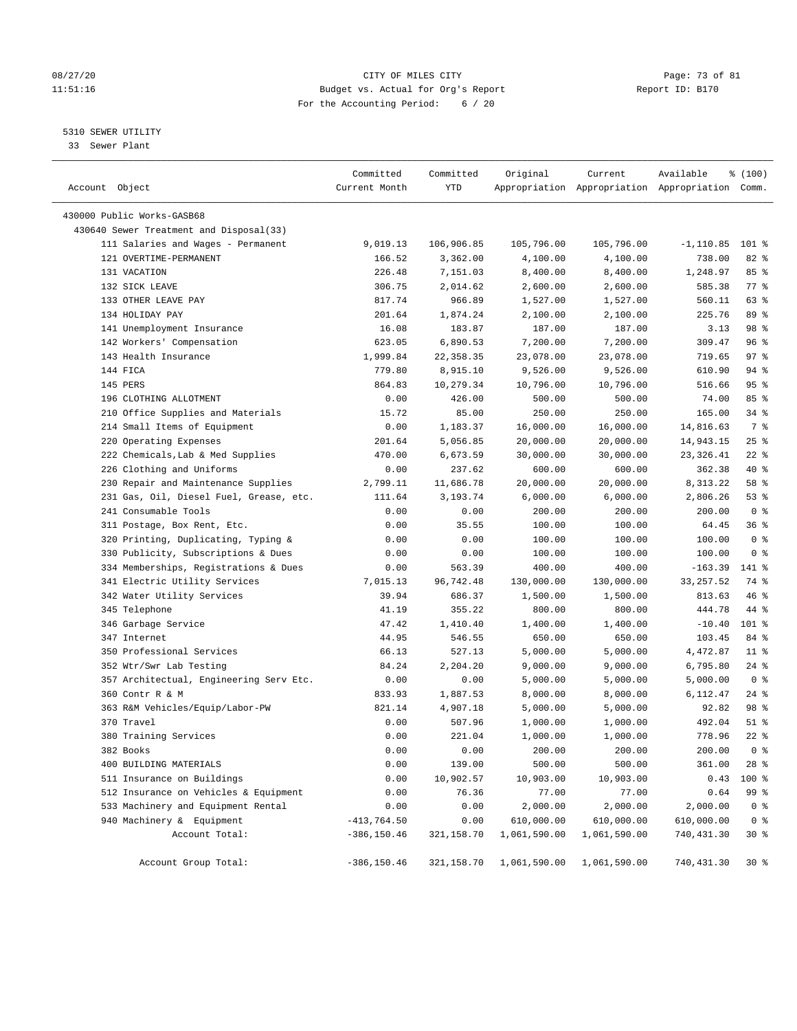CITY OF MILES CITY
Budget vs. Actual for Org's Report
For the Accounting Period: 6 / 20

08/27/20
11:51:16

Report ID: B170

5310 SEWER UTILITY
33 Sewer Plant

| Account Object | Committed Current Month | Committed YTD | Original Appropriation | Current Appropriation | Available Appropriation | % (100) Comm. |
|---|---|---|---|---|---|---|
| 430000 Public Works-GASB68 | | | | | | |
| 430640 Sewer Treatment and Disposal(33) | | | | | | |
| 111 Salaries and Wages - Permanent | 9,019.13 | 106,906.85 | 105,796.00 | 105,796.00 | -1,110.85 | 101 % |
| 121 OVERTIME-PERMANENT | 166.52 | 3,362.00 | 4,100.00 | 4,100.00 | 738.00 | 82 % |
| 131 VACATION | 226.48 | 7,151.03 | 8,400.00 | 8,400.00 | 1,248.97 | 85 % |
| 132 SICK LEAVE | 306.75 | 2,014.62 | 2,600.00 | 2,600.00 | 585.38 | 77 % |
| 133 OTHER LEAVE PAY | 817.74 | 966.89 | 1,527.00 | 1,527.00 | 560.11 | 63 % |
| 134 HOLIDAY PAY | 201.64 | 1,874.24 | 2,100.00 | 2,100.00 | 225.76 | 89 % |
| 141 Unemployment Insurance | 16.08 | 183.87 | 187.00 | 187.00 | 3.13 | 98 % |
| 142 Workers' Compensation | 623.05 | 6,890.53 | 7,200.00 | 7,200.00 | 309.47 | 96 % |
| 143 Health Insurance | 1,999.84 | 22,358.35 | 23,078.00 | 23,078.00 | 719.65 | 97 % |
| 144 FICA | 779.80 | 8,915.10 | 9,526.00 | 9,526.00 | 610.90 | 94 % |
| 145 PERS | 864.83 | 10,279.34 | 10,796.00 | 10,796.00 | 516.66 | 95 % |
| 196 CLOTHING ALLOTMENT | 0.00 | 426.00 | 500.00 | 500.00 | 74.00 | 85 % |
| 210 Office Supplies and Materials | 15.72 | 85.00 | 250.00 | 250.00 | 165.00 | 34 % |
| 214 Small Items of Equipment | 0.00 | 1,183.37 | 16,000.00 | 16,000.00 | 14,816.63 | 7 % |
| 220 Operating Expenses | 201.64 | 5,056.85 | 20,000.00 | 20,000.00 | 14,943.15 | 25 % |
| 222 Chemicals,Lab & Med Supplies | 470.00 | 6,673.59 | 30,000.00 | 30,000.00 | 23,326.41 | 22 % |
| 226 Clothing and Uniforms | 0.00 | 237.62 | 600.00 | 600.00 | 362.38 | 40 % |
| 230 Repair and Maintenance Supplies | 2,799.11 | 11,686.78 | 20,000.00 | 20,000.00 | 8,313.22 | 58 % |
| 231 Gas, Oil, Diesel Fuel, Grease, etc. | 111.64 | 3,193.74 | 6,000.00 | 6,000.00 | 2,806.26 | 53 % |
| 241 Consumable Tools | 0.00 | 0.00 | 200.00 | 200.00 | 200.00 | 0 % |
| 311 Postage, Box Rent, Etc. | 0.00 | 35.55 | 100.00 | 100.00 | 64.45 | 36 % |
| 320 Printing, Duplicating, Typing & | 0.00 | 0.00 | 100.00 | 100.00 | 100.00 | 0 % |
| 330 Publicity, Subscriptions & Dues | 0.00 | 0.00 | 100.00 | 100.00 | 100.00 | 0 % |
| 334 Memberships, Registrations & Dues | 0.00 | 563.39 | 400.00 | 400.00 | -163.39 | 141 % |
| 341 Electric Utility Services | 7,015.13 | 96,742.48 | 130,000.00 | 130,000.00 | 33,257.52 | 74 % |
| 342 Water Utility Services | 39.94 | 686.37 | 1,500.00 | 1,500.00 | 813.63 | 46 % |
| 345 Telephone | 41.19 | 355.22 | 800.00 | 800.00 | 444.78 | 44 % |
| 346 Garbage Service | 47.42 | 1,410.40 | 1,400.00 | 1,400.00 | -10.40 | 101 % |
| 347 Internet | 44.95 | 546.55 | 650.00 | 650.00 | 103.45 | 84 % |
| 350 Professional Services | 66.13 | 527.13 | 5,000.00 | 5,000.00 | 4,472.87 | 11 % |
| 352 Wtr/Swr Lab Testing | 84.24 | 2,204.20 | 9,000.00 | 9,000.00 | 6,795.80 | 24 % |
| 357 Architectual, Engineering Serv Etc. | 0.00 | 0.00 | 5,000.00 | 5,000.00 | 5,000.00 | 0 % |
| 360 Contr R & M | 833.93 | 1,887.53 | 8,000.00 | 8,000.00 | 6,112.47 | 24 % |
| 363 R&M Vehicles/Equip/Labor-PW | 821.14 | 4,907.18 | 5,000.00 | 5,000.00 | 92.82 | 98 % |
| 370 Travel | 0.00 | 507.96 | 1,000.00 | 1,000.00 | 492.04 | 51 % |
| 380 Training Services | 0.00 | 221.04 | 1,000.00 | 1,000.00 | 778.96 | 22 % |
| 382 Books | 0.00 | 0.00 | 200.00 | 200.00 | 200.00 | 0 % |
| 400 BUILDING MATERIALS | 0.00 | 139.00 | 500.00 | 500.00 | 361.00 | 28 % |
| 511 Insurance on Buildings | 0.00 | 10,902.57 | 10,903.00 | 10,903.00 | 0.43 | 100 % |
| 512 Insurance on Vehicles & Equipment | 0.00 | 76.36 | 77.00 | 77.00 | 0.64 | 99 % |
| 533 Machinery and Equipment Rental | 0.00 | 0.00 | 2,000.00 | 2,000.00 | 2,000.00 | 0 % |
| 940 Machinery & Equipment | -413,764.50 | 0.00 | 610,000.00 | 610,000.00 | 610,000.00 | 0 % |
| Account Total: | -386,150.46 | 321,158.70 | 1,061,590.00 | 1,061,590.00 | 740,431.30 | 30 % |
| Account Group Total: | -386,150.46 | 321,158.70 | 1,061,590.00 | 1,061,590.00 | 740,431.30 | 30 % |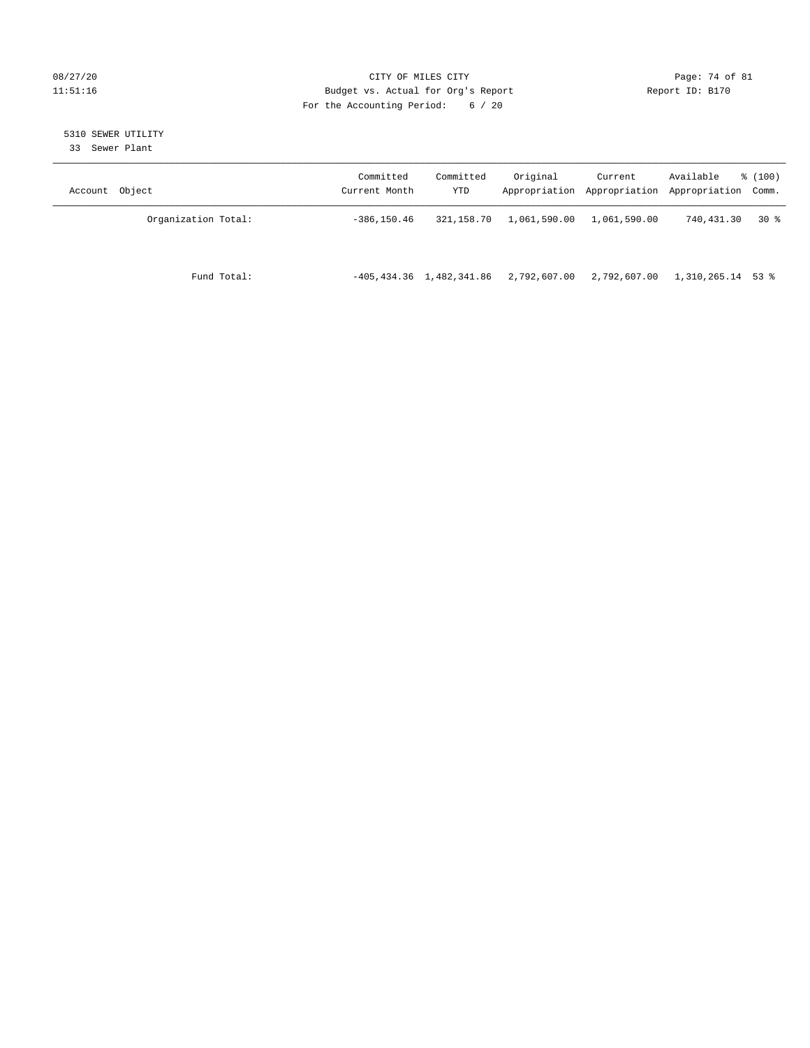CITY OF MILES CITY

Budget vs. Actual for Org's Report

For the Accounting Period: 6 / 20

08/27/20
11:51:16

Report ID: B170

5310 SEWER UTILITY
33 Sewer Plant

| Account Object | Committed Current Month | Committed YTD | Original Appropriation | Current Appropriation | Available Appropriation | % (100) Comm. |
|---|---|---|---|---|---|---|
| Organization Total: | -386,150.46 | 321,158.70 | 1,061,590.00 | 1,061,590.00 | 740,431.30 | 30 % |
| Fund Total: | -405,434.36 | 1,482,341.86 | 2,792,607.00 | 2,792,607.00 | 1,310,265.14 | 53 % |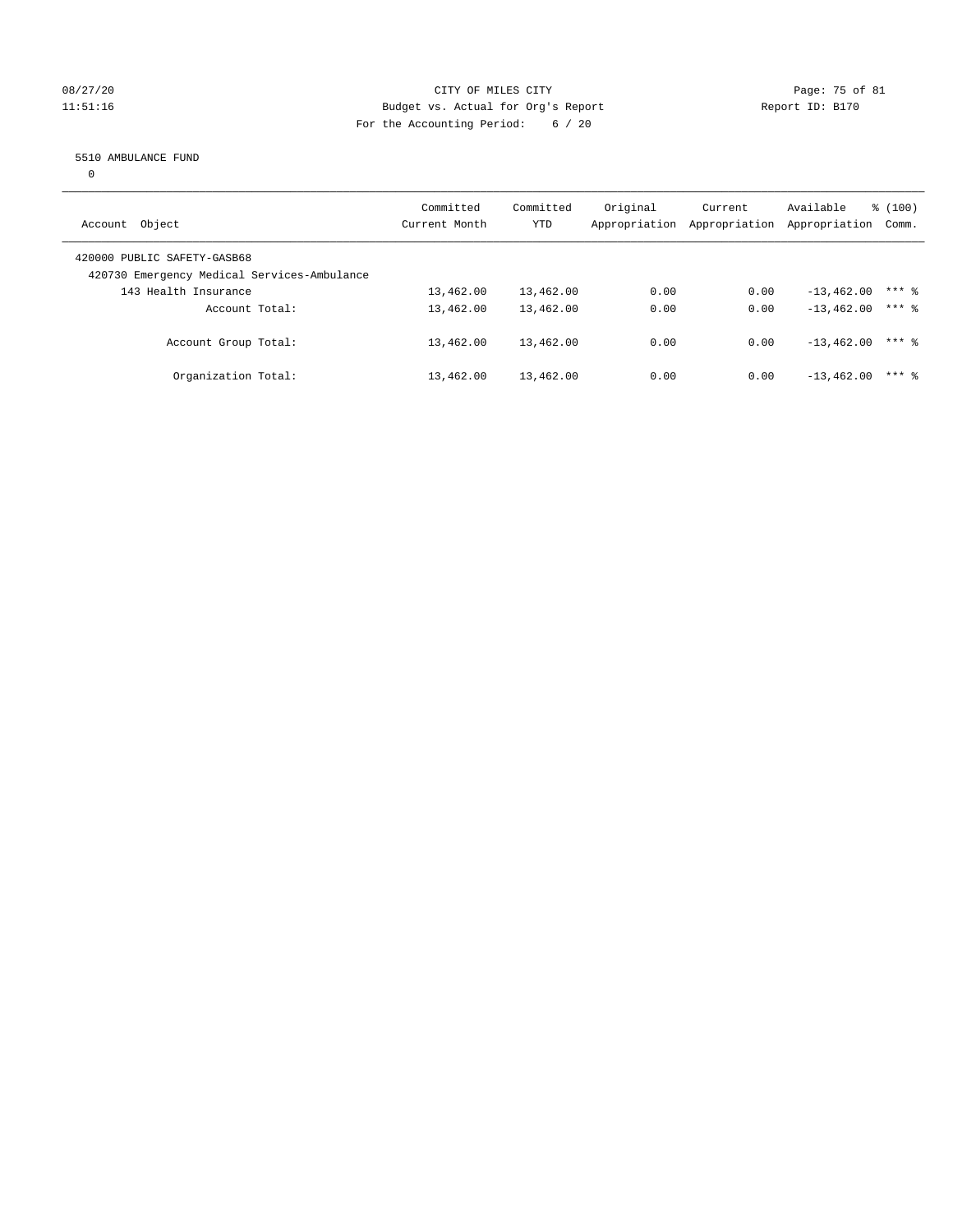CITY OF MILES CITY
Budget vs. Actual for Org's Report
For the Accounting Period: 6 / 20

08/27/20
11:51:16

Report ID: B170

5510 AMBULANCE FUND

0

| Account Object | Committed Current Month | Committed YTD | Original Appropriation | Current Appropriation | Available Appropriation | % (100) Comm. |
|---|---|---|---|---|---|---|
| 420000 PUBLIC SAFETY-GASB68 | | | | | | |
| 420730 Emergency Medical Services-Ambulance | | | | | | |
| 143 Health Insurance | 13,462.00 | 13,462.00 | 0.00 | 0.00 | -13,462.00 | *** % |
| Account Total: | 13,462.00 | 13,462.00 | 0.00 | 0.00 | -13,462.00 | *** % |
| Account Group Total: | 13,462.00 | 13,462.00 | 0.00 | 0.00 | -13,462.00 | *** % |
| Organization Total: | 13,462.00 | 13,462.00 | 0.00 | 0.00 | -13,462.00 | *** % |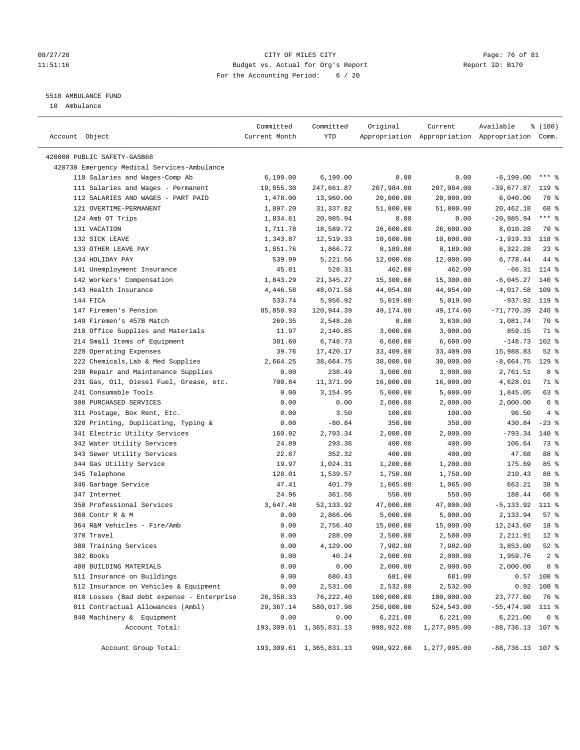CITY OF MILES CITY
Budget vs. Actual for Org's Report
For the Accounting Period: 6 / 20

5510 AMBULANCE FUND
10 Ambulance

| Account Object | Committed Current Month | Committed YTD | Original Appropriation | Current Appropriation | Available Appropriation | % (100) Comm. |
|---|---|---|---|---|---|---|
| 420000 PUBLIC SAFETY-GASB68 | | | | | | |
| 420730 Emergency Medical Services-Ambulance | | | | | | |
| 110 Salaries and Wages-Comp Ab | 6,199.00 | 6,199.00 | 0.00 | 0.00 | -6,199.00 | *** % |
| 111 Salaries and Wages - Permanent | 19,855.30 | 247,661.87 | 207,984.00 | 207,984.00 | -39,677.87 | 119 % |
| 112 SALARIES AND WAGES - PART PAID | 1,478.00 | 13,960.00 | 20,000.00 | 20,000.00 | 6,040.00 | 70 % |
| 121 OVERTIME-PERMANENT | 1,897.20 | 31,337.82 | 51,800.00 | 51,800.00 | 20,462.18 | 60 % |
| 124 Amb OT Trips | 1,834.61 | 20,985.94 | 0.00 | 0.00 | -20,985.94 | *** % |
| 131 VACATION | 1,711.78 | 18,589.72 | 26,600.00 | 26,600.00 | 8,010.28 | 70 % |
| 132 SICK LEAVE | 1,343.87 | 12,519.33 | 10,600.00 | 10,600.00 | -1,919.33 | 118 % |
| 133 OTHER LEAVE PAY | 1,851.76 | 1,866.72 | 8,189.00 | 8,189.00 | 6,322.28 | 23 % |
| 134 HOLIDAY PAY | 539.99 | 5,221.56 | 12,000.00 | 12,000.00 | 6,778.44 | 44 % |
| 141 Unemployment Insurance | 45.81 | 528.31 | 462.00 | 462.00 | -66.31 | 114 % |
| 142 Workers' Compensation | 1,843.29 | 21,345.27 | 15,300.00 | 15,300.00 | -6,045.27 | 140 % |
| 143 Health Insurance | 4,446.58 | 48,071.58 | 44,054.00 | 44,054.00 | -4,017.58 | 109 % |
| 144 FICA | 533.74 | 5,956.92 | 5,019.00 | 5,019.00 | -937.92 | 119 % |
| 147 Firemen's Pension | 85,858.93 | 120,944.39 | 49,174.00 | 49,174.00 | -71,770.39 | 246 % |
| 149 Firemen's 457B Match | 269.35 | 2,548.26 | 0.00 | 3,630.00 | 1,081.74 | 70 % |
| 210 Office Supplies and Materials | 11.97 | 2,140.85 | 3,000.00 | 3,000.00 | 859.15 | 71 % |
| 214 Small Items of Equipment | 381.60 | 6,748.73 | 6,600.00 | 6,600.00 | -148.73 | 102 % |
| 220 Operating Expenses | 39.76 | 17,420.17 | 33,409.00 | 33,409.00 | 15,988.83 | 52 % |
| 222 Chemicals,Lab & Med Supplies | 2,664.25 | 38,664.75 | 30,000.00 | 30,000.00 | -8,664.75 | 129 % |
| 230 Repair and Maintenance Supplies | 0.00 | 238.49 | 3,000.00 | 3,000.00 | 2,761.51 | 8 % |
| 231 Gas, Oil, Diesel Fuel, Grease, etc. | 700.84 | 11,371.99 | 16,000.00 | 16,000.00 | 4,628.01 | 71 % |
| 241 Consumable Tools | 0.00 | 3,154.95 | 5,000.00 | 5,000.00 | 1,845.05 | 63 % |
| 300 PURCHASED SERVICES | 0.00 | 0.00 | 2,000.00 | 2,000.00 | 2,000.00 | 0 % |
| 311 Postage, Box Rent, Etc. | 0.00 | 3.50 | 100.00 | 100.00 | 96.50 | 4 % |
| 320 Printing, Duplicating, Typing & | 0.00 | -80.84 | 350.00 | 350.00 | 430.84 | -23 % |
| 341 Electric Utility Services | 160.92 | 2,793.34 | 2,000.00 | 2,000.00 | -793.34 | 140 % |
| 342 Water Utility Services | 24.89 | 293.36 | 400.00 | 400.00 | 106.64 | 73 % |
| 343 Sewer Utility Services | 22.87 | 352.32 | 400.00 | 400.00 | 47.68 | 88 % |
| 344 Gas Utility Service | 19.97 | 1,024.31 | 1,200.00 | 1,200.00 | 175.69 | 85 % |
| 345 Telephone | 128.01 | 1,539.57 | 1,750.00 | 1,750.00 | 210.43 | 88 % |
| 346 Garbage Service | 47.41 | 401.79 | 1,065.00 | 1,065.00 | 663.21 | 38 % |
| 347 Internet | 24.96 | 361.56 | 550.00 | 550.00 | 188.44 | 66 % |
| 350 Professional Services | 3,647.48 | 52,133.92 | 47,000.00 | 47,000.00 | -5,133.92 | 111 % |
| 360 Contr R & M | 0.00 | 2,866.06 | 5,000.00 | 5,000.00 | 2,133.94 | 57 % |
| 364 R&M Vehicles - Fire/Amb | 0.00 | 2,756.40 | 15,000.00 | 15,000.00 | 12,243.60 | 18 % |
| 370 Travel | 0.00 | 288.09 | 2,500.00 | 2,500.00 | 2,211.91 | 12 % |
| 380 Training Services | 0.00 | 4,129.00 | 7,982.00 | 7,982.00 | 3,853.00 | 52 % |
| 382 Books | 0.00 | 40.24 | 2,000.00 | 2,000.00 | 1,959.76 | 2 % |
| 400 BUILDING MATERIALS | 0.00 | 0.00 | 2,000.00 | 2,000.00 | 2,000.00 | 0 % |
| 511 Insurance on Buildings | 0.00 | 680.43 | 681.00 | 681.00 | 0.57 | 100 % |
| 512 Insurance on Vehicles & Equipment | 0.00 | 2,531.08 | 2,532.00 | 2,532.00 | 0.92 | 100 % |
| 810 Losses (Bad debt expense - Enterprise | 26,358.33 | 76,222.40 | 100,000.00 | 100,000.00 | 23,777.60 | 76 % |
| 811 Contractual Allowances (Ambl) | 29,367.14 | 580,017.98 | 250,000.00 | 524,543.00 | -55,474.98 | 111 % |
| 940 Machinery & Equipment | 0.00 | 0.00 | 6,221.00 | 6,221.00 | 6,221.00 | 0 % |
| Account Total: | 193,309.61 | 1,365,831.13 | 998,922.00 | 1,277,095.00 | -88,736.13 | 107 % |
| Account Group Total: | 193,309.61 | 1,365,831.13 | 998,922.00 | 1,277,095.00 | -88,736.13 | 107 % |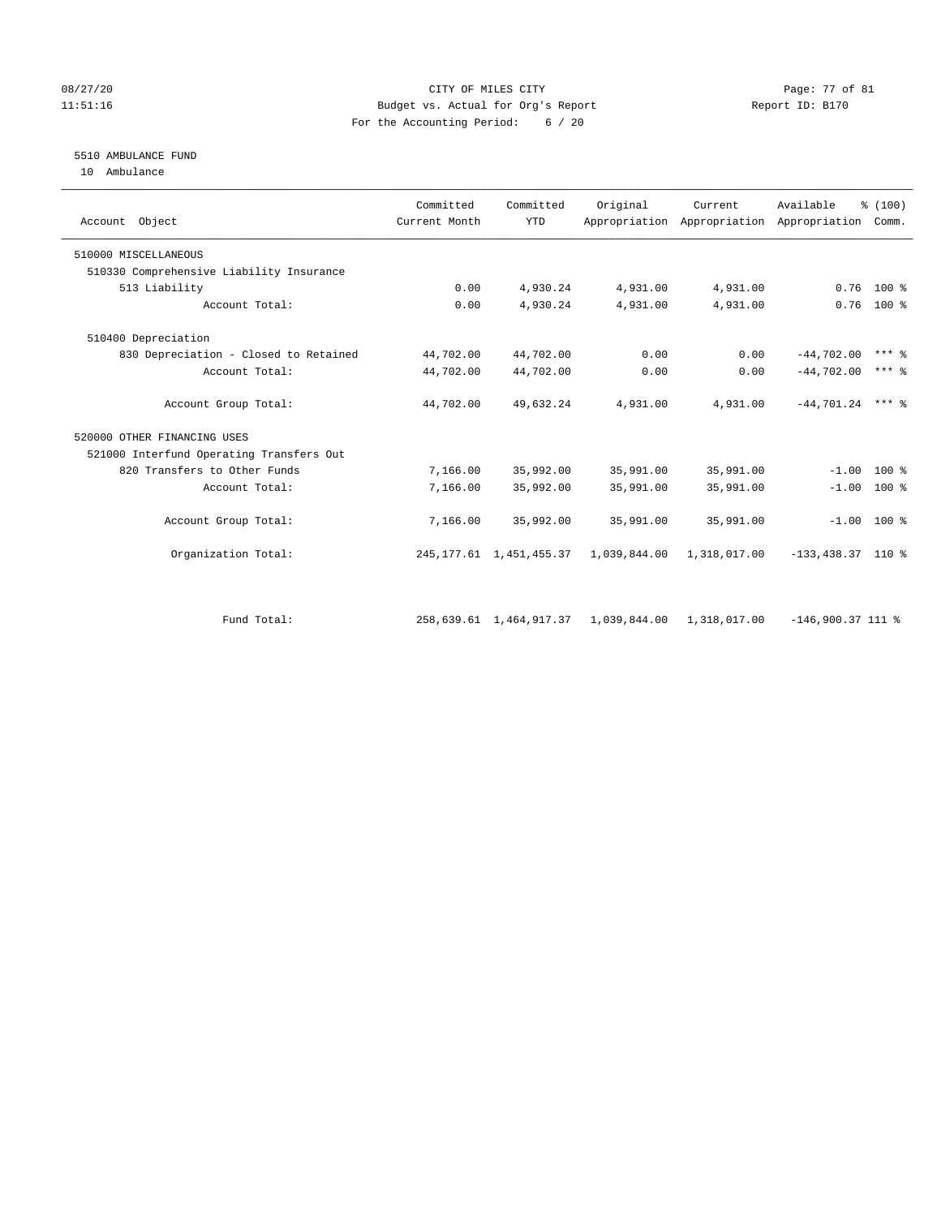CITY OF MILES CITY
Budget vs. Actual for Org's Report
For the Accounting Period: 6 / 20

08/27/20
11:51:16

Report ID: B170

## 5510 AMBULANCE FUND

10 Ambulance

| Account Object | Committed Current Month | Committed YTD | Original Appropriation | Current Appropriation | Available Appropriation | % (100) Comm. |
|---|---|---|---|---|---|---|
| 510000 MISCELLANEOUS | | | | | | |
| 510330 Comprehensive Liability Insurance | | | | | | |
| 513 Liability | 0.00 | 4,930.24 | 4,931.00 | 4,931.00 | 0.76 | 100 % |
| Account Total: | 0.00 | 4,930.24 | 4,931.00 | 4,931.00 | 0.76 | 100 % |
| 510400 Depreciation | | | | | | |
| 830 Depreciation - Closed to Retained | 44,702.00 | 44,702.00 | 0.00 | 0.00 | -44,702.00 | *** % |
| Account Total: | 44,702.00 | 44,702.00 | 0.00 | 0.00 | -44,702.00 | *** % |
| Account Group Total: | 44,702.00 | 49,632.24 | 4,931.00 | 4,931.00 | -44,701.24 | *** % |
| 520000 OTHER FINANCING USES | | | | | | |
| 521000 Interfund Operating Transfers Out | | | | | | |
| 820 Transfers to Other Funds | 7,166.00 | 35,992.00 | 35,991.00 | 35,991.00 | -1.00 | 100 % |
| Account Total: | 7,166.00 | 35,992.00 | 35,991.00 | 35,991.00 | -1.00 | 100 % |
| Account Group Total: | 7,166.00 | 35,992.00 | 35,991.00 | 35,991.00 | -1.00 | 100 % |
| Organization Total: | 245,177.61 | 1,451,455.37 | 1,039,844.00 | 1,318,017.00 | -133,438.37 | 110 % |
| Fund Total: | 258,639.61 | 1,464,917.37 | 1,039,844.00 | 1,318,017.00 | -146,900.37 | 111 % |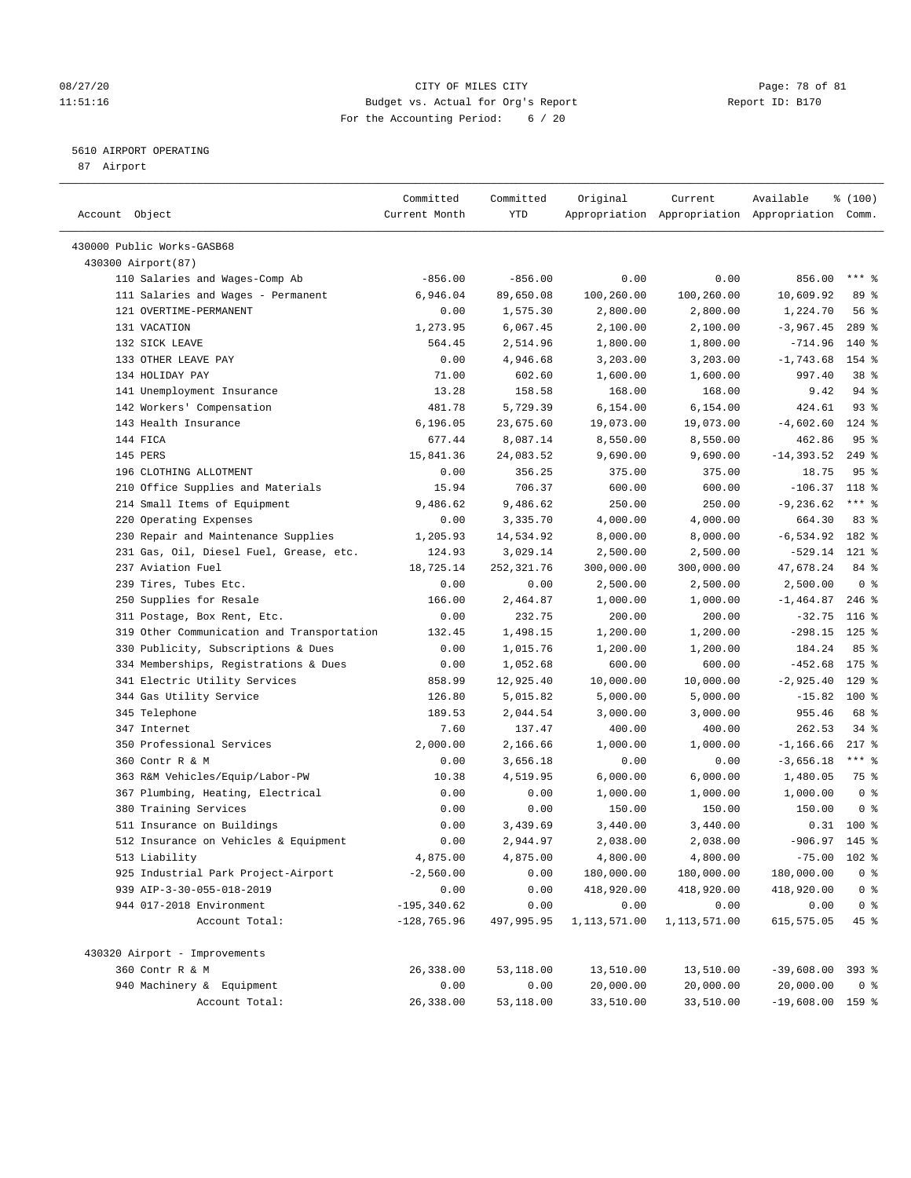CITY OF MILES CITY
Budget vs. Actual for Org's Report
For the Accounting Period: 6 / 20

Report ID: B170

08/27/20
11:51:16

## 5610 AIRPORT OPERATING

87 Airport

| Account Object | Committed Current Month | Committed YTD | Original Appropriation | Current Appropriation | Available Appropriation | % (100) Comm. |
|---|---|---|---|---|---|---|
| **430000 Public Works-GASB68** | | | | | | |
| **430300 Airport(87)** | | | | | | |
| 110 Salaries and Wages-Comp Ab | -856.00 | -856.00 | 0.00 | 0.00 | 856.00 | *** % |
| 111 Salaries and Wages - Permanent | 6,946.04 | 89,650.08 | 100,260.00 | 100,260.00 | 10,609.92 | 89 % |
| 121 OVERTIME-PERMANENT | 0.00 | 1,575.30 | 2,800.00 | 2,800.00 | 1,224.70 | 56 % |
| 131 VACATION | 1,273.95 | 6,067.45 | 2,100.00 | 2,100.00 | -3,967.45 | 289 % |
| 132 SICK LEAVE | 564.45 | 2,514.96 | 1,800.00 | 1,800.00 | -714.96 | 140 % |
| 133 OTHER LEAVE PAY | 0.00 | 4,946.68 | 3,203.00 | 3,203.00 | -1,743.68 | 154 % |
| 134 HOLIDAY PAY | 71.00 | 602.60 | 1,600.00 | 1,600.00 | 997.40 | 38 % |
| 141 Unemployment Insurance | 13.28 | 158.58 | 168.00 | 168.00 | 9.42 | 94 % |
| 142 Workers' Compensation | 481.78 | 5,729.39 | 6,154.00 | 6,154.00 | 424.61 | 93 % |
| 143 Health Insurance | 6,196.05 | 23,675.60 | 19,073.00 | 19,073.00 | -4,602.60 | 124 % |
| 144 FICA | 677.44 | 8,087.14 | 8,550.00 | 8,550.00 | 462.86 | 95 % |
| 145 PERS | 15,841.36 | 24,083.52 | 9,690.00 | 9,690.00 | -14,393.52 | 249 % |
| 196 CLOTHING ALLOTMENT | 0.00 | 356.25 | 375.00 | 375.00 | 18.75 | 95 % |
| 210 Office Supplies and Materials | 15.94 | 706.37 | 600.00 | 600.00 | -106.37 | 118 % |
| 214 Small Items of Equipment | 9,486.62 | 9,486.62 | 250.00 | 250.00 | -9,236.62 | *** % |
| 220 Operating Expenses | 0.00 | 3,335.70 | 4,000.00 | 4,000.00 | 664.30 | 83 % |
| 230 Repair and Maintenance Supplies | 1,205.93 | 14,534.92 | 8,000.00 | 8,000.00 | -6,534.92 | 182 % |
| 231 Gas, Oil, Diesel Fuel, Grease, etc. | 124.93 | 3,029.14 | 2,500.00 | 2,500.00 | -529.14 | 121 % |
| 237 Aviation Fuel | 18,725.14 | 252,321.76 | 300,000.00 | 300,000.00 | 47,678.24 | 84 % |
| 239 Tires, Tubes Etc. | 0.00 | 0.00 | 2,500.00 | 2,500.00 | 2,500.00 | 0 % |
| 250 Supplies for Resale | 166.00 | 2,464.87 | 1,000.00 | 1,000.00 | -1,464.87 | 246 % |
| 311 Postage, Box Rent, Etc. | 0.00 | 232.75 | 200.00 | 200.00 | -32.75 | 116 % |
| 319 Other Communication and Transportation | 132.45 | 1,498.15 | 1,200.00 | 1,200.00 | -298.15 | 125 % |
| 330 Publicity, Subscriptions & Dues | 0.00 | 1,015.76 | 1,200.00 | 1,200.00 | 184.24 | 85 % |
| 334 Memberships, Registrations & Dues | 0.00 | 1,052.68 | 600.00 | 600.00 | -452.68 | 175 % |
| 341 Electric Utility Services | 858.99 | 12,925.40 | 10,000.00 | 10,000.00 | -2,925.40 | 129 % |
| 344 Gas Utility Service | 126.80 | 5,015.82 | 5,000.00 | 5,000.00 | -15.82 | 100 % |
| 345 Telephone | 189.53 | 2,044.54 | 3,000.00 | 3,000.00 | 955.46 | 68 % |
| 347 Internet | 7.60 | 137.47 | 400.00 | 400.00 | 262.53 | 34 % |
| 350 Professional Services | 2,000.00 | 2,166.66 | 1,000.00 | 1,000.00 | -1,166.66 | 217 % |
| 360 Contr R & M | 0.00 | 3,656.18 | 0.00 | 0.00 | -3,656.18 | *** % |
| 363 R&M Vehicles/Equip/Labor-PW | 10.38 | 4,519.95 | 6,000.00 | 6,000.00 | 1,480.05 | 75 % |
| 367 Plumbing, Heating, Electrical | 0.00 | 0.00 | 1,000.00 | 1,000.00 | 1,000.00 | 0 % |
| 380 Training Services | 0.00 | 0.00 | 150.00 | 150.00 | 150.00 | 0 % |
| 511 Insurance on Buildings | 0.00 | 3,439.69 | 3,440.00 | 3,440.00 | 0.31 | 100 % |
| 512 Insurance on Vehicles & Equipment | 0.00 | 2,944.97 | 2,038.00 | 2,038.00 | -906.97 | 145 % |
| 513 Liability | 4,875.00 | 4,875.00 | 4,800.00 | 4,800.00 | -75.00 | 102 % |
| 925 Industrial Park Project-Airport | -2,560.00 | 0.00 | 180,000.00 | 180,000.00 | 180,000.00 | 0 % |
| 939 AIP-3-30-055-018-2019 | 0.00 | 0.00 | 418,920.00 | 418,920.00 | 418,920.00 | 0 % |
| 944 017-2018 Environment | -195,340.62 | 0.00 | 0.00 | 0.00 | 0.00 | 0 % |
| Account Total: | -128,765.96 | 497,995.95 | 1,113,571.00 | 1,113,571.00 | 615,575.05 | 45 % |
| **430320 Airport - Improvements** | | | | | | |
| 360 Contr R & M | 26,338.00 | 53,118.00 | 13,510.00 | 13,510.00 | -39,608.00 | 393 % |
| 940 Machinery & Equipment | 0.00 | 0.00 | 20,000.00 | 20,000.00 | 20,000.00 | 0 % |
| Account Total: | 26,338.00 | 53,118.00 | 33,510.00 | 33,510.00 | -19,608.00 | 159 % |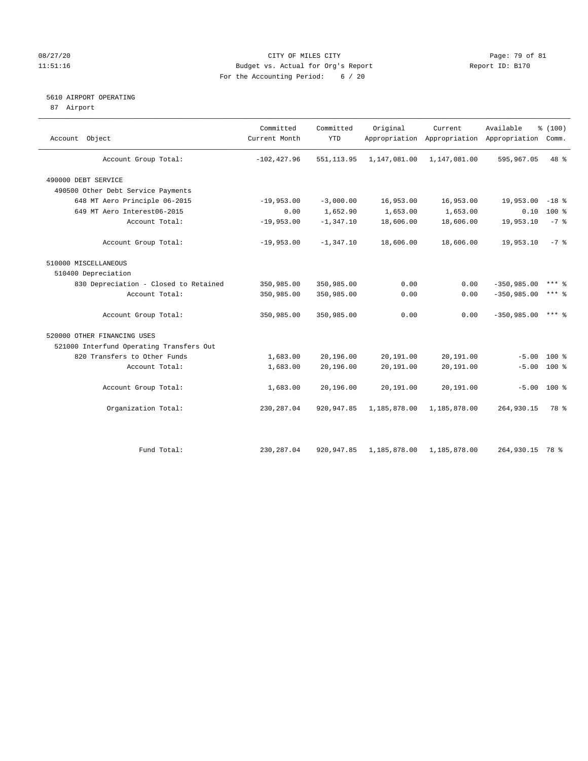CITY OF MILES CITY
Budget vs. Actual for Org's Report
For the Accounting Period: 6 / 20

5610 AIRPORT OPERATING
87 Airport

| Account Object | Committed Current Month | Committed YTD | Original Appropriation | Current Appropriation | Available Appropriation | % (100) Comm. |
|---|---|---|---|---|---|---|
| Account Group Total: | -102,427.96 | 551,113.95 | 1,147,081.00 | 1,147,081.00 | 595,967.05 | 48 % |
| 490000 DEBT SERVICE | | | | | | |
| 490500 Other Debt Service Payments | | | | | | |
| 648 MT Aero Principle 06-2015 | -19,953.00 | -3,000.00 | 16,953.00 | 16,953.00 | 19,953.00 | -18 % |
| 649 MT Aero Interest06-2015 | 0.00 | 1,652.90 | 1,653.00 | 1,653.00 | 0.10 | 100 % |
| Account Total: | -19,953.00 | -1,347.10 | 18,606.00 | 18,606.00 | 19,953.10 | -7 % |
| Account Group Total: | -19,953.00 | -1,347.10 | 18,606.00 | 18,606.00 | 19,953.10 | -7 % |
| 510000 MISCELLANEOUS | | | | | | |
| 510400 Depreciation | | | | | | |
| 830 Depreciation - Closed to Retained | 350,985.00 | 350,985.00 | 0.00 | 0.00 | -350,985.00 | *** % |
| Account Total: | 350,985.00 | 350,985.00 | 0.00 | 0.00 | -350,985.00 | *** % |
| Account Group Total: | 350,985.00 | 350,985.00 | 0.00 | 0.00 | -350,985.00 | *** % |
| 520000 OTHER FINANCING USES | | | | | | |
| 521000 Interfund Operating Transfers Out | | | | | | |
| 820 Transfers to Other Funds | 1,683.00 | 20,196.00 | 20,191.00 | 20,191.00 | -5.00 | 100 % |
| Account Total: | 1,683.00 | 20,196.00 | 20,191.00 | 20,191.00 | -5.00 | 100 % |
| Account Group Total: | 1,683.00 | 20,196.00 | 20,191.00 | 20,191.00 | -5.00 | 100 % |
| Organization Total: | 230,287.04 | 920,947.85 | 1,185,878.00 | 1,185,878.00 | 264,930.15 | 78 % |
| Fund Total: | 230,287.04 | 920,947.85 | 1,185,878.00 | 1,185,878.00 | 264,930.15 | 78 % |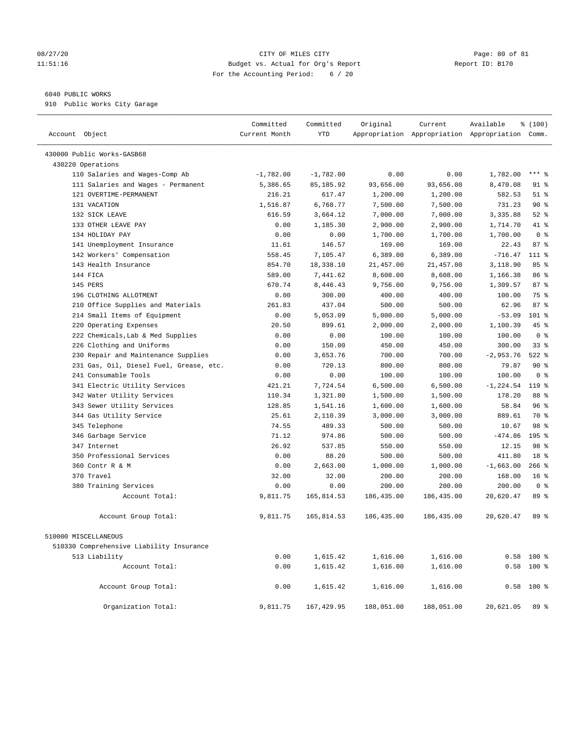CITY OF MILES CITY
Budget vs. Actual for Org's Report
For the Accounting Period: 6 / 20

08/27/20
11:51:16

Report ID: B170

6040 PUBLIC WORKS
910 Public Works City Garage

| Account Object | Committed Current Month | Committed YTD | Original Appropriation | Current Appropriation | Available Appropriation | % (100) Comm. |
|---|---|---|---|---|---|---|
| 430000 Public Works-GASB68 | | | | | | |
| 430220 Operations | | | | | | |
| 110 Salaries and Wages-Comp Ab | -1,782.00 | -1,782.00 | 0.00 | 0.00 | 1,782.00 | *** % |
| 111 Salaries and Wages - Permanent | 5,386.65 | 85,185.92 | 93,656.00 | 93,656.00 | 8,470.08 | 91 % |
| 121 OVERTIME-PERMANENT | 216.21 | 617.47 | 1,200.00 | 1,200.00 | 582.53 | 51 % |
| 131 VACATION | 1,516.87 | 6,768.77 | 7,500.00 | 7,500.00 | 731.23 | 90 % |
| 132 SICK LEAVE | 616.59 | 3,664.12 | 7,000.00 | 7,000.00 | 3,335.88 | 52 % |
| 133 OTHER LEAVE PAY | 0.00 | 1,185.30 | 2,900.00 | 2,900.00 | 1,714.70 | 41 % |
| 134 HOLIDAY PAY | 0.00 | 0.00 | 1,700.00 | 1,700.00 | 1,700.00 | 0 % |
| 141 Unemployment Insurance | 11.61 | 146.57 | 169.00 | 169.00 | 22.43 | 87 % |
| 142 Workers' Compensation | 558.45 | 7,105.47 | 6,389.00 | 6,389.00 | -716.47 | 111 % |
| 143 Health Insurance | 854.70 | 18,338.10 | 21,457.00 | 21,457.00 | 3,118.90 | 85 % |
| 144 FICA | 589.00 | 7,441.62 | 8,608.00 | 8,608.00 | 1,166.38 | 86 % |
| 145 PERS | 670.74 | 8,446.43 | 9,756.00 | 9,756.00 | 1,309.57 | 87 % |
| 196 CLOTHING ALLOTMENT | 0.00 | 300.00 | 400.00 | 400.00 | 100.00 | 75 % |
| 210 Office Supplies and Materials | 261.83 | 437.04 | 500.00 | 500.00 | 62.96 | 87 % |
| 214 Small Items of Equipment | 0.00 | 5,053.09 | 5,000.00 | 5,000.00 | -53.09 | 101 % |
| 220 Operating Expenses | 20.50 | 899.61 | 2,000.00 | 2,000.00 | 1,100.39 | 45 % |
| 222 Chemicals,Lab & Med Supplies | 0.00 | 0.00 | 100.00 | 100.00 | 100.00 | 0 % |
| 226 Clothing and Uniforms | 0.00 | 150.00 | 450.00 | 450.00 | 300.00 | 33 % |
| 230 Repair and Maintenance Supplies | 0.00 | 3,653.76 | 700.00 | 700.00 | -2,953.76 | 522 % |
| 231 Gas, Oil, Diesel Fuel, Grease, etc. | 0.00 | 720.13 | 800.00 | 800.00 | 79.87 | 90 % |
| 241 Consumable Tools | 0.00 | 0.00 | 100.00 | 100.00 | 100.00 | 0 % |
| 341 Electric Utility Services | 421.21 | 7,724.54 | 6,500.00 | 6,500.00 | -1,224.54 | 119 % |
| 342 Water Utility Services | 110.34 | 1,321.80 | 1,500.00 | 1,500.00 | 178.20 | 88 % |
| 343 Sewer Utility Services | 128.85 | 1,541.16 | 1,600.00 | 1,600.00 | 58.84 | 96 % |
| 344 Gas Utility Service | 25.61 | 2,110.39 | 3,000.00 | 3,000.00 | 889.61 | 70 % |
| 345 Telephone | 74.55 | 489.33 | 500.00 | 500.00 | 10.67 | 98 % |
| 346 Garbage Service | 71.12 | 974.86 | 500.00 | 500.00 | -474.86 | 195 % |
| 347 Internet | 26.92 | 537.85 | 550.00 | 550.00 | 12.15 | 98 % |
| 350 Professional Services | 0.00 | 88.20 | 500.00 | 500.00 | 411.80 | 18 % |
| 360 Contr R & M | 0.00 | 2,663.00 | 1,000.00 | 1,000.00 | -1,663.00 | 266 % |
| 370 Travel | 32.00 | 32.00 | 200.00 | 200.00 | 168.00 | 16 % |
| 380 Training Services | 0.00 | 0.00 | 200.00 | 200.00 | 200.00 | 0 % |
| Account Total: | 9,811.75 | 165,814.53 | 186,435.00 | 186,435.00 | 20,620.47 | 89 % |
| Account Group Total: | 9,811.75 | 165,814.53 | 186,435.00 | 186,435.00 | 20,620.47 | 89 % |
| 510000 MISCELLANEOUS | | | | | | |
| 510330 Comprehensive Liability Insurance | | | | | | |
| 513 Liability | 0.00 | 1,615.42 | 1,616.00 | 1,616.00 | 0.58 | 100 % |
| Account Total: | 0.00 | 1,615.42 | 1,616.00 | 1,616.00 | 0.58 | 100 % |
| Account Group Total: | 0.00 | 1,615.42 | 1,616.00 | 1,616.00 | 0.58 | 100 % |
| Organization Total: | 9,811.75 | 167,429.95 | 188,051.00 | 188,051.00 | 20,621.05 | 89 % |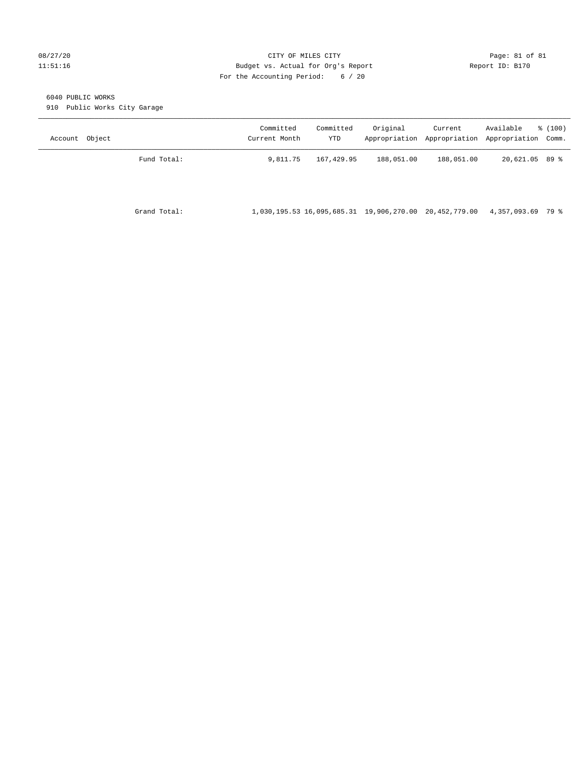CITY OF MILES CITY
Budget vs. Actual for Org's Report
For the Accounting Period: 6 / 20

08/27/20
11:51:16

Report ID: B170

6040 PUBLIC WORKS
910 Public Works City Garage

| Account Object | Committed Current Month | Committed YTD | Original Appropriation | Current Appropriation | Available Appropriation | % (100) Comm. |
|---|---|---|---|---|---|---|
| Fund Total: | 9,811.75 | 167,429.95 | 188,051.00 | 188,051.00 | 20,621.05 | 89 % |
| Grand Total: | 1,030,195.53 | 16,095,685.31 | 19,906,270.00 | 20,452,779.00 | 4,357,093.69 | 79 % |